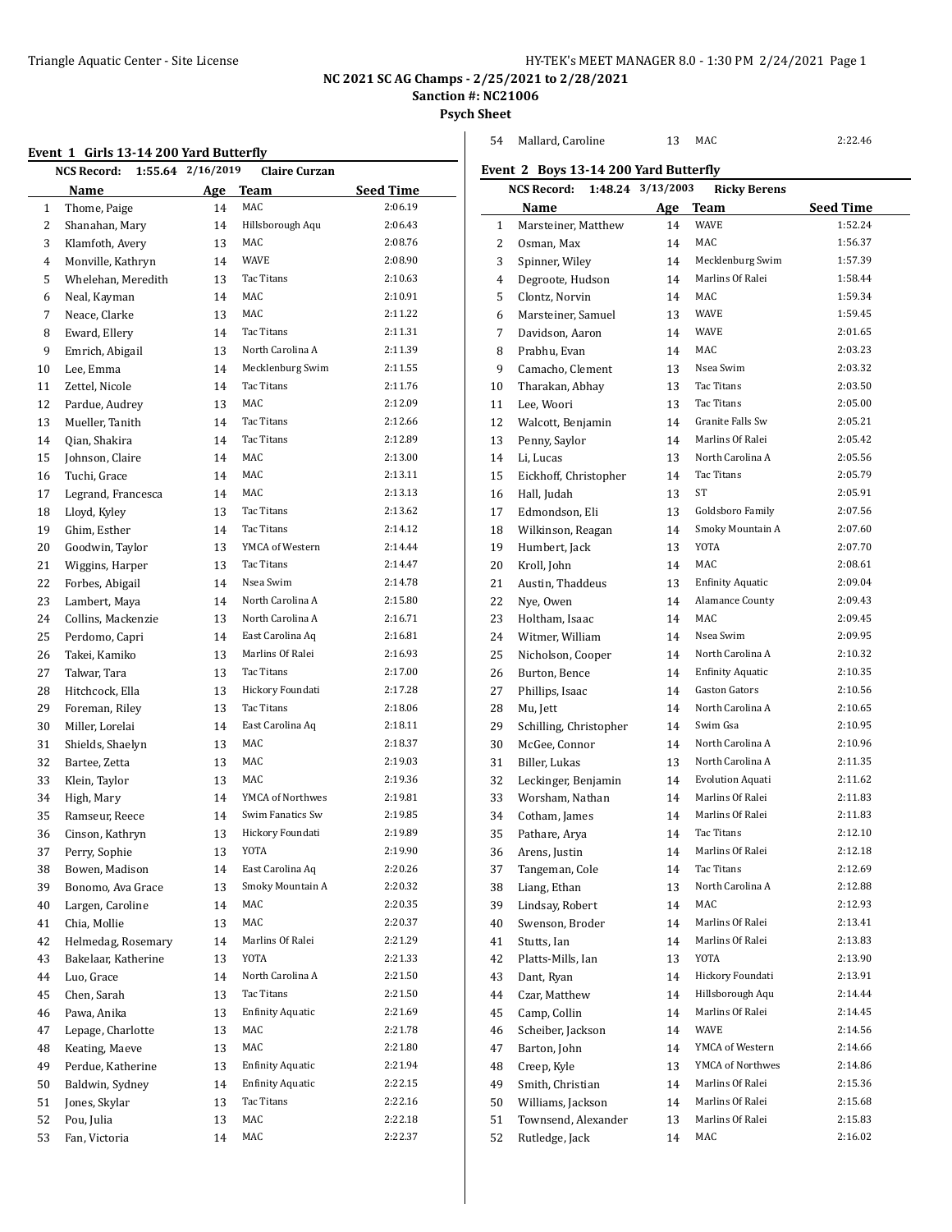# NC 2021 SC AG Champs - 2/25/2021 to 2/28/2021

**Sanction #: NC21006**

**Psych Sheet**

## Event 1 Girls 13-14 200 Yard Butterfly

NCS Record: 1:55.64 2/16/2019 Claire Curzan

| | Name | Age | Team | Seed Time |
|---|---|---|---|---|
| 1 | Thome, Paige | 14 | MAC | 2:06.19 |
| 2 | Shanahan, Mary | 14 | Hillsborough Aqu | 2:06.43 |
| 3 | Klamfoth, Avery | 13 | MAC | 2:08.76 |
| 4 | Monville, Kathryn | 14 | WAVE | 2:08.90 |
| 5 | Whelehan, Meredith | 13 | Tac Titans | 2:10.63 |
| 6 | Neal, Kayman | 14 | MAC | 2:10.91 |
| 7 | Neace, Clarke | 13 | MAC | 2:11.22 |
| 8 | Eward, Ellery | 14 | Tac Titans | 2:11.31 |
| 9 | Emrich, Abigail | 13 | North Carolina A | 2:11.39 |
| 10 | Lee, Emma | 14 | Mecklenburg Swim | 2:11.55 |
| 11 | Zettel, Nicole | 14 | Tac Titans | 2:11.76 |
| 12 | Pardue, Audrey | 13 | MAC | 2:12.09 |
| 13 | Mueller, Tanith | 14 | Tac Titans | 2:12.66 |
| 14 | Qian, Shakira | 14 | Tac Titans | 2:12.89 |
| 15 | Johnson, Claire | 14 | MAC | 2:13.00 |
| 16 | Tuchi, Grace | 14 | MAC | 2:13.11 |
| 17 | Legrand, Francesca | 14 | MAC | 2:13.13 |
| 18 | Lloyd, Kyley | 13 | Tac Titans | 2:13.62 |
| 19 | Ghim, Esther | 14 | Tac Titans | 2:14.12 |
| 20 | Goodwin, Taylor | 13 | YMCA of Western | 2:14.44 |
| 21 | Wiggins, Harper | 13 | Tac Titans | 2:14.47 |
| 22 | Forbes, Abigail | 14 | Nsea Swim | 2:14.78 |
| 23 | Lambert, Maya | 14 | North Carolina A | 2:15.80 |
| 24 | Collins, Mackenzie | 13 | North Carolina A | 2:16.71 |
| 25 | Perdomo, Capri | 14 | East Carolina Aq | 2:16.81 |
| 26 | Takei, Kamiko | 13 | Marlins Of Ralei | 2:16.93 |
| 27 | Talwar, Tara | 13 | Tac Titans | 2:17.00 |
| 28 | Hitchcock, Ella | 13 | Hickory Foundati | 2:17.28 |
| 29 | Foreman, Riley | 13 | Tac Titans | 2:18.06 |
| 30 | Miller, Lorelai | 14 | East Carolina Aq | 2:18.11 |
| 31 | Shields, Shaelyn | 13 | MAC | 2:18.37 |
| 32 | Bartee, Zetta | 13 | MAC | 2:19.03 |
| 33 | Klein, Taylor | 13 | MAC | 2:19.36 |
| 34 | High, Mary | 14 | YMCA of Northwes | 2:19.81 |
| 35 | Ramseur, Reece | 14 | Swim Fanatics Sw | 2:19.85 |
| 36 | Cinson, Kathryn | 13 | Hickory Foundati | 2:19.89 |
| 37 | Perry, Sophie | 13 | YOTA | 2:19.90 |
| 38 | Bowen, Madison | 14 | East Carolina Aq | 2:20.26 |
| 39 | Bonomo, Ava Grace | 13 | Smoky Mountain A | 2:20.32 |
| 40 | Largen, Caroline | 14 | MAC | 2:20.35 |
| 41 | Chia, Mollie | 13 | MAC | 2:20.37 |
| 42 | Helmedag, Rosemary | 14 | Marlins Of Ralei | 2:21.29 |
| 43 | Bakelaar, Katherine | 13 | YOTA | 2:21.33 |
| 44 | Luo, Grace | 14 | North Carolina A | 2:21.50 |
| 45 | Chen, Sarah | 13 | Tac Titans | 2:21.50 |
| 46 | Pawa, Anika | 13 | Enfinity Aquatic | 2:21.69 |
| 47 | Lepage, Charlotte | 13 | MAC | 2:21.78 |
| 48 | Keating, Maeve | 13 | MAC | 2:21.80 |
| 49 | Perdue, Katherine | 13 | Enfinity Aquatic | 2:21.94 |
| 50 | Baldwin, Sydney | 14 | Enfinity Aquatic | 2:22.15 |
| 51 | Jones, Skylar | 13 | Tac Titans | 2:22.16 |
| 52 | Pou, Julia | 13 | MAC | 2:22.18 |
| 53 | Fan, Victoria | 14 | MAC | 2:22.37 |
| 54 | Mallard, Caroline | 13 | MAC | 2:22.46 |

## Event 2 Boys 13-14 200 Yard Butterfly

NCS Record: 1:48.24 3/13/2003 Ricky Berens

| | Name | Age | Team | Seed Time |
|---|---|---|---|---|
| 1 | Marsteiner, Matthew | 14 | WAVE | 1:52.24 |
| 2 | Osman, Max | 14 | MAC | 1:56.37 |
| 3 | Spinner, Wiley | 14 | Mecklenburg Swim | 1:57.39 |
| 4 | Degroote, Hudson | 14 | Marlins Of Ralei | 1:58.44 |
| 5 | Clontz, Norvin | 14 | MAC | 1:59.34 |
| 6 | Marsteiner, Samuel | 13 | WAVE | 1:59.45 |
| 7 | Davidson, Aaron | 14 | WAVE | 2:01.65 |
| 8 | Prabhu, Evan | 14 | MAC | 2:03.23 |
| 9 | Camacho, Clement | 13 | Nsea Swim | 2:03.32 |
| 10 | Tharakan, Abhay | 13 | Tac Titans | 2:03.50 |
| 11 | Lee, Woori | 13 | Tac Titans | 2:05.00 |
| 12 | Walcott, Benjamin | 14 | Granite Falls Sw | 2:05.21 |
| 13 | Penny, Saylor | 14 | Marlins Of Ralei | 2:05.42 |
| 14 | Li, Lucas | 13 | North Carolina A | 2:05.56 |
| 15 | Eickhoff, Christopher | 14 | Tac Titans | 2:05.79 |
| 16 | Hall, Judah | 13 | ST | 2:05.91 |
| 17 | Edmondson, Eli | 13 | Goldsboro Family | 2:07.56 |
| 18 | Wilkinson, Reagan | 14 | Smoky Mountain A | 2:07.60 |
| 19 | Humbert, Jack | 13 | YOTA | 2:07.70 |
| 20 | Kroll, John | 14 | MAC | 2:08.61 |
| 21 | Austin, Thaddeus | 13 | Enfinity Aquatic | 2:09.04 |
| 22 | Nye, Owen | 14 | Alamance County | 2:09.43 |
| 23 | Holtham, Isaac | 14 | MAC | 2:09.45 |
| 24 | Witmer, William | 14 | Nsea Swim | 2:09.95 |
| 25 | Nicholson, Cooper | 14 | North Carolina A | 2:10.32 |
| 26 | Burton, Bence | 14 | Enfinity Aquatic | 2:10.35 |
| 27 | Phillips, Isaac | 14 | Gaston Gators | 2:10.56 |
| 28 | Mu, Jett | 14 | North Carolina A | 2:10.65 |
| 29 | Schilling, Christopher | 14 | Swim Gsa | 2:10.95 |
| 30 | McGee, Connor | 14 | North Carolina A | 2:10.96 |
| 31 | Biller, Lukas | 13 | North Carolina A | 2:11.35 |
| 32 | Leckinger, Benjamin | 14 | Evolution Aquati | 2:11.62 |
| 33 | Worsham, Nathan | 14 | Marlins Of Ralei | 2:11.83 |
| 34 | Cotham, James | 14 | Marlins Of Ralei | 2:11.83 |
| 35 | Pathare, Arya | 14 | Tac Titans | 2:12.10 |
| 36 | Arens, Justin | 14 | Marlins Of Ralei | 2:12.18 |
| 37 | Tangeman, Cole | 14 | Tac Titans | 2:12.69 |
| 38 | Liang, Ethan | 13 | North Carolina A | 2:12.88 |
| 39 | Lindsay, Robert | 14 | MAC | 2:12.93 |
| 40 | Swenson, Broder | 14 | Marlins Of Ralei | 2:13.41 |
| 41 | Stutts, Ian | 14 | Marlins Of Ralei | 2:13.83 |
| 42 | Platts-Mills, Ian | 13 | YOTA | 2:13.90 |
| 43 | Dant, Ryan | 14 | Hickory Foundati | 2:13.91 |
| 44 | Czar, Matthew | 14 | Hillsborough Aqu | 2:14.44 |
| 45 | Camp, Collin | 14 | Marlins Of Ralei | 2:14.45 |
| 46 | Scheiber, Jackson | 14 | WAVE | 2:14.56 |
| 47 | Barton, John | 14 | YMCA of Western | 2:14.66 |
| 48 | Creep, Kyle | 13 | YMCA of Northwes | 2:14.86 |
| 49 | Smith, Christian | 14 | Marlins Of Ralei | 2:15.36 |
| 50 | Williams, Jackson | 14 | Marlins Of Ralei | 2:15.68 |
| 51 | Townsend, Alexander | 13 | Marlins Of Ralei | 2:15.83 |
| 52 | Rutledge, Jack | 14 | MAC | 2:16.02 |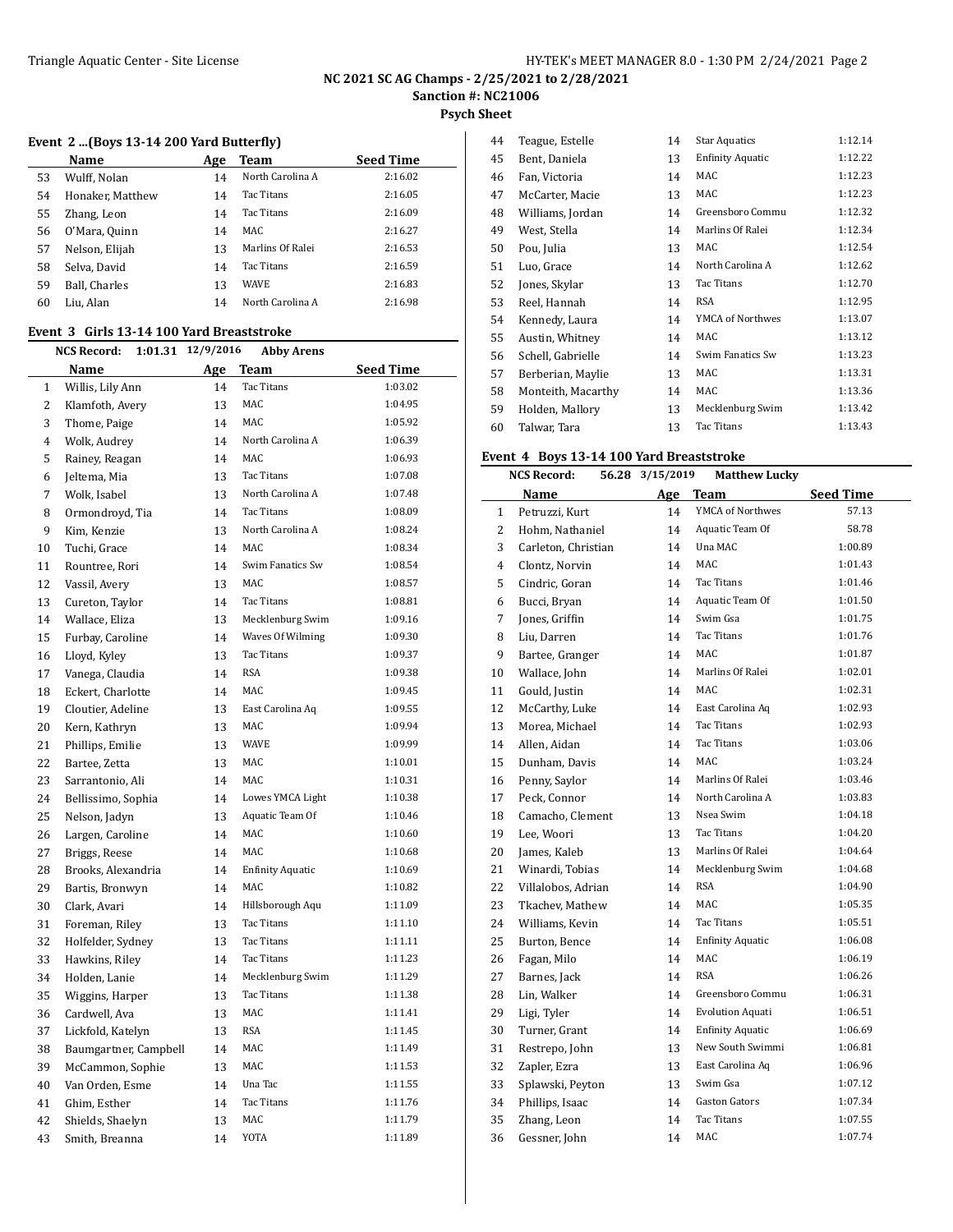# NC 2021 SC AG Champs - 2/25/2021 to 2/28/2021

**Sanction #: NC21006**

**Psych Sheet**

### Event 2 ...(Boys 13-14 200 Yard Butterfly)

| | Name | Age | Team | Seed Time |
|---|---|---|---|---|
| 53 | Wulff, Nolan | 14 | North Carolina A | 2:16.02 |
| 54 | Honaker, Matthew | 14 | Tac Titans | 2:16.05 |
| 55 | Zhang, Leon | 14 | Tac Titans | 2:16.09 |
| 56 | O'Mara, Quinn | 14 | MAC | 2:16.27 |
| 57 | Nelson, Elijah | 13 | Marlins Of Ralei | 2:16.53 |
| 58 | Selva, David | 14 | Tac Titans | 2:16.59 |
| 59 | Ball, Charles | 13 | WAVE | 2:16.83 |
| 60 | Liu, Alan | 14 | North Carolina A | 2:16.98 |

### Event 3 Girls 13-14 100 Yard Breaststroke

**NCS Record: 1:01.31 12/9/2016 Abby Arens**

| | Name | Age | Team | Seed Time |
|---|---|---|---|---|
| 1 | Willis, Lily Ann | 14 | Tac Titans | 1:03.02 |
| 2 | Klamfoth, Avery | 13 | MAC | 1:04.95 |
| 3 | Thome, Paige | 14 | MAC | 1:05.92 |
| 4 | Wolk, Audrey | 14 | North Carolina A | 1:06.39 |
| 5 | Rainey, Reagan | 14 | MAC | 1:06.93 |
| 6 | Jeltema, Mia | 13 | Tac Titans | 1:07.08 |
| 7 | Wolk, Isabel | 13 | North Carolina A | 1:07.48 |
| 8 | Ormondroyd, Tia | 14 | Tac Titans | 1:08.09 |
| 9 | Kim, Kenzie | 13 | North Carolina A | 1:08.24 |
| 10 | Tuchi, Grace | 14 | MAC | 1:08.34 |
| 11 | Rountree, Rori | 14 | Swim Fanatics Sw | 1:08.54 |
| 12 | Vassil, Avery | 13 | MAC | 1:08.57 |
| 13 | Cureton, Taylor | 14 | Tac Titans | 1:08.81 |
| 14 | Wallace, Eliza | 13 | Mecklenburg Swim | 1:09.16 |
| 15 | Furbay, Caroline | 14 | Waves Of Wilming | 1:09.30 |
| 16 | Lloyd, Kyley | 13 | Tac Titans | 1:09.37 |
| 17 | Vanega, Claudia | 14 | RSA | 1:09.38 |
| 18 | Eckert, Charlotte | 14 | MAC | 1:09.45 |
| 19 | Cloutier, Adeline | 13 | East Carolina Aq | 1:09.55 |
| 20 | Kern, Kathryn | 13 | MAC | 1:09.94 |
| 21 | Phillips, Emilie | 13 | WAVE | 1:09.99 |
| 22 | Bartee, Zetta | 13 | MAC | 1:10.01 |
| 23 | Sarrantonio, Ali | 14 | MAC | 1:10.31 |
| 24 | Bellissimo, Sophia | 14 | Lowes YMCA Light | 1:10.38 |
| 25 | Nelson, Jadyn | 13 | Aquatic Team Of | 1:10.46 |
| 26 | Largen, Caroline | 14 | MAC | 1:10.60 |
| 27 | Briggs, Reese | 14 | MAC | 1:10.68 |
| 28 | Brooks, Alexandria | 14 | Enfinity Aquatic | 1:10.69 |
| 29 | Bartis, Bronwyn | 14 | MAC | 1:10.82 |
| 30 | Clark, Avari | 14 | Hillsborough Aqu | 1:11.09 |
| 31 | Foreman, Riley | 13 | Tac Titans | 1:11.10 |
| 32 | Holfelder, Sydney | 13 | Tac Titans | 1:11.11 |
| 33 | Hawkins, Riley | 14 | Tac Titans | 1:11.23 |
| 34 | Holden, Lanie | 14 | Mecklenburg Swim | 1:11.29 |
| 35 | Wiggins, Harper | 13 | Tac Titans | 1:11.38 |
| 36 | Cardwell, Ava | 13 | MAC | 1:11.41 |
| 37 | Lickfold, Katelyn | 13 | RSA | 1:11.45 |
| 38 | Baumgartner, Campbell | 14 | MAC | 1:11.49 |
| 39 | McCammon, Sophie | 13 | MAC | 1:11.53 |
| 40 | Van Orden, Esme | 14 | Una Tac | 1:11.55 |
| 41 | Ghim, Esther | 14 | Tac Titans | 1:11.76 |
| 42 | Shields, Shaelyn | 13 | MAC | 1:11.79 |
| 43 | Smith, Breanna | 14 | YOTA | 1:11.89 |
| 44 | Teague, Estelle | 14 | Star Aquatics | 1:12.14 |
| 45 | Bent, Daniela | 13 | Enfinity Aquatic | 1:12.22 |
| 46 | Fan, Victoria | 14 | MAC | 1:12.23 |
| 47 | McCarter, Macie | 13 | MAC | 1:12.23 |
| 48 | Williams, Jordan | 14 | Greensboro Commu | 1:12.32 |
| 49 | West, Stella | 14 | Marlins Of Ralei | 1:12.34 |
| 50 | Pou, Julia | 13 | MAC | 1:12.54 |
| 51 | Luo, Grace | 14 | North Carolina A | 1:12.62 |
| 52 | Jones, Skylar | 13 | Tac Titans | 1:12.70 |
| 53 | Reel, Hannah | 14 | RSA | 1:12.95 |
| 54 | Kennedy, Laura | 14 | YMCA of Northwes | 1:13.07 |
| 55 | Austin, Whitney | 14 | MAC | 1:13.12 |
| 56 | Schell, Gabrielle | 14 | Swim Fanatics Sw | 1:13.23 |
| 57 | Berberian, Maylie | 13 | MAC | 1:13.31 |
| 58 | Monteith, Macarthy | 14 | MAC | 1:13.36 |
| 59 | Holden, Mallory | 13 | Mecklenburg Swim | 1:13.42 |
| 60 | Talwar, Tara | 13 | Tac Titans | 1:13.43 |

### Event 4 Boys 13-14 100 Yard Breaststroke

**NCS Record: 56.28 3/15/2019 Matthew Lucky**

| | Name | Age | Team | Seed Time |
|---|---|---|---|---|
| 1 | Petruzzi, Kurt | 14 | YMCA of Northwes | 57.13 |
| 2 | Hohm, Nathaniel | 14 | Aquatic Team Of | 58.78 |
| 3 | Carleton, Christian | 14 | Una MAC | 1:00.89 |
| 4 | Clontz, Norvin | 14 | MAC | 1:01.43 |
| 5 | Cindric, Goran | 14 | Tac Titans | 1:01.46 |
| 6 | Bucci, Bryan | 14 | Aquatic Team Of | 1:01.50 |
| 7 | Jones, Griffin | 14 | Swim Gsa | 1:01.75 |
| 8 | Liu, Darren | 14 | Tac Titans | 1:01.76 |
| 9 | Bartee, Granger | 14 | MAC | 1:01.87 |
| 10 | Wallace, John | 14 | Marlins Of Ralei | 1:02.01 |
| 11 | Gould, Justin | 14 | MAC | 1:02.31 |
| 12 | McCarthy, Luke | 14 | East Carolina Aq | 1:02.93 |
| 13 | Morea, Michael | 14 | Tac Titans | 1:02.93 |
| 14 | Allen, Aidan | 14 | Tac Titans | 1:03.06 |
| 15 | Dunham, Davis | 14 | MAC | 1:03.24 |
| 16 | Penny, Saylor | 14 | Marlins Of Ralei | 1:03.46 |
| 17 | Peck, Connor | 14 | North Carolina A | 1:03.83 |
| 18 | Camacho, Clement | 13 | Nsea Swim | 1:04.18 |
| 19 | Lee, Woori | 13 | Tac Titans | 1:04.20 |
| 20 | James, Kaleb | 13 | Marlins Of Ralei | 1:04.64 |
| 21 | Winardi, Tobias | 14 | Mecklenburg Swim | 1:04.68 |
| 22 | Villalobos, Adrian | 14 | RSA | 1:04.90 |
| 23 | Tkachev, Mathew | 14 | MAC | 1:05.35 |
| 24 | Williams, Kevin | 14 | Tac Titans | 1:05.51 |
| 25 | Burton, Bence | 14 | Enfinity Aquatic | 1:06.08 |
| 26 | Fagan, Milo | 14 | MAC | 1:06.19 |
| 27 | Barnes, Jack | 14 | RSA | 1:06.26 |
| 28 | Lin, Walker | 14 | Greensboro Commu | 1:06.31 |
| 29 | Ligi, Tyler | 14 | Evolution Aquati | 1:06.51 |
| 30 | Turner, Grant | 14 | Enfinity Aquatic | 1:06.69 |
| 31 | Restrepo, John | 13 | New South Swimmi | 1:06.81 |
| 32 | Zapler, Ezra | 13 | East Carolina Aq | 1:06.96 |
| 33 | Splawski, Peyton | 13 | Swim Gsa | 1:07.12 |
| 34 | Phillips, Isaac | 14 | Gaston Gators | 1:07.34 |
| 35 | Zhang, Leon | 14 | Tac Titans | 1:07.55 |
| 36 | Gessner, John | 14 | MAC | 1:07.74 |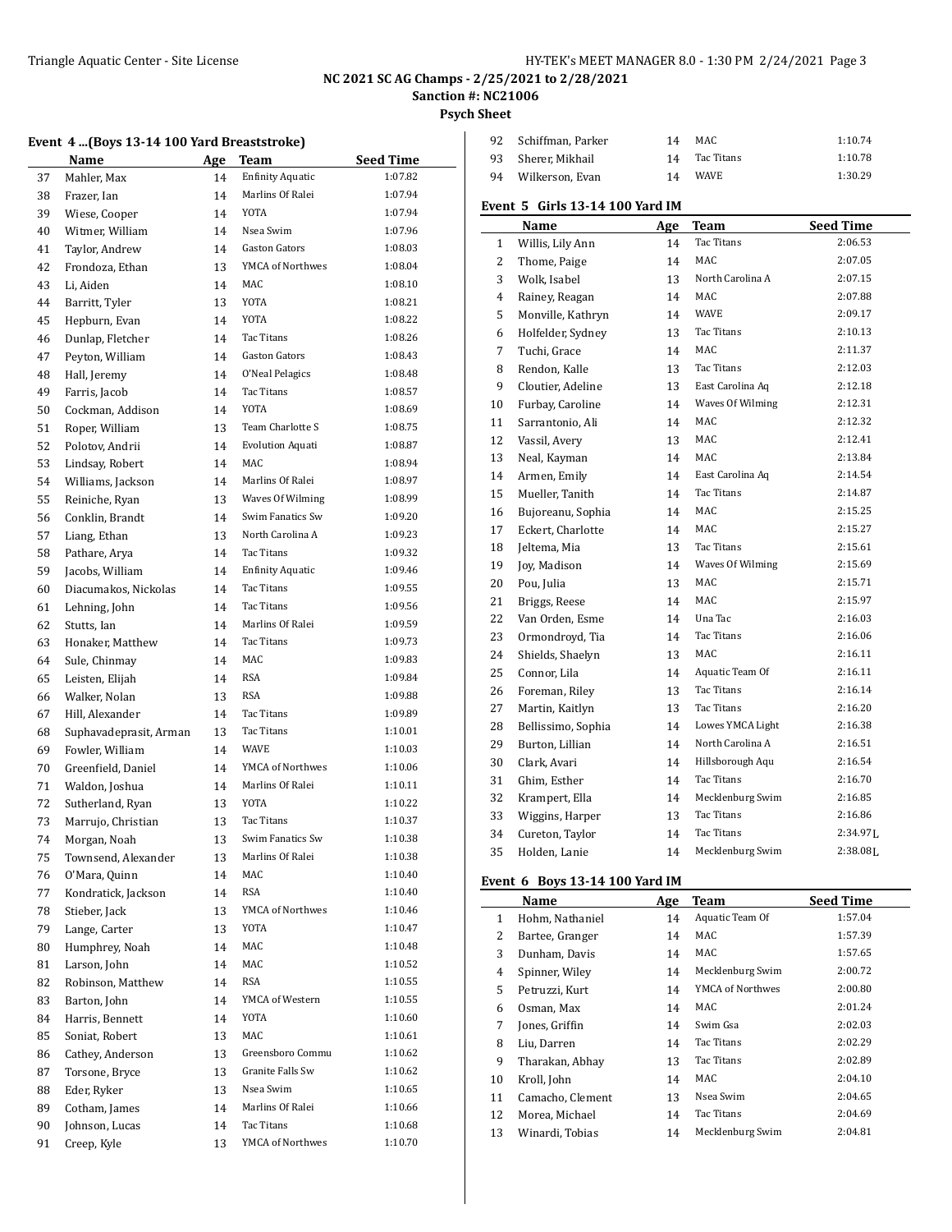NC 2021 SC AG Champs - 2/25/2021 to 2/28/2021

Sanction #: NC21006

Psych Sheet

### Event 4 ...(Boys 13-14 100 Yard Breaststroke)

| | Name | Age | Team | Seed Time |
|---|---|---|---|---|
| 37 | Mahler, Max | 14 | Enfinity Aquatic | 1:07.82 |
| 38 | Frazer, Ian | 14 | Marlins Of Ralei | 1:07.94 |
| 39 | Wiese, Cooper | 14 | YOTA | 1:07.94 |
| 40 | Witmer, William | 14 | Nsea Swim | 1:07.96 |
| 41 | Taylor, Andrew | 14 | Gaston Gators | 1:08.03 |
| 42 | Frondoza, Ethan | 13 | YMCA of Northwes | 1:08.04 |
| 43 | Li, Aiden | 14 | MAC | 1:08.10 |
| 44 | Barritt, Tyler | 13 | YOTA | 1:08.21 |
| 45 | Hepburn, Evan | 14 | YOTA | 1:08.22 |
| 46 | Dunlap, Fletcher | 14 | Tac Titans | 1:08.26 |
| 47 | Peyton, William | 14 | Gaston Gators | 1:08.43 |
| 48 | Hall, Jeremy | 14 | O'Neal Pelagics | 1:08.48 |
| 49 | Farris, Jacob | 14 | Tac Titans | 1:08.57 |
| 50 | Cockman, Addison | 14 | YOTA | 1:08.69 |
| 51 | Roper, William | 13 | Team Charlotte S | 1:08.75 |
| 52 | Polotov, Andrii | 14 | Evolution Aquati | 1:08.87 |
| 53 | Lindsay, Robert | 14 | MAC | 1:08.94 |
| 54 | Williams, Jackson | 14 | Marlins Of Ralei | 1:08.97 |
| 55 | Reiniche, Ryan | 13 | Waves Of Wilming | 1:08.99 |
| 56 | Conklin, Brandt | 14 | Swim Fanatics Sw | 1:09.20 |
| 57 | Liang, Ethan | 13 | North Carolina A | 1:09.23 |
| 58 | Pathare, Arya | 14 | Tac Titans | 1:09.32 |
| 59 | Jacobs, William | 14 | Enfinity Aquatic | 1:09.46 |
| 60 | Diacumakos, Nickolas | 14 | Tac Titans | 1:09.55 |
| 61 | Lehning, John | 14 | Tac Titans | 1:09.56 |
| 62 | Stutts, Ian | 14 | Marlins Of Ralei | 1:09.59 |
| 63 | Honaker, Matthew | 14 | Tac Titans | 1:09.73 |
| 64 | Sule, Chinmay | 14 | MAC | 1:09.83 |
| 65 | Leisten, Elijah | 14 | RSA | 1:09.84 |
| 66 | Walker, Nolan | 13 | RSA | 1:09.88 |
| 67 | Hill, Alexander | 14 | Tac Titans | 1:09.89 |
| 68 | Suphavadeprasit, Arman | 13 | Tac Titans | 1:10.01 |
| 69 | Fowler, William | 14 | WAVE | 1:10.03 |
| 70 | Greenfield, Daniel | 14 | YMCA of Northwes | 1:10.06 |
| 71 | Waldon, Joshua | 14 | Marlins Of Ralei | 1:10.11 |
| 72 | Sutherland, Ryan | 13 | YOTA | 1:10.22 |
| 73 | Marrujo, Christian | 13 | Tac Titans | 1:10.37 |
| 74 | Morgan, Noah | 13 | Swim Fanatics Sw | 1:10.38 |
| 75 | Townsend, Alexander | 13 | Marlins Of Ralei | 1:10.38 |
| 76 | O'Mara, Quinn | 14 | MAC | 1:10.40 |
| 77 | Kondratick, Jackson | 14 | RSA | 1:10.40 |
| 78 | Stieber, Jack | 13 | YMCA of Northwes | 1:10.46 |
| 79 | Lange, Carter | 13 | YOTA | 1:10.47 |
| 80 | Humphrey, Noah | 14 | MAC | 1:10.48 |
| 81 | Larson, John | 14 | MAC | 1:10.52 |
| 82 | Robinson, Matthew | 14 | RSA | 1:10.55 |
| 83 | Barton, John | 14 | YMCA of Western | 1:10.55 |
| 84 | Harris, Bennett | 14 | YOTA | 1:10.60 |
| 85 | Soniat, Robert | 13 | MAC | 1:10.61 |
| 86 | Cathey, Anderson | 13 | Greensboro Commu | 1:10.62 |
| 87 | Torsone, Bryce | 13 | Granite Falls Sw | 1:10.62 |
| 88 | Eder, Ryker | 13 | Nsea Swim | 1:10.65 |
| 89 | Cotham, James | 14 | Marlins Of Ralei | 1:10.66 |
| 90 | Johnson, Lucas | 14 | Tac Titans | 1:10.68 |
| 91 | Creep, Kyle | 13 | YMCA of Northwes | 1:10.70 |
| 92 | Schiffman, Parker | 14 | MAC | 1:10.74 |
| 93 | Sherer, Mikhail | 14 | Tac Titans | 1:10.78 |
| 94 | Wilkerson, Evan | 14 | WAVE | 1:30.29 |

### Event 5 Girls 13-14 100 Yard IM

| | Name | Age | Team | Seed Time |
|---|---|---|---|---|
| 1 | Willis, Lily Ann | 14 | Tac Titans | 2:06.53 |
| 2 | Thome, Paige | 14 | MAC | 2:07.05 |
| 3 | Wolk, Isabel | 13 | North Carolina A | 2:07.15 |
| 4 | Rainey, Reagan | 14 | MAC | 2:07.88 |
| 5 | Monville, Kathryn | 14 | WAVE | 2:09.17 |
| 6 | Holfelder, Sydney | 13 | Tac Titans | 2:10.13 |
| 7 | Tuchi, Grace | 14 | MAC | 2:11.37 |
| 8 | Rendon, Kalle | 13 | Tac Titans | 2:12.03 |
| 9 | Cloutier, Adeline | 13 | East Carolina Aq | 2:12.18 |
| 10 | Furbay, Caroline | 14 | Waves Of Wilming | 2:12.31 |
| 11 | Sarrantonio, Ali | 14 | MAC | 2:12.32 |
| 12 | Vassil, Avery | 13 | MAC | 2:12.41 |
| 13 | Neal, Kayman | 14 | MAC | 2:13.84 |
| 14 | Armen, Emily | 14 | East Carolina Aq | 2:14.54 |
| 15 | Mueller, Tanith | 14 | Tac Titans | 2:14.87 |
| 16 | Bujoreanu, Sophia | 14 | MAC | 2:15.25 |
| 17 | Eckert, Charlotte | 14 | MAC | 2:15.27 |
| 18 | Jeltema, Mia | 13 | Tac Titans | 2:15.61 |
| 19 | Joy, Madison | 14 | Waves Of Wilming | 2:15.69 |
| 20 | Pou, Julia | 13 | MAC | 2:15.71 |
| 21 | Briggs, Reese | 14 | MAC | 2:15.97 |
| 22 | Van Orden, Esme | 14 | Una Tac | 2:16.03 |
| 23 | Ormondroyd, Tia | 14 | Tac Titans | 2:16.06 |
| 24 | Shields, Shaelyn | 13 | MAC | 2:16.11 |
| 25 | Connor, Lila | 14 | Aquatic Team Of | 2:16.11 |
| 26 | Foreman, Riley | 13 | Tac Titans | 2:16.14 |
| 27 | Martin, Kaitlyn | 13 | Tac Titans | 2:16.20 |
| 28 | Bellissimo, Sophia | 14 | Lowes YMCA Light | 2:16.38 |
| 29 | Burton, Lillian | 14 | North Carolina A | 2:16.51 |
| 30 | Clark, Avari | 14 | Hillsborough Aqu | 2:16.54 |
| 31 | Ghim, Esther | 14 | Tac Titans | 2:16.70 |
| 32 | Krampert, Ella | 14 | Mecklenburg Swim | 2:16.85 |
| 33 | Wiggins, Harper | 13 | Tac Titans | 2:16.86 |
| 34 | Cureton, Taylor | 14 | Tac Titans | 2:34.97L |
| 35 | Holden, Lanie | 14 | Mecklenburg Swim | 2:38.08L |

### Event 6 Boys 13-14 100 Yard IM

| | Name | Age | Team | Seed Time |
|---|---|---|---|---|
| 1 | Hohm, Nathaniel | 14 | Aquatic Team Of | 1:57.04 |
| 2 | Bartee, Granger | 14 | MAC | 1:57.39 |
| 3 | Dunham, Davis | 14 | MAC | 1:57.65 |
| 4 | Spinner, Wiley | 14 | Mecklenburg Swim | 2:00.72 |
| 5 | Petruzzi, Kurt | 14 | YMCA of Northwes | 2:00.80 |
| 6 | Osman, Max | 14 | MAC | 2:01.24 |
| 7 | Jones, Griffin | 14 | Swim Gsa | 2:02.03 |
| 8 | Liu, Darren | 14 | Tac Titans | 2:02.29 |
| 9 | Tharakan, Abhay | 13 | Tac Titans | 2:02.89 |
| 10 | Kroll, John | 14 | MAC | 2:04.10 |
| 11 | Camacho, Clement | 13 | Nsea Swim | 2:04.65 |
| 12 | Morea, Michael | 14 | Tac Titans | 2:04.69 |
| 13 | Winardi, Tobias | 14 | Mecklenburg Swim | 2:04.81 |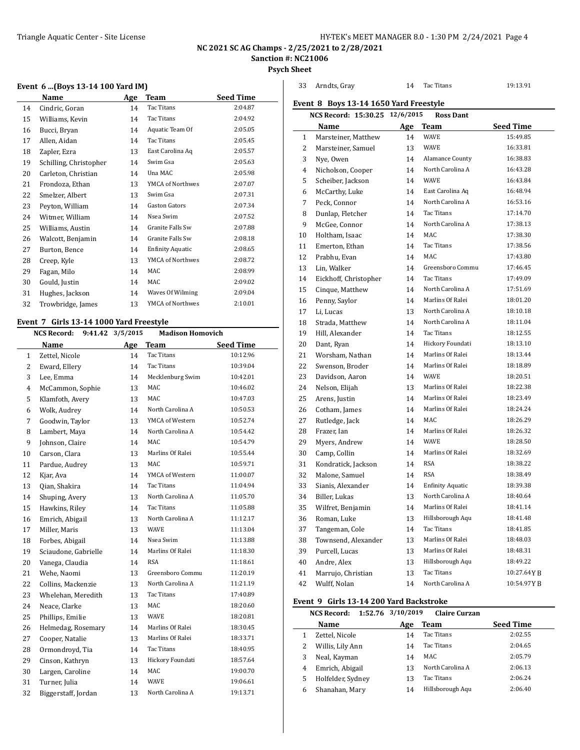NC 2021 SC AG Champs - 2/25/2021 to 2/28/2021

Sanction #: NC21006

Psych Sheet

## Event 6 ...(Boys 13-14 100 Yard IM)

| | Name | Age | Team | Seed Time |
|---|---|---|---|---|
| 14 | Cindric, Goran | 14 | Tac Titans | 2:04.87 |
| 15 | Williams, Kevin | 14 | Tac Titans | 2:04.92 |
| 16 | Bucci, Bryan | 14 | Aquatic Team Of | 2:05.05 |
| 17 | Allen, Aidan | 14 | Tac Titans | 2:05.45 |
| 18 | Zapler, Ezra | 13 | East Carolina Aq | 2:05.57 |
| 19 | Schilling, Christopher | 14 | Swim Gsa | 2:05.63 |
| 20 | Carleton, Christian | 14 | Una MAC | 2:05.98 |
| 21 | Frondoza, Ethan | 13 | YMCA of Northwes | 2:07.07 |
| 22 | Smelzer, Albert | 13 | Swim Gsa | 2:07.31 |
| 23 | Peyton, William | 14 | Gaston Gators | 2:07.34 |
| 24 | Witmer, William | 14 | Nsea Swim | 2:07.52 |
| 25 | Williams, Austin | 14 | Granite Falls Sw | 2:07.88 |
| 26 | Walcott, Benjamin | 14 | Granite Falls Sw | 2:08.18 |
| 27 | Burton, Bence | 14 | Enfinity Aquatic | 2:08.65 |
| 28 | Creep, Kyle | 13 | YMCA of Northwes | 2:08.72 |
| 29 | Fagan, Milo | 14 | MAC | 2:08.99 |
| 30 | Gould, Justin | 14 | MAC | 2:09.02 |
| 31 | Hughes, Jackson | 14 | Waves Of Wilming | 2:09.04 |
| 32 | Trowbridge, James | 13 | YMCA of Northwes | 2:10.01 |

## Event 7 Girls 13-14 1000 Yard Freestyle

NCS Record: 9:41.42 3/5/2015 Madison Homovich

| | Name | Age | Team | Seed Time |
|---|---|---|---|---|
| 1 | Zettel, Nicole | 14 | Tac Titans | 10:12.96 |
| 2 | Eward, Ellery | 14 | Tac Titans | 10:39.04 |
| 3 | Lee, Emma | 14 | Mecklenburg Swim | 10:42.01 |
| 4 | McCammon, Sophie | 13 | MAC | 10:46.02 |
| 5 | Klamfoth, Avery | 13 | MAC | 10:47.03 |
| 6 | Wolk, Audrey | 14 | North Carolina A | 10:50.53 |
| 7 | Goodwin, Taylor | 13 | YMCA of Western | 10:52.74 |
| 8 | Lambert, Maya | 14 | North Carolina A | 10:54.42 |
| 9 | Johnson, Claire | 14 | MAC | 10:54.79 |
| 10 | Carson, Clara | 13 | Marlins Of Ralei | 10:55.44 |
| 11 | Pardue, Audrey | 13 | MAC | 10:59.71 |
| 12 | Kjar, Ava | 14 | YMCA of Western | 11:00.07 |
| 13 | Qian, Shakira | 14 | Tac Titans | 11:04.94 |
| 14 | Shuping, Avery | 13 | North Carolina A | 11:05.70 |
| 15 | Hawkins, Riley | 14 | Tac Titans | 11:05.88 |
| 16 | Emrich, Abigail | 13 | North Carolina A | 11:12.17 |
| 17 | Miller, Maris | 13 | WAVE | 11:13.04 |
| 18 | Forbes, Abigail | 14 | Nsea Swim | 11:13.88 |
| 19 | Sciaudone, Gabrielle | 14 | Marlins Of Ralei | 11:18.30 |
| 20 | Vanega, Claudia | 14 | RSA | 11:18.61 |
| 21 | Wehe, Naomi | 13 | Greensboro Commu | 11:20.19 |
| 22 | Collins, Mackenzie | 13 | North Carolina A | 11:21.19 |
| 23 | Whelehan, Meredith | 13 | Tac Titans | 17:40.89 |
| 24 | Neace, Clarke | 13 | MAC | 18:20.60 |
| 25 | Phillips, Emilie | 13 | WAVE | 18:20.81 |
| 26 | Helmedag, Rosemary | 14 | Marlins Of Ralei | 18:30.45 |
| 27 | Cooper, Natalie | 13 | Marlins Of Ralei | 18:33.71 |
| 28 | Ormondroyd, Tia | 14 | Tac Titans | 18:40.95 |
| 29 | Cinson, Kathryn | 13 | Hickory Foundati | 18:57.64 |
| 30 | Largen, Caroline | 14 | MAC | 19:00.70 |
| 31 | Turner, Julia | 14 | WAVE | 19:06.61 |
| 32 | Biggerstaff, Jordan | 13 | North Carolina A | 19:13.71 |
| 33 | Arndts, Gray | 14 | Tac Titans | 19:13.91 |

## Event 8 Boys 13-14 1650 Yard Freestyle

NCS Record: 15:30.25 12/6/2015 Ross Dant

| | Name | Age | Team | Seed Time |
|---|---|---|---|---|
| 1 | Marsteiner, Matthew | 14 | WAVE | 15:49.85 |
| 2 | Marsteiner, Samuel | 13 | WAVE | 16:33.81 |
| 3 | Nye, Owen | 14 | Alamance County | 16:38.83 |
| 4 | Nicholson, Cooper | 14 | North Carolina A | 16:43.28 |
| 5 | Scheiber, Jackson | 14 | WAVE | 16:43.84 |
| 6 | McCarthy, Luke | 14 | East Carolina Aq | 16:48.94 |
| 7 | Peck, Connor | 14 | North Carolina A | 16:53.16 |
| 8 | Dunlap, Fletcher | 14 | Tac Titans | 17:14.70 |
| 9 | McGee, Connor | 14 | North Carolina A | 17:38.13 |
| 10 | Holtham, Isaac | 14 | MAC | 17:38.30 |
| 11 | Emerton, Ethan | 14 | Tac Titans | 17:38.56 |
| 12 | Prabhu, Evan | 14 | MAC | 17:43.80 |
| 13 | Lin, Walker | 14 | Greensboro Commu | 17:46.45 |
| 14 | Eickhoff, Christopher | 14 | Tac Titans | 17:49.09 |
| 15 | Cinque, Matthew | 14 | North Carolina A | 17:51.69 |
| 16 | Penny, Saylor | 14 | Marlins Of Ralei | 18:01.20 |
| 17 | Li, Lucas | 13 | North Carolina A | 18:10.18 |
| 18 | Strada, Matthew | 14 | North Carolina A | 18:11.04 |
| 19 | Hill, Alexander | 14 | Tac Titans | 18:12.55 |
| 20 | Dant, Ryan | 14 | Hickory Foundati | 18:13.10 |
| 21 | Worsham, Nathan | 14 | Marlins Of Ralei | 18:13.44 |
| 22 | Swenson, Broder | 14 | Marlins Of Ralei | 18:18.89 |
| 23 | Davidson, Aaron | 14 | WAVE | 18:20.51 |
| 24 | Nelson, Elijah | 13 | Marlins Of Ralei | 18:22.38 |
| 25 | Arens, Justin | 14 | Marlins Of Ralei | 18:23.49 |
| 26 | Cotham, James | 14 | Marlins Of Ralei | 18:24.24 |
| 27 | Rutledge, Jack | 14 | MAC | 18:26.29 |
| 28 | Frazer, Ian | 14 | Marlins Of Ralei | 18:26.32 |
| 29 | Myers, Andrew | 14 | WAVE | 18:28.50 |
| 30 | Camp, Collin | 14 | Marlins Of Ralei | 18:32.69 |
| 31 | Kondratick, Jackson | 14 | RSA | 18:38.22 |
| 32 | Malone, Samuel | 14 | RSA | 18:38.49 |
| 33 | Sianis, Alexander | 14 | Enfinity Aquatic | 18:39.38 |
| 34 | Biller, Lukas | 13 | North Carolina A | 18:40.64 |
| 35 | Wilfret, Benjamin | 14 | Marlins Of Ralei | 18:41.14 |
| 36 | Roman, Luke | 13 | Hillsborough Aqu | 18:41.48 |
| 37 | Tangeman, Cole | 14 | Tac Titans | 18:41.85 |
| 38 | Townsend, Alexander | 13 | Marlins Of Ralei | 18:48.03 |
| 39 | Purcell, Lucas | 13 | Marlins Of Ralei | 18:48.31 |
| 40 | Andre, Alex | 13 | Hillsborough Aqu | 18:49.22 |
| 41 | Marrujo, Christian | 13 | Tac Titans | 10:27.64Y B |
| 42 | Wulff, Nolan | 14 | North Carolina A | 10:54.97Y B |

## Event 9 Girls 13-14 200 Yard Backstroke

NCS Record: 1:52.76 3/10/2019 Claire Curzan

| | Name | Age | Team | Seed Time |
|---|---|---|---|---|
| 1 | Zettel, Nicole | 14 | Tac Titans | 2:02.55 |
| 2 | Willis, Lily Ann | 14 | Tac Titans | 2:04.65 |
| 3 | Neal, Kayman | 14 | MAC | 2:05.79 |
| 4 | Emrich, Abigail | 13 | North Carolina A | 2:06.13 |
| 5 | Holfelder, Sydney | 13 | Tac Titans | 2:06.24 |
| 6 | Shanahan, Mary | 14 | Hillsborough Aqu | 2:06.40 |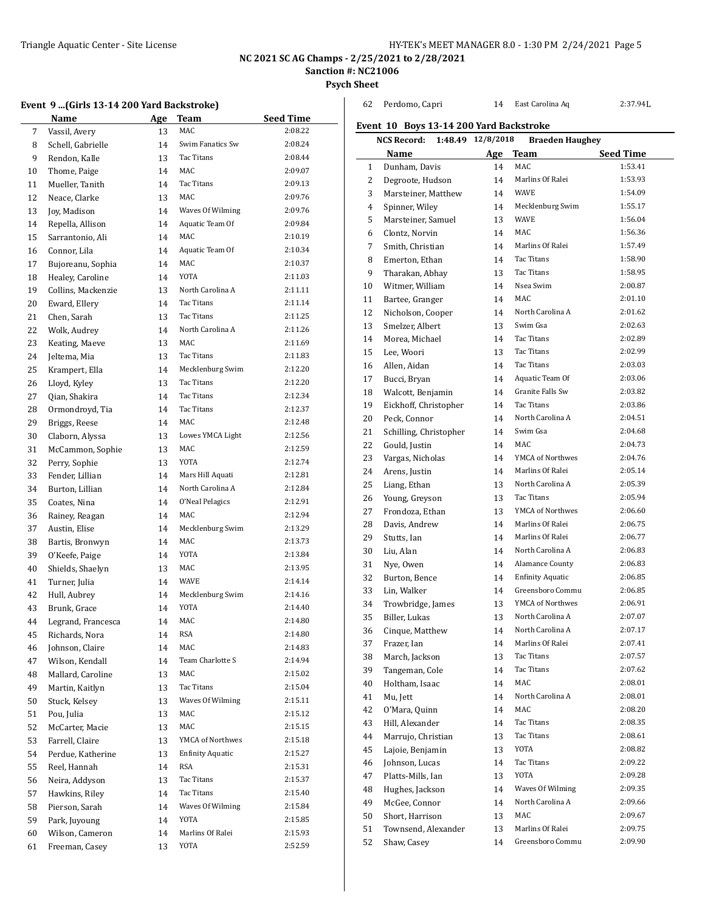NC 2021 SC AG Champs - 2/25/2021 to 2/28/2021

Sanction #: NC21006

Psych Sheet

### Event 9 ...(Girls 13-14 200 Yard Backstroke)

| | Name | Age | Team | Seed Time |
|---|---|---|---|---|
| 7 | Vassil, Avery | 13 | MAC | 2:08.22 |
| 8 | Schell, Gabrielle | 14 | Swim Fanatics Sw | 2:08.24 |
| 9 | Rendon, Kalle | 13 | Tac Titans | 2:08.44 |
| 10 | Thome, Paige | 14 | MAC | 2:09.07 |
| 11 | Mueller, Tanith | 14 | Tac Titans | 2:09.13 |
| 12 | Neace, Clarke | 13 | MAC | 2:09.76 |
| 13 | Joy, Madison | 14 | Waves Of Wilming | 2:09.76 |
| 14 | Repella, Allison | 14 | Aquatic Team Of | 2:09.84 |
| 15 | Sarrantonio, Ali | 14 | MAC | 2:10.19 |
| 16 | Connor, Lila | 14 | Aquatic Team Of | 2:10.34 |
| 17 | Bujoreanu, Sophia | 14 | MAC | 2:10.37 |
| 18 | Healey, Caroline | 14 | YOTA | 2:11.03 |
| 19 | Collins, Mackenzie | 13 | North Carolina A | 2:11.11 |
| 20 | Eward, Ellery | 14 | Tac Titans | 2:11.14 |
| 21 | Chen, Sarah | 13 | Tac Titans | 2:11.25 |
| 22 | Wolk, Audrey | 14 | North Carolina A | 2:11.26 |
| 23 | Keating, Maeve | 13 | MAC | 2:11.69 |
| 24 | Jeltema, Mia | 13 | Tac Titans | 2:11.83 |
| 25 | Krampert, Ella | 14 | Mecklenburg Swim | 2:12.20 |
| 26 | Lloyd, Kyley | 13 | Tac Titans | 2:12.20 |
| 27 | Qian, Shakira | 14 | Tac Titans | 2:12.34 |
| 28 | Ormondroyd, Tia | 14 | Tac Titans | 2:12.37 |
| 29 | Briggs, Reese | 14 | MAC | 2:12.48 |
| 30 | Claborn, Alyssa | 13 | Lowes YMCA Light | 2:12.56 |
| 31 | McCammon, Sophie | 13 | MAC | 2:12.59 |
| 32 | Perry, Sophie | 13 | YOTA | 2:12.74 |
| 33 | Fender, Lillian | 14 | Mars Hill Aquati | 2:12.81 |
| 34 | Burton, Lillian | 14 | North Carolina A | 2:12.84 |
| 35 | Coates, Nina | 14 | O'Neal Pelagics | 2:12.91 |
| 36 | Rainey, Reagan | 14 | MAC | 2:12.94 |
| 37 | Austin, Elise | 14 | Mecklenburg Swim | 2:13.29 |
| 38 | Bartis, Bronwyn | 14 | MAC | 2:13.73 |
| 39 | O'Keefe, Paige | 14 | YOTA | 2:13.84 |
| 40 | Shields, Shaelyn | 13 | MAC | 2:13.95 |
| 41 | Turner, Julia | 14 | WAVE | 2:14.14 |
| 42 | Hull, Aubrey | 14 | Mecklenburg Swim | 2:14.16 |
| 43 | Brunk, Grace | 14 | YOTA | 2:14.40 |
| 44 | Legrand, Francesca | 14 | MAC | 2:14.80 |
| 45 | Richards, Nora | 14 | RSA | 2:14.80 |
| 46 | Johnson, Claire | 14 | MAC | 2:14.83 |
| 47 | Wilson, Kendall | 14 | Team Charlotte S | 2:14.94 |
| 48 | Mallard, Caroline | 13 | MAC | 2:15.02 |
| 49 | Martin, Kaitlyn | 13 | Tac Titans | 2:15.04 |
| 50 | Stuck, Kelsey | 13 | Waves Of Wilming | 2:15.11 |
| 51 | Pou, Julia | 13 | MAC | 2:15.12 |
| 52 | McCarter, Macie | 13 | MAC | 2:15.15 |
| 53 | Farrell, Claire | 13 | YMCA of Northwes | 2:15.18 |
| 54 | Perdue, Katherine | 13 | Enfinity Aquatic | 2:15.27 |
| 55 | Reel, Hannah | 14 | RSA | 2:15.31 |
| 56 | Neira, Addyson | 13 | Tac Titans | 2:15.37 |
| 57 | Hawkins, Riley | 14 | Tac Titans | 2:15.40 |
| 58 | Pierson, Sarah | 14 | Waves Of Wilming | 2:15.84 |
| 59 | Park, Juyoung | 14 | YOTA | 2:15.85 |
| 60 | Wilson, Cameron | 14 | Marlins Of Ralei | 2:15.93 |
| 61 | Freeman, Casey | 13 | YOTA | 2:52.59 |
| 62 | Perdomo, Capri | 14 | East Carolina Aq | 2:37.94L |

### Event 10 Boys 13-14 200 Yard Backstroke

**NCS Record: 1:48.49 12/8/2018 Braeden Haughey**

| | Name | Age | Team | Seed Time |
|---|---|---|---|---|
| 1 | Dunham, Davis | 14 | MAC | 1:53.41 |
| 2 | Degroote, Hudson | 14 | Marlins Of Ralei | 1:53.93 |
| 3 | Marsteiner, Matthew | 14 | WAVE | 1:54.09 |
| 4 | Spinner, Wiley | 14 | Mecklenburg Swim | 1:55.17 |
| 5 | Marsteiner, Samuel | 13 | WAVE | 1:56.04 |
| 6 | Clontz, Norvin | 14 | MAC | 1:56.36 |
| 7 | Smith, Christian | 14 | Marlins Of Ralei | 1:57.49 |
| 8 | Emerton, Ethan | 14 | Tac Titans | 1:58.90 |
| 9 | Tharakan, Abhay | 13 | Tac Titans | 1:58.95 |
| 10 | Witmer, William | 14 | Nsea Swim | 2:00.87 |
| 11 | Bartee, Granger | 14 | MAC | 2:01.10 |
| 12 | Nicholson, Cooper | 14 | North Carolina A | 2:01.62 |
| 13 | Smelzer, Albert | 13 | Swim Gsa | 2:02.63 |
| 14 | Morea, Michael | 14 | Tac Titans | 2:02.89 |
| 15 | Lee, Woori | 13 | Tac Titans | 2:02.99 |
| 16 | Allen, Aidan | 14 | Tac Titans | 2:03.03 |
| 17 | Bucci, Bryan | 14 | Aquatic Team Of | 2:03.06 |
| 18 | Walcott, Benjamin | 14 | Granite Falls Sw | 2:03.82 |
| 19 | Eickhoff, Christopher | 14 | Tac Titans | 2:03.86 |
| 20 | Peck, Connor | 14 | North Carolina A | 2:04.51 |
| 21 | Schilling, Christopher | 14 | Swim Gsa | 2:04.68 |
| 22 | Gould, Justin | 14 | MAC | 2:04.73 |
| 23 | Vargas, Nicholas | 14 | YMCA of Northwes | 2:04.76 |
| 24 | Arens, Justin | 14 | Marlins Of Ralei | 2:05.14 |
| 25 | Liang, Ethan | 13 | North Carolina A | 2:05.39 |
| 26 | Young, Greyson | 13 | Tac Titans | 2:05.94 |
| 27 | Frondoza, Ethan | 13 | YMCA of Northwes | 2:06.60 |
| 28 | Davis, Andrew | 14 | Marlins Of Ralei | 2:06.75 |
| 29 | Stutts, Ian | 14 | Marlins Of Ralei | 2:06.77 |
| 30 | Liu, Alan | 14 | North Carolina A | 2:06.83 |
| 31 | Nye, Owen | 14 | Alamance County | 2:06.83 |
| 32 | Burton, Bence | 14 | Enfinity Aquatic | 2:06.85 |
| 33 | Lin, Walker | 14 | Greensboro Commu | 2:06.85 |
| 34 | Trowbridge, James | 13 | YMCA of Northwes | 2:06.91 |
| 35 | Biller, Lukas | 13 | North Carolina A | 2:07.07 |
| 36 | Cinque, Matthew | 14 | North Carolina A | 2:07.17 |
| 37 | Frazer, Ian | 14 | Marlins Of Ralei | 2:07.41 |
| 38 | March, Jackson | 13 | Tac Titans | 2:07.57 |
| 39 | Tangeman, Cole | 14 | Tac Titans | 2:07.62 |
| 40 | Holtham, Isaac | 14 | MAC | 2:08.01 |
| 41 | Mu, Jett | 14 | North Carolina A | 2:08.01 |
| 42 | O'Mara, Quinn | 14 | MAC | 2:08.20 |
| 43 | Hill, Alexander | 14 | Tac Titans | 2:08.35 |
| 44 | Marrujo, Christian | 13 | Tac Titans | 2:08.61 |
| 45 | Lajoie, Benjamin | 13 | YOTA | 2:08.82 |
| 46 | Johnson, Lucas | 14 | Tac Titans | 2:09.22 |
| 47 | Platts-Mills, Ian | 13 | YOTA | 2:09.28 |
| 48 | Hughes, Jackson | 14 | Waves Of Wilming | 2:09.35 |
| 49 | McGee, Connor | 14 | North Carolina A | 2:09.66 |
| 50 | Short, Harrison | 13 | MAC | 2:09.67 |
| 51 | Townsend, Alexander | 13 | Marlins Of Ralei | 2:09.75 |
| 52 | Shaw, Casey | 14 | Greensboro Commu | 2:09.90 |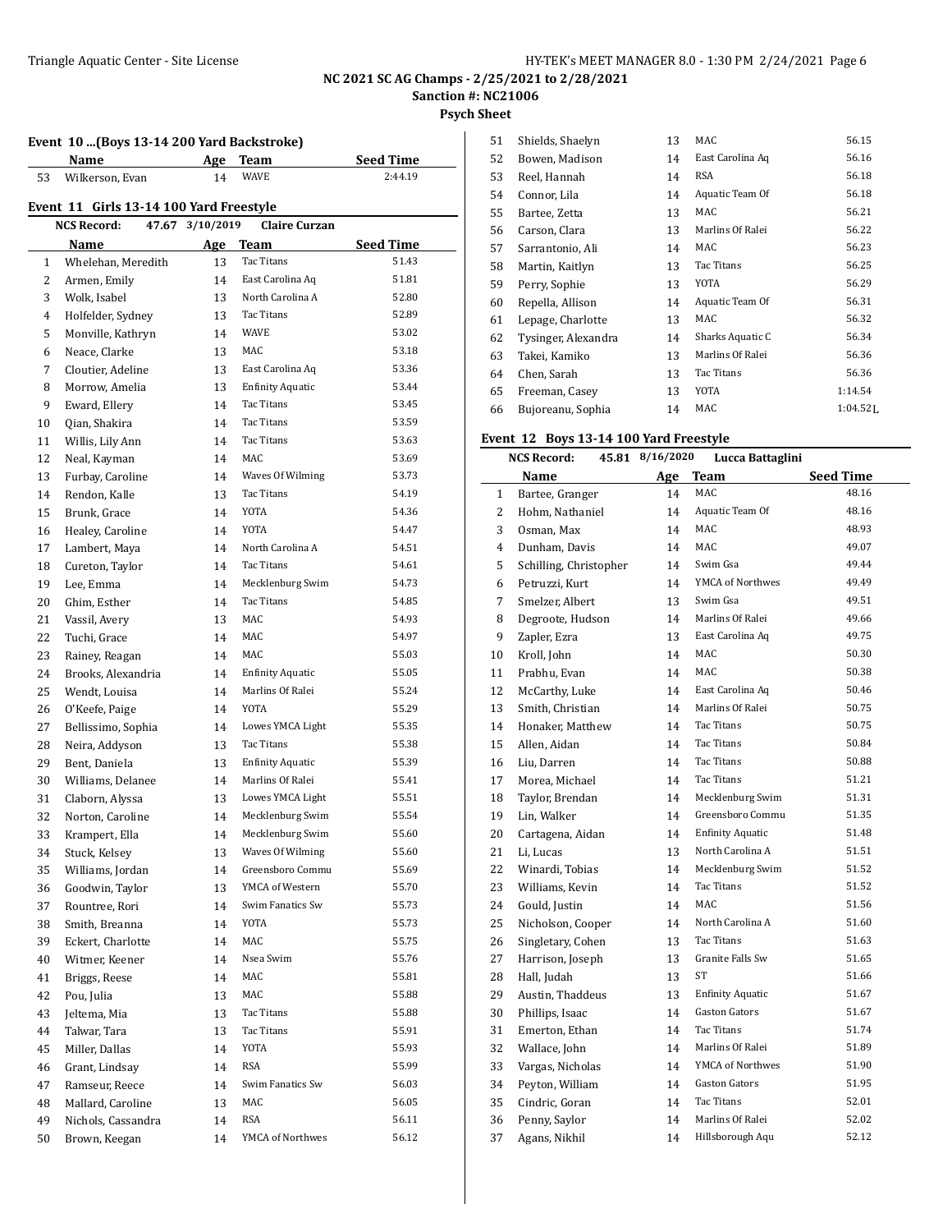# NC 2021 SC AG Champs - 2/25/2021 to 2/28/2021

**Sanction #: NC21006**

**Psych Sheet**

### Event 10 ...(Boys 13-14 200 Yard Backstroke)

| | Name | Age | Team | Seed Time |
|---|---|---|---|---|
| 53 | Wilkerson, Evan | 14 | WAVE | 2:44.19 |

### Event 11 Girls 13-14 100 Yard Freestyle

**NCS Record:** 47.67 3/10/2019 Claire Curzan

| | Name | Age | Team | Seed Time |
|---|---|---|---|---|
| 1 | Whelehan, Meredith | 13 | Tac Titans | 51.43 |
| 2 | Armen, Emily | 14 | East Carolina Aq | 51.81 |
| 3 | Wolk, Isabel | 13 | North Carolina A | 52.80 |
| 4 | Holfelder, Sydney | 13 | Tac Titans | 52.89 |
| 5 | Monville, Kathryn | 14 | WAVE | 53.02 |
| 6 | Neace, Clarke | 13 | MAC | 53.18 |
| 7 | Cloutier, Adeline | 13 | East Carolina Aq | 53.36 |
| 8 | Morrow, Amelia | 13 | Enfinity Aquatic | 53.44 |
| 9 | Eward, Ellery | 14 | Tac Titans | 53.45 |
| 10 | Qian, Shakira | 14 | Tac Titans | 53.59 |
| 11 | Willis, Lily Ann | 14 | Tac Titans | 53.63 |
| 12 | Neal, Kayman | 14 | MAC | 53.69 |
| 13 | Furbay, Caroline | 14 | Waves Of Wilming | 53.73 |
| 14 | Rendon, Kalle | 13 | Tac Titans | 54.19 |
| 15 | Brunk, Grace | 14 | YOTA | 54.36 |
| 16 | Healey, Caroline | 14 | YOTA | 54.47 |
| 17 | Lambert, Maya | 14 | North Carolina A | 54.51 |
| 18 | Cureton, Taylor | 14 | Tac Titans | 54.61 |
| 19 | Lee, Emma | 14 | Mecklenburg Swim | 54.73 |
| 20 | Ghim, Esther | 14 | Tac Titans | 54.85 |
| 21 | Vassil, Avery | 13 | MAC | 54.93 |
| 22 | Tuchi, Grace | 14 | MAC | 54.97 |
| 23 | Rainey, Reagan | 14 | MAC | 55.03 |
| 24 | Brooks, Alexandria | 14 | Enfinity Aquatic | 55.05 |
| 25 | Wendt, Louisa | 14 | Marlins Of Ralei | 55.24 |
| 26 | O'Keefe, Paige | 14 | YOTA | 55.29 |
| 27 | Bellissimo, Sophia | 14 | Lowes YMCA Light | 55.35 |
| 28 | Neira, Addyson | 13 | Tac Titans | 55.38 |
| 29 | Bent, Daniela | 13 | Enfinity Aquatic | 55.39 |
| 30 | Williams, Delanee | 14 | Marlins Of Ralei | 55.41 |
| 31 | Claborn, Alyssa | 13 | Lowes YMCA Light | 55.51 |
| 32 | Norton, Caroline | 14 | Mecklenburg Swim | 55.54 |
| 33 | Krampert, Ella | 14 | Mecklenburg Swim | 55.60 |
| 34 | Stuck, Kelsey | 13 | Waves Of Wilming | 55.60 |
| 35 | Williams, Jordan | 14 | Greensboro Commu | 55.69 |
| 36 | Goodwin, Taylor | 13 | YMCA of Western | 55.70 |
| 37 | Rountree, Rori | 14 | Swim Fanatics Sw | 55.73 |
| 38 | Smith, Breanna | 14 | YOTA | 55.73 |
| 39 | Eckert, Charlotte | 14 | MAC | 55.75 |
| 40 | Witmer, Keener | 14 | Nsea Swim | 55.76 |
| 41 | Briggs, Reese | 14 | MAC | 55.81 |
| 42 | Pou, Julia | 13 | MAC | 55.88 |
| 43 | Jeltema, Mia | 13 | Tac Titans | 55.88 |
| 44 | Talwar, Tara | 13 | Tac Titans | 55.91 |
| 45 | Miller, Dallas | 14 | YOTA | 55.93 |
| 46 | Grant, Lindsay | 14 | RSA | 55.99 |
| 47 | Ramseur, Reece | 14 | Swim Fanatics Sw | 56.03 |
| 48 | Mallard, Caroline | 13 | MAC | 56.05 |
| 49 | Nichols, Cassandra | 14 | RSA | 56.11 |
| 50 | Brown, Keegan | 14 | YMCA of Northwes | 56.12 |
| 51 | Shields, Shaelyn | 13 | MAC | 56.15 |
| 52 | Bowen, Madison | 14 | East Carolina Aq | 56.16 |
| 53 | Reel, Hannah | 14 | RSA | 56.18 |
| 54 | Connor, Lila | 14 | Aquatic Team Of | 56.18 |
| 55 | Bartee, Zetta | 13 | MAC | 56.21 |
| 56 | Carson, Clara | 13 | Marlins Of Ralei | 56.22 |
| 57 | Sarrantonio, Ali | 14 | MAC | 56.23 |
| 58 | Martin, Kaitlyn | 13 | Tac Titans | 56.25 |
| 59 | Perry, Sophie | 13 | YOTA | 56.29 |
| 60 | Repella, Allison | 14 | Aquatic Team Of | 56.31 |
| 61 | Lepage, Charlotte | 13 | MAC | 56.32 |
| 62 | Tysinger, Alexandra | 14 | Sharks Aquatic C | 56.34 |
| 63 | Takei, Kamiko | 13 | Marlins Of Ralei | 56.36 |
| 64 | Chen, Sarah | 13 | Tac Titans | 56.36 |
| 65 | Freeman, Casey | 13 | YOTA | 1:14.54 |
| 66 | Bujoreanu, Sophia | 14 | MAC | 1:04.52L |

### Event 12 Boys 13-14 100 Yard Freestyle

**NCS Record:** 45.81 8/16/2020 Lucca Battaglini

| | Name | Age | Team | Seed Time |
|---|---|---|---|---|
| 1 | Bartee, Granger | 14 | MAC | 48.16 |
| 2 | Hohm, Nathaniel | 14 | Aquatic Team Of | 48.16 |
| 3 | Osman, Max | 14 | MAC | 48.93 |
| 4 | Dunham, Davis | 14 | MAC | 49.07 |
| 5 | Schilling, Christopher | 14 | Swim Gsa | 49.44 |
| 6 | Petruzzi, Kurt | 14 | YMCA of Northwes | 49.49 |
| 7 | Smelzer, Albert | 13 | Swim Gsa | 49.51 |
| 8 | Degroote, Hudson | 14 | Marlins Of Ralei | 49.66 |
| 9 | Zapler, Ezra | 13 | East Carolina Aq | 49.75 |
| 10 | Kroll, John | 14 | MAC | 50.30 |
| 11 | Prabhu, Evan | 14 | MAC | 50.38 |
| 12 | McCarthy, Luke | 14 | East Carolina Aq | 50.46 |
| 13 | Smith, Christian | 14 | Marlins Of Ralei | 50.75 |
| 14 | Honaker, Matthew | 14 | Tac Titans | 50.75 |
| 15 | Allen, Aidan | 14 | Tac Titans | 50.84 |
| 16 | Liu, Darren | 14 | Tac Titans | 50.88 |
| 17 | Morea, Michael | 14 | Tac Titans | 51.21 |
| 18 | Taylor, Brendan | 14 | Mecklenburg Swim | 51.31 |
| 19 | Lin, Walker | 14 | Greensboro Commu | 51.35 |
| 20 | Cartagena, Aidan | 14 | Enfinity Aquatic | 51.48 |
| 21 | Li, Lucas | 13 | North Carolina A | 51.51 |
| 22 | Winardi, Tobias | 14 | Mecklenburg Swim | 51.52 |
| 23 | Williams, Kevin | 14 | Tac Titans | 51.52 |
| 24 | Gould, Justin | 14 | MAC | 51.56 |
| 25 | Nicholson, Cooper | 14 | North Carolina A | 51.60 |
| 26 | Singletary, Cohen | 13 | Tac Titans | 51.63 |
| 27 | Harrison, Joseph | 13 | Granite Falls Sw | 51.65 |
| 28 | Hall, Judah | 13 | ST | 51.66 |
| 29 | Austin, Thaddeus | 13 | Enfinity Aquatic | 51.67 |
| 30 | Phillips, Isaac | 14 | Gaston Gators | 51.67 |
| 31 | Emerton, Ethan | 14 | Tac Titans | 51.74 |
| 32 | Wallace, John | 14 | Marlins Of Ralei | 51.89 |
| 33 | Vargas, Nicholas | 14 | YMCA of Northwes | 51.90 |
| 34 | Peyton, William | 14 | Gaston Gators | 51.95 |
| 35 | Cindric, Goran | 14 | Tac Titans | 52.01 |
| 36 | Penny, Saylor | 14 | Marlins Of Ralei | 52.02 |
| 37 | Agans, Nikhil | 14 | Hillsborough Aqu | 52.12 |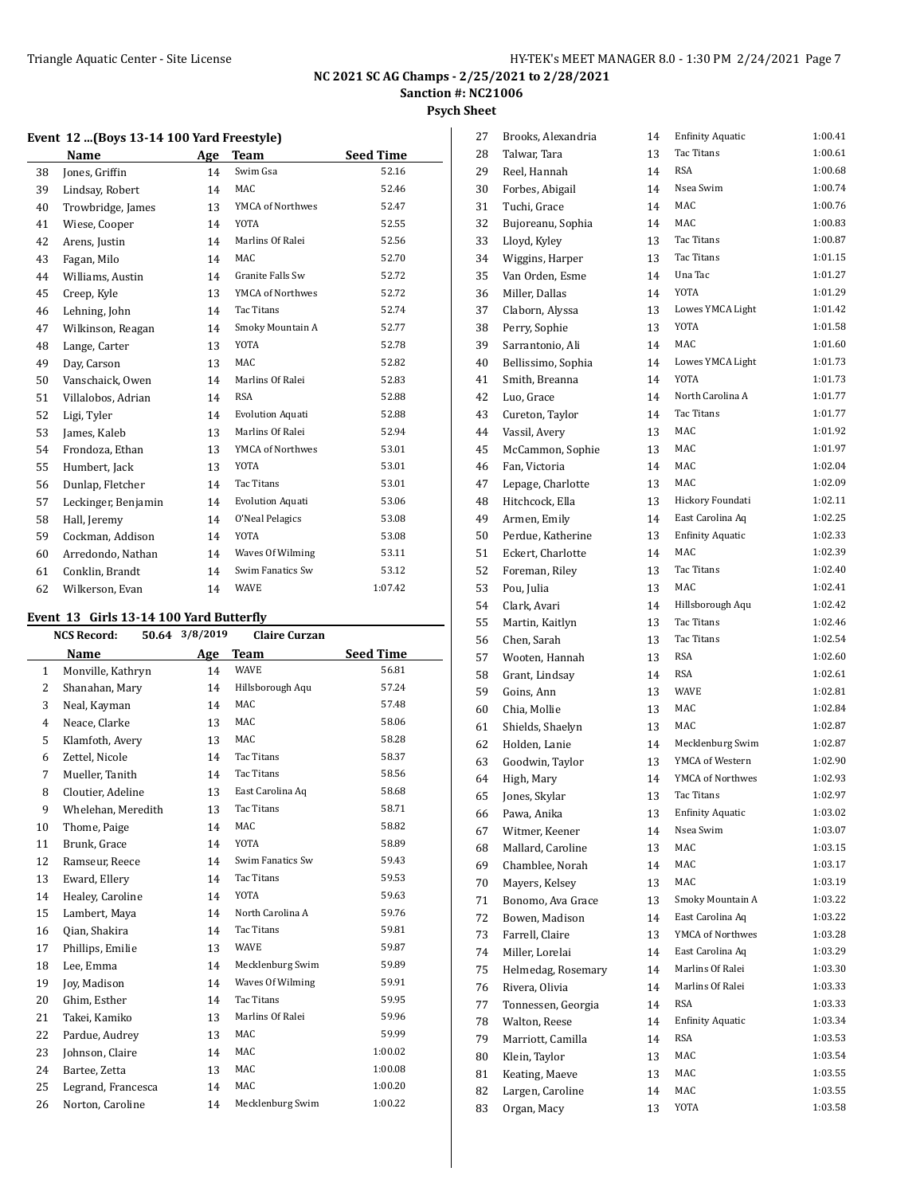NC 2021 SC AG Champs - 2/25/2021 to 2/28/2021
Sanction #: NC21006
Psych Sheet

### Event 12 ...(Boys 13-14 100 Yard Freestyle)

| | Name | Age | Team | Seed Time |
|---|---|---|---|---|
| 38 | Jones, Griffin | 14 | Swim Gsa | 52.16 |
| 39 | Lindsay, Robert | 14 | MAC | 52.46 |
| 40 | Trowbridge, James | 13 | YMCA of Northwes | 52.47 |
| 41 | Wiese, Cooper | 14 | YOTA | 52.55 |
| 42 | Arens, Justin | 14 | Marlins Of Ralei | 52.56 |
| 43 | Fagan, Milo | 14 | MAC | 52.70 |
| 44 | Williams, Austin | 14 | Granite Falls Sw | 52.72 |
| 45 | Creep, Kyle | 13 | YMCA of Northwes | 52.72 |
| 46 | Lehning, John | 14 | Tac Titans | 52.74 |
| 47 | Wilkinson, Reagan | 14 | Smoky Mountain A | 52.77 |
| 48 | Lange, Carter | 13 | YOTA | 52.78 |
| 49 | Day, Carson | 13 | MAC | 52.82 |
| 50 | Vanschaick, Owen | 14 | Marlins Of Ralei | 52.83 |
| 51 | Villalobos, Adrian | 14 | RSA | 52.88 |
| 52 | Ligi, Tyler | 14 | Evolution Aquati | 52.88 |
| 53 | James, Kaleb | 13 | Marlins Of Ralei | 52.94 |
| 54 | Frondoza, Ethan | 13 | YMCA of Northwes | 53.01 |
| 55 | Humbert, Jack | 13 | YOTA | 53.01 |
| 56 | Dunlap, Fletcher | 14 | Tac Titans | 53.01 |
| 57 | Leckinger, Benjamin | 14 | Evolution Aquati | 53.06 |
| 58 | Hall, Jeremy | 14 | O'Neal Pelagics | 53.08 |
| 59 | Cockman, Addison | 14 | YOTA | 53.08 |
| 60 | Arredondo, Nathan | 14 | Waves Of Wilming | 53.11 |
| 61 | Conklin, Brandt | 14 | Swim Fanatics Sw | 53.12 |
| 62 | Wilkerson, Evan | 14 | WAVE | 1:07.42 |

### Event 13 Girls 13-14 100 Yard Butterfly

**NCS Record:** 50.64 3/8/2019 Claire Curzan

| | Name | Age | Team | Seed Time |
|---|---|---|---|---|
| 1 | Monville, Kathryn | 14 | WAVE | 56.81 |
| 2 | Shanahan, Mary | 14 | Hillsborough Aqu | 57.24 |
| 3 | Neal, Kayman | 14 | MAC | 57.48 |
| 4 | Neace, Clarke | 13 | MAC | 58.06 |
| 5 | Klamfoth, Avery | 13 | MAC | 58.28 |
| 6 | Zettel, Nicole | 14 | Tac Titans | 58.37 |
| 7 | Mueller, Tanith | 14 | Tac Titans | 58.56 |
| 8 | Cloutier, Adeline | 13 | East Carolina Aq | 58.68 |
| 9 | Whelehan, Meredith | 13 | Tac Titans | 58.71 |
| 10 | Thome, Paige | 14 | MAC | 58.82 |
| 11 | Brunk, Grace | 14 | YOTA | 58.89 |
| 12 | Ramseur, Reece | 14 | Swim Fanatics Sw | 59.43 |
| 13 | Eward, Ellery | 14 | Tac Titans | 59.53 |
| 14 | Healey, Caroline | 14 | YOTA | 59.63 |
| 15 | Lambert, Maya | 14 | North Carolina A | 59.76 |
| 16 | Qian, Shakira | 14 | Tac Titans | 59.81 |
| 17 | Phillips, Emilie | 13 | WAVE | 59.87 |
| 18 | Lee, Emma | 14 | Mecklenburg Swim | 59.89 |
| 19 | Joy, Madison | 14 | Waves Of Wilming | 59.91 |
| 20 | Ghim, Esther | 14 | Tac Titans | 59.95 |
| 21 | Takei, Kamiko | 13 | Marlins Of Ralei | 59.96 |
| 22 | Pardue, Audrey | 13 | MAC | 59.99 |
| 23 | Johnson, Claire | 14 | MAC | 1:00.02 |
| 24 | Bartee, Zetta | 13 | MAC | 1:00.08 |
| 25 | Legrand, Francesca | 14 | MAC | 1:00.20 |
| 26 | Norton, Caroline | 14 | Mecklenburg Swim | 1:00.22 |
| 27 | Brooks, Alexandria | 14 | Enfinity Aquatic | 1:00.41 |
| 28 | Talwar, Tara | 13 | Tac Titans | 1:00.61 |
| 29 | Reel, Hannah | 14 | RSA | 1:00.68 |
| 30 | Forbes, Abigail | 14 | Nsea Swim | 1:00.74 |
| 31 | Tuchi, Grace | 14 | MAC | 1:00.76 |
| 32 | Bujoreanu, Sophia | 14 | MAC | 1:00.83 |
| 33 | Lloyd, Kyley | 13 | Tac Titans | 1:00.87 |
| 34 | Wiggins, Harper | 13 | Tac Titans | 1:01.15 |
| 35 | Van Orden, Esme | 14 | Una Tac | 1:01.27 |
| 36 | Miller, Dallas | 14 | YOTA | 1:01.29 |
| 37 | Claborn, Alyssa | 13 | Lowes YMCA Light | 1:01.42 |
| 38 | Perry, Sophie | 13 | YOTA | 1:01.58 |
| 39 | Sarrantonio, Ali | 14 | MAC | 1:01.60 |
| 40 | Bellissimo, Sophia | 14 | Lowes YMCA Light | 1:01.73 |
| 41 | Smith, Breanna | 14 | YOTA | 1:01.73 |
| 42 | Luo, Grace | 14 | North Carolina A | 1:01.77 |
| 43 | Cureton, Taylor | 14 | Tac Titans | 1:01.77 |
| 44 | Vassil, Avery | 13 | MAC | 1:01.92 |
| 45 | McCammon, Sophie | 13 | MAC | 1:01.97 |
| 46 | Fan, Victoria | 14 | MAC | 1:02.04 |
| 47 | Lepage, Charlotte | 13 | MAC | 1:02.09 |
| 48 | Hitchcock, Ella | 13 | Hickory Foundati | 1:02.11 |
| 49 | Armen, Emily | 14 | East Carolina Aq | 1:02.25 |
| 50 | Perdue, Katherine | 13 | Enfinity Aquatic | 1:02.33 |
| 51 | Eckert, Charlotte | 14 | MAC | 1:02.39 |
| 52 | Foreman, Riley | 13 | Tac Titans | 1:02.40 |
| 53 | Pou, Julia | 13 | MAC | 1:02.41 |
| 54 | Clark, Avari | 14 | Hillsborough Aqu | 1:02.42 |
| 55 | Martin, Kaitlyn | 13 | Tac Titans | 1:02.46 |
| 56 | Chen, Sarah | 13 | Tac Titans | 1:02.54 |
| 57 | Wooten, Hannah | 13 | RSA | 1:02.60 |
| 58 | Grant, Lindsay | 14 | RSA | 1:02.61 |
| 59 | Goins, Ann | 13 | WAVE | 1:02.81 |
| 60 | Chia, Mollie | 13 | MAC | 1:02.84 |
| 61 | Shields, Shaelyn | 13 | MAC | 1:02.87 |
| 62 | Holden, Lanie | 14 | Mecklenburg Swim | 1:02.87 |
| 63 | Goodwin, Taylor | 13 | YMCA of Western | 1:02.90 |
| 64 | High, Mary | 14 | YMCA of Northwes | 1:02.93 |
| 65 | Jones, Skylar | 13 | Tac Titans | 1:02.97 |
| 66 | Pawa, Anika | 13 | Enfinity Aquatic | 1:03.02 |
| 67 | Witmer, Keener | 14 | Nsea Swim | 1:03.07 |
| 68 | Mallard, Caroline | 13 | MAC | 1:03.15 |
| 69 | Chamblee, Norah | 14 | MAC | 1:03.17 |
| 70 | Mayers, Kelsey | 13 | MAC | 1:03.19 |
| 71 | Bonomo, Ava Grace | 13 | Smoky Mountain A | 1:03.22 |
| 72 | Bowen, Madison | 14 | East Carolina Aq | 1:03.22 |
| 73 | Farrell, Claire | 13 | YMCA of Northwes | 1:03.28 |
| 74 | Miller, Lorelai | 14 | East Carolina Aq | 1:03.29 |
| 75 | Helmedag, Rosemary | 14 | Marlins Of Ralei | 1:03.30 |
| 76 | Rivera, Olivia | 14 | Marlins Of Ralei | 1:03.33 |
| 77 | Tonnessen, Georgia | 14 | RSA | 1:03.33 |
| 78 | Walton, Reese | 14 | Enfinity Aquatic | 1:03.34 |
| 79 | Marriott, Camilla | 14 | RSA | 1:03.53 |
| 80 | Klein, Taylor | 13 | MAC | 1:03.54 |
| 81 | Keating, Maeve | 13 | MAC | 1:03.55 |
| 82 | Largen, Caroline | 14 | MAC | 1:03.55 |
| 83 | Organ, Macy | 13 | YOTA | 1:03.58 |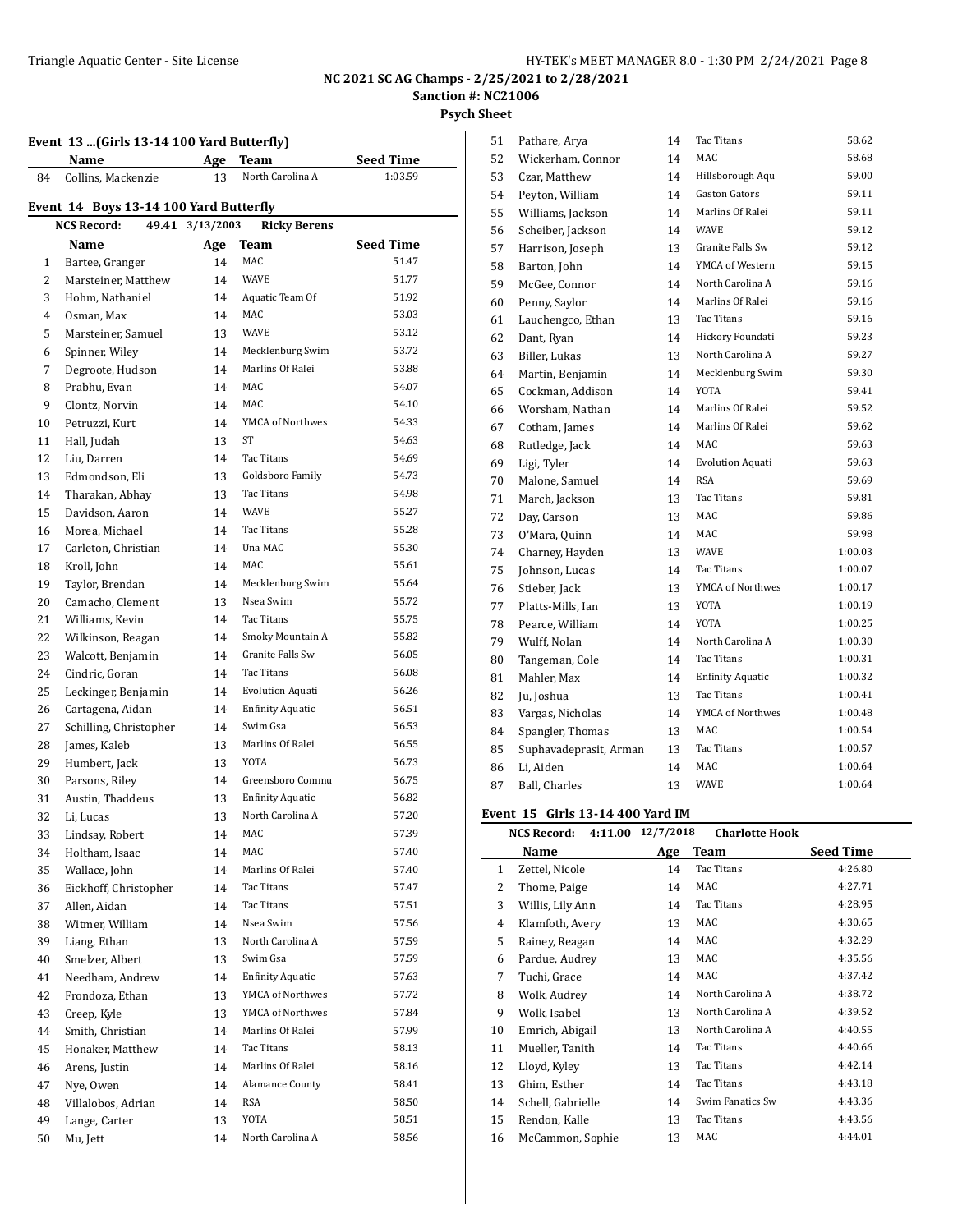NC 2021 SC AG Champs - 2/25/2021 to 2/28/2021

Sanction #: NC21006

Psych Sheet

### Event 13 ...(Girls 13-14 100 Yard Butterfly)

| | Name | Age | Team | Seed Time |
|---|---|---|---|---|
| 84 | Collins, Mackenzie | 13 | North Carolina A | 1:03.59 |

### Event 14 Boys 13-14 100 Yard Butterfly

NCS Record: 49.41 3/13/2003 Ricky Berens

| | Name | Age | Team | Seed Time |
|---|---|---|---|---|
| 1 | Bartee, Granger | 14 | MAC | 51.47 |
| 2 | Marsteiner, Matthew | 14 | WAVE | 51.77 |
| 3 | Hohm, Nathaniel | 14 | Aquatic Team Of | 51.92 |
| 4 | Osman, Max | 14 | MAC | 53.03 |
| 5 | Marsteiner, Samuel | 13 | WAVE | 53.12 |
| 6 | Spinner, Wiley | 14 | Mecklenburg Swim | 53.72 |
| 7 | Degroote, Hudson | 14 | Marlins Of Ralei | 53.88 |
| 8 | Prabhu, Evan | 14 | MAC | 54.07 |
| 9 | Clontz, Norvin | 14 | MAC | 54.10 |
| 10 | Petruzzi, Kurt | 14 | YMCA of Northwes | 54.33 |
| 11 | Hall, Judah | 13 | ST | 54.63 |
| 12 | Liu, Darren | 14 | Tac Titans | 54.69 |
| 13 | Edmondson, Eli | 13 | Goldsboro Family | 54.73 |
| 14 | Tharakan, Abhay | 13 | Tac Titans | 54.98 |
| 15 | Davidson, Aaron | 14 | WAVE | 55.27 |
| 16 | Morea, Michael | 14 | Tac Titans | 55.28 |
| 17 | Carleton, Christian | 14 | Una MAC | 55.30 |
| 18 | Kroll, John | 14 | MAC | 55.61 |
| 19 | Taylor, Brendan | 14 | Mecklenburg Swim | 55.64 |
| 20 | Camacho, Clement | 13 | Nsea Swim | 55.72 |
| 21 | Williams, Kevin | 14 | Tac Titans | 55.75 |
| 22 | Wilkinson, Reagan | 14 | Smoky Mountain A | 55.82 |
| 23 | Walcott, Benjamin | 14 | Granite Falls Sw | 56.05 |
| 24 | Cindric, Goran | 14 | Tac Titans | 56.08 |
| 25 | Leckinger, Benjamin | 14 | Evolution Aquati | 56.26 |
| 26 | Cartagena, Aidan | 14 | Enfinity Aquatic | 56.51 |
| 27 | Schilling, Christopher | 14 | Swim Gsa | 56.53 |
| 28 | James, Kaleb | 13 | Marlins Of Ralei | 56.55 |
| 29 | Humbert, Jack | 13 | YOTA | 56.73 |
| 30 | Parsons, Riley | 14 | Greensboro Commu | 56.75 |
| 31 | Austin, Thaddeus | 13 | Enfinity Aquatic | 56.82 |
| 32 | Li, Lucas | 13 | North Carolina A | 57.20 |
| 33 | Lindsay, Robert | 14 | MAC | 57.39 |
| 34 | Holtham, Isaac | 14 | MAC | 57.40 |
| 35 | Wallace, John | 14 | Marlins Of Ralei | 57.40 |
| 36 | Eickhoff, Christopher | 14 | Tac Titans | 57.47 |
| 37 | Allen, Aidan | 14 | Tac Titans | 57.51 |
| 38 | Witmer, William | 14 | Nsea Swim | 57.56 |
| 39 | Liang, Ethan | 13 | North Carolina A | 57.59 |
| 40 | Smelzer, Albert | 13 | Swim Gsa | 57.59 |
| 41 | Needham, Andrew | 14 | Enfinity Aquatic | 57.63 |
| 42 | Frondoza, Ethan | 13 | YMCA of Northwes | 57.72 |
| 43 | Creep, Kyle | 13 | YMCA of Northwes | 57.84 |
| 44 | Smith, Christian | 14 | Marlins Of Ralei | 57.99 |
| 45 | Honaker, Matthew | 14 | Tac Titans | 58.13 |
| 46 | Arens, Justin | 14 | Marlins Of Ralei | 58.16 |
| 47 | Nye, Owen | 14 | Alamance County | 58.41 |
| 48 | Villalobos, Adrian | 14 | RSA | 58.50 |
| 49 | Lange, Carter | 13 | YOTA | 58.51 |
| 50 | Mu, Jett | 14 | North Carolina A | 58.56 |
| 51 | Pathare, Arya | 14 | Tac Titans | 58.62 |
| 52 | Wickerham, Connor | 14 | MAC | 58.68 |
| 53 | Czar, Matthew | 14 | Hillsborough Aqu | 59.00 |
| 54 | Peyton, William | 14 | Gaston Gators | 59.11 |
| 55 | Williams, Jackson | 14 | Marlins Of Ralei | 59.11 |
| 56 | Scheiber, Jackson | 14 | WAVE | 59.12 |
| 57 | Harrison, Joseph | 13 | Granite Falls Sw | 59.12 |
| 58 | Barton, John | 14 | YMCA of Western | 59.15 |
| 59 | McGee, Connor | 14 | North Carolina A | 59.16 |
| 60 | Penny, Saylor | 14 | Marlins Of Ralei | 59.16 |
| 61 | Lauchengco, Ethan | 13 | Tac Titans | 59.16 |
| 62 | Dant, Ryan | 14 | Hickory Foundati | 59.23 |
| 63 | Biller, Lukas | 13 | North Carolina A | 59.27 |
| 64 | Martin, Benjamin | 14 | Mecklenburg Swim | 59.30 |
| 65 | Cockman, Addison | 14 | YOTA | 59.41 |
| 66 | Worsham, Nathan | 14 | Marlins Of Ralei | 59.52 |
| 67 | Cotham, James | 14 | Marlins Of Ralei | 59.62 |
| 68 | Rutledge, Jack | 14 | MAC | 59.63 |
| 69 | Ligi, Tyler | 14 | Evolution Aquati | 59.63 |
| 70 | Malone, Samuel | 14 | RSA | 59.69 |
| 71 | March, Jackson | 13 | Tac Titans | 59.81 |
| 72 | Day, Carson | 13 | MAC | 59.86 |
| 73 | O'Mara, Quinn | 14 | MAC | 59.98 |
| 74 | Charney, Hayden | 13 | WAVE | 1:00.03 |
| 75 | Johnson, Lucas | 14 | Tac Titans | 1:00.07 |
| 76 | Stieber, Jack | 13 | YMCA of Northwes | 1:00.17 |
| 77 | Platts-Mills, Ian | 13 | YOTA | 1:00.19 |
| 78 | Pearce, William | 14 | YOTA | 1:00.25 |
| 79 | Wulff, Nolan | 14 | North Carolina A | 1:00.30 |
| 80 | Tangeman, Cole | 14 | Tac Titans | 1:00.31 |
| 81 | Mahler, Max | 14 | Enfinity Aquatic | 1:00.32 |
| 82 | Ju, Joshua | 13 | Tac Titans | 1:00.41 |
| 83 | Vargas, Nicholas | 14 | YMCA of Northwes | 1:00.48 |
| 84 | Spangler, Thomas | 13 | MAC | 1:00.54 |
| 85 | Suphavadeprasit, Arman | 13 | Tac Titans | 1:00.57 |
| 86 | Li, Aiden | 14 | MAC | 1:00.64 |
| 87 | Ball, Charles | 13 | WAVE | 1:00.64 |

### Event 15 Girls 13-14 400 Yard IM

NCS Record: 4:11.00 12/7/2018 Charlotte Hook

| | Name | Age | Team | Seed Time |
|---|---|---|---|---|
| 1 | Zettel, Nicole | 14 | Tac Titans | 4:26.80 |
| 2 | Thome, Paige | 14 | MAC | 4:27.71 |
| 3 | Willis, Lily Ann | 14 | Tac Titans | 4:28.95 |
| 4 | Klamfoth, Avery | 13 | MAC | 4:30.65 |
| 5 | Rainey, Reagan | 14 | MAC | 4:32.29 |
| 6 | Pardue, Audrey | 13 | MAC | 4:35.56 |
| 7 | Tuchi, Grace | 14 | MAC | 4:37.42 |
| 8 | Wolk, Audrey | 14 | North Carolina A | 4:38.72 |
| 9 | Wolk, Isabel | 13 | North Carolina A | 4:39.52 |
| 10 | Emrich, Abigail | 13 | North Carolina A | 4:40.55 |
| 11 | Mueller, Tanith | 14 | Tac Titans | 4:40.66 |
| 12 | Lloyd, Kyley | 13 | Tac Titans | 4:42.14 |
| 13 | Ghim, Esther | 14 | Tac Titans | 4:43.18 |
| 14 | Schell, Gabrielle | 14 | Swim Fanatics Sw | 4:43.36 |
| 15 | Rendon, Kalle | 13 | Tac Titans | 4:43.56 |
| 16 | McCammon, Sophie | 13 | MAC | 4:44.01 |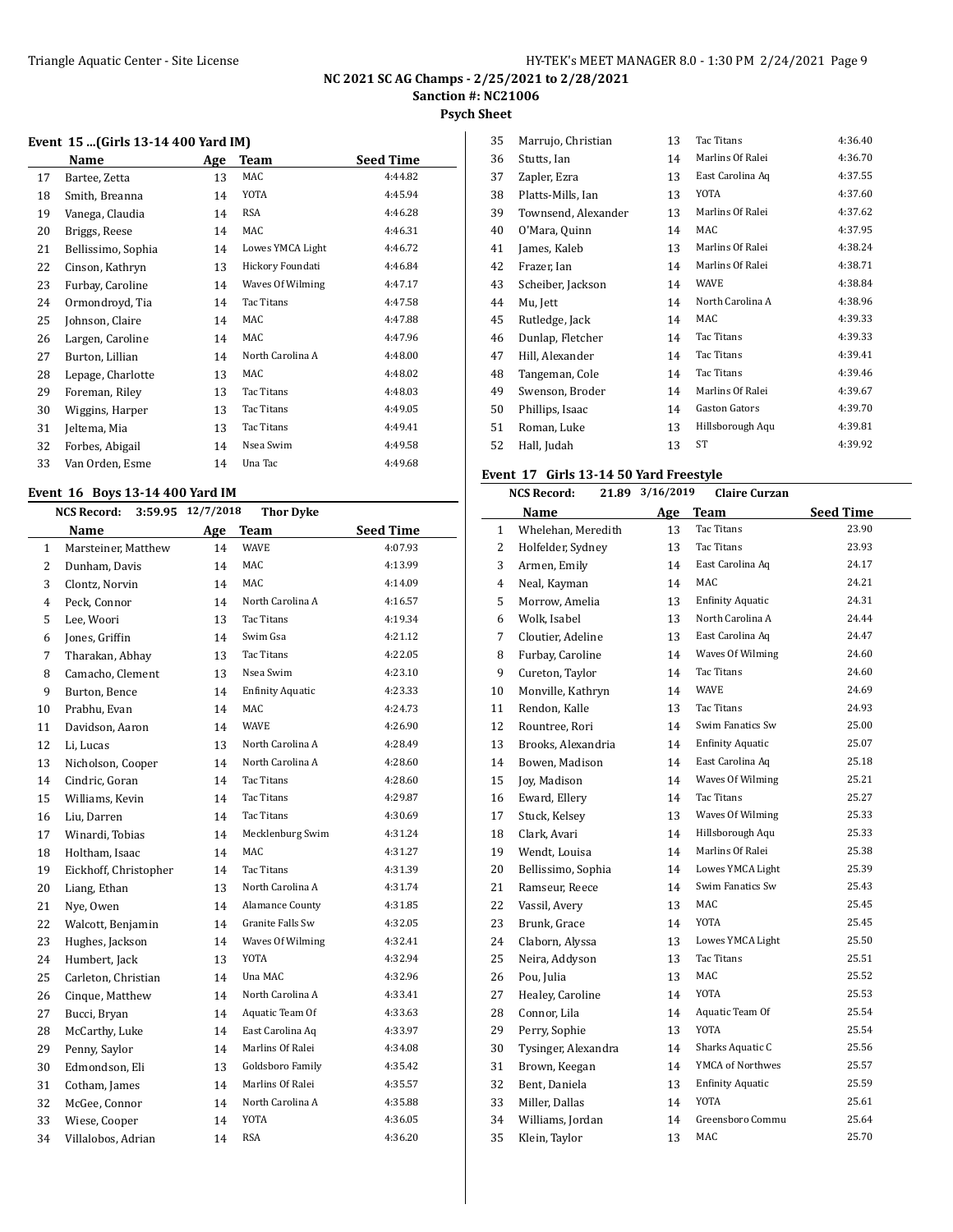# NC 2021 SC AG Champs - 2/25/2021 to 2/28/2021

**Sanction #: NC21006**

**Psych Sheet**

### Event 15 ...(Girls 13-14 400 Yard IM)

| | Name | Age | Team | Seed Time |
|---|---|---|---|---|
| 17 | Bartee, Zetta | 13 | MAC | 4:44.82 |
| 18 | Smith, Breanna | 14 | YOTA | 4:45.94 |
| 19 | Vanega, Claudia | 14 | RSA | 4:46.28 |
| 20 | Briggs, Reese | 14 | MAC | 4:46.31 |
| 21 | Bellissimo, Sophia | 14 | Lowes YMCA Light | 4:46.72 |
| 22 | Cinson, Kathryn | 13 | Hickory Foundati | 4:46.84 |
| 23 | Furbay, Caroline | 14 | Waves Of Wilming | 4:47.17 |
| 24 | Ormondroyd, Tia | 14 | Tac Titans | 4:47.58 |
| 25 | Johnson, Claire | 14 | MAC | 4:47.88 |
| 26 | Largen, Caroline | 14 | MAC | 4:47.96 |
| 27 | Burton, Lillian | 14 | North Carolina A | 4:48.00 |
| 28 | Lepage, Charlotte | 13 | MAC | 4:48.02 |
| 29 | Foreman, Riley | 13 | Tac Titans | 4:48.03 |
| 30 | Wiggins, Harper | 13 | Tac Titans | 4:49.05 |
| 31 | Jeltema, Mia | 13 | Tac Titans | 4:49.41 |
| 32 | Forbes, Abigail | 14 | Nsea Swim | 4:49.58 |
| 33 | Van Orden, Esme | 14 | Una Tac | 4:49.68 |

### Event 16 Boys 13-14 400 Yard IM

NCS Record: 3:59.95 12/7/2018 Thor Dyke

| | Name | Age | Team | Seed Time |
|---|---|---|---|---|
| 1 | Marsteiner, Matthew | 14 | WAVE | 4:07.93 |
| 2 | Dunham, Davis | 14 | MAC | 4:13.99 |
| 3 | Clontz, Norvin | 14 | MAC | 4:14.09 |
| 4 | Peck, Connor | 14 | North Carolina A | 4:16.57 |
| 5 | Lee, Woori | 13 | Tac Titans | 4:19.34 |
| 6 | Jones, Griffin | 14 | Swim Gsa | 4:21.12 |
| 7 | Tharakan, Abhay | 13 | Tac Titans | 4:22.05 |
| 8 | Camacho, Clement | 13 | Nsea Swim | 4:23.10 |
| 9 | Burton, Bence | 14 | Enfinity Aquatic | 4:23.33 |
| 10 | Prabhu, Evan | 14 | MAC | 4:24.73 |
| 11 | Davidson, Aaron | 14 | WAVE | 4:26.90 |
| 12 | Li, Lucas | 13 | North Carolina A | 4:28.49 |
| 13 | Nicholson, Cooper | 14 | North Carolina A | 4:28.60 |
| 14 | Cindric, Goran | 14 | Tac Titans | 4:28.60 |
| 15 | Williams, Kevin | 14 | Tac Titans | 4:29.87 |
| 16 | Liu, Darren | 14 | Tac Titans | 4:30.69 |
| 17 | Winardi, Tobias | 14 | Mecklenburg Swim | 4:31.24 |
| 18 | Holtham, Isaac | 14 | MAC | 4:31.27 |
| 19 | Eickhoff, Christopher | 14 | Tac Titans | 4:31.39 |
| 20 | Liang, Ethan | 13 | North Carolina A | 4:31.74 |
| 21 | Nye, Owen | 14 | Alamance County | 4:31.85 |
| 22 | Walcott, Benjamin | 14 | Granite Falls Sw | 4:32.05 |
| 23 | Hughes, Jackson | 14 | Waves Of Wilming | 4:32.41 |
| 24 | Humbert, Jack | 13 | YOTA | 4:32.94 |
| 25 | Carleton, Christian | 14 | Una MAC | 4:32.96 |
| 26 | Cinque, Matthew | 14 | North Carolina A | 4:33.41 |
| 27 | Bucci, Bryan | 14 | Aquatic Team Of | 4:33.63 |
| 28 | McCarthy, Luke | 14 | East Carolina Aq | 4:33.97 |
| 29 | Penny, Saylor | 14 | Marlins Of Ralei | 4:34.08 |
| 30 | Edmondson, Eli | 13 | Goldsboro Family | 4:35.42 |
| 31 | Cotham, James | 14 | Marlins Of Ralei | 4:35.57 |
| 32 | McGee, Connor | 14 | North Carolina A | 4:35.88 |
| 33 | Wiese, Cooper | 14 | YOTA | 4:36.05 |
| 34 | Villalobos, Adrian | 14 | RSA | 4:36.20 |
| 35 | Marrujo, Christian | 13 | Tac Titans | 4:36.40 |
| 36 | Stutts, Ian | 14 | Marlins Of Ralei | 4:36.70 |
| 37 | Zapler, Ezra | 13 | East Carolina Aq | 4:37.55 |
| 38 | Platts-Mills, Ian | 13 | YOTA | 4:37.60 |
| 39 | Townsend, Alexander | 13 | Marlins Of Ralei | 4:37.62 |
| 40 | O'Mara, Quinn | 14 | MAC | 4:37.95 |
| 41 | James, Kaleb | 13 | Marlins Of Ralei | 4:38.24 |
| 42 | Frazer, Ian | 14 | Marlins Of Ralei | 4:38.71 |
| 43 | Scheiber, Jackson | 14 | WAVE | 4:38.84 |
| 44 | Mu, Jett | 14 | North Carolina A | 4:38.96 |
| 45 | Rutledge, Jack | 14 | MAC | 4:39.33 |
| 46 | Dunlap, Fletcher | 14 | Tac Titans | 4:39.33 |
| 47 | Hill, Alexander | 14 | Tac Titans | 4:39.41 |
| 48 | Tangeman, Cole | 14 | Tac Titans | 4:39.46 |
| 49 | Swenson, Broder | 14 | Marlins Of Ralei | 4:39.67 |
| 50 | Phillips, Isaac | 14 | Gaston Gators | 4:39.70 |
| 51 | Roman, Luke | 13 | Hillsborough Aqu | 4:39.81 |
| 52 | Hall, Judah | 13 | ST | 4:39.92 |

### Event 17 Girls 13-14 50 Yard Freestyle

NCS Record: 21.89 3/16/2019 Claire Curzan

| | Name | Age | Team | Seed Time |
|---|---|---|---|---|
| 1 | Whelehan, Meredith | 13 | Tac Titans | 23.90 |
| 2 | Holfelder, Sydney | 13 | Tac Titans | 23.93 |
| 3 | Armen, Emily | 14 | East Carolina Aq | 24.17 |
| 4 | Neal, Kayman | 14 | MAC | 24.21 |
| 5 | Morrow, Amelia | 13 | Enfinity Aquatic | 24.31 |
| 6 | Wolk, Isabel | 13 | North Carolina A | 24.44 |
| 7 | Cloutier, Adeline | 13 | East Carolina Aq | 24.47 |
| 8 | Furbay, Caroline | 14 | Waves Of Wilming | 24.60 |
| 9 | Cureton, Taylor | 14 | Tac Titans | 24.60 |
| 10 | Monville, Kathryn | 14 | WAVE | 24.69 |
| 11 | Rendon, Kalle | 13 | Tac Titans | 24.93 |
| 12 | Rountree, Rori | 14 | Swim Fanatics Sw | 25.00 |
| 13 | Brooks, Alexandria | 14 | Enfinity Aquatic | 25.07 |
| 14 | Bowen, Madison | 14 | East Carolina Aq | 25.18 |
| 15 | Joy, Madison | 14 | Waves Of Wilming | 25.21 |
| 16 | Eward, Ellery | 14 | Tac Titans | 25.27 |
| 17 | Stuck, Kelsey | 13 | Waves Of Wilming | 25.33 |
| 18 | Clark, Avari | 14 | Hillsborough Aqu | 25.33 |
| 19 | Wendt, Louisa | 14 | Marlins Of Ralei | 25.38 |
| 20 | Bellissimo, Sophia | 14 | Lowes YMCA Light | 25.39 |
| 21 | Ramseur, Reece | 14 | Swim Fanatics Sw | 25.43 |
| 22 | Vassil, Avery | 13 | MAC | 25.45 |
| 23 | Brunk, Grace | 14 | YOTA | 25.45 |
| 24 | Claborn, Alyssa | 13 | Lowes YMCA Light | 25.50 |
| 25 | Neira, Addyson | 13 | Tac Titans | 25.51 |
| 26 | Pou, Julia | 13 | MAC | 25.52 |
| 27 | Healey, Caroline | 14 | YOTA | 25.53 |
| 28 | Connor, Lila | 14 | Aquatic Team Of | 25.54 |
| 29 | Perry, Sophie | 13 | YOTA | 25.54 |
| 30 | Tysinger, Alexandra | 14 | Sharks Aquatic C | 25.56 |
| 31 | Brown, Keegan | 14 | YMCA of Northwes | 25.57 |
| 32 | Bent, Daniela | 13 | Enfinity Aquatic | 25.59 |
| 33 | Miller, Dallas | 14 | YOTA | 25.61 |
| 34 | Williams, Jordan | 14 | Greensboro Commu | 25.64 |
| 35 | Klein, Taylor | 13 | MAC | 25.70 |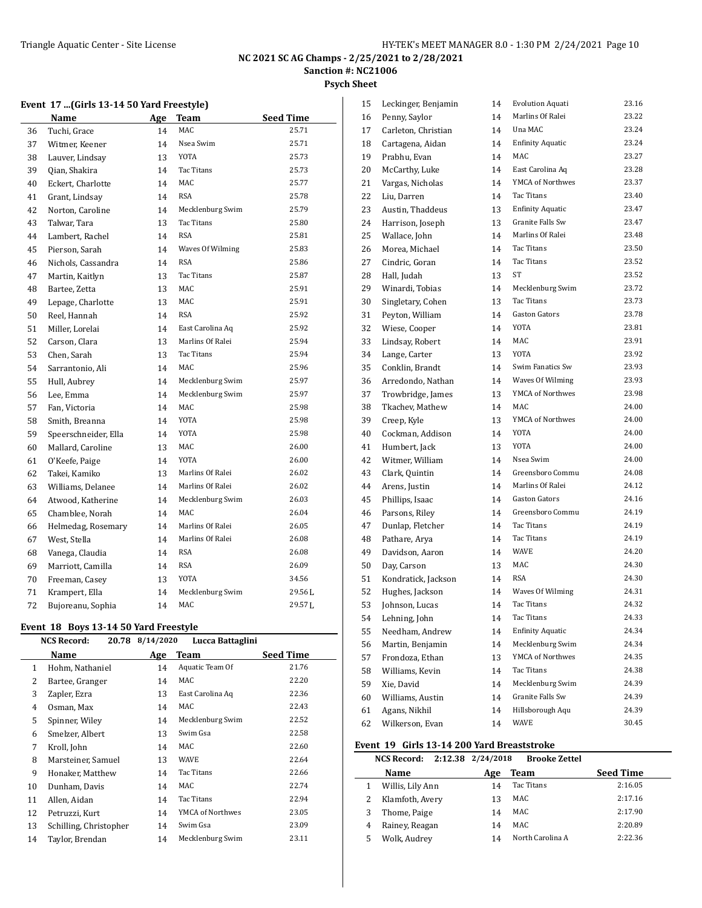**NC 2021 SC AG Champs - 2/25/2021 to 2/28/2021**
**Sanction #: NC21006**
**Psych Sheet**

### Event 17 ...(Girls 13-14 50 Yard Freestyle)

| | Name | Age | Team | Seed Time |
|---|---|---|---|---|
| 36 | Tuchi, Grace | 14 | MAC | 25.71 |
| 37 | Witmer, Keener | 14 | Nsea Swim | 25.71 |
| 38 | Lauver, Lindsay | 13 | YOTA | 25.73 |
| 39 | Qian, Shakira | 14 | Tac Titans | 25.73 |
| 40 | Eckert, Charlotte | 14 | MAC | 25.77 |
| 41 | Grant, Lindsay | 14 | RSA | 25.78 |
| 42 | Norton, Caroline | 14 | Mecklenburg Swim | 25.79 |
| 43 | Talwar, Tara | 13 | Tac Titans | 25.80 |
| 44 | Lambert, Rachel | 14 | RSA | 25.81 |
| 45 | Pierson, Sarah | 14 | Waves Of Wilming | 25.83 |
| 46 | Nichols, Cassandra | 14 | RSA | 25.86 |
| 47 | Martin, Kaitlyn | 13 | Tac Titans | 25.87 |
| 48 | Bartee, Zetta | 13 | MAC | 25.91 |
| 49 | Lepage, Charlotte | 13 | MAC | 25.91 |
| 50 | Reel, Hannah | 14 | RSA | 25.92 |
| 51 | Miller, Lorelai | 14 | East Carolina Aq | 25.92 |
| 52 | Carson, Clara | 13 | Marlins Of Ralei | 25.94 |
| 53 | Chen, Sarah | 13 | Tac Titans | 25.94 |
| 54 | Sarrantonio, Ali | 14 | MAC | 25.96 |
| 55 | Hull, Aubrey | 14 | Mecklenburg Swim | 25.97 |
| 56 | Lee, Emma | 14 | Mecklenburg Swim | 25.97 |
| 57 | Fan, Victoria | 14 | MAC | 25.98 |
| 58 | Smith, Breanna | 14 | YOTA | 25.98 |
| 59 | Speerschneider, Ella | 14 | YOTA | 25.98 |
| 60 | Mallard, Caroline | 13 | MAC | 26.00 |
| 61 | O'Keefe, Paige | 14 | YOTA | 26.00 |
| 62 | Takei, Kamiko | 13 | Marlins Of Ralei | 26.02 |
| 63 | Williams, Delanee | 14 | Marlins Of Ralei | 26.02 |
| 64 | Atwood, Katherine | 14 | Mecklenburg Swim | 26.03 |
| 65 | Chamblee, Norah | 14 | MAC | 26.04 |
| 66 | Helmedag, Rosemary | 14 | Marlins Of Ralei | 26.05 |
| 67 | West, Stella | 14 | Marlins Of Ralei | 26.08 |
| 68 | Vanega, Claudia | 14 | RSA | 26.08 |
| 69 | Marriott, Camilla | 14 | RSA | 26.09 |
| 70 | Freeman, Casey | 13 | YOTA | 34.56 |
| 71 | Krampert, Ella | 14 | Mecklenburg Swim | 29.56 L |
| 72 | Bujoreanu, Sophia | 14 | MAC | 29.57 L |

### Event 18 Boys 13-14 50 Yard Freestyle

NCS Record: 20.78 8/14/2020 Lucca Battaglini

| | Name | Age | Team | Seed Time |
|---|---|---|---|---|
| 1 | Hohm, Nathaniel | 14 | Aquatic Team Of | 21.76 |
| 2 | Bartee, Granger | 14 | MAC | 22.20 |
| 3 | Zapler, Ezra | 13 | East Carolina Aq | 22.36 |
| 4 | Osman, Max | 14 | MAC | 22.43 |
| 5 | Spinner, Wiley | 14 | Mecklenburg Swim | 22.52 |
| 6 | Smelzer, Albert | 13 | Swim Gsa | 22.58 |
| 7 | Kroll, John | 14 | MAC | 22.60 |
| 8 | Marsteiner, Samuel | 13 | WAVE | 22.64 |
| 9 | Honaker, Matthew | 14 | Tac Titans | 22.66 |
| 10 | Dunham, Davis | 14 | MAC | 22.74 |
| 11 | Allen, Aidan | 14 | Tac Titans | 22.94 |
| 12 | Petruzzi, Kurt | 14 | YMCA of Northwes | 23.05 |
| 13 | Schilling, Christopher | 14 | Swim Gsa | 23.09 |
| 14 | Taylor, Brendan | 14 | Mecklenburg Swim | 23.11 |
| 15 | Leckinger, Benjamin | 14 | Evolution Aquati | 23.16 |
| 16 | Penny, Saylor | 14 | Marlins Of Ralei | 23.22 |
| 17 | Carleton, Christian | 14 | Una MAC | 23.24 |
| 18 | Cartagena, Aidan | 14 | Enfinity Aquatic | 23.24 |
| 19 | Prabhu, Evan | 14 | MAC | 23.27 |
| 20 | McCarthy, Luke | 14 | East Carolina Aq | 23.28 |
| 21 | Vargas, Nicholas | 14 | YMCA of Northwes | 23.37 |
| 22 | Liu, Darren | 14 | Tac Titans | 23.40 |
| 23 | Austin, Thaddeus | 13 | Enfinity Aquatic | 23.47 |
| 24 | Harrison, Joseph | 13 | Granite Falls Sw | 23.47 |
| 25 | Wallace, John | 14 | Marlins Of Ralei | 23.48 |
| 26 | Morea, Michael | 14 | Tac Titans | 23.50 |
| 27 | Cindric, Goran | 14 | Tac Titans | 23.52 |
| 28 | Hall, Judah | 13 | ST | 23.52 |
| 29 | Winardi, Tobias | 14 | Mecklenburg Swim | 23.72 |
| 30 | Singletary, Cohen | 13 | Tac Titans | 23.73 |
| 31 | Peyton, William | 14 | Gaston Gators | 23.78 |
| 32 | Wiese, Cooper | 14 | YOTA | 23.81 |
| 33 | Lindsay, Robert | 14 | MAC | 23.91 |
| 34 | Lange, Carter | 13 | YOTA | 23.92 |
| 35 | Conklin, Brandt | 14 | Swim Fanatics Sw | 23.93 |
| 36 | Arredondo, Nathan | 14 | Waves Of Wilming | 23.93 |
| 37 | Trowbridge, James | 13 | YMCA of Northwes | 23.98 |
| 38 | Tkachev, Mathew | 14 | MAC | 24.00 |
| 39 | Creep, Kyle | 13 | YMCA of Northwes | 24.00 |
| 40 | Cockman, Addison | 14 | YOTA | 24.00 |
| 41 | Humbert, Jack | 13 | YOTA | 24.00 |
| 42 | Witmer, William | 14 | Nsea Swim | 24.00 |
| 43 | Clark, Quintin | 14 | Greensboro Commu | 24.08 |
| 44 | Arens, Justin | 14 | Marlins Of Ralei | 24.12 |
| 45 | Phillips, Isaac | 14 | Gaston Gators | 24.16 |
| 46 | Parsons, Riley | 14 | Greensboro Commu | 24.19 |
| 47 | Dunlap, Fletcher | 14 | Tac Titans | 24.19 |
| 48 | Pathare, Arya | 14 | Tac Titans | 24.19 |
| 49 | Davidson, Aaron | 14 | WAVE | 24.20 |
| 50 | Day, Carson | 13 | MAC | 24.30 |
| 51 | Kondratick, Jackson | 14 | RSA | 24.30 |
| 52 | Hughes, Jackson | 14 | Waves Of Wilming | 24.31 |
| 53 | Johnson, Lucas | 14 | Tac Titans | 24.32 |
| 54 | Lehning, John | 14 | Tac Titans | 24.33 |
| 55 | Needham, Andrew | 14 | Enfinity Aquatic | 24.34 |
| 56 | Martin, Benjamin | 14 | Mecklenburg Swim | 24.34 |
| 57 | Frondoza, Ethan | 13 | YMCA of Northwes | 24.35 |
| 58 | Williams, Kevin | 14 | Tac Titans | 24.38 |
| 59 | Xie, David | 14 | Mecklenburg Swim | 24.39 |
| 60 | Williams, Austin | 14 | Granite Falls Sw | 24.39 |
| 61 | Agans, Nikhil | 14 | Hillsborough Aqu | 24.39 |
| 62 | Wilkerson, Evan | 14 | WAVE | 30.45 |

### Event 19 Girls 13-14 200 Yard Breaststroke

NCS Record: 2:12.38 2/24/2018 Brooke Zettel

| | Name | Age | Team | Seed Time |
|---|---|---|---|---|
| 1 | Willis, Lily Ann | 14 | Tac Titans | 2:16.05 |
| 2 | Klamfoth, Avery | 13 | MAC | 2:17.16 |
| 3 | Thome, Paige | 14 | MAC | 2:17.90 |
| 4 | Rainey, Reagan | 14 | MAC | 2:20.89 |
| 5 | Wolk, Audrey | 14 | North Carolina A | 2:22.36 |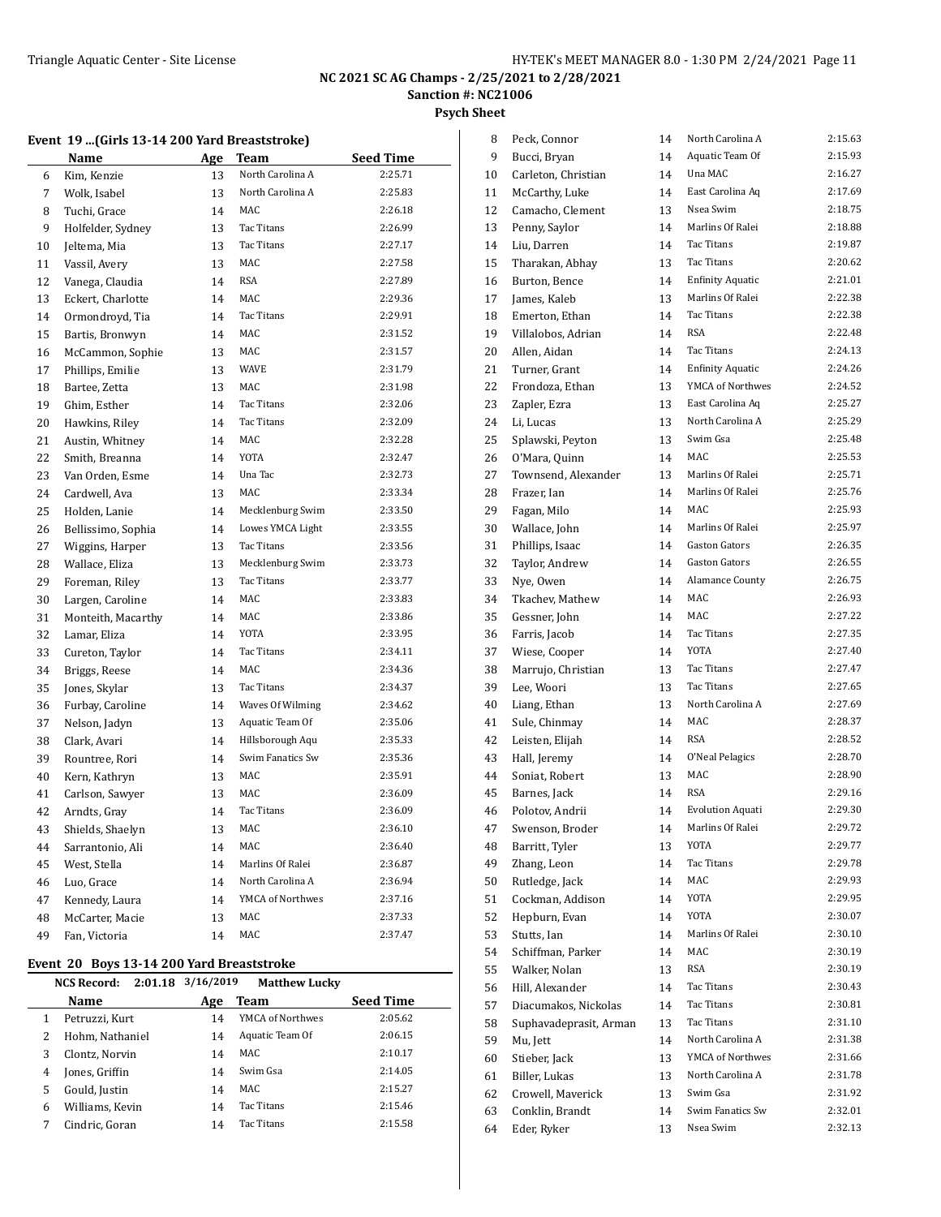NC 2021 SC AG Champs - 2/25/2021 to 2/28/2021
Sanction #: NC21006
Psych Sheet

### Event 19 ...(Girls 13-14 200 Yard Breaststroke)

| | Name | Age | Team | Seed Time |
|---|---|---|---|---|
| 6 | Kim, Kenzie | 13 | North Carolina A | 2:25.71 |
| 7 | Wolk, Isabel | 13 | North Carolina A | 2:25.83 |
| 8 | Tuchi, Grace | 14 | MAC | 2:26.18 |
| 9 | Holfelder, Sydney | 13 | Tac Titans | 2:26.99 |
| 10 | Jeltema, Mia | 13 | Tac Titans | 2:27.17 |
| 11 | Vassil, Avery | 13 | MAC | 2:27.58 |
| 12 | Vanega, Claudia | 14 | RSA | 2:27.89 |
| 13 | Eckert, Charlotte | 14 | MAC | 2:29.36 |
| 14 | Ormondroyd, Tia | 14 | Tac Titans | 2:29.91 |
| 15 | Bartis, Bronwyn | 14 | MAC | 2:31.52 |
| 16 | McCammon, Sophie | 13 | MAC | 2:31.57 |
| 17 | Phillips, Emilie | 13 | WAVE | 2:31.79 |
| 18 | Bartee, Zetta | 13 | MAC | 2:31.98 |
| 19 | Ghim, Esther | 14 | Tac Titans | 2:32.06 |
| 20 | Hawkins, Riley | 14 | Tac Titans | 2:32.09 |
| 21 | Austin, Whitney | 14 | MAC | 2:32.28 |
| 22 | Smith, Breanna | 14 | YOTA | 2:32.47 |
| 23 | Van Orden, Esme | 14 | Una Tac | 2:32.73 |
| 24 | Cardwell, Ava | 13 | MAC | 2:33.34 |
| 25 | Holden, Lanie | 14 | Mecklenburg Swim | 2:33.50 |
| 26 | Bellissimo, Sophia | 14 | Lowes YMCA Light | 2:33.55 |
| 27 | Wiggins, Harper | 13 | Tac Titans | 2:33.56 |
| 28 | Wallace, Eliza | 13 | Mecklenburg Swim | 2:33.73 |
| 29 | Foreman, Riley | 13 | Tac Titans | 2:33.77 |
| 30 | Largen, Caroline | 14 | MAC | 2:33.83 |
| 31 | Monteith, Macarthy | 14 | MAC | 2:33.86 |
| 32 | Lamar, Eliza | 14 | YOTA | 2:33.95 |
| 33 | Cureton, Taylor | 14 | Tac Titans | 2:34.11 |
| 34 | Briggs, Reese | 14 | MAC | 2:34.36 |
| 35 | Jones, Skylar | 13 | Tac Titans | 2:34.37 |
| 36 | Furbay, Caroline | 14 | Waves Of Wilming | 2:34.62 |
| 37 | Nelson, Jadyn | 13 | Aquatic Team Of | 2:35.06 |
| 38 | Clark, Avari | 14 | Hillsborough Aqu | 2:35.33 |
| 39 | Rountree, Rori | 14 | Swim Fanatics Sw | 2:35.36 |
| 40 | Kern, Kathryn | 13 | MAC | 2:35.91 |
| 41 | Carlson, Sawyer | 13 | MAC | 2:36.09 |
| 42 | Arndts, Gray | 14 | Tac Titans | 2:36.09 |
| 43 | Shields, Shaelyn | 13 | MAC | 2:36.10 |
| 44 | Sarrantonio, Ali | 14 | MAC | 2:36.40 |
| 45 | West, Stella | 14 | Marlins Of Ralei | 2:36.87 |
| 46 | Luo, Grace | 14 | North Carolina A | 2:36.94 |
| 47 | Kennedy, Laura | 14 | YMCA of Northwes | 2:37.16 |
| 48 | McCarter, Macie | 13 | MAC | 2:37.33 |
| 49 | Fan, Victoria | 14 | MAC | 2:37.47 |

### Event 20 Boys 13-14 200 Yard Breaststroke

NCS Record: 2:01.18 3/16/2019 Matthew Lucky

| | Name | Age | Team | Seed Time |
|---|---|---|---|---|
| 1 | Petruzzi, Kurt | 14 | YMCA of Northwes | 2:05.62 |
| 2 | Hohm, Nathaniel | 14 | Aquatic Team Of | 2:06.15 |
| 3 | Clontz, Norvin | 14 | MAC | 2:10.17 |
| 4 | Jones, Griffin | 14 | Swim Gsa | 2:14.05 |
| 5 | Gould, Justin | 14 | MAC | 2:15.27 |
| 6 | Williams, Kevin | 14 | Tac Titans | 2:15.46 |
| 7 | Cindric, Goran | 14 | Tac Titans | 2:15.58 |
| 8 | Peck, Connor | 14 | North Carolina A | 2:15.63 |
| 9 | Bucci, Bryan | 14 | Aquatic Team Of | 2:15.93 |
| 10 | Carleton, Christian | 14 | Una MAC | 2:16.27 |
| 11 | McCarthy, Luke | 14 | East Carolina Aq | 2:17.69 |
| 12 | Camacho, Clement | 13 | Nsea Swim | 2:18.75 |
| 13 | Penny, Saylor | 14 | Marlins Of Ralei | 2:18.88 |
| 14 | Liu, Darren | 14 | Tac Titans | 2:19.87 |
| 15 | Tharakan, Abhay | 13 | Tac Titans | 2:20.62 |
| 16 | Burton, Bence | 14 | Enfinity Aquatic | 2:21.01 |
| 17 | James, Kaleb | 13 | Marlins Of Ralei | 2:22.38 |
| 18 | Emerton, Ethan | 14 | Tac Titans | 2:22.38 |
| 19 | Villalobos, Adrian | 14 | RSA | 2:22.48 |
| 20 | Allen, Aidan | 14 | Tac Titans | 2:24.13 |
| 21 | Turner, Grant | 14 | Enfinity Aquatic | 2:24.26 |
| 22 | Frondoza, Ethan | 13 | YMCA of Northwes | 2:24.52 |
| 23 | Zapler, Ezra | 13 | East Carolina Aq | 2:25.27 |
| 24 | Li, Lucas | 13 | North Carolina A | 2:25.29 |
| 25 | Splawski, Peyton | 13 | Swim Gsa | 2:25.48 |
| 26 | O'Mara, Quinn | 14 | MAC | 2:25.53 |
| 27 | Townsend, Alexander | 13 | Marlins Of Ralei | 2:25.71 |
| 28 | Frazer, Ian | 14 | Marlins Of Ralei | 2:25.76 |
| 29 | Fagan, Milo | 14 | MAC | 2:25.93 |
| 30 | Wallace, John | 14 | Marlins Of Ralei | 2:25.97 |
| 31 | Phillips, Isaac | 14 | Gaston Gators | 2:26.35 |
| 32 | Taylor, Andrew | 14 | Gaston Gators | 2:26.55 |
| 33 | Nye, Owen | 14 | Alamance County | 2:26.75 |
| 34 | Tkachev, Mathew | 14 | MAC | 2:26.93 |
| 35 | Gessner, John | 14 | MAC | 2:27.22 |
| 36 | Farris, Jacob | 14 | Tac Titans | 2:27.35 |
| 37 | Wiese, Cooper | 14 | YOTA | 2:27.40 |
| 38 | Marrujo, Christian | 13 | Tac Titans | 2:27.47 |
| 39 | Lee, Woori | 13 | Tac Titans | 2:27.65 |
| 40 | Liang, Ethan | 13 | North Carolina A | 2:27.69 |
| 41 | Sule, Chinmay | 14 | MAC | 2:28.37 |
| 42 | Leisten, Elijah | 14 | RSA | 2:28.52 |
| 43 | Hall, Jeremy | 14 | O'Neal Pelagics | 2:28.70 |
| 44 | Soniat, Robert | 13 | MAC | 2:28.90 |
| 45 | Barnes, Jack | 14 | RSA | 2:29.16 |
| 46 | Polotov, Andrii | 14 | Evolution Aquati | 2:29.30 |
| 47 | Swenson, Broder | 14 | Marlins Of Ralei | 2:29.72 |
| 48 | Barritt, Tyler | 13 | YOTA | 2:29.77 |
| 49 | Zhang, Leon | 14 | Tac Titans | 2:29.78 |
| 50 | Rutledge, Jack | 14 | MAC | 2:29.93 |
| 51 | Cockman, Addison | 14 | YOTA | 2:29.95 |
| 52 | Hepburn, Evan | 14 | YOTA | 2:30.07 |
| 53 | Stutts, Ian | 14 | Marlins Of Ralei | 2:30.10 |
| 54 | Schiffman, Parker | 14 | MAC | 2:30.19 |
| 55 | Walker, Nolan | 13 | RSA | 2:30.19 |
| 56 | Hill, Alexander | 14 | Tac Titans | 2:30.43 |
| 57 | Diacumakos, Nickolas | 14 | Tac Titans | 2:30.81 |
| 58 | Suphavadeprasit, Arman | 13 | Tac Titans | 2:31.10 |
| 59 | Mu, Jett | 14 | North Carolina A | 2:31.38 |
| 60 | Stieber, Jack | 13 | YMCA of Northwes | 2:31.66 |
| 61 | Biller, Lukas | 13 | North Carolina A | 2:31.78 |
| 62 | Crowell, Maverick | 13 | Swim Gsa | 2:31.92 |
| 63 | Conklin, Brandt | 14 | Swim Fanatics Sw | 2:32.01 |
| 64 | Eder, Ryker | 13 | Nsea Swim | 2:32.13 |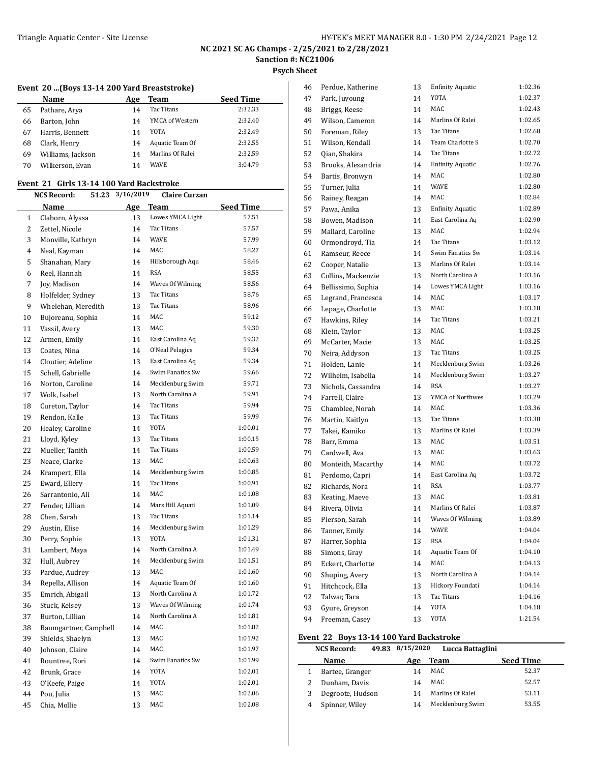# NC 2021 SC AG Champs - 2/25/2021 to 2/28/2021

**Sanction #: NC21006**

**Psych Sheet**

### Event 20 ...(Boys 13-14 200 Yard Breaststroke)

| | Name | Age | Team | Seed Time |
|---|---|---|---|---|
| 65 | Pathare, Arya | 14 | Tac Titans | 2:32.33 |
| 66 | Barton, John | 14 | YMCA of Western | 2:32.40 |
| 67 | Harris, Bennett | 14 | YOTA | 2:32.49 |
| 68 | Clark, Henry | 14 | Aquatic Team Of | 2:32.55 |
| 69 | Williams, Jackson | 14 | Marlins Of Ralei | 2:32.59 |
| 70 | Wilkerson, Evan | 14 | WAVE | 3:04.79 |

### Event 21 Girls 13-14 100 Yard Backstroke

**NCS Record:** 51.23 3/16/2019 Claire Curzan

| | Name | Age | Team | Seed Time |
|---|---|---|---|---|
| 1 | Claborn, Alyssa | 13 | Lowes YMCA Light | 57.51 |
| 2 | Zettel, Nicole | 14 | Tac Titans | 57.57 |
| 3 | Monville, Kathryn | 14 | WAVE | 57.99 |
| 4 | Neal, Kayman | 14 | MAC | 58.27 |
| 5 | Shanahan, Mary | 14 | Hillsborough Aqu | 58.46 |
| 6 | Reel, Hannah | 14 | RSA | 58.55 |
| 7 | Joy, Madison | 14 | Waves Of Wilming | 58.56 |
| 8 | Holfelder, Sydney | 13 | Tac Titans | 58.76 |
| 9 | Whelehan, Meredith | 13 | Tac Titans | 58.96 |
| 10 | Bujoreanu, Sophia | 14 | MAC | 59.12 |
| 11 | Vassil, Avery | 13 | MAC | 59.30 |
| 12 | Armen, Emily | 14 | East Carolina Aq | 59.32 |
| 13 | Coates, Nina | 14 | O'Neal Pelagics | 59.34 |
| 14 | Cloutier, Adeline | 13 | East Carolina Aq | 59.34 |
| 15 | Schell, Gabrielle | 14 | Swim Fanatics Sw | 59.66 |
| 16 | Norton, Caroline | 14 | Mecklenburg Swim | 59.71 |
| 17 | Wolk, Isabel | 13 | North Carolina A | 59.91 |
| 18 | Cureton, Taylor | 14 | Tac Titans | 59.94 |
| 19 | Rendon, Kalle | 13 | Tac Titans | 59.99 |
| 20 | Healey, Caroline | 14 | YOTA | 1:00.01 |
| 21 | Lloyd, Kyley | 13 | Tac Titans | 1:00.15 |
| 22 | Mueller, Tanith | 14 | Tac Titans | 1:00.59 |
| 23 | Neace, Clarke | 13 | MAC | 1:00.63 |
| 24 | Krampert, Ella | 14 | Mecklenburg Swim | 1:00.85 |
| 25 | Eward, Ellery | 14 | Tac Titans | 1:00.91 |
| 26 | Sarrantonio, Ali | 14 | MAC | 1:01.08 |
| 27 | Fender, Lillian | 14 | Mars Hill Aquati | 1:01.09 |
| 28 | Chen, Sarah | 13 | Tac Titans | 1:01.14 |
| 29 | Austin, Elise | 14 | Mecklenburg Swim | 1:01.29 |
| 30 | Perry, Sophie | 13 | YOTA | 1:01.31 |
| 31 | Lambert, Maya | 14 | North Carolina A | 1:01.49 |
| 32 | Hull, Aubrey | 14 | Mecklenburg Swim | 1:01.51 |
| 33 | Pardue, Audrey | 13 | MAC | 1:01.60 |
| 34 | Repella, Allison | 14 | Aquatic Team Of | 1:01.60 |
| 35 | Emrich, Abigail | 13 | North Carolina A | 1:01.72 |
| 36 | Stuck, Kelsey | 13 | Waves Of Wilming | 1:01.74 |
| 37 | Burton, Lillian | 14 | North Carolina A | 1:01.81 |
| 38 | Baumgartner, Campbell | 14 | MAC | 1:01.82 |
| 39 | Shields, Shaelyn | 13 | MAC | 1:01.92 |
| 40 | Johnson, Claire | 14 | MAC | 1:01.97 |
| 41 | Rountree, Rori | 14 | Swim Fanatics Sw | 1:01.99 |
| 42 | Brunk, Grace | 14 | YOTA | 1:02.01 |
| 43 | O'Keefe, Paige | 14 | YOTA | 1:02.01 |
| 44 | Pou, Julia | 13 | MAC | 1:02.06 |
| 45 | Chia, Mollie | 13 | MAC | 1:02.08 |
| 46 | Perdue, Katherine | 13 | Enfinity Aquatic | 1:02.36 |
| 47 | Park, Juyoung | 14 | YOTA | 1:02.37 |
| 48 | Briggs, Reese | 14 | MAC | 1:02.43 |
| 49 | Wilson, Cameron | 14 | Marlins Of Ralei | 1:02.65 |
| 50 | Foreman, Riley | 13 | Tac Titans | 1:02.68 |
| 51 | Wilson, Kendall | 14 | Team Charlotte S | 1:02.70 |
| 52 | Qian, Shakira | 14 | Tac Titans | 1:02.72 |
| 53 | Brooks, Alexandria | 14 | Enfinity Aquatic | 1:02.76 |
| 54 | Bartis, Bronwyn | 14 | MAC | 1:02.80 |
| 55 | Turner, Julia | 14 | WAVE | 1:02.80 |
| 56 | Rainey, Reagan | 14 | MAC | 1:02.84 |
| 57 | Pawa, Anika | 13 | Enfinity Aquatic | 1:02.89 |
| 58 | Bowen, Madison | 14 | East Carolina Aq | 1:02.90 |
| 59 | Mallard, Caroline | 13 | MAC | 1:02.94 |
| 60 | Ormondroyd, Tia | 14 | Tac Titans | 1:03.12 |
| 61 | Ramseur, Reece | 14 | Swim Fanatics Sw | 1:03.14 |
| 62 | Cooper, Natalie | 13 | Marlins Of Ralei | 1:03.14 |
| 63 | Collins, Mackenzie | 13 | North Carolina A | 1:03.16 |
| 64 | Bellissimo, Sophia | 14 | Lowes YMCA Light | 1:03.16 |
| 65 | Legrand, Francesca | 14 | MAC | 1:03.17 |
| 66 | Lepage, Charlotte | 13 | MAC | 1:03.18 |
| 67 | Hawkins, Riley | 14 | Tac Titans | 1:03.21 |
| 68 | Klein, Taylor | 13 | MAC | 1:03.25 |
| 69 | McCarter, Macie | 13 | MAC | 1:03.25 |
| 70 | Neira, Addyson | 13 | Tac Titans | 1:03.25 |
| 71 | Holden, Lanie | 14 | Mecklenburg Swim | 1:03.26 |
| 72 | Wilhelm, Isabella | 14 | Mecklenburg Swim | 1:03.27 |
| 73 | Nichols, Cassandra | 14 | RSA | 1:03.27 |
| 74 | Farrell, Claire | 13 | YMCA of Northwes | 1:03.29 |
| 75 | Chamblee, Norah | 14 | MAC | 1:03.36 |
| 76 | Martin, Kaitlyn | 13 | Tac Titans | 1:03.38 |
| 77 | Takei, Kamiko | 13 | Marlins Of Ralei | 1:03.39 |
| 78 | Barr, Emma | 13 | MAC | 1:03.51 |
| 79 | Cardwell, Ava | 13 | MAC | 1:03.63 |
| 80 | Monteith, Macarthy | 14 | MAC | 1:03.72 |
| 81 | Perdomo, Capri | 14 | East Carolina Aq | 1:03.72 |
| 82 | Richards, Nora | 14 | RSA | 1:03.77 |
| 83 | Keating, Maeve | 13 | MAC | 1:03.81 |
| 84 | Rivera, Olivia | 14 | Marlins Of Ralei | 1:03.87 |
| 85 | Pierson, Sarah | 14 | Waves Of Wilming | 1:03.89 |
| 86 | Tanner, Emily | 14 | WAVE | 1:04.04 |
| 87 | Harrer, Sophia | 13 | RSA | 1:04.04 |
| 88 | Simons, Gray | 14 | Aquatic Team Of | 1:04.10 |
| 89 | Eckert, Charlotte | 14 | MAC | 1:04.13 |
| 90 | Shuping, Avery | 13 | North Carolina A | 1:04.14 |
| 91 | Hitchcock, Ella | 13 | Hickory Foundati | 1:04.14 |
| 92 | Talwar, Tara | 13 | Tac Titans | 1:04.16 |
| 93 | Gyure, Greyson | 14 | YOTA | 1:04.18 |
| 94 | Freeman, Casey | 13 | YOTA | 1:21.54 |

### Event 22 Boys 13-14 100 Yard Backstroke

**NCS Record:** 49.83 8/15/2020 Lucca Battaglini

| | Name | Age | Team | Seed Time |
|---|---|---|---|---|
| 1 | Bartee, Granger | 14 | MAC | 52.37 |
| 2 | Dunham, Davis | 14 | MAC | 52.57 |
| 3 | Degroote, Hudson | 14 | Marlins Of Ralei | 53.11 |
| 4 | Spinner, Wiley | 14 | Mecklenburg Swim | 53.55 |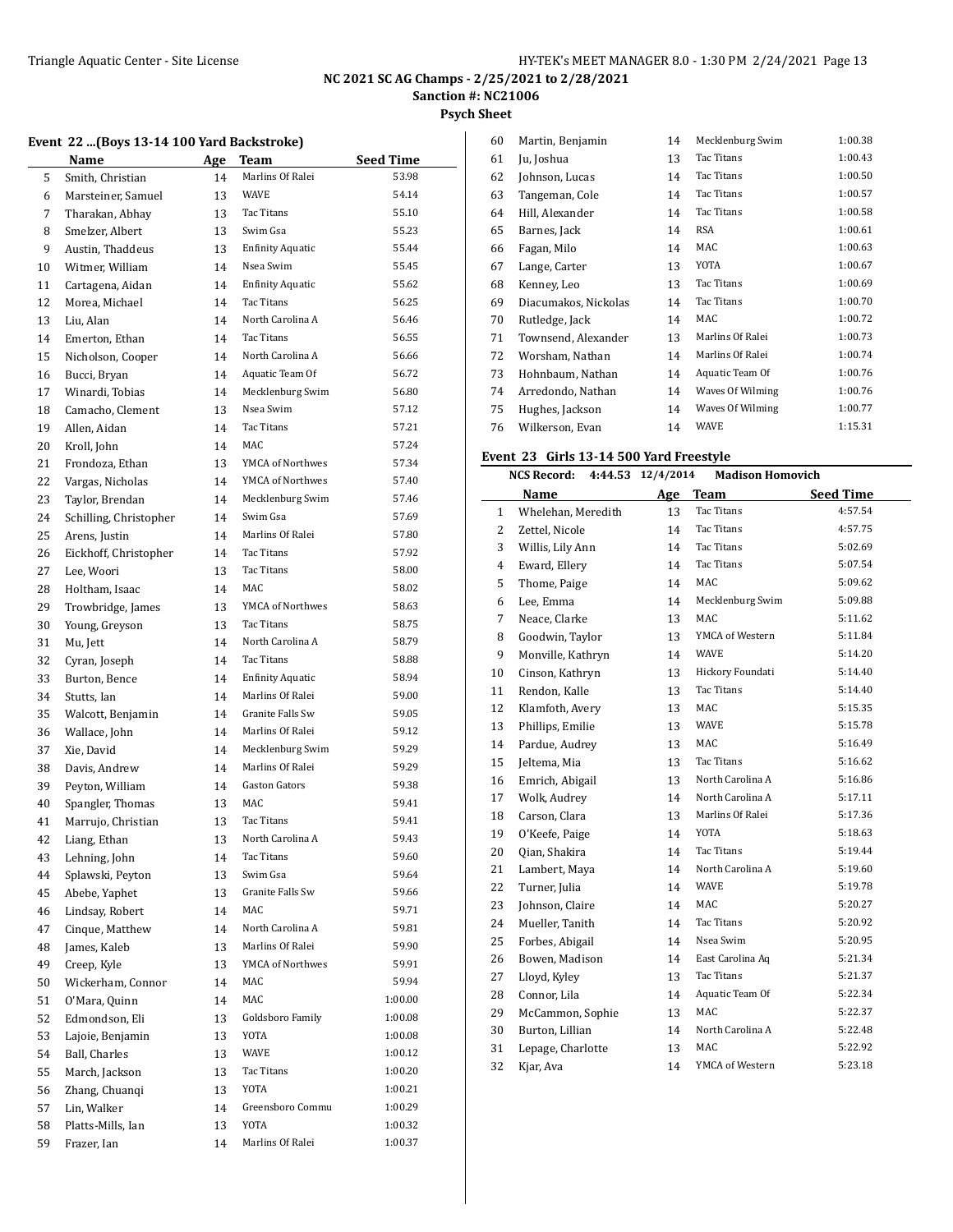## Triangle Aquatic Center - Site License

**NC 2021 SC AG Champs - 2/25/2021 to 2/28/2021**
**Sanction #: NC21006**
**Psych Sheet**

### Event 22 ...(Boys 13-14 100 Yard Backstroke)

| | Name | Age | Team | Seed Time |
|---|---|---|---|---|
| 5 | Smith, Christian | 14 | Marlins Of Ralei | 53.98 |
| 6 | Marsteiner, Samuel | 13 | WAVE | 54.14 |
| 7 | Tharakan, Abhay | 13 | Tac Titans | 55.10 |
| 8 | Smelzer, Albert | 13 | Swim Gsa | 55.23 |
| 9 | Austin, Thaddeus | 13 | Enfinity Aquatic | 55.44 |
| 10 | Witmer, William | 14 | Nsea Swim | 55.45 |
| 11 | Cartagena, Aidan | 14 | Enfinity Aquatic | 55.62 |
| 12 | Morea, Michael | 14 | Tac Titans | 56.25 |
| 13 | Liu, Alan | 14 | North Carolina A | 56.46 |
| 14 | Emerton, Ethan | 14 | Tac Titans | 56.55 |
| 15 | Nicholson, Cooper | 14 | North Carolina A | 56.66 |
| 16 | Bucci, Bryan | 14 | Aquatic Team Of | 56.72 |
| 17 | Winardi, Tobias | 14 | Mecklenburg Swim | 56.80 |
| 18 | Camacho, Clement | 13 | Nsea Swim | 57.12 |
| 19 | Allen, Aidan | 14 | Tac Titans | 57.21 |
| 20 | Kroll, John | 14 | MAC | 57.24 |
| 21 | Frondoza, Ethan | 13 | YMCA of Northwes | 57.34 |
| 22 | Vargas, Nicholas | 14 | YMCA of Northwes | 57.40 |
| 23 | Taylor, Brendan | 14 | Mecklenburg Swim | 57.46 |
| 24 | Schilling, Christopher | 14 | Swim Gsa | 57.69 |
| 25 | Arens, Justin | 14 | Marlins Of Ralei | 57.80 |
| 26 | Eickhoff, Christopher | 14 | Tac Titans | 57.92 |
| 27 | Lee, Woori | 13 | Tac Titans | 58.00 |
| 28 | Holtham, Isaac | 14 | MAC | 58.02 |
| 29 | Trowbridge, James | 13 | YMCA of Northwes | 58.63 |
| 30 | Young, Greyson | 13 | Tac Titans | 58.75 |
| 31 | Mu, Jett | 14 | North Carolina A | 58.79 |
| 32 | Cyran, Joseph | 14 | Tac Titans | 58.88 |
| 33 | Burton, Bence | 14 | Enfinity Aquatic | 58.94 |
| 34 | Stutts, Ian | 14 | Marlins Of Ralei | 59.00 |
| 35 | Walcott, Benjamin | 14 | Granite Falls Sw | 59.05 |
| 36 | Wallace, John | 14 | Marlins Of Ralei | 59.12 |
| 37 | Xie, David | 14 | Mecklenburg Swim | 59.29 |
| 38 | Davis, Andrew | 14 | Marlins Of Ralei | 59.29 |
| 39 | Peyton, William | 14 | Gaston Gators | 59.38 |
| 40 | Spangler, Thomas | 13 | MAC | 59.41 |
| 41 | Marrujo, Christian | 13 | Tac Titans | 59.41 |
| 42 | Liang, Ethan | 13 | North Carolina A | 59.43 |
| 43 | Lehning, John | 14 | Tac Titans | 59.60 |
| 44 | Splawski, Peyton | 13 | Swim Gsa | 59.64 |
| 45 | Abebe, Yaphet | 13 | Granite Falls Sw | 59.66 |
| 46 | Lindsay, Robert | 14 | MAC | 59.71 |
| 47 | Cinque, Matthew | 14 | North Carolina A | 59.81 |
| 48 | James, Kaleb | 13 | Marlins Of Ralei | 59.90 |
| 49 | Creep, Kyle | 13 | YMCA of Northwes | 59.91 |
| 50 | Wickerham, Connor | 14 | MAC | 59.94 |
| 51 | O'Mara, Quinn | 14 | MAC | 1:00.00 |
| 52 | Edmondson, Eli | 13 | Goldsboro Family | 1:00.08 |
| 53 | Lajoie, Benjamin | 13 | YOTA | 1:00.08 |
| 54 | Ball, Charles | 13 | WAVE | 1:00.12 |
| 55 | March, Jackson | 13 | Tac Titans | 1:00.20 |
| 56 | Zhang, Chuanqi | 13 | YOTA | 1:00.21 |
| 57 | Lin, Walker | 14 | Greensboro Commu | 1:00.29 |
| 58 | Platts-Mills, Ian | 13 | YOTA | 1:00.32 |
| 59 | Frazer, Ian | 14 | Marlins Of Ralei | 1:00.37 |
| 60 | Martin, Benjamin | 14 | Mecklenburg Swim | 1:00.38 |
| 61 | Ju, Joshua | 13 | Tac Titans | 1:00.43 |
| 62 | Johnson, Lucas | 14 | Tac Titans | 1:00.50 |
| 63 | Tangeman, Cole | 14 | Tac Titans | 1:00.57 |
| 64 | Hill, Alexander | 14 | Tac Titans | 1:00.58 |
| 65 | Barnes, Jack | 14 | RSA | 1:00.61 |
| 66 | Fagan, Milo | 14 | MAC | 1:00.63 |
| 67 | Lange, Carter | 13 | YOTA | 1:00.67 |
| 68 | Kenney, Leo | 13 | Tac Titans | 1:00.69 |
| 69 | Diacumakos, Nickolas | 14 | Tac Titans | 1:00.70 |
| 70 | Rutledge, Jack | 14 | MAC | 1:00.72 |
| 71 | Townsend, Alexander | 13 | Marlins Of Ralei | 1:00.73 |
| 72 | Worsham, Nathan | 14 | Marlins Of Ralei | 1:00.74 |
| 73 | Hohnbaum, Nathan | 14 | Aquatic Team Of | 1:00.76 |
| 74 | Arredondo, Nathan | 14 | Waves Of Wilming | 1:00.76 |
| 75 | Hughes, Jackson | 14 | Waves Of Wilming | 1:00.77 |
| 76 | Wilkerson, Evan | 14 | WAVE | 1:15.31 |

### Event 23 Girls 13-14 500 Yard Freestyle

**NCS Record: 4:44.53 12/4/2014 Madison Homovich**

| | Name | Age | Team | Seed Time |
|---|---|---|---|---|
| 1 | Whelehan, Meredith | 13 | Tac Titans | 4:57.54 |
| 2 | Zettel, Nicole | 14 | Tac Titans | 4:57.75 |
| 3 | Willis, Lily Ann | 14 | Tac Titans | 5:02.69 |
| 4 | Eward, Ellery | 14 | Tac Titans | 5:07.54 |
| 5 | Thome, Paige | 14 | MAC | 5:09.62 |
| 6 | Lee, Emma | 14 | Mecklenburg Swim | 5:09.88 |
| 7 | Neace, Clarke | 13 | MAC | 5:11.62 |
| 8 | Goodwin, Taylor | 13 | YMCA of Western | 5:11.84 |
| 9 | Monville, Kathryn | 14 | WAVE | 5:14.20 |
| 10 | Cinson, Kathryn | 13 | Hickory Foundati | 5:14.40 |
| 11 | Rendon, Kalle | 13 | Tac Titans | 5:14.40 |
| 12 | Klamfoth, Avery | 13 | MAC | 5:15.35 |
| 13 | Phillips, Emilie | 13 | WAVE | 5:15.78 |
| 14 | Pardue, Audrey | 13 | MAC | 5:16.49 |
| 15 | Jeltema, Mia | 13 | Tac Titans | 5:16.62 |
| 16 | Emrich, Abigail | 13 | North Carolina A | 5:16.86 |
| 17 | Wolk, Audrey | 14 | North Carolina A | 5:17.11 |
| 18 | Carson, Clara | 13 | Marlins Of Ralei | 5:17.36 |
| 19 | O'Keefe, Paige | 14 | YOTA | 5:18.63 |
| 20 | Qian, Shakira | 14 | Tac Titans | 5:19.44 |
| 21 | Lambert, Maya | 14 | North Carolina A | 5:19.60 |
| 22 | Turner, Julia | 14 | WAVE | 5:19.78 |
| 23 | Johnson, Claire | 14 | MAC | 5:20.27 |
| 24 | Mueller, Tanith | 14 | Tac Titans | 5:20.92 |
| 25 | Forbes, Abigail | 14 | Nsea Swim | 5:20.95 |
| 26 | Bowen, Madison | 14 | East Carolina Aq | 5:21.34 |
| 27 | Lloyd, Kyley | 13 | Tac Titans | 5:21.37 |
| 28 | Connor, Lila | 14 | Aquatic Team Of | 5:22.34 |
| 29 | McCammon, Sophie | 13 | MAC | 5:22.37 |
| 30 | Burton, Lillian | 14 | North Carolina A | 5:22.48 |
| 31 | Lepage, Charlotte | 13 | MAC | 5:22.92 |
| 32 | Kjar, Ava | 14 | YMCA of Western | 5:23.18 |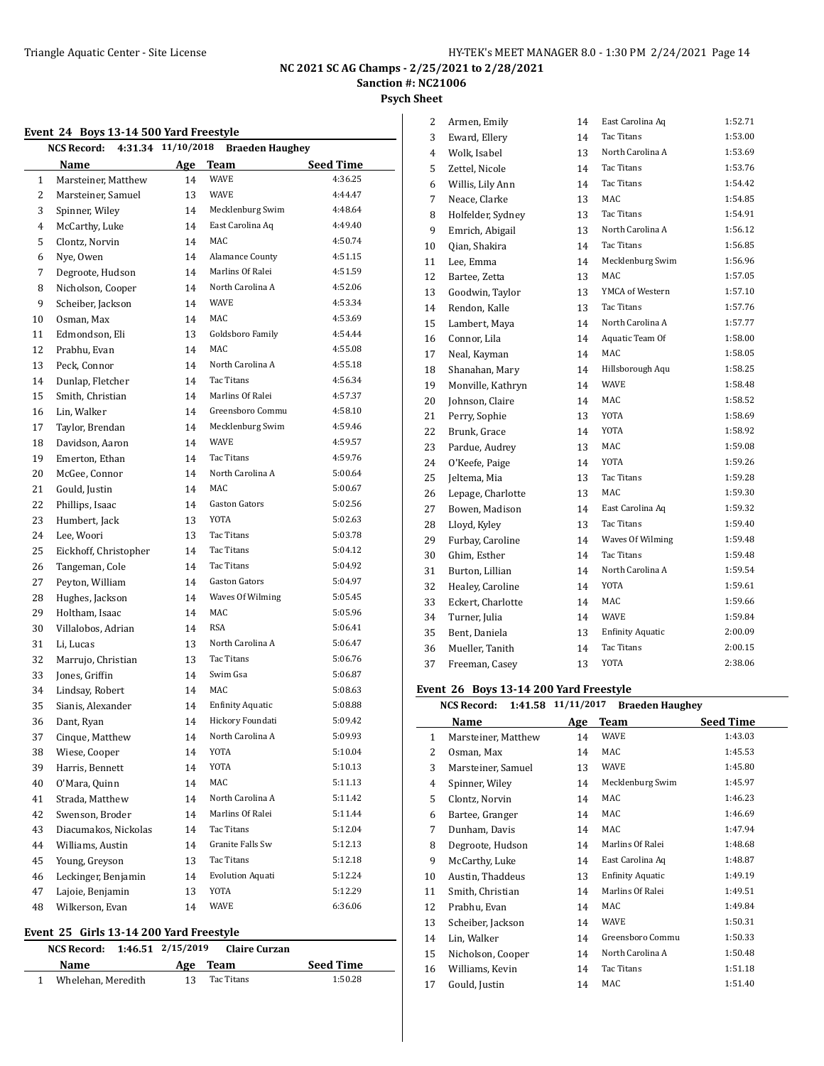# NC 2021 SC AG Champs - 2/25/2021 to 2/28/2021

**Sanction #: NC21006**

**Psych Sheet**

### Event 24 Boys 13-14 500 Yard Freestyle

**NCS Record: 4:31.34 11/10/2018 Braeden Haughey**

| | Name | Age | Team | Seed Time |
|---|---|---|---|---|
| 1 | Marsteiner, Matthew | 14 | WAVE | 4:36.25 |
| 2 | Marsteiner, Samuel | 13 | WAVE | 4:44.47 |
| 3 | Spinner, Wiley | 14 | Mecklenburg Swim | 4:48.64 |
| 4 | McCarthy, Luke | 14 | East Carolina Aq | 4:49.40 |
| 5 | Clontz, Norvin | 14 | MAC | 4:50.74 |
| 6 | Nye, Owen | 14 | Alamance County | 4:51.15 |
| 7 | Degroote, Hudson | 14 | Marlins Of Ralei | 4:51.59 |
| 8 | Nicholson, Cooper | 14 | North Carolina A | 4:52.06 |
| 9 | Scheiber, Jackson | 14 | WAVE | 4:53.34 |
| 10 | Osman, Max | 14 | MAC | 4:53.69 |
| 11 | Edmondson, Eli | 13 | Goldsboro Family | 4:54.44 |
| 12 | Prabhu, Evan | 14 | MAC | 4:55.08 |
| 13 | Peck, Connor | 14 | North Carolina A | 4:55.18 |
| 14 | Dunlap, Fletcher | 14 | Tac Titans | 4:56.34 |
| 15 | Smith, Christian | 14 | Marlins Of Ralei | 4:57.37 |
| 16 | Lin, Walker | 14 | Greensboro Commu | 4:58.10 |
| 17 | Taylor, Brendan | 14 | Mecklenburg Swim | 4:59.46 |
| 18 | Davidson, Aaron | 14 | WAVE | 4:59.57 |
| 19 | Emerton, Ethan | 14 | Tac Titans | 4:59.76 |
| 20 | McGee, Connor | 14 | North Carolina A | 5:00.64 |
| 21 | Gould, Justin | 14 | MAC | 5:00.67 |
| 22 | Phillips, Isaac | 14 | Gaston Gators | 5:02.56 |
| 23 | Humbert, Jack | 13 | YOTA | 5:02.63 |
| 24 | Lee, Woori | 13 | Tac Titans | 5:03.78 |
| 25 | Eickhoff, Christopher | 14 | Tac Titans | 5:04.12 |
| 26 | Tangeman, Cole | 14 | Tac Titans | 5:04.92 |
| 27 | Peyton, William | 14 | Gaston Gators | 5:04.97 |
| 28 | Hughes, Jackson | 14 | Waves Of Wilming | 5:05.45 |
| 29 | Holtham, Isaac | 14 | MAC | 5:05.96 |
| 30 | Villalobos, Adrian | 14 | RSA | 5:06.41 |
| 31 | Li, Lucas | 13 | North Carolina A | 5:06.47 |
| 32 | Marrujo, Christian | 13 | Tac Titans | 5:06.76 |
| 33 | Jones, Griffin | 14 | Swim Gsa | 5:06.87 |
| 34 | Lindsay, Robert | 14 | MAC | 5:08.63 |
| 35 | Sianis, Alexander | 14 | Enfinity Aquatic | 5:08.88 |
| 36 | Dant, Ryan | 14 | Hickory Foundati | 5:09.42 |
| 37 | Cinque, Matthew | 14 | North Carolina A | 5:09.93 |
| 38 | Wiese, Cooper | 14 | YOTA | 5:10.04 |
| 39 | Harris, Bennett | 14 | YOTA | 5:10.13 |
| 40 | O'Mara, Quinn | 14 | MAC | 5:11.13 |
| 41 | Strada, Matthew | 14 | North Carolina A | 5:11.42 |
| 42 | Swenson, Broder | 14 | Marlins Of Ralei | 5:11.44 |
| 43 | Diacumakos, Nickolas | 14 | Tac Titans | 5:12.04 |
| 44 | Williams, Austin | 14 | Granite Falls Sw | 5:12.13 |
| 45 | Young, Greyson | 13 | Tac Titans | 5:12.18 |
| 46 | Leckinger, Benjamin | 14 | Evolution Aquati | 5:12.24 |
| 47 | Lajoie, Benjamin | 13 | YOTA | 5:12.29 |
| 48 | Wilkerson, Evan | 14 | WAVE | 6:36.06 |

### Event 25 Girls 13-14 200 Yard Freestyle

**NCS Record: 1:46.51 2/15/2019 Claire Curzan**

| | Name | Age | Team | Seed Time |
|---|---|---|---|---|
| 1 | Whelehan, Meredith | 13 | Tac Titans | 1:50.28 |
| 2 | Armen, Emily | 14 | East Carolina Aq | 1:52.71 |
| 3 | Eward, Ellery | 14 | Tac Titans | 1:53.00 |
| 4 | Wolk, Isabel | 13 | North Carolina A | 1:53.69 |
| 5 | Zettel, Nicole | 14 | Tac Titans | 1:53.76 |
| 6 | Willis, Lily Ann | 14 | Tac Titans | 1:54.42 |
| 7 | Neace, Clarke | 13 | MAC | 1:54.85 |
| 8 | Holfelder, Sydney | 13 | Tac Titans | 1:54.91 |
| 9 | Emrich, Abigail | 13 | North Carolina A | 1:56.12 |
| 10 | Qian, Shakira | 14 | Tac Titans | 1:56.85 |
| 11 | Lee, Emma | 14 | Mecklenburg Swim | 1:56.96 |
| 12 | Bartee, Zetta | 13 | MAC | 1:57.05 |
| 13 | Goodwin, Taylor | 13 | YMCA of Western | 1:57.10 |
| 14 | Rendon, Kalle | 13 | Tac Titans | 1:57.76 |
| 15 | Lambert, Maya | 14 | North Carolina A | 1:57.77 |
| 16 | Connor, Lila | 14 | Aquatic Team Of | 1:58.00 |
| 17 | Neal, Kayman | 14 | MAC | 1:58.05 |
| 18 | Shanahan, Mary | 14 | Hillsborough Aqu | 1:58.25 |
| 19 | Monville, Kathryn | 14 | WAVE | 1:58.48 |
| 20 | Johnson, Claire | 14 | MAC | 1:58.52 |
| 21 | Perry, Sophie | 13 | YOTA | 1:58.69 |
| 22 | Brunk, Grace | 14 | YOTA | 1:58.92 |
| 23 | Pardue, Audrey | 13 | MAC | 1:59.08 |
| 24 | O'Keefe, Paige | 14 | YOTA | 1:59.26 |
| 25 | Jeltema, Mia | 13 | Tac Titans | 1:59.28 |
| 26 | Lepage, Charlotte | 13 | MAC | 1:59.30 |
| 27 | Bowen, Madison | 14 | East Carolina Aq | 1:59.32 |
| 28 | Lloyd, Kyley | 13 | Tac Titans | 1:59.40 |
| 29 | Furbay, Caroline | 14 | Waves Of Wilming | 1:59.48 |
| 30 | Ghim, Esther | 14 | Tac Titans | 1:59.48 |
| 31 | Burton, Lillian | 14 | North Carolina A | 1:59.54 |
| 32 | Healey, Caroline | 14 | YOTA | 1:59.61 |
| 33 | Eckert, Charlotte | 14 | MAC | 1:59.66 |
| 34 | Turner, Julia | 14 | WAVE | 1:59.84 |
| 35 | Bent, Daniela | 13 | Enfinity Aquatic | 2:00.09 |
| 36 | Mueller, Tanith | 14 | Tac Titans | 2:00.15 |
| 37 | Freeman, Casey | 13 | YOTA | 2:38.06 |

### Event 26 Boys 13-14 200 Yard Freestyle

**NCS Record: 1:41.58 11/11/2017 Braeden Haughey**

| | Name | Age | Team | Seed Time |
|---|---|---|---|---|
| 1 | Marsteiner, Matthew | 14 | WAVE | 1:43.03 |
| 2 | Osman, Max | 14 | MAC | 1:45.53 |
| 3 | Marsteiner, Samuel | 13 | WAVE | 1:45.80 |
| 4 | Spinner, Wiley | 14 | Mecklenburg Swim | 1:45.97 |
| 5 | Clontz, Norvin | 14 | MAC | 1:46.23 |
| 6 | Bartee, Granger | 14 | MAC | 1:46.69 |
| 7 | Dunham, Davis | 14 | MAC | 1:47.94 |
| 8 | Degroote, Hudson | 14 | Marlins Of Ralei | 1:48.68 |
| 9 | McCarthy, Luke | 14 | East Carolina Aq | 1:48.87 |
| 10 | Austin, Thaddeus | 13 | Enfinity Aquatic | 1:49.19 |
| 11 | Smith, Christian | 14 | Marlins Of Ralei | 1:49.51 |
| 12 | Prabhu, Evan | 14 | MAC | 1:49.84 |
| 13 | Scheiber, Jackson | 14 | WAVE | 1:50.31 |
| 14 | Lin, Walker | 14 | Greensboro Commu | 1:50.33 |
| 15 | Nicholson, Cooper | 14 | North Carolina A | 1:50.48 |
| 16 | Williams, Kevin | 14 | Tac Titans | 1:51.18 |
| 17 | Gould, Justin | 14 | MAC | 1:51.40 |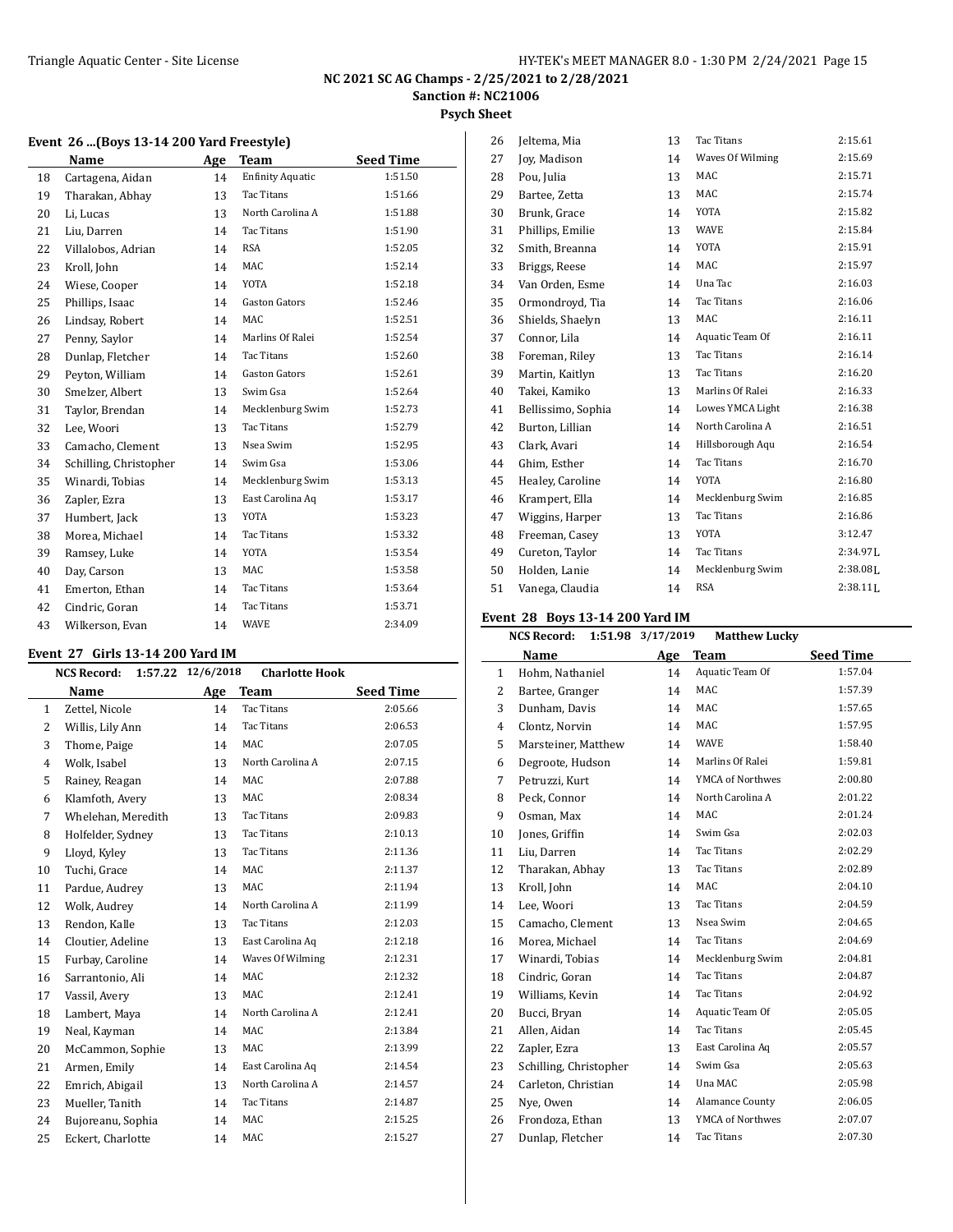# NC 2021 SC AG Champs - 2/25/2021 to 2/28/2021

**Sanction #: NC21006**

**Psych Sheet**

### Event 26 ...(Boys 13-14 200 Yard Freestyle)

| | Name | Age | Team | Seed Time |
|---|---|---|---|---|
| 18 | Cartagena, Aidan | 14 | Enfinity Aquatic | 1:51.50 |
| 19 | Tharakan, Abhay | 13 | Tac Titans | 1:51.66 |
| 20 | Li, Lucas | 13 | North Carolina A | 1:51.88 |
| 21 | Liu, Darren | 14 | Tac Titans | 1:51.90 |
| 22 | Villalobos, Adrian | 14 | RSA | 1:52.05 |
| 23 | Kroll, John | 14 | MAC | 1:52.14 |
| 24 | Wiese, Cooper | 14 | YOTA | 1:52.18 |
| 25 | Phillips, Isaac | 14 | Gaston Gators | 1:52.46 |
| 26 | Lindsay, Robert | 14 | MAC | 1:52.51 |
| 27 | Penny, Saylor | 14 | Marlins Of Ralei | 1:52.54 |
| 28 | Dunlap, Fletcher | 14 | Tac Titans | 1:52.60 |
| 29 | Peyton, William | 14 | Gaston Gators | 1:52.61 |
| 30 | Smelzer, Albert | 13 | Swim Gsa | 1:52.64 |
| 31 | Taylor, Brendan | 14 | Mecklenburg Swim | 1:52.73 |
| 32 | Lee, Woori | 13 | Tac Titans | 1:52.79 |
| 33 | Camacho, Clement | 13 | Nsea Swim | 1:52.95 |
| 34 | Schilling, Christopher | 14 | Swim Gsa | 1:53.06 |
| 35 | Winardi, Tobias | 14 | Mecklenburg Swim | 1:53.13 |
| 36 | Zapler, Ezra | 13 | East Carolina Aq | 1:53.17 |
| 37 | Humbert, Jack | 13 | YOTA | 1:53.23 |
| 38 | Morea, Michael | 14 | Tac Titans | 1:53.32 |
| 39 | Ramsey, Luke | 14 | YOTA | 1:53.54 |
| 40 | Day, Carson | 13 | MAC | 1:53.58 |
| 41 | Emerton, Ethan | 14 | Tac Titans | 1:53.64 |
| 42 | Cindric, Goran | 14 | Tac Titans | 1:53.71 |
| 43 | Wilkerson, Evan | 14 | WAVE | 2:34.09 |

### Event 27 Girls 13-14 200 Yard IM

NCS Record: 1:57.22 12/6/2018 Charlotte Hook

| | Name | Age | Team | Seed Time |
|---|---|---|---|---|
| 1 | Zettel, Nicole | 14 | Tac Titans | 2:05.66 |
| 2 | Willis, Lily Ann | 14 | Tac Titans | 2:06.53 |
| 3 | Thome, Paige | 14 | MAC | 2:07.05 |
| 4 | Wolk, Isabel | 13 | North Carolina A | 2:07.15 |
| 5 | Rainey, Reagan | 14 | MAC | 2:07.88 |
| 6 | Klamfoth, Avery | 13 | MAC | 2:08.34 |
| 7 | Whelehan, Meredith | 13 | Tac Titans | 2:09.83 |
| 8 | Holfelder, Sydney | 13 | Tac Titans | 2:10.13 |
| 9 | Lloyd, Kyley | 13 | Tac Titans | 2:11.36 |
| 10 | Tuchi, Grace | 14 | MAC | 2:11.37 |
| 11 | Pardue, Audrey | 13 | MAC | 2:11.94 |
| 12 | Wolk, Audrey | 14 | North Carolina A | 2:11.99 |
| 13 | Rendon, Kalle | 13 | Tac Titans | 2:12.03 |
| 14 | Cloutier, Adeline | 13 | East Carolina Aq | 2:12.18 |
| 15 | Furbay, Caroline | 14 | Waves Of Wilming | 2:12.31 |
| 16 | Sarrantonio, Ali | 14 | MAC | 2:12.32 |
| 17 | Vassil, Avery | 13 | MAC | 2:12.41 |
| 18 | Lambert, Maya | 14 | North Carolina A | 2:12.41 |
| 19 | Neal, Kayman | 14 | MAC | 2:13.84 |
| 20 | McCammon, Sophie | 13 | MAC | 2:13.99 |
| 21 | Armen, Emily | 14 | East Carolina Aq | 2:14.54 |
| 22 | Emrich, Abigail | 13 | North Carolina A | 2:14.57 |
| 23 | Mueller, Tanith | 14 | Tac Titans | 2:14.87 |
| 24 | Bujoreanu, Sophia | 14 | MAC | 2:15.25 |
| 25 | Eckert, Charlotte | 14 | MAC | 2:15.27 |
| 26 | Jeltema, Mia | 13 | Tac Titans | 2:15.61 |
| 27 | Joy, Madison | 14 | Waves Of Wilming | 2:15.69 |
| 28 | Pou, Julia | 13 | MAC | 2:15.71 |
| 29 | Bartee, Zetta | 13 | MAC | 2:15.74 |
| 30 | Brunk, Grace | 14 | YOTA | 2:15.82 |
| 31 | Phillips, Emilie | 13 | WAVE | 2:15.84 |
| 32 | Smith, Breanna | 14 | YOTA | 2:15.91 |
| 33 | Briggs, Reese | 14 | MAC | 2:15.97 |
| 34 | Van Orden, Esme | 14 | Una Tac | 2:16.03 |
| 35 | Ormondroyd, Tia | 14 | Tac Titans | 2:16.06 |
| 36 | Shields, Shaelyn | 13 | MAC | 2:16.11 |
| 37 | Connor, Lila | 14 | Aquatic Team Of | 2:16.11 |
| 38 | Foreman, Riley | 13 | Tac Titans | 2:16.14 |
| 39 | Martin, Kaitlyn | 13 | Tac Titans | 2:16.20 |
| 40 | Takei, Kamiko | 13 | Marlins Of Ralei | 2:16.33 |
| 41 | Bellissimo, Sophia | 14 | Lowes YMCA Light | 2:16.38 |
| 42 | Burton, Lillian | 14 | North Carolina A | 2:16.51 |
| 43 | Clark, Avari | 14 | Hillsborough Aqu | 2:16.54 |
| 44 | Ghim, Esther | 14 | Tac Titans | 2:16.70 |
| 45 | Healey, Caroline | 14 | YOTA | 2:16.80 |
| 46 | Krampert, Ella | 14 | Mecklenburg Swim | 2:16.85 |
| 47 | Wiggins, Harper | 13 | Tac Titans | 2:16.86 |
| 48 | Freeman, Casey | 13 | YOTA | 3:12.47 |
| 49 | Cureton, Taylor | 14 | Tac Titans | 2:34.97L |
| 50 | Holden, Lanie | 14 | Mecklenburg Swim | 2:38.08L |
| 51 | Vanega, Claudia | 14 | RSA | 2:38.11L |

### Event 28 Boys 13-14 200 Yard IM

NCS Record: 1:51.98 3/17/2019 Matthew Lucky

| | Name | Age | Team | Seed Time |
|---|---|---|---|---|
| 1 | Hohm, Nathaniel | 14 | Aquatic Team Of | 1:57.04 |
| 2 | Bartee, Granger | 14 | MAC | 1:57.39 |
| 3 | Dunham, Davis | 14 | MAC | 1:57.65 |
| 4 | Clontz, Norvin | 14 | MAC | 1:57.95 |
| 5 | Marsteiner, Matthew | 14 | WAVE | 1:58.40 |
| 6 | Degroote, Hudson | 14 | Marlins Of Ralei | 1:59.81 |
| 7 | Petruzzi, Kurt | 14 | YMCA of Northwes | 2:00.80 |
| 8 | Peck, Connor | 14 | North Carolina A | 2:01.22 |
| 9 | Osman, Max | 14 | MAC | 2:01.24 |
| 10 | Jones, Griffin | 14 | Swim Gsa | 2:02.03 |
| 11 | Liu, Darren | 14 | Tac Titans | 2:02.29 |
| 12 | Tharakan, Abhay | 13 | Tac Titans | 2:02.89 |
| 13 | Kroll, John | 14 | MAC | 2:04.10 |
| 14 | Lee, Woori | 13 | Tac Titans | 2:04.59 |
| 15 | Camacho, Clement | 13 | Nsea Swim | 2:04.65 |
| 16 | Morea, Michael | 14 | Tac Titans | 2:04.69 |
| 17 | Winardi, Tobias | 14 | Mecklenburg Swim | 2:04.81 |
| 18 | Cindric, Goran | 14 | Tac Titans | 2:04.87 |
| 19 | Williams, Kevin | 14 | Tac Titans | 2:04.92 |
| 20 | Bucci, Bryan | 14 | Aquatic Team Of | 2:05.05 |
| 21 | Allen, Aidan | 14 | Tac Titans | 2:05.45 |
| 22 | Zapler, Ezra | 13 | East Carolina Aq | 2:05.57 |
| 23 | Schilling, Christopher | 14 | Swim Gsa | 2:05.63 |
| 24 | Carleton, Christian | 14 | Una MAC | 2:05.98 |
| 25 | Nye, Owen | 14 | Alamance County | 2:06.05 |
| 26 | Frondoza, Ethan | 13 | YMCA of Northwes | 2:07.07 |
| 27 | Dunlap, Fletcher | 14 | Tac Titans | 2:07.30 |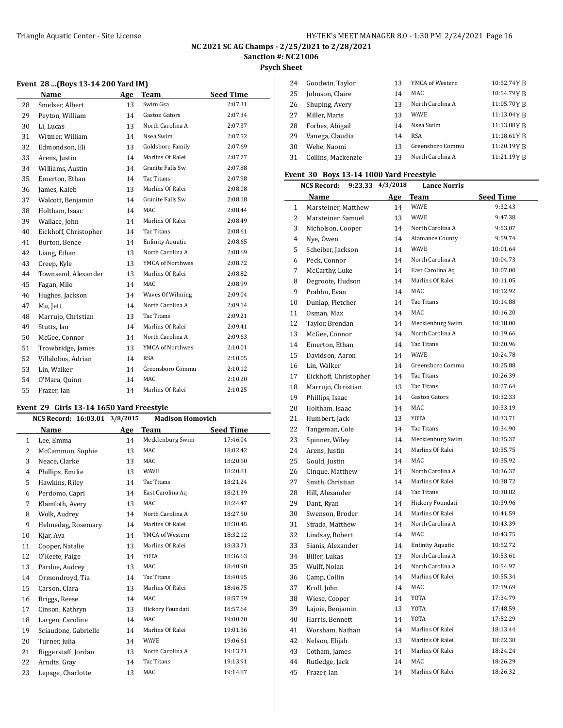NC 2021 SC AG Champs - 2/25/2021 to 2/28/2021

Sanction #: NC21006

Psych Sheet

### Event 28 ...(Boys 13-14 200 Yard IM)

| | Name | Age | Team | Seed Time |
|---|---|---|---|---|
| 28 | Smelzer, Albert | 13 | Swim Gsa | 2:07.31 |
| 29 | Peyton, William | 14 | Gaston Gators | 2:07.34 |
| 30 | Li, Lucas | 13 | North Carolina A | 2:07.37 |
| 31 | Witmer, William | 14 | Nsea Swim | 2:07.52 |
| 32 | Edmondson, Eli | 13 | Goldsboro Family | 2:07.69 |
| 33 | Arens, Justin | 14 | Marlins Of Ralei | 2:07.77 |
| 34 | Williams, Austin | 14 | Granite Falls Sw | 2:07.88 |
| 35 | Emerton, Ethan | 14 | Tac Titans | 2:07.98 |
| 36 | James, Kaleb | 13 | Marlins Of Ralei | 2:08.08 |
| 37 | Walcott, Benjamin | 14 | Granite Falls Sw | 2:08.18 |
| 38 | Holtham, Isaac | 14 | MAC | 2:08.44 |
| 39 | Wallace, John | 14 | Marlins Of Ralei | 2:08.49 |
| 40 | Eickhoff, Christopher | 14 | Tac Titans | 2:08.61 |
| 41 | Burton, Bence | 14 | Enfinity Aquatic | 2:08.65 |
| 42 | Liang, Ethan | 13 | North Carolina A | 2:08.69 |
| 43 | Creep, Kyle | 13 | YMCA of Northwes | 2:08.72 |
| 44 | Townsend, Alexander | 13 | Marlins Of Ralei | 2:08.82 |
| 45 | Fagan, Milo | 14 | MAC | 2:08.99 |
| 46 | Hughes, Jackson | 14 | Waves Of Wilming | 2:09.04 |
| 47 | Mu, Jett | 14 | North Carolina A | 2:09.14 |
| 48 | Marrujo, Christian | 13 | Tac Titans | 2:09.21 |
| 49 | Stutts, Ian | 14 | Marlins Of Ralei | 2:09.41 |
| 50 | McGee, Connor | 14 | North Carolina A | 2:09.63 |
| 51 | Trowbridge, James | 13 | YMCA of Northwes | 2:10.01 |
| 52 | Villalobos, Adrian | 14 | RSA | 2:10.05 |
| 53 | Lin, Walker | 14 | Greensboro Commu | 2:10.12 |
| 54 | O'Mara, Quinn | 14 | MAC | 2:10.20 |
| 55 | Frazer, Ian | 14 | Marlins Of Ralei | 2:10.25 |

### Event 29 Girls 13-14 1650 Yard Freestyle

NCS Record: 16:03.01 3/8/2015 Madison Homovich

| | Name | Age | Team | Seed Time |
|---|---|---|---|---|
| 1 | Lee, Emma | 14 | Mecklenburg Swim | 17:46.04 |
| 2 | McCammon, Sophie | 13 | MAC | 18:02.42 |
| 3 | Neace, Clarke | 13 | MAC | 18:20.60 |
| 4 | Phillips, Emilie | 13 | WAVE | 18:20.81 |
| 5 | Hawkins, Riley | 14 | Tac Titans | 18:21.24 |
| 6 | Perdomo, Capri | 14 | East Carolina Aq | 18:21.39 |
| 7 | Klamfoth, Avery | 13 | MAC | 18:24.47 |
| 8 | Wolk, Audrey | 14 | North Carolina A | 18:27.50 |
| 9 | Helmedag, Rosemary | 14 | Marlins Of Ralei | 18:30.45 |
| 10 | Kjar, Ava | 14 | YMCA of Western | 18:32.12 |
| 11 | Cooper, Natalie | 13 | Marlins Of Ralei | 18:33.71 |
| 12 | O'Keefe, Paige | 14 | YOTA | 18:36.63 |
| 13 | Pardue, Audrey | 13 | MAC | 18:40.90 |
| 14 | Ormondroyd, Tia | 14 | Tac Titans | 18:40.95 |
| 15 | Carson, Clara | 13 | Marlins Of Ralei | 18:46.75 |
| 16 | Briggs, Reese | 14 | MAC | 18:57.59 |
| 17 | Cinson, Kathryn | 13 | Hickory Foundati | 18:57.64 |
| 18 | Largen, Caroline | 14 | MAC | 19:00.70 |
| 19 | Sciaudone, Gabrielle | 14 | Marlins Of Ralei | 19:01.56 |
| 20 | Turner, Julia | 14 | WAVE | 19:06.61 |
| 21 | Biggerstaff, Jordan | 13 | North Carolina A | 19:13.71 |
| 22 | Arndts, Gray | 14 | Tac Titans | 19:13.91 |
| 23 | Lepage, Charlotte | 13 | MAC | 19:14.87 |
| 24 | Goodwin, Taylor | 13 | YMCA of Western | 10:52.74Y B |
| 25 | Johnson, Claire | 14 | MAC | 10:54.79Y B |
| 26 | Shuping, Avery | 13 | North Carolina A | 11:05.70Y B |
| 27 | Miller, Maris | 13 | WAVE | 11:13.04Y B |
| 28 | Forbes, Abigail | 14 | Nsea Swim | 11:13.88Y B |
| 29 | Vanega, Claudia | 14 | RSA | 11:18.61Y B |
| 30 | Wehe, Naomi | 13 | Greensboro Commu | 11:20.19Y B |
| 31 | Collins, Mackenzie | 13 | North Carolina A | 11:21.19Y B |

### Event 30 Boys 13-14 1000 Yard Freestyle

NCS Record: 9:23.33 4/3/2018 Lance Norris

| | Name | Age | Team | Seed Time |
|---|---|---|---|---|
| 1 | Marsteiner, Matthew | 14 | WAVE | 9:32.43 |
| 2 | Marsteiner, Samuel | 13 | WAVE | 9:47.38 |
| 3 | Nicholson, Cooper | 14 | North Carolina A | 9:53.07 |
| 4 | Nye, Owen | 14 | Alamance County | 9:59.74 |
| 5 | Scheiber, Jackson | 14 | WAVE | 10:01.64 |
| 6 | Peck, Connor | 14 | North Carolina A | 10:04.73 |
| 7 | McCarthy, Luke | 14 | East Carolina Aq | 10:07.00 |
| 8 | Degroote, Hudson | 14 | Marlins Of Ralei | 10:11.05 |
| 9 | Prabhu, Evan | 14 | MAC | 10:12.92 |
| 10 | Dunlap, Fletcher | 14 | Tac Titans | 10:14.88 |
| 11 | Osman, Max | 14 | MAC | 10:16.20 |
| 12 | Taylor, Brendan | 14 | Mecklenburg Swim | 10:18.00 |
| 13 | McGee, Connor | 14 | North Carolina A | 10:19.66 |
| 14 | Emerton, Ethan | 14 | Tac Titans | 10:20.96 |
| 15 | Davidson, Aaron | 14 | WAVE | 10:24.78 |
| 16 | Lin, Walker | 14 | Greensboro Commu | 10:25.88 |
| 17 | Eickhoff, Christopher | 14 | Tac Titans | 10:26.39 |
| 18 | Marrujo, Christian | 13 | Tac Titans | 10:27.64 |
| 19 | Phillips, Isaac | 14 | Gaston Gators | 10:32.33 |
| 20 | Holtham, Isaac | 14 | MAC | 10:33.19 |
| 21 | Humbert, Jack | 13 | YOTA | 10:33.71 |
| 22 | Tangeman, Cole | 14 | Tac Titans | 10:34.90 |
| 23 | Spinner, Wiley | 14 | Mecklenburg Swim | 10:35.37 |
| 24 | Arens, Justin | 14 | Marlins Of Ralei | 10:35.75 |
| 25 | Gould, Justin | 14 | MAC | 10:35.92 |
| 26 | Cinque, Matthew | 14 | North Carolina A | 10:36.37 |
| 27 | Smith, Christian | 14 | Marlins Of Ralei | 10:38.72 |
| 28 | Hill, Alexander | 14 | Tac Titans | 10:38.82 |
| 29 | Dant, Ryan | 14 | Hickory Foundati | 10:39.96 |
| 30 | Swenson, Broder | 14 | Marlins Of Ralei | 10:41.59 |
| 31 | Strada, Matthew | 14 | North Carolina A | 10:43.39 |
| 32 | Lindsay, Robert | 14 | MAC | 10:43.75 |
| 33 | Sianis, Alexander | 14 | Enfinity Aquatic | 10:52.72 |
| 34 | Biller, Lukas | 13 | North Carolina A | 10:53.61 |
| 35 | Wulff, Nolan | 14 | North Carolina A | 10:54.97 |
| 36 | Camp, Collin | 14 | Marlins Of Ralei | 10:55.34 |
| 37 | Kroll, John | 14 | MAC | 17:19.69 |
| 38 | Wiese, Cooper | 14 | YOTA | 17:34.79 |
| 39 | Lajoie, Benjamin | 13 | YOTA | 17:48.59 |
| 40 | Harris, Bennett | 14 | YOTA | 17:52.29 |
| 41 | Worsham, Nathan | 14 | Marlins Of Ralei | 18:13.44 |
| 42 | Nelson, Elijah | 13 | Marlins Of Ralei | 18:22.38 |
| 43 | Cotham, James | 14 | Marlins Of Ralei | 18:24.24 |
| 44 | Rutledge, Jack | 14 | MAC | 18:26.29 |
| 45 | Frazer, Ian | 14 | Marlins Of Ralei | 18:26.32 |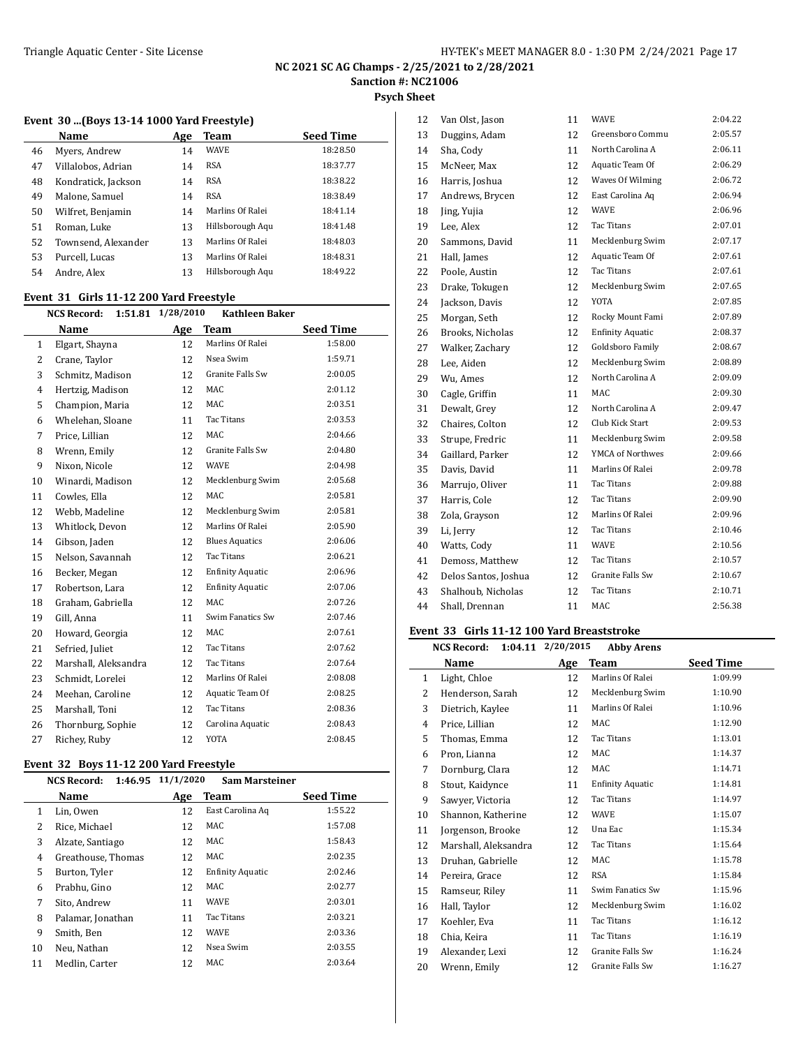# NC 2021 SC AG Champs - 2/25/2021 to 2/28/2021

**Sanction #: NC21006**

**Psych Sheet**

### Event 30 ...(Boys 13-14 1000 Yard Freestyle)

| | Name | Age | Team | Seed Time |
|---|---|---|---|---|
| 46 | Myers, Andrew | 14 | WAVE | 18:28.50 |
| 47 | Villalobos, Adrian | 14 | RSA | 18:37.77 |
| 48 | Kondratick, Jackson | 14 | RSA | 18:38.22 |
| 49 | Malone, Samuel | 14 | RSA | 18:38.49 |
| 50 | Wilfret, Benjamin | 14 | Marlins Of Ralei | 18:41.14 |
| 51 | Roman, Luke | 13 | Hillsborough Aqu | 18:41.48 |
| 52 | Townsend, Alexander | 13 | Marlins Of Ralei | 18:48.03 |
| 53 | Purcell, Lucas | 13 | Marlins Of Ralei | 18:48.31 |
| 54 | Andre, Alex | 13 | Hillsborough Aqu | 18:49.22 |

### Event 31 Girls 11-12 200 Yard Freestyle

**NCS Record: 1:51.81 1/28/2010 Kathleen Baker**

| | Name | Age | Team | Seed Time |
|---|---|---|---|---|
| 1 | Elgart, Shayna | 12 | Marlins Of Ralei | 1:58.00 |
| 2 | Crane, Taylor | 12 | Nsea Swim | 1:59.71 |
| 3 | Schmitz, Madison | 12 | Granite Falls Sw | 2:00.05 |
| 4 | Hertzig, Madison | 12 | MAC | 2:01.12 |
| 5 | Champion, Maria | 12 | MAC | 2:03.51 |
| 6 | Whelehan, Sloane | 11 | Tac Titans | 2:03.53 |
| 7 | Price, Lillian | 12 | MAC | 2:04.66 |
| 8 | Wrenn, Emily | 12 | Granite Falls Sw | 2:04.80 |
| 9 | Nixon, Nicole | 12 | WAVE | 2:04.98 |
| 10 | Winardi, Madison | 12 | Mecklenburg Swim | 2:05.68 |
| 11 | Cowles, Ella | 12 | MAC | 2:05.81 |
| 12 | Webb, Madeline | 12 | Mecklenburg Swim | 2:05.81 |
| 13 | Whitlock, Devon | 12 | Marlins Of Ralei | 2:05.90 |
| 14 | Gibson, Jaden | 12 | Blues Aquatics | 2:06.06 |
| 15 | Nelson, Savannah | 12 | Tac Titans | 2:06.21 |
| 16 | Becker, Megan | 12 | Enfinity Aquatic | 2:06.96 |
| 17 | Robertson, Lara | 12 | Enfinity Aquatic | 2:07.06 |
| 18 | Graham, Gabriella | 12 | MAC | 2:07.26 |
| 19 | Gill, Anna | 11 | Swim Fanatics Sw | 2:07.46 |
| 20 | Howard, Georgia | 12 | MAC | 2:07.61 |
| 21 | Sefried, Juliet | 12 | Tac Titans | 2:07.62 |
| 22 | Marshall, Aleksandra | 12 | Tac Titans | 2:07.64 |
| 23 | Schmidt, Lorelei | 12 | Marlins Of Ralei | 2:08.08 |
| 24 | Meehan, Caroline | 12 | Aquatic Team Of | 2:08.25 |
| 25 | Marshall, Toni | 12 | Tac Titans | 2:08.36 |
| 26 | Thornburg, Sophie | 12 | Carolina Aquatic | 2:08.43 |
| 27 | Richey, Ruby | 12 | YOTA | 2:08.45 |

### Event 32 Boys 11-12 200 Yard Freestyle

**NCS Record: 1:46.95 11/1/2020 Sam Marsteiner**

| | Name | Age | Team | Seed Time |
|---|---|---|---|---|
| 1 | Lin, Owen | 12 | East Carolina Aq | 1:55.22 |
| 2 | Rice, Michael | 12 | MAC | 1:57.08 |
| 3 | Alzate, Santiago | 12 | MAC | 1:58.43 |
| 4 | Greathouse, Thomas | 12 | MAC | 2:02.35 |
| 5 | Burton, Tyler | 12 | Enfinity Aquatic | 2:02.46 |
| 6 | Prabhu, Gino | 12 | MAC | 2:02.77 |
| 7 | Sito, Andrew | 11 | WAVE | 2:03.01 |
| 8 | Palamar, Jonathan | 11 | Tac Titans | 2:03.21 |
| 9 | Smith, Ben | 12 | WAVE | 2:03.36 |
| 10 | Neu, Nathan | 12 | Nsea Swim | 2:03.55 |
| 11 | Medlin, Carter | 12 | MAC | 2:03.64 |
| 12 | Van Olst, Jason | 11 | WAVE | 2:04.22 |
| 13 | Duggins, Adam | 12 | Greensboro Commu | 2:05.57 |
| 14 | Sha, Cody | 11 | North Carolina A | 2:06.11 |
| 15 | McNeer, Max | 12 | Aquatic Team Of | 2:06.29 |
| 16 | Harris, Joshua | 12 | Waves Of Wilming | 2:06.72 |
| 17 | Andrews, Brycen | 12 | East Carolina Aq | 2:06.94 |
| 18 | Jing, Yujia | 12 | WAVE | 2:06.96 |
| 19 | Lee, Alex | 12 | Tac Titans | 2:07.01 |
| 20 | Sammons, David | 11 | Mecklenburg Swim | 2:07.17 |
| 21 | Hall, James | 12 | Aquatic Team Of | 2:07.61 |
| 22 | Poole, Austin | 12 | Tac Titans | 2:07.61 |
| 23 | Drake, Tokugen | 12 | Mecklenburg Swim | 2:07.65 |
| 24 | Jackson, Davis | 12 | YOTA | 2:07.85 |
| 25 | Morgan, Seth | 12 | Rocky Mount Fami | 2:07.89 |
| 26 | Brooks, Nicholas | 12 | Enfinity Aquatic | 2:08.37 |
| 27 | Walker, Zachary | 12 | Goldsboro Family | 2:08.67 |
| 28 | Lee, Aiden | 12 | Mecklenburg Swim | 2:08.89 |
| 29 | Wu, Ames | 12 | North Carolina A | 2:09.09 |
| 30 | Cagle, Griffin | 11 | MAC | 2:09.30 |
| 31 | Dewalt, Grey | 12 | North Carolina A | 2:09.47 |
| 32 | Chaires, Colton | 12 | Club Kick Start | 2:09.53 |
| 33 | Strupe, Fredric | 11 | Mecklenburg Swim | 2:09.58 |
| 34 | Gaillard, Parker | 12 | YMCA of Northwes | 2:09.66 |
| 35 | Davis, David | 11 | Marlins Of Ralei | 2:09.78 |
| 36 | Marrujo, Oliver | 11 | Tac Titans | 2:09.88 |
| 37 | Harris, Cole | 12 | Tac Titans | 2:09.90 |
| 38 | Zola, Grayson | 12 | Marlins Of Ralei | 2:09.96 |
| 39 | Li, Jerry | 12 | Tac Titans | 2:10.46 |
| 40 | Watts, Cody | 11 | WAVE | 2:10.56 |
| 41 | Demoss, Matthew | 12 | Tac Titans | 2:10.57 |
| 42 | Delos Santos, Joshua | 12 | Granite Falls Sw | 2:10.67 |
| 43 | Shalhoub, Nicholas | 12 | Tac Titans | 2:10.71 |
| 44 | Shall, Drennan | 11 | MAC | 2:56.38 |

### Event 33 Girls 11-12 100 Yard Breaststroke

**NCS Record: 1:04.11 2/20/2015 Abby Arens**

| | Name | Age | Team | Seed Time |
|---|---|---|---|---|
| 1 | Light, Chloe | 12 | Marlins Of Ralei | 1:09.99 |
| 2 | Henderson, Sarah | 12 | Mecklenburg Swim | 1:10.90 |
| 3 | Dietrich, Kaylee | 11 | Marlins Of Ralei | 1:10.96 |
| 4 | Price, Lillian | 12 | MAC | 1:12.90 |
| 5 | Thomas, Emma | 12 | Tac Titans | 1:13.01 |
| 6 | Pron, Lianna | 12 | MAC | 1:14.37 |
| 7 | Dornburg, Clara | 12 | MAC | 1:14.71 |
| 8 | Stout, Kaidynce | 11 | Enfinity Aquatic | 1:14.81 |
| 9 | Sawyer, Victoria | 12 | Tac Titans | 1:14.97 |
| 10 | Shannon, Katherine | 12 | WAVE | 1:15.07 |
| 11 | Jorgenson, Brooke | 12 | Una Eac | 1:15.34 |
| 12 | Marshall, Aleksandra | 12 | Tac Titans | 1:15.64 |
| 13 | Druhan, Gabrielle | 12 | MAC | 1:15.78 |
| 14 | Pereira, Grace | 12 | RSA | 1:15.84 |
| 15 | Ramseur, Riley | 11 | Swim Fanatics Sw | 1:15.96 |
| 16 | Hall, Taylor | 12 | Mecklenburg Swim | 1:16.02 |
| 17 | Koehler, Eva | 11 | Tac Titans | 1:16.12 |
| 18 | Chia, Keira | 11 | Tac Titans | 1:16.19 |
| 19 | Alexander, Lexi | 12 | Granite Falls Sw | 1:16.24 |
| 20 | Wrenn, Emily | 12 | Granite Falls Sw | 1:16.27 |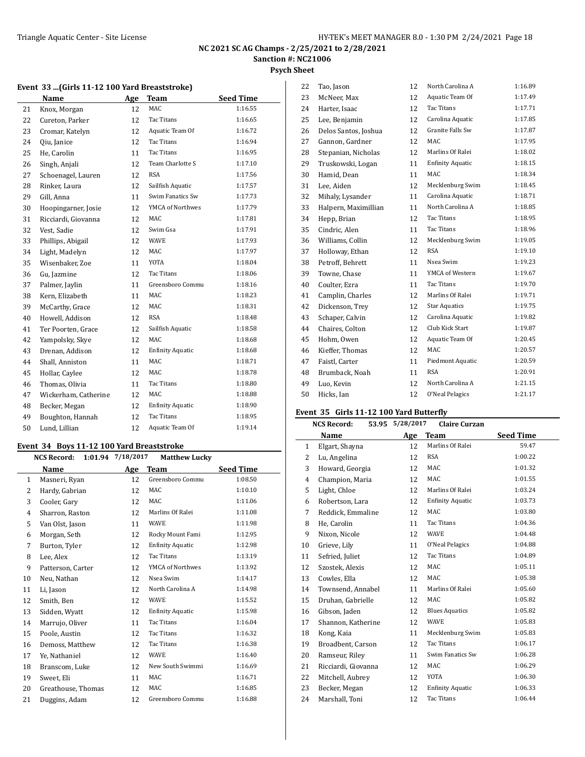NC 2021 SC AG Champs - 2/25/2021 to 2/28/2021

Sanction #: NC21006

Psych Sheet

### Event 33 ...(Girls 11-12 100 Yard Breaststroke)

| | Name | Age | Team | Seed Time |
|---|---|---|---|---|
| 21 | Knox, Morgan | 12 | MAC | 1:16.55 |
| 22 | Cureton, Parker | 12 | Tac Titans | 1:16.65 |
| 23 | Cromar, Katelyn | 12 | Aquatic Team Of | 1:16.72 |
| 24 | Qiu, Janice | 12 | Tac Titans | 1:16.94 |
| 25 | He, Carolin | 11 | Tac Titans | 1:16.95 |
| 26 | Singh, Anjali | 12 | Team Charlotte S | 1:17.10 |
| 27 | Schoenagel, Lauren | 12 | RSA | 1:17.56 |
| 28 | Rinker, Laura | 12 | Sailfish Aquatic | 1:17.57 |
| 29 | Gill, Anna | 11 | Swim Fanatics Sw | 1:17.73 |
| 30 | Hoopingarner, Josie | 12 | YMCA of Northwes | 1:17.79 |
| 31 | Ricciardi, Giovanna | 12 | MAC | 1:17.81 |
| 32 | Vest, Sadie | 12 | Swim Gsa | 1:17.91 |
| 33 | Phillips, Abigail | 12 | WAVE | 1:17.93 |
| 34 | Light, Madelyn | 12 | MAC | 1:17.97 |
| 35 | Wisenbaker, Zoe | 11 | YOTA | 1:18.04 |
| 36 | Gu, Jazmine | 12 | Tac Titans | 1:18.06 |
| 37 | Palmer, Jaylin | 11 | Greensboro Commu | 1:18.16 |
| 38 | Kern, Elizabeth | 11 | MAC | 1:18.23 |
| 39 | McCarthy, Grace | 12 | MAC | 1:18.31 |
| 40 | Howell, Addison | 12 | RSA | 1:18.48 |
| 41 | Ter Poorten, Grace | 12 | Sailfish Aquatic | 1:18.58 |
| 42 | Yampolsky, Skye | 12 | MAC | 1:18.68 |
| 43 | Drenan, Addison | 12 | Enfinity Aquatic | 1:18.68 |
| 44 | Shall, Anniston | 11 | MAC | 1:18.71 |
| 45 | Hollar, Caylee | 12 | MAC | 1:18.78 |
| 46 | Thomas, Olivia | 11 | Tac Titans | 1:18.80 |
| 47 | Wickerham, Catherine | 12 | MAC | 1:18.88 |
| 48 | Becker, Megan | 12 | Enfinity Aquatic | 1:18.90 |
| 49 | Boughton, Hannah | 12 | Tac Titans | 1:18.95 |
| 50 | Lund, Lillian | 12 | Aquatic Team Of | 1:19.14 |

### Event 34 Boys 11-12 100 Yard Breaststroke

NCS Record: 1:01.94 7/18/2017 Matthew Lucky

| | Name | Age | Team | Seed Time |
|---|---|---|---|---|
| 1 | Masneri, Ryan | 12 | Greensboro Commu | 1:08.50 |
| 2 | Hardy, Gabrian | 12 | MAC | 1:10.10 |
| 3 | Cooler, Gary | 12 | MAC | 1:11.06 |
| 4 | Sharron, Raston | 12 | Marlins Of Ralei | 1:11.08 |
| 5 | Van Olst, Jason | 11 | WAVE | 1:11.98 |
| 6 | Morgan, Seth | 12 | Rocky Mount Fami | 1:12.95 |
| 7 | Burton, Tyler | 12 | Enfinity Aquatic | 1:12.98 |
| 8 | Lee, Alex | 12 | Tac Titans | 1:13.19 |
| 9 | Patterson, Carter | 12 | YMCA of Northwes | 1:13.92 |
| 10 | Neu, Nathan | 12 | Nsea Swim | 1:14.17 |
| 11 | Li, Jason | 12 | North Carolina A | 1:14.98 |
| 12 | Smith, Ben | 12 | WAVE | 1:15.52 |
| 13 | Sidden, Wyatt | 12 | Enfinity Aquatic | 1:15.98 |
| 14 | Marrujo, Oliver | 11 | Tac Titans | 1:16.04 |
| 15 | Poole, Austin | 12 | Tac Titans | 1:16.32 |
| 16 | Demoss, Matthew | 12 | Tac Titans | 1:16.38 |
| 17 | Ye, Nathaniel | 12 | WAVE | 1:16.40 |
| 18 | Branscom, Luke | 12 | New South Swimmi | 1:16.69 |
| 19 | Sweet, Eli | 11 | MAC | 1:16.71 |
| 20 | Greathouse, Thomas | 12 | MAC | 1:16.85 |
| 21 | Duggins, Adam | 12 | Greensboro Commu | 1:16.88 |
| 22 | Tao, Jason | 12 | North Carolina A | 1:16.89 |
| 23 | McNeer, Max | 12 | Aquatic Team Of | 1:17.49 |
| 24 | Harter, Isaac | 12 | Tac Titans | 1:17.71 |
| 25 | Lee, Benjamin | 12 | Carolina Aquatic | 1:17.85 |
| 26 | Delos Santos, Joshua | 12 | Granite Falls Sw | 1:17.87 |
| 27 | Gannon, Gardner | 12 | MAC | 1:17.95 |
| 28 | Stepanian, Nicholas | 12 | Marlins Of Ralei | 1:18.02 |
| 29 | Truskowski, Logan | 11 | Enfinity Aquatic | 1:18.15 |
| 30 | Hamid, Dean | 11 | MAC | 1:18.34 |
| 31 | Lee, Aiden | 12 | Mecklenburg Swim | 1:18.45 |
| 32 | Mihaly, Lysander | 11 | Carolina Aquatic | 1:18.71 |
| 33 | Halpern, Maximillian | 11 | North Carolina A | 1:18.85 |
| 34 | Hepp, Brian | 12 | Tac Titans | 1:18.95 |
| 35 | Cindric, Alen | 11 | Tac Titans | 1:18.96 |
| 36 | Williams, Collin | 12 | Mecklenburg Swim | 1:19.05 |
| 37 | Holloway, Ethan | 12 | RSA | 1:19.10 |
| 38 | Petroff, Behrett | 11 | Nsea Swim | 1:19.23 |
| 39 | Towne, Chase | 11 | YMCA of Western | 1:19.67 |
| 40 | Coulter, Ezra | 11 | Tac Titans | 1:19.70 |
| 41 | Camplin, Charles | 12 | Marlins Of Ralei | 1:19.71 |
| 42 | Dickenson, Trey | 12 | Star Aquatics | 1:19.75 |
| 43 | Schaper, Calvin | 12 | Carolina Aquatic | 1:19.82 |
| 44 | Chaires, Colton | 12 | Club Kick Start | 1:19.87 |
| 45 | Hohm, Owen | 12 | Aquatic Team Of | 1:20.45 |
| 46 | Kieffer, Thomas | 12 | MAC | 1:20.57 |
| 47 | Faistl, Carter | 11 | Piedmont Aquatic | 1:20.59 |
| 48 | Brumback, Noah | 11 | RSA | 1:20.91 |
| 49 | Luo, Kevin | 12 | North Carolina A | 1:21.15 |
| 50 | Hicks, Ian | 12 | O'Neal Pelagics | 1:21.17 |

### Event 35 Girls 11-12 100 Yard Butterfly

NCS Record: 53.95 5/28/2017 Claire Curzan

| | Name | Age | Team | Seed Time |
|---|---|---|---|---|
| 1 | Elgart, Shayna | 12 | Marlins Of Ralei | 59.47 |
| 2 | Lu, Angelina | 12 | RSA | 1:00.22 |
| 3 | Howard, Georgia | 12 | MAC | 1:01.32 |
| 4 | Champion, Maria | 12 | MAC | 1:01.55 |
| 5 | Light, Chloe | 12 | Marlins Of Ralei | 1:03.24 |
| 6 | Robertson, Lara | 12 | Enfinity Aquatic | 1:03.73 |
| 7 | Reddick, Emmaline | 12 | MAC | 1:03.80 |
| 8 | He, Carolin | 11 | Tac Titans | 1:04.36 |
| 9 | Nixon, Nicole | 12 | WAVE | 1:04.48 |
| 10 | Grieve, Lily | 11 | O'Neal Pelagics | 1:04.88 |
| 11 | Sefried, Juliet | 12 | Tac Titans | 1:04.89 |
| 12 | Szostek, Alexis | 12 | MAC | 1:05.11 |
| 13 | Cowles, Ella | 12 | MAC | 1:05.38 |
| 14 | Townsend, Annabel | 11 | Marlins Of Ralei | 1:05.60 |
| 15 | Druhan, Gabrielle | 12 | MAC | 1:05.82 |
| 16 | Gibson, Jaden | 12 | Blues Aquatics | 1:05.82 |
| 17 | Shannon, Katherine | 12 | WAVE | 1:05.83 |
| 18 | Kong, Kaia | 11 | Mecklenburg Swim | 1:05.83 |
| 19 | Broadbent, Carson | 12 | Tac Titans | 1:06.17 |
| 20 | Ramseur, Riley | 11 | Swim Fanatics Sw | 1:06.28 |
| 21 | Ricciardi, Giovanna | 12 | MAC | 1:06.29 |
| 22 | Mitchell, Aubrey | 12 | YOTA | 1:06.30 |
| 23 | Becker, Megan | 12 | Enfinity Aquatic | 1:06.33 |
| 24 | Marshall, Toni | 12 | Tac Titans | 1:06.44 |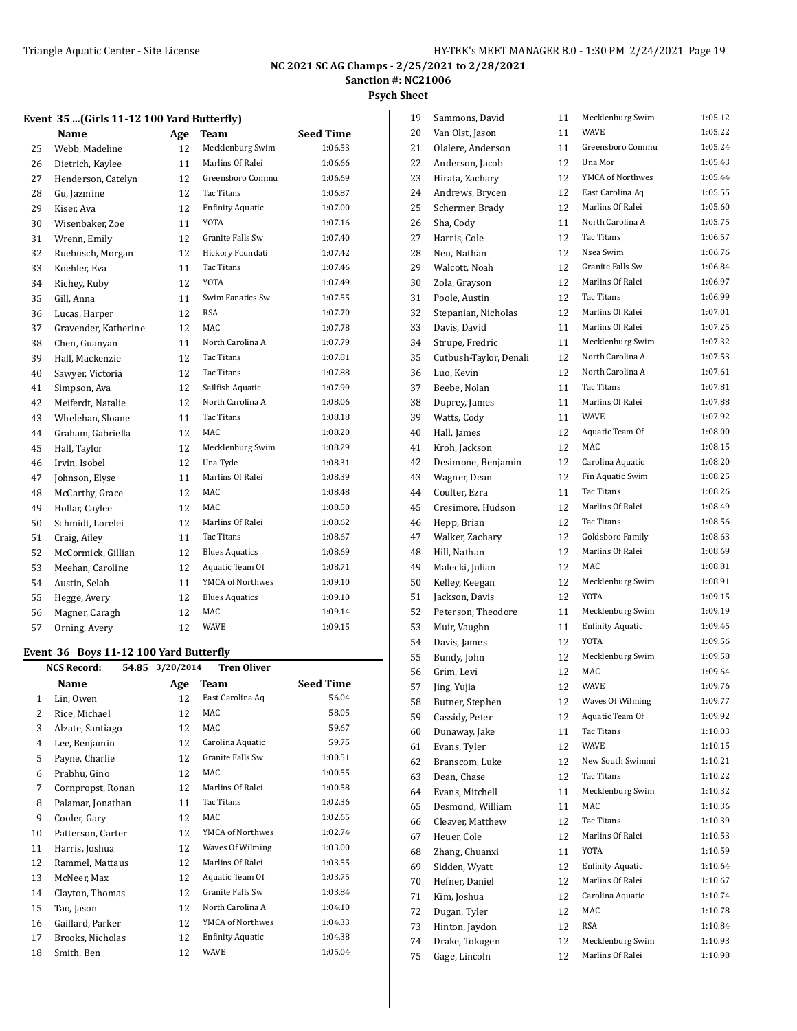# NC 2021 SC AG Champs - 2/25/2021 to 2/28/2021

## Sanction #: NC21006

## Psych Sheet

### Event 35 ...(Girls 11-12 100 Yard Butterfly)

| | Name | Age | Team | Seed Time |
|---|---|---|---|---|
| 25 | Webb, Madeline | 12 | Mecklenburg Swim | 1:06.53 |
| 26 | Dietrich, Kaylee | 11 | Marlins Of Ralei | 1:06.66 |
| 27 | Henderson, Catelyn | 12 | Greensboro Commu | 1:06.69 |
| 28 | Gu, Jazmine | 12 | Tac Titans | 1:06.87 |
| 29 | Kiser, Ava | 12 | Enfinity Aquatic | 1:07.00 |
| 30 | Wisenbaker, Zoe | 11 | YOTA | 1:07.16 |
| 31 | Wrenn, Emily | 12 | Granite Falls Sw | 1:07.40 |
| 32 | Ruebusch, Morgan | 12 | Hickory Foundati | 1:07.42 |
| 33 | Koehler, Eva | 11 | Tac Titans | 1:07.46 |
| 34 | Richey, Ruby | 12 | YOTA | 1:07.49 |
| 35 | Gill, Anna | 11 | Swim Fanatics Sw | 1:07.55 |
| 36 | Lucas, Harper | 12 | RSA | 1:07.70 |
| 37 | Gravender, Katherine | 12 | MAC | 1:07.78 |
| 38 | Chen, Guanyan | 11 | North Carolina A | 1:07.79 |
| 39 | Hall, Mackenzie | 12 | Tac Titans | 1:07.81 |
| 40 | Sawyer, Victoria | 12 | Tac Titans | 1:07.88 |
| 41 | Simpson, Ava | 12 | Sailfish Aquatic | 1:07.99 |
| 42 | Meiferdt, Natalie | 12 | North Carolina A | 1:08.06 |
| 43 | Whelehan, Sloane | 11 | Tac Titans | 1:08.18 |
| 44 | Graham, Gabriella | 12 | MAC | 1:08.20 |
| 45 | Hall, Taylor | 12 | Mecklenburg Swim | 1:08.29 |
| 46 | Irvin, Isobel | 12 | Una Tyde | 1:08.31 |
| 47 | Johnson, Elyse | 11 | Marlins Of Ralei | 1:08.39 |
| 48 | McCarthy, Grace | 12 | MAC | 1:08.48 |
| 49 | Hollar, Caylee | 12 | MAC | 1:08.50 |
| 50 | Schmidt, Lorelei | 12 | Marlins Of Ralei | 1:08.62 |
| 51 | Craig, Ailey | 11 | Tac Titans | 1:08.67 |
| 52 | McCormick, Gillian | 12 | Blues Aquatics | 1:08.69 |
| 53 | Meehan, Caroline | 12 | Aquatic Team Of | 1:08.71 |
| 54 | Austin, Selah | 11 | YMCA of Northwes | 1:09.10 |
| 55 | Hegge, Avery | 12 | Blues Aquatics | 1:09.10 |
| 56 | Magner, Caragh | 12 | MAC | 1:09.14 |
| 57 | Orning, Avery | 12 | WAVE | 1:09.15 |

### Event 36 Boys 11-12 100 Yard Butterfly

**NCS Record:** 54.85 3/20/2014 **Tren Oliver**

| | Name | Age | Team | Seed Time |
|---|---|---|---|---|
| 1 | Lin, Owen | 12 | East Carolina Aq | 56.04 |
| 2 | Rice, Michael | 12 | MAC | 58.05 |
| 3 | Alzate, Santiago | 12 | MAC | 59.67 |
| 4 | Lee, Benjamin | 12 | Carolina Aquatic | 59.75 |
| 5 | Payne, Charlie | 12 | Granite Falls Sw | 1:00.51 |
| 6 | Prabhu, Gino | 12 | MAC | 1:00.55 |
| 7 | Cornpropst, Ronan | 12 | Marlins Of Ralei | 1:00.58 |
| 8 | Palamar, Jonathan | 11 | Tac Titans | 1:02.36 |
| 9 | Cooler, Gary | 12 | MAC | 1:02.65 |
| 10 | Patterson, Carter | 12 | YMCA of Northwes | 1:02.74 |
| 11 | Harris, Joshua | 12 | Waves Of Wilming | 1:03.00 |
| 12 | Rammel, Mattaus | 12 | Marlins Of Ralei | 1:03.55 |
| 13 | McNeer, Max | 12 | Aquatic Team Of | 1:03.75 |
| 14 | Clayton, Thomas | 12 | Granite Falls Sw | 1:03.84 |
| 15 | Tao, Jason | 12 | North Carolina A | 1:04.10 |
| 16 | Gaillard, Parker | 12 | YMCA of Northwes | 1:04.33 |
| 17 | Brooks, Nicholas | 12 | Enfinity Aquatic | 1:04.38 |
| 18 | Smith, Ben | 12 | WAVE | 1:05.04 |
| 19 | Sammons, David | 11 | Mecklenburg Swim | 1:05.12 |
| 20 | Van Olst, Jason | 11 | WAVE | 1:05.22 |
| 21 | Olalere, Anderson | 11 | Greensboro Commu | 1:05.24 |
| 22 | Anderson, Jacob | 12 | Una Mor | 1:05.43 |
| 23 | Hirata, Zachary | 12 | YMCA of Northwes | 1:05.44 |
| 24 | Andrews, Brycen | 12 | East Carolina Aq | 1:05.55 |
| 25 | Schermer, Brady | 12 | Marlins Of Ralei | 1:05.60 |
| 26 | Sha, Cody | 11 | North Carolina A | 1:05.75 |
| 27 | Harris, Cole | 12 | Tac Titans | 1:06.57 |
| 28 | Neu, Nathan | 12 | Nsea Swim | 1:06.76 |
| 29 | Walcott, Noah | 12 | Granite Falls Sw | 1:06.84 |
| 30 | Zola, Grayson | 12 | Marlins Of Ralei | 1:06.97 |
| 31 | Poole, Austin | 12 | Tac Titans | 1:06.99 |
| 32 | Stepanian, Nicholas | 12 | Marlins Of Ralei | 1:07.01 |
| 33 | Davis, David | 11 | Marlins Of Ralei | 1:07.25 |
| 34 | Strupe, Fredric | 11 | Mecklenburg Swim | 1:07.32 |
| 35 | Cutbush-Taylor, Denali | 12 | North Carolina A | 1:07.53 |
| 36 | Luo, Kevin | 12 | North Carolina A | 1:07.61 |
| 37 | Beebe, Nolan | 11 | Tac Titans | 1:07.81 |
| 38 | Duprey, James | 11 | Marlins Of Ralei | 1:07.88 |
| 39 | Watts, Cody | 11 | WAVE | 1:07.92 |
| 40 | Hall, James | 12 | Aquatic Team Of | 1:08.00 |
| 41 | Kroh, Jackson | 12 | MAC | 1:08.15 |
| 42 | Desimone, Benjamin | 12 | Carolina Aquatic | 1:08.20 |
| 43 | Wagner, Dean | 12 | Fin Aquatic Swim | 1:08.25 |
| 44 | Coulter, Ezra | 11 | Tac Titans | 1:08.26 |
| 45 | Cresimore, Hudson | 12 | Marlins Of Ralei | 1:08.49 |
| 46 | Hepp, Brian | 12 | Tac Titans | 1:08.56 |
| 47 | Walker, Zachary | 12 | Goldsboro Family | 1:08.63 |
| 48 | Hill, Nathan | 12 | Marlins Of Ralei | 1:08.69 |
| 49 | Malecki, Julian | 12 | MAC | 1:08.81 |
| 50 | Kelley, Keegan | 12 | Mecklenburg Swim | 1:08.91 |
| 51 | Jackson, Davis | 12 | YOTA | 1:09.15 |
| 52 | Peterson, Theodore | 11 | Mecklenburg Swim | 1:09.19 |
| 53 | Muir, Vaughn | 11 | Enfinity Aquatic | 1:09.45 |
| 54 | Davis, James | 12 | YOTA | 1:09.56 |
| 55 | Bundy, John | 12 | Mecklenburg Swim | 1:09.58 |
| 56 | Grim, Levi | 12 | MAC | 1:09.64 |
| 57 | Jing, Yujia | 12 | WAVE | 1:09.76 |
| 58 | Butner, Stephen | 12 | Waves Of Wilming | 1:09.77 |
| 59 | Cassidy, Peter | 12 | Aquatic Team Of | 1:09.92 |
| 60 | Dunaway, Jake | 11 | Tac Titans | 1:10.03 |
| 61 | Evans, Tyler | 12 | WAVE | 1:10.15 |
| 62 | Branscom, Luke | 12 | New South Swimmi | 1:10.21 |
| 63 | Dean, Chase | 12 | Tac Titans | 1:10.22 |
| 64 | Evans, Mitchell | 11 | Mecklenburg Swim | 1:10.32 |
| 65 | Desmond, William | 11 | MAC | 1:10.36 |
| 66 | Cleaver, Matthew | 12 | Tac Titans | 1:10.39 |
| 67 | Heuer, Cole | 12 | Marlins Of Ralei | 1:10.53 |
| 68 | Zhang, Chuanxi | 11 | YOTA | 1:10.59 |
| 69 | Sidden, Wyatt | 12 | Enfinity Aquatic | 1:10.64 |
| 70 | Hefner, Daniel | 12 | Marlins Of Ralei | 1:10.67 |
| 71 | Kim, Joshua | 12 | Carolina Aquatic | 1:10.74 |
| 72 | Dugan, Tyler | 12 | MAC | 1:10.78 |
| 73 | Hinton, Jaydon | 12 | RSA | 1:10.84 |
| 74 | Drake, Tokugen | 12 | Mecklenburg Swim | 1:10.93 |
| 75 | Gage, Lincoln | 12 | Marlins Of Ralei | 1:10.98 |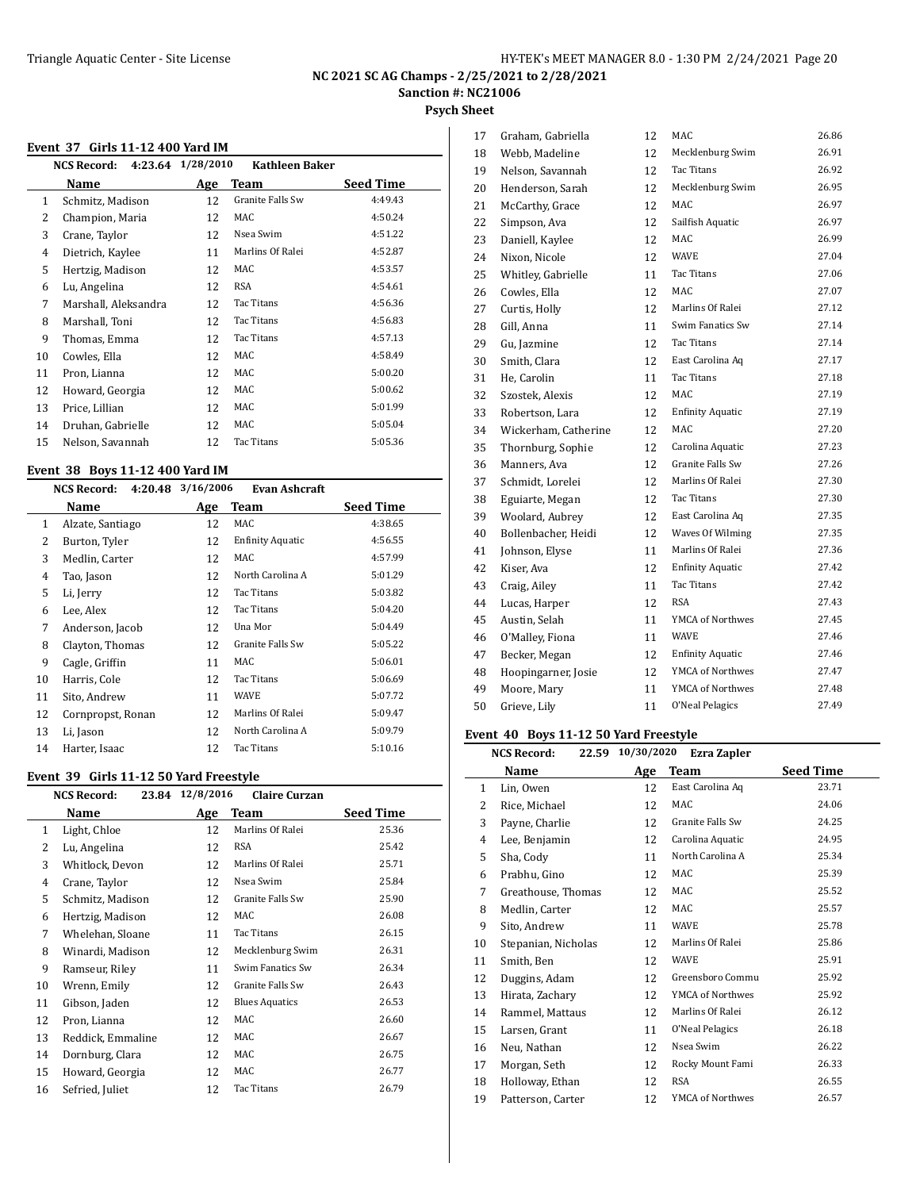## NC 2021 SC AG Champs - 2/25/2021 to 2/28/2021

**Sanction #: NC21006**

**Psych Sheet**

### Event 37 Girls 11-12 400 Yard IM

**NCS Record: 4:23.64 1/28/2010 Kathleen Baker**

| | Name | Age | Team | Seed Time |
|---|---|---|---|---|
| 1 | Schmitz, Madison | 12 | Granite Falls Sw | 4:49.43 |
| 2 | Champion, Maria | 12 | MAC | 4:50.24 |
| 3 | Crane, Taylor | 12 | Nsea Swim | 4:51.22 |
| 4 | Dietrich, Kaylee | 11 | Marlins Of Ralei | 4:52.87 |
| 5 | Hertzig, Madison | 12 | MAC | 4:53.57 |
| 6 | Lu, Angelina | 12 | RSA | 4:54.61 |
| 7 | Marshall, Aleksandra | 12 | Tac Titans | 4:56.36 |
| 8 | Marshall, Toni | 12 | Tac Titans | 4:56.83 |
| 9 | Thomas, Emma | 12 | Tac Titans | 4:57.13 |
| 10 | Cowles, Ella | 12 | MAC | 4:58.49 |
| 11 | Pron, Lianna | 12 | MAC | 5:00.20 |
| 12 | Howard, Georgia | 12 | MAC | 5:00.62 |
| 13 | Price, Lillian | 12 | MAC | 5:01.99 |
| 14 | Druhan, Gabrielle | 12 | MAC | 5:05.04 |
| 15 | Nelson, Savannah | 12 | Tac Titans | 5:05.36 |

### Event 38 Boys 11-12 400 Yard IM

**NCS Record: 4:20.48 3/16/2006 Evan Ashcraft**

| | Name | Age | Team | Seed Time |
|---|---|---|---|---|
| 1 | Alzate, Santiago | 12 | MAC | 4:38.65 |
| 2 | Burton, Tyler | 12 | Enfinity Aquatic | 4:56.55 |
| 3 | Medlin, Carter | 12 | MAC | 4:57.99 |
| 4 | Tao, Jason | 12 | North Carolina A | 5:01.29 |
| 5 | Li, Jerry | 12 | Tac Titans | 5:03.82 |
| 6 | Lee, Alex | 12 | Tac Titans | 5:04.20 |
| 7 | Anderson, Jacob | 12 | Una Mor | 5:04.49 |
| 8 | Clayton, Thomas | 12 | Granite Falls Sw | 5:05.22 |
| 9 | Cagle, Griffin | 11 | MAC | 5:06.01 |
| 10 | Harris, Cole | 12 | Tac Titans | 5:06.69 |
| 11 | Sito, Andrew | 11 | WAVE | 5:07.72 |
| 12 | Cornpropst, Ronan | 12 | Marlins Of Ralei | 5:09.47 |
| 13 | Li, Jason | 12 | North Carolina A | 5:09.79 |
| 14 | Harter, Isaac | 12 | Tac Titans | 5:10.16 |

### Event 39 Girls 11-12 50 Yard Freestyle

**NCS Record: 23.84 12/8/2016 Claire Curzan**

| | Name | Age | Team | Seed Time |
|---|---|---|---|---|
| 1 | Light, Chloe | 12 | Marlins Of Ralei | 25.36 |
| 2 | Lu, Angelina | 12 | RSA | 25.42 |
| 3 | Whitlock, Devon | 12 | Marlins Of Ralei | 25.71 |
| 4 | Crane, Taylor | 12 | Nsea Swim | 25.84 |
| 5 | Schmitz, Madison | 12 | Granite Falls Sw | 25.90 |
| 6 | Hertzig, Madison | 12 | MAC | 26.08 |
| 7 | Whelehan, Sloane | 11 | Tac Titans | 26.15 |
| 8 | Winardi, Madison | 12 | Mecklenburg Swim | 26.31 |
| 9 | Ramseur, Riley | 11 | Swim Fanatics Sw | 26.34 |
| 10 | Wrenn, Emily | 12 | Granite Falls Sw | 26.43 |
| 11 | Gibson, Jaden | 12 | Blues Aquatics | 26.53 |
| 12 | Pron, Lianna | 12 | MAC | 26.60 |
| 13 | Reddick, Emmaline | 12 | MAC | 26.67 |
| 14 | Dornburg, Clara | 12 | MAC | 26.75 |
| 15 | Howard, Georgia | 12 | MAC | 26.77 |
| 16 | Sefried, Juliet | 12 | Tac Titans | 26.79 |
| 17 | Graham, Gabriella | 12 | MAC | 26.86 |
| 18 | Webb, Madeline | 12 | Mecklenburg Swim | 26.91 |
| 19 | Nelson, Savannah | 12 | Tac Titans | 26.92 |
| 20 | Henderson, Sarah | 12 | Mecklenburg Swim | 26.95 |
| 21 | McCarthy, Grace | 12 | MAC | 26.97 |
| 22 | Simpson, Ava | 12 | Sailfish Aquatic | 26.97 |
| 23 | Daniell, Kaylee | 12 | MAC | 26.99 |
| 24 | Nixon, Nicole | 12 | WAVE | 27.04 |
| 25 | Whitley, Gabrielle | 11 | Tac Titans | 27.06 |
| 26 | Cowles, Ella | 12 | MAC | 27.07 |
| 27 | Curtis, Holly | 12 | Marlins Of Ralei | 27.12 |
| 28 | Gill, Anna | 11 | Swim Fanatics Sw | 27.14 |
| 29 | Gu, Jazmine | 12 | Tac Titans | 27.14 |
| 30 | Smith, Clara | 12 | East Carolina Aq | 27.17 |
| 31 | He, Carolin | 11 | Tac Titans | 27.18 |
| 32 | Szostek, Alexis | 12 | MAC | 27.19 |
| 33 | Robertson, Lara | 12 | Enfinity Aquatic | 27.19 |
| 34 | Wickerham, Catherine | 12 | MAC | 27.20 |
| 35 | Thornburg, Sophie | 12 | Carolina Aquatic | 27.23 |
| 36 | Manners, Ava | 12 | Granite Falls Sw | 27.26 |
| 37 | Schmidt, Lorelei | 12 | Marlins Of Ralei | 27.30 |
| 38 | Eguiarte, Megan | 12 | Tac Titans | 27.30 |
| 39 | Woolard, Aubrey | 12 | East Carolina Aq | 27.35 |
| 40 | Bollenbacher, Heidi | 12 | Waves Of Wilming | 27.35 |
| 41 | Johnson, Elyse | 11 | Marlins Of Ralei | 27.36 |
| 42 | Kiser, Ava | 12 | Enfinity Aquatic | 27.42 |
| 43 | Craig, Ailey | 11 | Tac Titans | 27.42 |
| 44 | Lucas, Harper | 12 | RSA | 27.43 |
| 45 | Austin, Selah | 11 | YMCA of Northwes | 27.45 |
| 46 | O'Malley, Fiona | 11 | WAVE | 27.46 |
| 47 | Becker, Megan | 12 | Enfinity Aquatic | 27.46 |
| 48 | Hoopingarner, Josie | 12 | YMCA of Northwes | 27.47 |
| 49 | Moore, Mary | 11 | YMCA of Northwes | 27.48 |
| 50 | Grieve, Lily | 11 | O'Neal Pelagics | 27.49 |

### Event 40 Boys 11-12 50 Yard Freestyle

**NCS Record: 22.59 10/30/2020 Ezra Zapler**

| | Name | Age | Team | Seed Time |
|---|---|---|---|---|
| 1 | Lin, Owen | 12 | East Carolina Aq | 23.71 |
| 2 | Rice, Michael | 12 | MAC | 24.06 |
| 3 | Payne, Charlie | 12 | Granite Falls Sw | 24.25 |
| 4 | Lee, Benjamin | 12 | Carolina Aquatic | 24.95 |
| 5 | Sha, Cody | 11 | North Carolina A | 25.34 |
| 6 | Prabhu, Gino | 12 | MAC | 25.39 |
| 7 | Greathouse, Thomas | 12 | MAC | 25.52 |
| 8 | Medlin, Carter | 12 | MAC | 25.57 |
| 9 | Sito, Andrew | 11 | WAVE | 25.78 |
| 10 | Stepanian, Nicholas | 12 | Marlins Of Ralei | 25.86 |
| 11 | Smith, Ben | 12 | WAVE | 25.91 |
| 12 | Duggins, Adam | 12 | Greensboro Commu | 25.92 |
| 13 | Hirata, Zachary | 12 | YMCA of Northwes | 25.92 |
| 14 | Rammel, Mattaus | 12 | Marlins Of Ralei | 26.12 |
| 15 | Larsen, Grant | 11 | O'Neal Pelagics | 26.18 |
| 16 | Neu, Nathan | 12 | Nsea Swim | 26.22 |
| 17 | Morgan, Seth | 12 | Rocky Mount Fami | 26.33 |
| 18 | Holloway, Ethan | 12 | RSA | 26.55 |
| 19 | Patterson, Carter | 12 | YMCA of Northwes | 26.57 |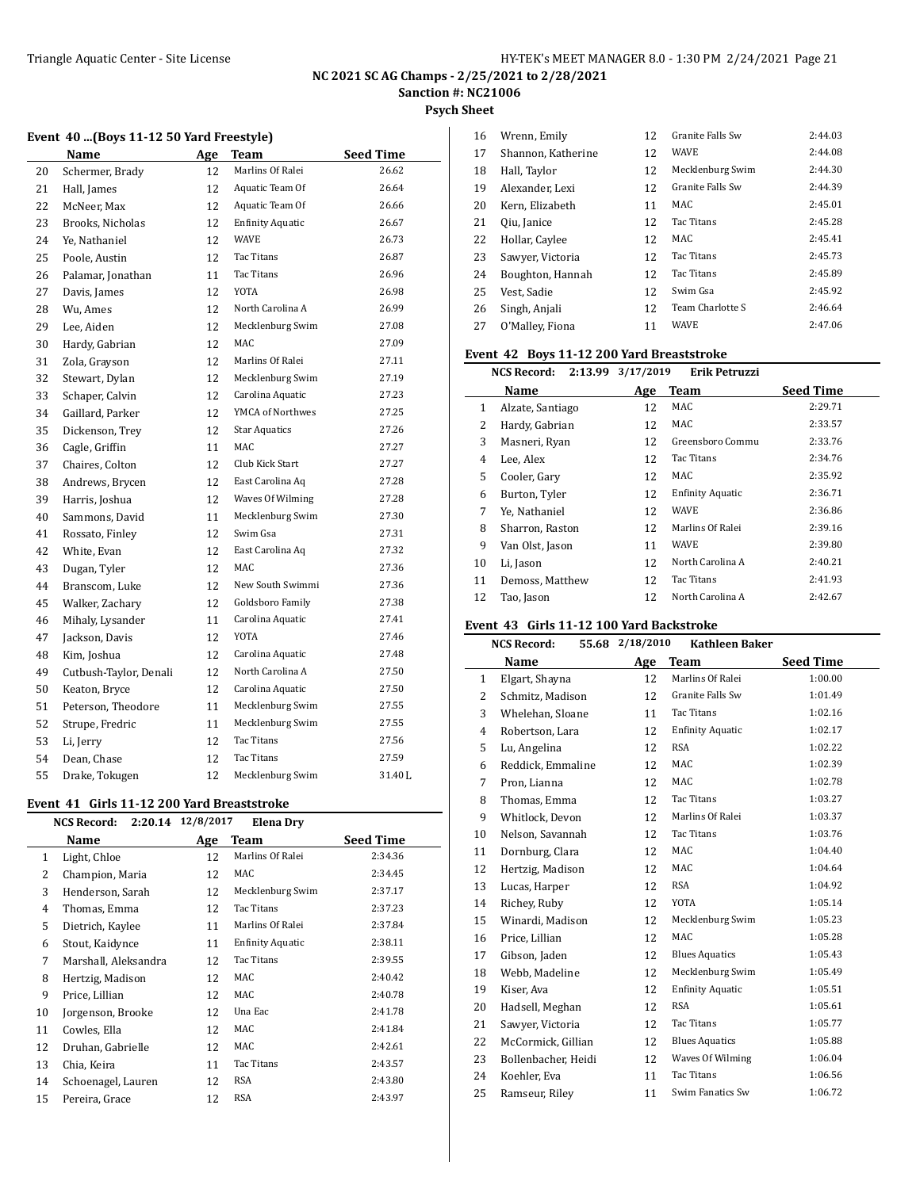# NC 2021 SC AG Champs - 2/25/2021 to 2/28/2021

**Sanction #: NC21006**

**Psych Sheet**

### Event 40 ...(Boys 11-12 50 Yard Freestyle)

| | Name | Age | Team | Seed Time |
|---|---|---|---|---|
| 20 | Schermer, Brady | 12 | Marlins Of Ralei | 26.62 |
| 21 | Hall, James | 12 | Aquatic Team Of | 26.64 |
| 22 | McNeer, Max | 12 | Aquatic Team Of | 26.66 |
| 23 | Brooks, Nicholas | 12 | Enfinity Aquatic | 26.67 |
| 24 | Ye, Nathaniel | 12 | WAVE | 26.73 |
| 25 | Poole, Austin | 12 | Tac Titans | 26.87 |
| 26 | Palamar, Jonathan | 11 | Tac Titans | 26.96 |
| 27 | Davis, James | 12 | YOTA | 26.98 |
| 28 | Wu, Ames | 12 | North Carolina A | 26.99 |
| 29 | Lee, Aiden | 12 | Mecklenburg Swim | 27.08 |
| 30 | Hardy, Gabrian | 12 | MAC | 27.09 |
| 31 | Zola, Grayson | 12 | Marlins Of Ralei | 27.11 |
| 32 | Stewart, Dylan | 12 | Mecklenburg Swim | 27.19 |
| 33 | Schaper, Calvin | 12 | Carolina Aquatic | 27.23 |
| 34 | Gaillard, Parker | 12 | YMCA of Northwes | 27.25 |
| 35 | Dickenson, Trey | 12 | Star Aquatics | 27.26 |
| 36 | Cagle, Griffin | 11 | MAC | 27.27 |
| 37 | Chaires, Colton | 12 | Club Kick Start | 27.27 |
| 38 | Andrews, Brycen | 12 | East Carolina Aq | 27.28 |
| 39 | Harris, Joshua | 12 | Waves Of Wilming | 27.28 |
| 40 | Sammons, David | 11 | Mecklenburg Swim | 27.30 |
| 41 | Rossato, Finley | 12 | Swim Gsa | 27.31 |
| 42 | White, Evan | 12 | East Carolina Aq | 27.32 |
| 43 | Dugan, Tyler | 12 | MAC | 27.36 |
| 44 | Branscom, Luke | 12 | New South Swimmi | 27.36 |
| 45 | Walker, Zachary | 12 | Goldsboro Family | 27.38 |
| 46 | Mihaly, Lysander | 11 | Carolina Aquatic | 27.41 |
| 47 | Jackson, Davis | 12 | YOTA | 27.46 |
| 48 | Kim, Joshua | 12 | Carolina Aquatic | 27.48 |
| 49 | Cutbush-Taylor, Denali | 12 | North Carolina A | 27.50 |
| 50 | Keaton, Bryce | 12 | Carolina Aquatic | 27.50 |
| 51 | Peterson, Theodore | 11 | Mecklenburg Swim | 27.55 |
| 52 | Strupe, Fredric | 11 | Mecklenburg Swim | 27.55 |
| 53 | Li, Jerry | 12 | Tac Titans | 27.56 |
| 54 | Dean, Chase | 12 | Tac Titans | 27.59 |
| 55 | Drake, Tokugen | 12 | Mecklenburg Swim | 31.40L |

### Event 41 Girls 11-12 200 Yard Breaststroke

**NCS Record: 2:20.14 12/8/2017 Elena Dry**

| | Name | Age | Team | Seed Time |
|---|---|---|---|---|
| 1 | Light, Chloe | 12 | Marlins Of Ralei | 2:34.36 |
| 2 | Champion, Maria | 12 | MAC | 2:34.45 |
| 3 | Henderson, Sarah | 12 | Mecklenburg Swim | 2:37.17 |
| 4 | Thomas, Emma | 12 | Tac Titans | 2:37.23 |
| 5 | Dietrich, Kaylee | 11 | Marlins Of Ralei | 2:37.84 |
| 6 | Stout, Kaidynce | 11 | Enfinity Aquatic | 2:38.11 |
| 7 | Marshall, Aleksandra | 12 | Tac Titans | 2:39.55 |
| 8 | Hertzig, Madison | 12 | MAC | 2:40.42 |
| 9 | Price, Lillian | 12 | MAC | 2:40.78 |
| 10 | Jorgenson, Brooke | 12 | Una Eac | 2:41.78 |
| 11 | Cowles, Ella | 12 | MAC | 2:41.84 |
| 12 | Druhan, Gabrielle | 12 | MAC | 2:42.61 |
| 13 | Chia, Keira | 11 | Tac Titans | 2:43.57 |
| 14 | Schoenagel, Lauren | 12 | RSA | 2:43.80 |
| 15 | Pereira, Grace | 12 | RSA | 2:43.97 |
| 16 | Wrenn, Emily | 12 | Granite Falls Sw | 2:44.03 |
| 17 | Shannon, Katherine | 12 | WAVE | 2:44.08 |
| 18 | Hall, Taylor | 12 | Mecklenburg Swim | 2:44.30 |
| 19 | Alexander, Lexi | 12 | Granite Falls Sw | 2:44.39 |
| 20 | Kern, Elizabeth | 11 | MAC | 2:45.01 |
| 21 | Qiu, Janice | 12 | Tac Titans | 2:45.28 |
| 22 | Hollar, Caylee | 12 | MAC | 2:45.41 |
| 23 | Sawyer, Victoria | 12 | Tac Titans | 2:45.73 |
| 24 | Boughton, Hannah | 12 | Tac Titans | 2:45.89 |
| 25 | Vest, Sadie | 12 | Swim Gsa | 2:45.92 |
| 26 | Singh, Anjali | 12 | Team Charlotte S | 2:46.64 |
| 27 | O'Malley, Fiona | 11 | WAVE | 2:47.06 |

### Event 42 Boys 11-12 200 Yard Breaststroke

**NCS Record: 2:13.99 3/17/2019 Erik Petruzzi**

| | Name | Age | Team | Seed Time |
|---|---|---|---|---|
| 1 | Alzate, Santiago | 12 | MAC | 2:29.71 |
| 2 | Hardy, Gabrian | 12 | MAC | 2:33.57 |
| 3 | Masneri, Ryan | 12 | Greensboro Commu | 2:33.76 |
| 4 | Lee, Alex | 12 | Tac Titans | 2:34.76 |
| 5 | Cooler, Gary | 12 | MAC | 2:35.92 |
| 6 | Burton, Tyler | 12 | Enfinity Aquatic | 2:36.71 |
| 7 | Ye, Nathaniel | 12 | WAVE | 2:36.86 |
| 8 | Sharron, Raston | 12 | Marlins Of Ralei | 2:39.16 |
| 9 | Van Olst, Jason | 11 | WAVE | 2:39.80 |
| 10 | Li, Jason | 12 | North Carolina A | 2:40.21 |
| 11 | Demoss, Matthew | 12 | Tac Titans | 2:41.93 |
| 12 | Tao, Jason | 12 | North Carolina A | 2:42.67 |

### Event 43 Girls 11-12 100 Yard Backstroke

**NCS Record: 55.68 2/18/2010 Kathleen Baker**

| | Name | Age | Team | Seed Time |
|---|---|---|---|---|
| 1 | Elgart, Shayna | 12 | Marlins Of Ralei | 1:00.00 |
| 2 | Schmitz, Madison | 12 | Granite Falls Sw | 1:01.49 |
| 3 | Whelehan, Sloane | 11 | Tac Titans | 1:02.16 |
| 4 | Robertson, Lara | 12 | Enfinity Aquatic | 1:02.17 |
| 5 | Lu, Angelina | 12 | RSA | 1:02.22 |
| 6 | Reddick, Emmaline | 12 | MAC | 1:02.39 |
| 7 | Pron, Lianna | 12 | MAC | 1:02.78 |
| 8 | Thomas, Emma | 12 | Tac Titans | 1:03.27 |
| 9 | Whitlock, Devon | 12 | Marlins Of Ralei | 1:03.37 |
| 10 | Nelson, Savannah | 12 | Tac Titans | 1:03.76 |
| 11 | Dornburg, Clara | 12 | MAC | 1:04.40 |
| 12 | Hertzig, Madison | 12 | MAC | 1:04.64 |
| 13 | Lucas, Harper | 12 | RSA | 1:04.92 |
| 14 | Richey, Ruby | 12 | YOTA | 1:05.14 |
| 15 | Winardi, Madison | 12 | Mecklenburg Swim | 1:05.23 |
| 16 | Price, Lillian | 12 | MAC | 1:05.28 |
| 17 | Gibson, Jaden | 12 | Blues Aquatics | 1:05.43 |
| 18 | Webb, Madeline | 12 | Mecklenburg Swim | 1:05.49 |
| 19 | Kiser, Ava | 12 | Enfinity Aquatic | 1:05.51 |
| 20 | Hadsell, Meghan | 12 | RSA | 1:05.61 |
| 21 | Sawyer, Victoria | 12 | Tac Titans | 1:05.77 |
| 22 | McCormick, Gillian | 12 | Blues Aquatics | 1:05.88 |
| 23 | Bollenbacher, Heidi | 12 | Waves Of Wilming | 1:06.04 |
| 24 | Koehler, Eva | 11 | Tac Titans | 1:06.56 |
| 25 | Ramseur, Riley | 11 | Swim Fanatics Sw | 1:06.72 |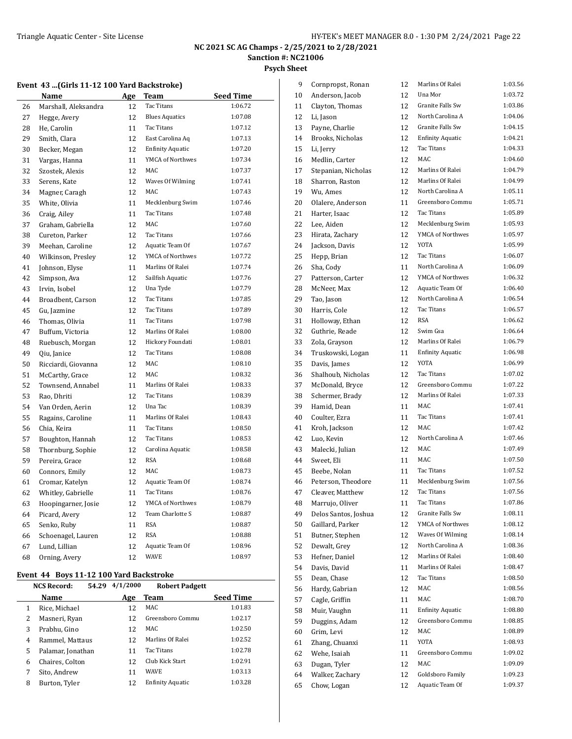## NC 2021 SC AG Champs - 2/25/2021 to 2/28/2021

**Sanction #: NC21006**

**Psych Sheet**

### Event 43 ...(Girls 11-12 100 Yard Backstroke)

| | Name | Age | Team | Seed Time |
|---|---|---|---|---|
| 26 | Marshall, Aleksandra | 12 | Tac Titans | 1:06.72 |
| 27 | Hegge, Avery | 12 | Blues Aquatics | 1:07.08 |
| 28 | He, Carolin | 11 | Tac Titans | 1:07.12 |
| 29 | Smith, Clara | 12 | East Carolina Aq | 1:07.13 |
| 30 | Becker, Megan | 12 | Enfinity Aquatic | 1:07.20 |
| 31 | Vargas, Hanna | 11 | YMCA of Northwes | 1:07.34 |
| 32 | Szostek, Alexis | 12 | MAC | 1:07.37 |
| 33 | Serens, Kate | 12 | Waves Of Wilming | 1:07.41 |
| 34 | Magner, Caragh | 12 | MAC | 1:07.43 |
| 35 | White, Olivia | 11 | Mecklenburg Swim | 1:07.46 |
| 36 | Craig, Ailey | 11 | Tac Titans | 1:07.48 |
| 37 | Graham, Gabriella | 12 | MAC | 1:07.60 |
| 38 | Cureton, Parker | 12 | Tac Titans | 1:07.66 |
| 39 | Meehan, Caroline | 12 | Aquatic Team Of | 1:07.67 |
| 40 | Wilkinson, Presley | 12 | YMCA of Northwes | 1:07.72 |
| 41 | Johnson, Elyse | 11 | Marlins Of Ralei | 1:07.74 |
| 42 | Simpson, Ava | 12 | Sailfish Aquatic | 1:07.76 |
| 43 | Irvin, Isobel | 12 | Una Tyde | 1:07.79 |
| 44 | Broadbent, Carson | 12 | Tac Titans | 1:07.85 |
| 45 | Gu, Jazmine | 12 | Tac Titans | 1:07.89 |
| 46 | Thomas, Olivia | 11 | Tac Titans | 1:07.98 |
| 47 | Buffum, Victoria | 12 | Marlins Of Ralei | 1:08.00 |
| 48 | Ruebusch, Morgan | 12 | Hickory Foundati | 1:08.01 |
| 49 | Qiu, Janice | 12 | Tac Titans | 1:08.08 |
| 50 | Ricciardi, Giovanna | 12 | MAC | 1:08.10 |
| 51 | McCarthy, Grace | 12 | MAC | 1:08.32 |
| 52 | Townsend, Annabel | 11 | Marlins Of Ralei | 1:08.33 |
| 53 | Rao, Dhriti | 12 | Tac Titans | 1:08.39 |
| 54 | Van Orden, Aerin | 12 | Una Tac | 1:08.39 |
| 55 | Ragains, Caroline | 11 | Marlins Of Ralei | 1:08.43 |
| 56 | Chia, Keira | 11 | Tac Titans | 1:08.50 |
| 57 | Boughton, Hannah | 12 | Tac Titans | 1:08.53 |
| 58 | Thornburg, Sophie | 12 | Carolina Aquatic | 1:08.58 |
| 59 | Pereira, Grace | 12 | RSA | 1:08.68 |
| 60 | Connors, Emily | 12 | MAC | 1:08.73 |
| 61 | Cromar, Katelyn | 12 | Aquatic Team Of | 1:08.74 |
| 62 | Whitley, Gabrielle | 11 | Tac Titans | 1:08.76 |
| 63 | Hoopingarner, Josie | 12 | YMCA of Northwes | 1:08.79 |
| 64 | Picard, Avery | 12 | Team Charlotte S | 1:08.87 |
| 65 | Senko, Ruby | 11 | RSA | 1:08.87 |
| 66 | Schoenagel, Lauren | 12 | RSA | 1:08.88 |
| 67 | Lund, Lillian | 12 | Aquatic Team Of | 1:08.96 |
| 68 | Orning, Avery | 12 | WAVE | 1:08.97 |

### Event 44 Boys 11-12 100 Yard Backstroke

**NCS Record:** 54.29 4/1/2000 Robert Padgett

| | Name | Age | Team | Seed Time |
|---|---|---|---|---|
| 1 | Rice, Michael | 12 | MAC | 1:01.83 |
| 2 | Masneri, Ryan | 12 | Greensboro Commu | 1:02.17 |
| 3 | Prabhu, Gino | 12 | MAC | 1:02.50 |
| 4 | Rammel, Mattaus | 12 | Marlins Of Ralei | 1:02.52 |
| 5 | Palamar, Jonathan | 11 | Tac Titans | 1:02.78 |
| 6 | Chaires, Colton | 12 | Club Kick Start | 1:02.91 |
| 7 | Sito, Andrew | 11 | WAVE | 1:03.13 |
| 8 | Burton, Tyler | 12 | Enfinity Aquatic | 1:03.28 |
| 9 | Cornpropst, Ronan | 12 | Marlins Of Ralei | 1:03.56 |
| 10 | Anderson, Jacob | 12 | Una Mor | 1:03.72 |
| 11 | Clayton, Thomas | 12 | Granite Falls Sw | 1:03.86 |
| 12 | Li, Jason | 12 | North Carolina A | 1:04.06 |
| 13 | Payne, Charlie | 12 | Granite Falls Sw | 1:04.15 |
| 14 | Brooks, Nicholas | 12 | Enfinity Aquatic | 1:04.21 |
| 15 | Li, Jerry | 12 | Tac Titans | 1:04.33 |
| 16 | Medlin, Carter | 12 | MAC | 1:04.60 |
| 17 | Stepanian, Nicholas | 12 | Marlins Of Ralei | 1:04.79 |
| 18 | Sharron, Raston | 12 | Marlins Of Ralei | 1:04.99 |
| 19 | Wu, Ames | 12 | North Carolina A | 1:05.11 |
| 20 | Olalere, Anderson | 11 | Greensboro Commu | 1:05.71 |
| 21 | Harter, Isaac | 12 | Tac Titans | 1:05.89 |
| 22 | Lee, Aiden | 12 | Mecklenburg Swim | 1:05.93 |
| 23 | Hirata, Zachary | 12 | YMCA of Northwes | 1:05.97 |
| 24 | Jackson, Davis | 12 | YOTA | 1:05.99 |
| 25 | Hepp, Brian | 12 | Tac Titans | 1:06.07 |
| 26 | Sha, Cody | 11 | North Carolina A | 1:06.09 |
| 27 | Patterson, Carter | 12 | YMCA of Northwes | 1:06.32 |
| 28 | McNeer, Max | 12 | Aquatic Team Of | 1:06.40 |
| 29 | Tao, Jason | 12 | North Carolina A | 1:06.54 |
| 30 | Harris, Cole | 12 | Tac Titans | 1:06.57 |
| 31 | Holloway, Ethan | 12 | RSA | 1:06.62 |
| 32 | Guthrie, Reade | 12 | Swim Gsa | 1:06.64 |
| 33 | Zola, Grayson | 12 | Marlins Of Ralei | 1:06.79 |
| 34 | Truskowski, Logan | 11 | Enfinity Aquatic | 1:06.98 |
| 35 | Davis, James | 12 | YOTA | 1:06.99 |
| 36 | Shalhoub, Nicholas | 12 | Tac Titans | 1:07.02 |
| 37 | McDonald, Bryce | 12 | Greensboro Commu | 1:07.22 |
| 38 | Schermer, Brady | 12 | Marlins Of Ralei | 1:07.33 |
| 39 | Hamid, Dean | 11 | MAC | 1:07.41 |
| 40 | Coulter, Ezra | 11 | Tac Titans | 1:07.41 |
| 41 | Kroh, Jackson | 12 | MAC | 1:07.42 |
| 42 | Luo, Kevin | 12 | North Carolina A | 1:07.46 |
| 43 | Malecki, Julian | 12 | MAC | 1:07.49 |
| 44 | Sweet, Eli | 11 | MAC | 1:07.50 |
| 45 | Beebe, Nolan | 11 | Tac Titans | 1:07.52 |
| 46 | Peterson, Theodore | 11 | Mecklenburg Swim | 1:07.56 |
| 47 | Cleaver, Matthew | 12 | Tac Titans | 1:07.56 |
| 48 | Marrujo, Oliver | 11 | Tac Titans | 1:07.86 |
| 49 | Delos Santos, Joshua | 12 | Granite Falls Sw | 1:08.11 |
| 50 | Gaillard, Parker | 12 | YMCA of Northwes | 1:08.12 |
| 51 | Butner, Stephen | 12 | Waves Of Wilming | 1:08.14 |
| 52 | Dewalt, Grey | 12 | North Carolina A | 1:08.36 |
| 53 | Hefner, Daniel | 12 | Marlins Of Ralei | 1:08.40 |
| 54 | Davis, David | 11 | Marlins Of Ralei | 1:08.47 |
| 55 | Dean, Chase | 12 | Tac Titans | 1:08.50 |
| 56 | Hardy, Gabrian | 12 | MAC | 1:08.56 |
| 57 | Cagle, Griffin | 11 | MAC | 1:08.70 |
| 58 | Muir, Vaughn | 11 | Enfinity Aquatic | 1:08.80 |
| 59 | Duggins, Adam | 12 | Greensboro Commu | 1:08.85 |
| 60 | Grim, Levi | 12 | MAC | 1:08.89 |
| 61 | Zhang, Chuanxi | 11 | YOTA | 1:08.93 |
| 62 | Wehe, Isaiah | 11 | Greensboro Commu | 1:09.02 |
| 63 | Dugan, Tyler | 12 | MAC | 1:09.09 |
| 64 | Walker, Zachary | 12 | Goldsboro Family | 1:09.23 |
| 65 | Chow, Logan | 12 | Aquatic Team Of | 1:09.37 |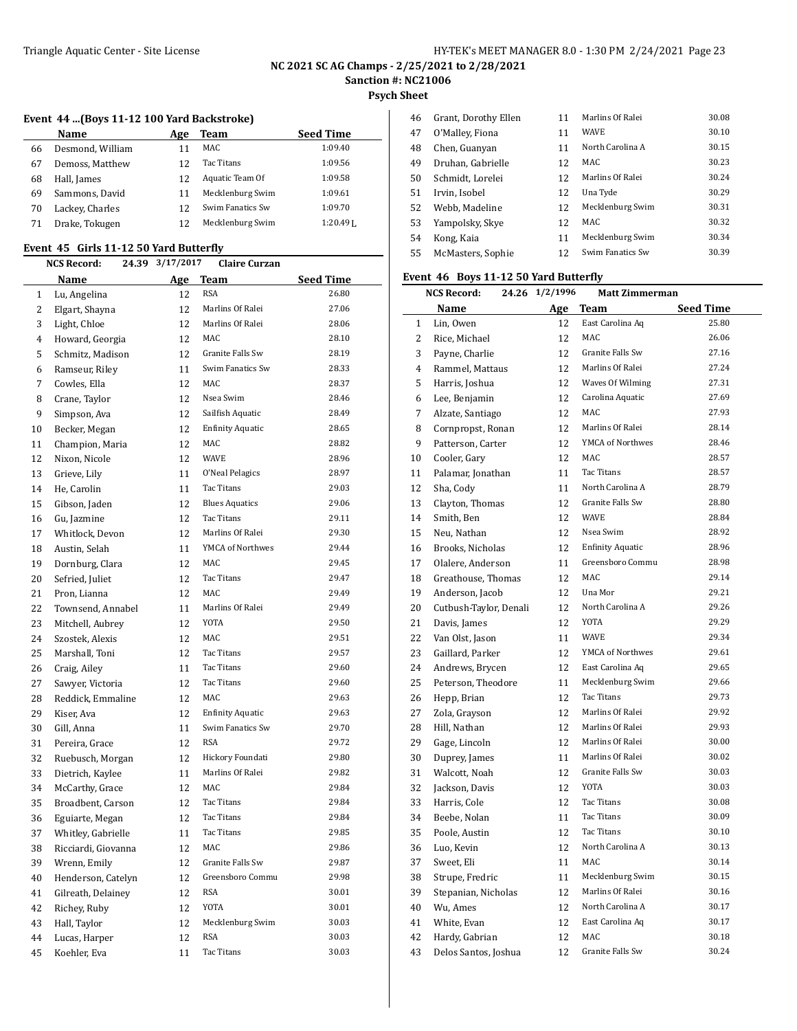NC 2021 SC AG Champs - 2/25/2021 to 2/28/2021

Sanction #: NC21006

Psych Sheet

### Event 44 ...(Boys 11-12 100 Yard Backstroke)

| | Name | Age | Team | Seed Time |
|---|---|---|---|---|
| 66 | Desmond, William | 11 | MAC | 1:09.40 |
| 67 | Demoss, Matthew | 12 | Tac Titans | 1:09.56 |
| 68 | Hall, James | 12 | Aquatic Team Of | 1:09.58 |
| 69 | Sammons, David | 11 | Mecklenburg Swim | 1:09.61 |
| 70 | Lackey, Charles | 12 | Swim Fanatics Sw | 1:09.70 |
| 71 | Drake, Tokugen | 12 | Mecklenburg Swim | 1:20.49 L |

### Event 45 Girls 11-12 50 Yard Butterfly

NCS Record: 24.39 3/17/2017 Claire Curzan

| | Name | Age | Team | Seed Time |
|---|---|---|---|---|
| 1 | Lu, Angelina | 12 | RSA | 26.80 |
| 2 | Elgart, Shayna | 12 | Marlins Of Ralei | 27.06 |
| 3 | Light, Chloe | 12 | Marlins Of Ralei | 28.06 |
| 4 | Howard, Georgia | 12 | MAC | 28.10 |
| 5 | Schmitz, Madison | 12 | Granite Falls Sw | 28.19 |
| 6 | Ramseur, Riley | 11 | Swim Fanatics Sw | 28.33 |
| 7 | Cowles, Ella | 12 | MAC | 28.37 |
| 8 | Crane, Taylor | 12 | Nsea Swim | 28.46 |
| 9 | Simpson, Ava | 12 | Sailfish Aquatic | 28.49 |
| 10 | Becker, Megan | 12 | Enfinity Aquatic | 28.65 |
| 11 | Champion, Maria | 12 | MAC | 28.82 |
| 12 | Nixon, Nicole | 12 | WAVE | 28.96 |
| 13 | Grieve, Lily | 11 | O'Neal Pelagics | 28.97 |
| 14 | He, Carolin | 11 | Tac Titans | 29.03 |
| 15 | Gibson, Jaden | 12 | Blues Aquatics | 29.06 |
| 16 | Gu, Jazmine | 12 | Tac Titans | 29.11 |
| 17 | Whitlock, Devon | 12 | Marlins Of Ralei | 29.30 |
| 18 | Austin, Selah | 11 | YMCA of Northwes | 29.44 |
| 19 | Dornburg, Clara | 12 | MAC | 29.45 |
| 20 | Sefried, Juliet | 12 | Tac Titans | 29.47 |
| 21 | Pron, Lianna | 12 | MAC | 29.49 |
| 22 | Townsend, Annabel | 11 | Marlins Of Ralei | 29.49 |
| 23 | Mitchell, Aubrey | 12 | YOTA | 29.50 |
| 24 | Szostek, Alexis | 12 | MAC | 29.51 |
| 25 | Marshall, Toni | 12 | Tac Titans | 29.57 |
| 26 | Craig, Ailey | 11 | Tac Titans | 29.60 |
| 27 | Sawyer, Victoria | 12 | Tac Titans | 29.60 |
| 28 | Reddick, Emmaline | 12 | MAC | 29.63 |
| 29 | Kiser, Ava | 12 | Enfinity Aquatic | 29.63 |
| 30 | Gill, Anna | 11 | Swim Fanatics Sw | 29.70 |
| 31 | Pereira, Grace | 12 | RSA | 29.72 |
| 32 | Ruebusch, Morgan | 12 | Hickory Foundati | 29.80 |
| 33 | Dietrich, Kaylee | 11 | Marlins Of Ralei | 29.82 |
| 34 | McCarthy, Grace | 12 | MAC | 29.84 |
| 35 | Broadbent, Carson | 12 | Tac Titans | 29.84 |
| 36 | Eguiarte, Megan | 12 | Tac Titans | 29.84 |
| 37 | Whitley, Gabrielle | 11 | Tac Titans | 29.85 |
| 38 | Ricciardi, Giovanna | 12 | MAC | 29.86 |
| 39 | Wrenn, Emily | 12 | Granite Falls Sw | 29.87 |
| 40 | Henderson, Catelyn | 12 | Greensboro Commu | 29.98 |
| 41 | Gilreath, Delainey | 12 | RSA | 30.01 |
| 42 | Richey, Ruby | 12 | YOTA | 30.01 |
| 43 | Hall, Taylor | 12 | Mecklenburg Swim | 30.03 |
| 44 | Lucas, Harper | 12 | RSA | 30.03 |
| 45 | Koehler, Eva | 11 | Tac Titans | 30.03 |
| 46 | Grant, Dorothy Ellen | 11 | Marlins Of Ralei | 30.08 |
| 47 | O'Malley, Fiona | 11 | WAVE | 30.10 |
| 48 | Chen, Guanyan | 11 | North Carolina A | 30.15 |
| 49 | Druhan, Gabrielle | 12 | MAC | 30.23 |
| 50 | Schmidt, Lorelei | 12 | Marlins Of Ralei | 30.24 |
| 51 | Irvin, Isobel | 12 | Una Tyde | 30.29 |
| 52 | Webb, Madeline | 12 | Mecklenburg Swim | 30.31 |
| 53 | Yampolsky, Skye | 12 | MAC | 30.32 |
| 54 | Kong, Kaia | 11 | Mecklenburg Swim | 30.34 |
| 55 | McMasters, Sophie | 12 | Swim Fanatics Sw | 30.39 |

### Event 46 Boys 11-12 50 Yard Butterfly

NCS Record: 24.26 1/2/1996 Matt Zimmerman

| | Name | Age | Team | Seed Time |
|---|---|---|---|---|
| 1 | Lin, Owen | 12 | East Carolina Aq | 25.80 |
| 2 | Rice, Michael | 12 | MAC | 26.06 |
| 3 | Payne, Charlie | 12 | Granite Falls Sw | 27.16 |
| 4 | Rammel, Mattaus | 12 | Marlins Of Ralei | 27.24 |
| 5 | Harris, Joshua | 12 | Waves Of Wilming | 27.31 |
| 6 | Lee, Benjamin | 12 | Carolina Aquatic | 27.69 |
| 7 | Alzate, Santiago | 12 | MAC | 27.93 |
| 8 | Cornpropst, Ronan | 12 | Marlins Of Ralei | 28.14 |
| 9 | Patterson, Carter | 12 | YMCA of Northwes | 28.46 |
| 10 | Cooler, Gary | 12 | MAC | 28.57 |
| 11 | Palamar, Jonathan | 11 | Tac Titans | 28.57 |
| 12 | Sha, Cody | 11 | North Carolina A | 28.79 |
| 13 | Clayton, Thomas | 12 | Granite Falls Sw | 28.80 |
| 14 | Smith, Ben | 12 | WAVE | 28.84 |
| 15 | Neu, Nathan | 12 | Nsea Swim | 28.92 |
| 16 | Brooks, Nicholas | 12 | Enfinity Aquatic | 28.96 |
| 17 | Olalere, Anderson | 11 | Greensboro Commu | 28.98 |
| 18 | Greathouse, Thomas | 12 | MAC | 29.14 |
| 19 | Anderson, Jacob | 12 | Una Mor | 29.21 |
| 20 | Cutbush-Taylor, Denali | 12 | North Carolina A | 29.26 |
| 21 | Davis, James | 12 | YOTA | 29.29 |
| 22 | Van Olst, Jason | 11 | WAVE | 29.34 |
| 23 | Gaillard, Parker | 12 | YMCA of Northwes | 29.61 |
| 24 | Andrews, Brycen | 12 | East Carolina Aq | 29.65 |
| 25 | Peterson, Theodore | 11 | Mecklenburg Swim | 29.66 |
| 26 | Hepp, Brian | 12 | Tac Titans | 29.73 |
| 27 | Zola, Grayson | 12 | Marlins Of Ralei | 29.92 |
| 28 | Hill, Nathan | 12 | Marlins Of Ralei | 29.93 |
| 29 | Gage, Lincoln | 12 | Marlins Of Ralei | 30.00 |
| 30 | Duprey, James | 11 | Marlins Of Ralei | 30.02 |
| 31 | Walcott, Noah | 12 | Granite Falls Sw | 30.03 |
| 32 | Jackson, Davis | 12 | YOTA | 30.03 |
| 33 | Harris, Cole | 12 | Tac Titans | 30.08 |
| 34 | Beebe, Nolan | 11 | Tac Titans | 30.09 |
| 35 | Poole, Austin | 12 | Tac Titans | 30.10 |
| 36 | Luo, Kevin | 12 | North Carolina A | 30.13 |
| 37 | Sweet, Eli | 11 | MAC | 30.14 |
| 38 | Strupe, Fredric | 11 | Mecklenburg Swim | 30.15 |
| 39 | Stepanian, Nicholas | 12 | Marlins Of Ralei | 30.16 |
| 40 | Wu, Ames | 12 | North Carolina A | 30.17 |
| 41 | White, Evan | 12 | East Carolina Aq | 30.17 |
| 42 | Hardy, Gabrian | 12 | MAC | 30.18 |
| 43 | Delos Santos, Joshua | 12 | Granite Falls Sw | 30.24 |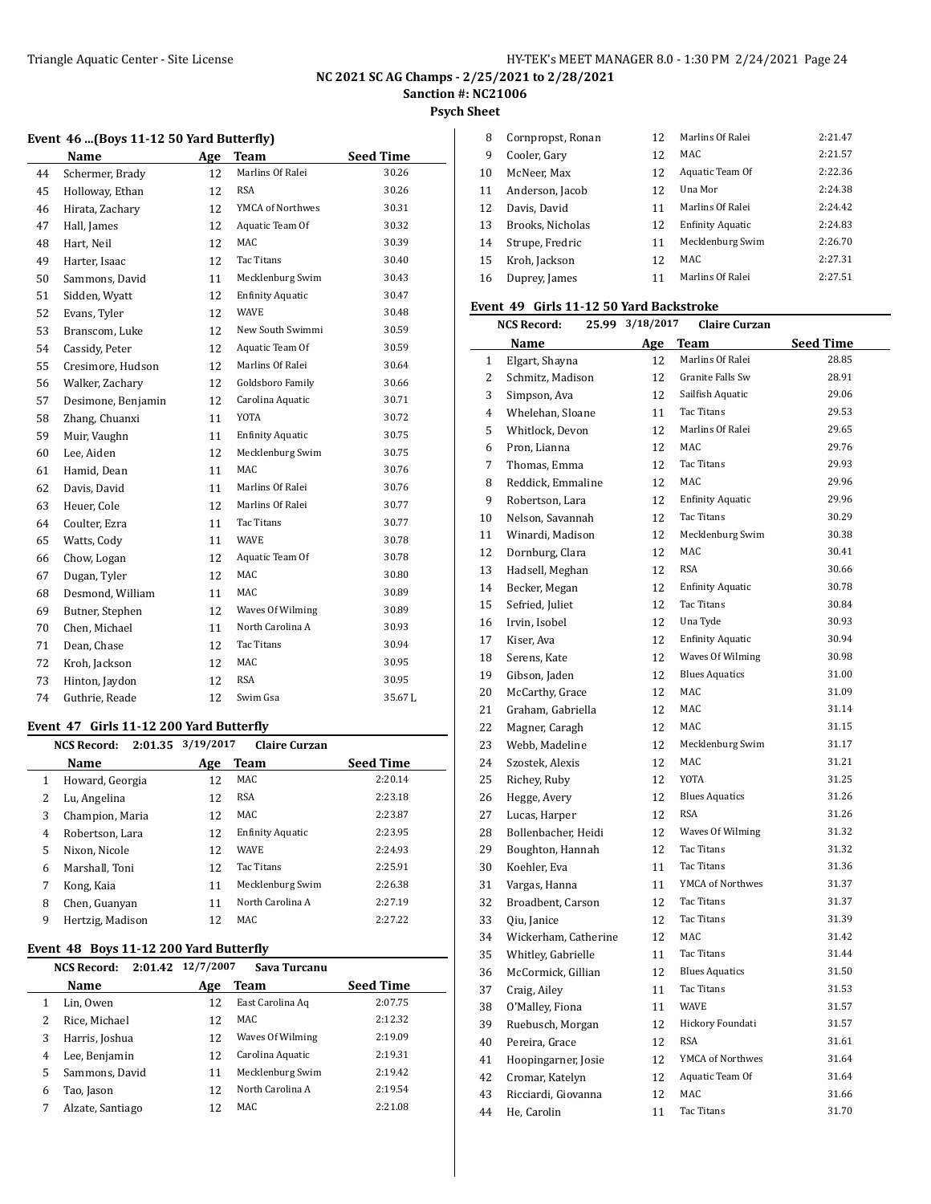## NC 2021 SC AG Champs - 2/25/2021 to 2/28/2021

**Sanction #: NC21006**

**Psych Sheet**

### Event 46 ...(Boys 11-12 50 Yard Butterfly)

| | Name | Age | Team | Seed Time |
|---|---|---|---|---|
| 44 | Schermer, Brady | 12 | Marlins Of Ralei | 30.26 |
| 45 | Holloway, Ethan | 12 | RSA | 30.26 |
| 46 | Hirata, Zachary | 12 | YMCA of Northwes | 30.31 |
| 47 | Hall, James | 12 | Aquatic Team Of | 30.32 |
| 48 | Hart, Neil | 12 | MAC | 30.39 |
| 49 | Harter, Isaac | 12 | Tac Titans | 30.40 |
| 50 | Sammons, David | 11 | Mecklenburg Swim | 30.43 |
| 51 | Sidden, Wyatt | 12 | Enfinity Aquatic | 30.47 |
| 52 | Evans, Tyler | 12 | WAVE | 30.48 |
| 53 | Branscom, Luke | 12 | New South Swimmi | 30.59 |
| 54 | Cassidy, Peter | 12 | Aquatic Team Of | 30.59 |
| 55 | Cresimore, Hudson | 12 | Marlins Of Ralei | 30.64 |
| 56 | Walker, Zachary | 12 | Goldsboro Family | 30.66 |
| 57 | Desimone, Benjamin | 12 | Carolina Aquatic | 30.71 |
| 58 | Zhang, Chuanxi | 11 | YOTA | 30.72 |
| 59 | Muir, Vaughn | 11 | Enfinity Aquatic | 30.75 |
| 60 | Lee, Aiden | 12 | Mecklenburg Swim | 30.75 |
| 61 | Hamid, Dean | 11 | MAC | 30.76 |
| 62 | Davis, David | 11 | Marlins Of Ralei | 30.76 |
| 63 | Heuer, Cole | 12 | Marlins Of Ralei | 30.77 |
| 64 | Coulter, Ezra | 11 | Tac Titans | 30.77 |
| 65 | Watts, Cody | 11 | WAVE | 30.78 |
| 66 | Chow, Logan | 12 | Aquatic Team Of | 30.78 |
| 67 | Dugan, Tyler | 12 | MAC | 30.80 |
| 68 | Desmond, William | 11 | MAC | 30.89 |
| 69 | Butner, Stephen | 12 | Waves Of Wilming | 30.89 |
| 70 | Chen, Michael | 11 | North Carolina A | 30.93 |
| 71 | Dean, Chase | 12 | Tac Titans | 30.94 |
| 72 | Kroh, Jackson | 12 | MAC | 30.95 |
| 73 | Hinton, Jaydon | 12 | RSA | 30.95 |
| 74 | Guthrie, Reade | 12 | Swim Gsa | 35.67L |

### Event 47 Girls 11-12 200 Yard Butterfly

NCS Record: 2:01.35 3/19/2017 Claire Curzan

| | Name | Age | Team | Seed Time |
|---|---|---|---|---|
| 1 | Howard, Georgia | 12 | MAC | 2:20.14 |
| 2 | Lu, Angelina | 12 | RSA | 2:23.18 |
| 3 | Champion, Maria | 12 | MAC | 2:23.87 |
| 4 | Robertson, Lara | 12 | Enfinity Aquatic | 2:23.95 |
| 5 | Nixon, Nicole | 12 | WAVE | 2:24.93 |
| 6 | Marshall, Toni | 12 | Tac Titans | 2:25.91 |
| 7 | Kong, Kaia | 11 | Mecklenburg Swim | 2:26.38 |
| 8 | Chen, Guanyan | 11 | North Carolina A | 2:27.19 |
| 9 | Hertzig, Madison | 12 | MAC | 2:27.22 |

### Event 48 Boys 11-12 200 Yard Butterfly

NCS Record: 2:01.42 12/7/2007 Sava Turcanu

| | Name | Age | Team | Seed Time |
|---|---|---|---|---|
| 1 | Lin, Owen | 12 | East Carolina Aq | 2:07.75 |
| 2 | Rice, Michael | 12 | MAC | 2:12.32 |
| 3 | Harris, Joshua | 12 | Waves Of Wilming | 2:19.09 |
| 4 | Lee, Benjamin | 12 | Carolina Aquatic | 2:19.31 |
| 5 | Sammons, David | 11 | Mecklenburg Swim | 2:19.42 |
| 6 | Tao, Jason | 12 | North Carolina A | 2:19.54 |
| 7 | Alzate, Santiago | 12 | MAC | 2:21.08 |
| 8 | Cornpropst, Ronan | 12 | Marlins Of Ralei | 2:21.47 |
| 9 | Cooler, Gary | 12 | MAC | 2:21.57 |
| 10 | McNeer, Max | 12 | Aquatic Team Of | 2:22.36 |
| 11 | Anderson, Jacob | 12 | Una Mor | 2:24.38 |
| 12 | Davis, David | 11 | Marlins Of Ralei | 2:24.42 |
| 13 | Brooks, Nicholas | 12 | Enfinity Aquatic | 2:24.83 |
| 14 | Strupe, Fredric | 11 | Mecklenburg Swim | 2:26.70 |
| 15 | Kroh, Jackson | 12 | MAC | 2:27.31 |
| 16 | Duprey, James | 11 | Marlins Of Ralei | 2:27.51 |

### Event 49 Girls 11-12 50 Yard Backstroke

NCS Record: 25.99 3/18/2017 Claire Curzan

| | Name | Age | Team | Seed Time |
|---|---|---|---|---|
| 1 | Elgart, Shayna | 12 | Marlins Of Ralei | 28.85 |
| 2 | Schmitz, Madison | 12 | Granite Falls Sw | 28.91 |
| 3 | Simpson, Ava | 12 | Sailfish Aquatic | 29.06 |
| 4 | Whelehan, Sloane | 11 | Tac Titans | 29.53 |
| 5 | Whitlock, Devon | 12 | Marlins Of Ralei | 29.65 |
| 6 | Pron, Lianna | 12 | MAC | 29.76 |
| 7 | Thomas, Emma | 12 | Tac Titans | 29.93 |
| 8 | Reddick, Emmaline | 12 | MAC | 29.96 |
| 9 | Robertson, Lara | 12 | Enfinity Aquatic | 29.96 |
| 10 | Nelson, Savannah | 12 | Tac Titans | 30.29 |
| 11 | Winardi, Madison | 12 | Mecklenburg Swim | 30.38 |
| 12 | Dornburg, Clara | 12 | MAC | 30.41 |
| 13 | Hadsell, Meghan | 12 | RSA | 30.66 |
| 14 | Becker, Megan | 12 | Enfinity Aquatic | 30.78 |
| 15 | Sefried, Juliet | 12 | Tac Titans | 30.84 |
| 16 | Irvin, Isobel | 12 | Una Tyde | 30.93 |
| 17 | Kiser, Ava | 12 | Enfinity Aquatic | 30.94 |
| 18 | Serens, Kate | 12 | Waves Of Wilming | 30.98 |
| 19 | Gibson, Jaden | 12 | Blues Aquatics | 31.00 |
| 20 | McCarthy, Grace | 12 | MAC | 31.09 |
| 21 | Graham, Gabriella | 12 | MAC | 31.14 |
| 22 | Magner, Caragh | 12 | MAC | 31.15 |
| 23 | Webb, Madeline | 12 | Mecklenburg Swim | 31.17 |
| 24 | Szostek, Alexis | 12 | MAC | 31.21 |
| 25 | Richey, Ruby | 12 | YOTA | 31.25 |
| 26 | Hegge, Avery | 12 | Blues Aquatics | 31.26 |
| 27 | Lucas, Harper | 12 | RSA | 31.26 |
| 28 | Bollenbacher, Heidi | 12 | Waves Of Wilming | 31.32 |
| 29 | Boughton, Hannah | 12 | Tac Titans | 31.32 |
| 30 | Koehler, Eva | 11 | Tac Titans | 31.36 |
| 31 | Vargas, Hanna | 11 | YMCA of Northwes | 31.37 |
| 32 | Broadbent, Carson | 12 | Tac Titans | 31.37 |
| 33 | Qiu, Janice | 12 | Tac Titans | 31.39 |
| 34 | Wickerham, Catherine | 12 | MAC | 31.42 |
| 35 | Whitley, Gabrielle | 11 | Tac Titans | 31.44 |
| 36 | McCormick, Gillian | 12 | Blues Aquatics | 31.50 |
| 37 | Craig, Ailey | 11 | Tac Titans | 31.53 |
| 38 | O'Malley, Fiona | 11 | WAVE | 31.57 |
| 39 | Ruebusch, Morgan | 12 | Hickory Foundati | 31.57 |
| 40 | Pereira, Grace | 12 | RSA | 31.61 |
| 41 | Hoopingarner, Josie | 12 | YMCA of Northwes | 31.64 |
| 42 | Cromar, Katelyn | 12 | Aquatic Team Of | 31.64 |
| 43 | Ricciardi, Giovanna | 12 | MAC | 31.66 |
| 44 | He, Carolin | 11 | Tac Titans | 31.70 |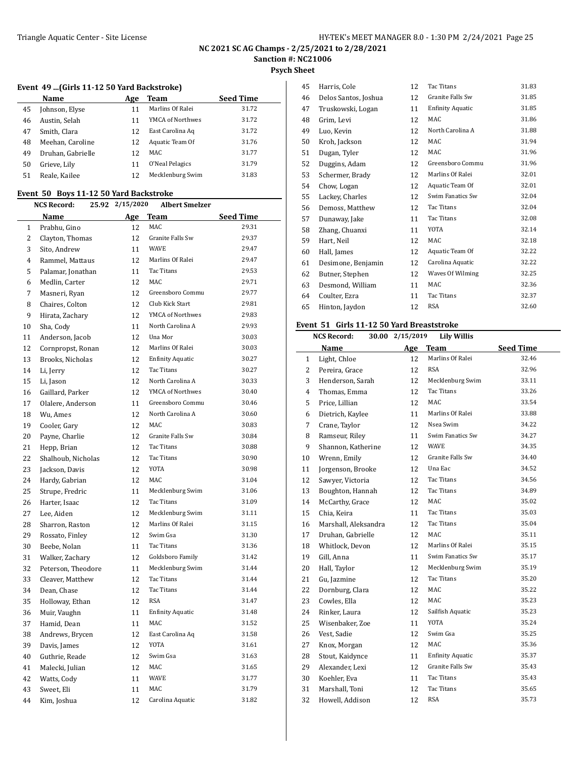NC 2021 SC AG Champs - 2/25/2021 to 2/28/2021

Sanction #: NC21006

Psych Sheet

### Event 49 ...(Girls 11-12 50 Yard Backstroke)

| | Name | Age | Team | Seed Time |
|---|---|---|---|---|
| 45 | Johnson, Elyse | 11 | Marlins Of Ralei | 31.72 |
| 46 | Austin, Selah | 11 | YMCA of Northwes | 31.72 |
| 47 | Smith, Clara | 12 | East Carolina Aq | 31.72 |
| 48 | Meehan, Caroline | 12 | Aquatic Team Of | 31.76 |
| 49 | Druhan, Gabrielle | 12 | MAC | 31.77 |
| 50 | Grieve, Lily | 11 | O'Neal Pelagics | 31.79 |
| 51 | Reale, Kailee | 12 | Mecklenburg Swim | 31.83 |

### Event 50 Boys 11-12 50 Yard Backstroke

NCS Record: 25.92 2/15/2020 Albert Smelzer

| | Name | Age | Team | Seed Time |
|---|---|---|---|---|
| 1 | Prabhu, Gino | 12 | MAC | 29.31 |
| 2 | Clayton, Thomas | 12 | Granite Falls Sw | 29.37 |
| 3 | Sito, Andrew | 11 | WAVE | 29.47 |
| 4 | Rammel, Mattaus | 12 | Marlins Of Ralei | 29.47 |
| 5 | Palamar, Jonathan | 11 | Tac Titans | 29.53 |
| 6 | Medlin, Carter | 12 | MAC | 29.71 |
| 7 | Masneri, Ryan | 12 | Greensboro Commu | 29.77 |
| 8 | Chaires, Colton | 12 | Club Kick Start | 29.81 |
| 9 | Hirata, Zachary | 12 | YMCA of Northwes | 29.83 |
| 10 | Sha, Cody | 11 | North Carolina A | 29.93 |
| 11 | Anderson, Jacob | 12 | Una Mor | 30.03 |
| 12 | Cornpropst, Ronan | 12 | Marlins Of Ralei | 30.03 |
| 13 | Brooks, Nicholas | 12 | Enfinity Aquatic | 30.27 |
| 14 | Li, Jerry | 12 | Tac Titans | 30.27 |
| 15 | Li, Jason | 12 | North Carolina A | 30.33 |
| 16 | Gaillard, Parker | 12 | YMCA of Northwes | 30.40 |
| 17 | Olalere, Anderson | 11 | Greensboro Commu | 30.46 |
| 18 | Wu, Ames | 12 | North Carolina A | 30.60 |
| 19 | Cooler, Gary | 12 | MAC | 30.83 |
| 20 | Payne, Charlie | 12 | Granite Falls Sw | 30.84 |
| 21 | Hepp, Brian | 12 | Tac Titans | 30.88 |
| 22 | Shalhoub, Nicholas | 12 | Tac Titans | 30.90 |
| 23 | Jackson, Davis | 12 | YOTA | 30.98 |
| 24 | Hardy, Gabrian | 12 | MAC | 31.04 |
| 25 | Strupe, Fredric | 11 | Mecklenburg Swim | 31.06 |
| 26 | Harter, Isaac | 12 | Tac Titans | 31.09 |
| 27 | Lee, Aiden | 12 | Mecklenburg Swim | 31.11 |
| 28 | Sharron, Raston | 12 | Marlins Of Ralei | 31.15 |
| 29 | Rossato, Finley | 12 | Swim Gsa | 31.30 |
| 30 | Beebe, Nolan | 11 | Tac Titans | 31.36 |
| 31 | Walker, Zachary | 12 | Goldsboro Family | 31.42 |
| 32 | Peterson, Theodore | 11 | Mecklenburg Swim | 31.44 |
| 33 | Cleaver, Matthew | 12 | Tac Titans | 31.44 |
| 34 | Dean, Chase | 12 | Tac Titans | 31.44 |
| 35 | Holloway, Ethan | 12 | RSA | 31.47 |
| 36 | Muir, Vaughn | 11 | Enfinity Aquatic | 31.48 |
| 37 | Hamid, Dean | 11 | MAC | 31.52 |
| 38 | Andrews, Brycen | 12 | East Carolina Aq | 31.58 |
| 39 | Davis, James | 12 | YOTA | 31.61 |
| 40 | Guthrie, Reade | 12 | Swim Gsa | 31.63 |
| 41 | Malecki, Julian | 12 | MAC | 31.65 |
| 42 | Watts, Cody | 11 | WAVE | 31.77 |
| 43 | Sweet, Eli | 11 | MAC | 31.79 |
| 44 | Kim, Joshua | 12 | Carolina Aquatic | 31.82 |
| 45 | Harris, Cole | 12 | Tac Titans | 31.83 |
| 46 | Delos Santos, Joshua | 12 | Granite Falls Sw | 31.85 |
| 47 | Truskowski, Logan | 11 | Enfinity Aquatic | 31.85 |
| 48 | Grim, Levi | 12 | MAC | 31.86 |
| 49 | Luo, Kevin | 12 | North Carolina A | 31.88 |
| 50 | Kroh, Jackson | 12 | MAC | 31.94 |
| 51 | Dugan, Tyler | 12 | MAC | 31.96 |
| 52 | Duggins, Adam | 12 | Greensboro Commu | 31.96 |
| 53 | Schermer, Brady | 12 | Marlins Of Ralei | 32.01 |
| 54 | Chow, Logan | 12 | Aquatic Team Of | 32.01 |
| 55 | Lackey, Charles | 12 | Swim Fanatics Sw | 32.04 |
| 56 | Demoss, Matthew | 12 | Tac Titans | 32.04 |
| 57 | Dunaway, Jake | 11 | Tac Titans | 32.08 |
| 58 | Zhang, Chuanxi | 11 | YOTA | 32.14 |
| 59 | Hart, Neil | 12 | MAC | 32.18 |
| 60 | Hall, James | 12 | Aquatic Team Of | 32.22 |
| 61 | Desimone, Benjamin | 12 | Carolina Aquatic | 32.22 |
| 62 | Butner, Stephen | 12 | Waves Of Wilming | 32.25 |
| 63 | Desmond, William | 11 | MAC | 32.36 |
| 64 | Coulter, Ezra | 11 | Tac Titans | 32.37 |
| 65 | Hinton, Jaydon | 12 | RSA | 32.60 |

### Event 51 Girls 11-12 50 Yard Breaststroke

NCS Record: 30.00 2/15/2019 Lily Willis

| | Name | Age | Team | Seed Time |
|---|---|---|---|---|
| 1 | Light, Chloe | 12 | Marlins Of Ralei | 32.46 |
| 2 | Pereira, Grace | 12 | RSA | 32.96 |
| 3 | Henderson, Sarah | 12 | Mecklenburg Swim | 33.11 |
| 4 | Thomas, Emma | 12 | Tac Titans | 33.26 |
| 5 | Price, Lillian | 12 | MAC | 33.54 |
| 6 | Dietrich, Kaylee | 11 | Marlins Of Ralei | 33.88 |
| 7 | Crane, Taylor | 12 | Nsea Swim | 34.22 |
| 8 | Ramseur, Riley | 11 | Swim Fanatics Sw | 34.27 |
| 9 | Shannon, Katherine | 12 | WAVE | 34.35 |
| 10 | Wrenn, Emily | 12 | Granite Falls Sw | 34.40 |
| 11 | Jorgenson, Brooke | 12 | Una Eac | 34.52 |
| 12 | Sawyer, Victoria | 12 | Tac Titans | 34.56 |
| 13 | Boughton, Hannah | 12 | Tac Titans | 34.89 |
| 14 | McCarthy, Grace | 12 | MAC | 35.02 |
| 15 | Chia, Keira | 11 | Tac Titans | 35.03 |
| 16 | Marshall, Aleksandra | 12 | Tac Titans | 35.04 |
| 17 | Druhan, Gabrielle | 12 | MAC | 35.11 |
| 18 | Whitlock, Devon | 12 | Marlins Of Ralei | 35.15 |
| 19 | Gill, Anna | 11 | Swim Fanatics Sw | 35.17 |
| 20 | Hall, Taylor | 12 | Mecklenburg Swim | 35.19 |
| 21 | Gu, Jazmine | 12 | Tac Titans | 35.20 |
| 22 | Dornburg, Clara | 12 | MAC | 35.22 |
| 23 | Cowles, Ella | 12 | MAC | 35.23 |
| 24 | Rinker, Laura | 12 | Sailfish Aquatic | 35.23 |
| 25 | Wisenbaker, Zoe | 11 | YOTA | 35.24 |
| 26 | Vest, Sadie | 12 | Swim Gsa | 35.25 |
| 27 | Knox, Morgan | 12 | MAC | 35.36 |
| 28 | Stout, Kaidynce | 11 | Enfinity Aquatic | 35.37 |
| 29 | Alexander, Lexi | 12 | Granite Falls Sw | 35.43 |
| 30 | Koehler, Eva | 11 | Tac Titans | 35.43 |
| 31 | Marshall, Toni | 12 | Tac Titans | 35.65 |
| 32 | Howell, Addison | 12 | RSA | 35.73 |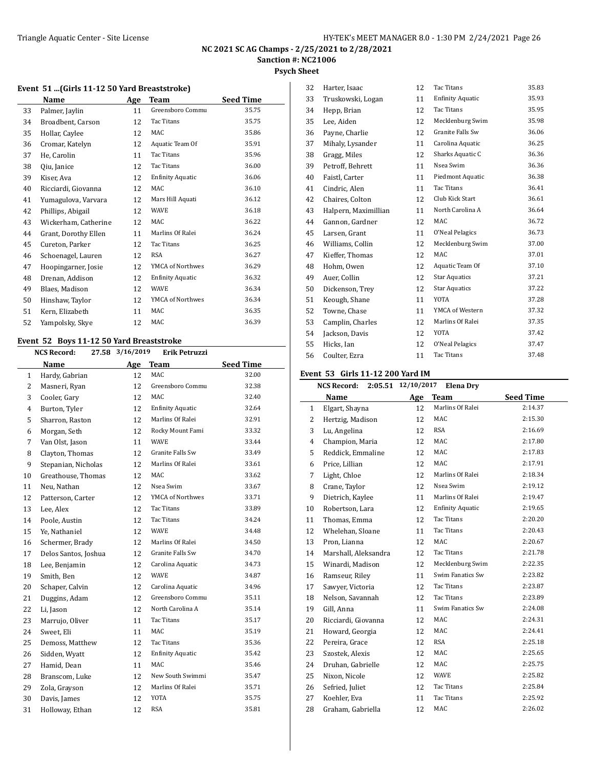NC 2021 SC AG Champs - 2/25/2021 to 2/28/2021

Sanction #: NC21006

Psych Sheet

### Event 51 ...(Girls 11-12 50 Yard Breaststroke)

| | Name | Age | Team | Seed Time |
|---|---|---|---|---|
| 33 | Palmer, Jaylin | 11 | Greensboro Commu | 35.75 |
| 34 | Broadbent, Carson | 12 | Tac Titans | 35.75 |
| 35 | Hollar, Caylee | 12 | MAC | 35.86 |
| 36 | Cromar, Katelyn | 12 | Aquatic Team Of | 35.91 |
| 37 | He, Carolin | 11 | Tac Titans | 35.96 |
| 38 | Qiu, Janice | 12 | Tac Titans | 36.00 |
| 39 | Kiser, Ava | 12 | Enfinity Aquatic | 36.06 |
| 40 | Ricciardi, Giovanna | 12 | MAC | 36.10 |
| 41 | Yumagulova, Varvara | 12 | Mars Hill Aquati | 36.12 |
| 42 | Phillips, Abigail | 12 | WAVE | 36.18 |
| 43 | Wickerham, Catherine | 12 | MAC | 36.22 |
| 44 | Grant, Dorothy Ellen | 11 | Marlins Of Ralei | 36.24 |
| 45 | Cureton, Parker | 12 | Tac Titans | 36.25 |
| 46 | Schoenagel, Lauren | 12 | RSA | 36.27 |
| 47 | Hoopingarner, Josie | 12 | YMCA of Northwes | 36.29 |
| 48 | Drenan, Addison | 12 | Enfinity Aquatic | 36.32 |
| 49 | Blaes, Madison | 12 | WAVE | 36.34 |
| 50 | Hinshaw, Taylor | 12 | YMCA of Northwes | 36.34 |
| 51 | Kern, Elizabeth | 11 | MAC | 36.35 |
| 52 | Yampolsky, Skye | 12 | MAC | 36.39 |

### Event 52 Boys 11-12 50 Yard Breaststroke

**NCS Record:** 27.58 3/16/2019 Erik Petruzzi

| | Name | Age | Team | Seed Time |
|---|---|---|---|---|
| 1 | Hardy, Gabrian | 12 | MAC | 32.00 |
| 2 | Masneri, Ryan | 12 | Greensboro Commu | 32.38 |
| 3 | Cooler, Gary | 12 | MAC | 32.40 |
| 4 | Burton, Tyler | 12 | Enfinity Aquatic | 32.64 |
| 5 | Sharron, Raston | 12 | Marlins Of Ralei | 32.91 |
| 6 | Morgan, Seth | 12 | Rocky Mount Fami | 33.32 |
| 7 | Van Olst, Jason | 11 | WAVE | 33.44 |
| 8 | Clayton, Thomas | 12 | Granite Falls Sw | 33.49 |
| 9 | Stepanian, Nicholas | 12 | Marlins Of Ralei | 33.61 |
| 10 | Greathouse, Thomas | 12 | MAC | 33.62 |
| 11 | Neu, Nathan | 12 | Nsea Swim | 33.67 |
| 12 | Patterson, Carter | 12 | YMCA of Northwes | 33.71 |
| 13 | Lee, Alex | 12 | Tac Titans | 33.89 |
| 14 | Poole, Austin | 12 | Tac Titans | 34.24 |
| 15 | Ye, Nathaniel | 12 | WAVE | 34.48 |
| 16 | Schermer, Brady | 12 | Marlins Of Ralei | 34.50 |
| 17 | Delos Santos, Joshua | 12 | Granite Falls Sw | 34.70 |
| 18 | Lee, Benjamin | 12 | Carolina Aquatic | 34.73 |
| 19 | Smith, Ben | 12 | WAVE | 34.87 |
| 20 | Schaper, Calvin | 12 | Carolina Aquatic | 34.96 |
| 21 | Duggins, Adam | 12 | Greensboro Commu | 35.11 |
| 22 | Li, Jason | 12 | North Carolina A | 35.14 |
| 23 | Marrujo, Oliver | 11 | Tac Titans | 35.17 |
| 24 | Sweet, Eli | 11 | MAC | 35.19 |
| 25 | Demoss, Matthew | 12 | Tac Titans | 35.36 |
| 26 | Sidden, Wyatt | 12 | Enfinity Aquatic | 35.42 |
| 27 | Hamid, Dean | 11 | MAC | 35.46 |
| 28 | Branscom, Luke | 12 | New South Swimmi | 35.47 |
| 29 | Zola, Grayson | 12 | Marlins Of Ralei | 35.71 |
| 30 | Davis, James | 12 | YOTA | 35.75 |
| 31 | Holloway, Ethan | 12 | RSA | 35.81 |
| 32 | Harter, Isaac | 12 | Tac Titans | 35.83 |
| 33 | Truskowski, Logan | 11 | Enfinity Aquatic | 35.93 |
| 34 | Hepp, Brian | 12 | Tac Titans | 35.95 |
| 35 | Lee, Aiden | 12 | Mecklenburg Swim | 35.98 |
| 36 | Payne, Charlie | 12 | Granite Falls Sw | 36.06 |
| 37 | Mihaly, Lysander | 11 | Carolina Aquatic | 36.25 |
| 38 | Gragg, Miles | 12 | Sharks Aquatic C | 36.36 |
| 39 | Petroff, Behrett | 11 | Nsea Swim | 36.36 |
| 40 | Faistl, Carter | 11 | Piedmont Aquatic | 36.38 |
| 41 | Cindric, Alen | 11 | Tac Titans | 36.41 |
| 42 | Chaires, Colton | 12 | Club Kick Start | 36.61 |
| 43 | Halpern, Maximillian | 11 | North Carolina A | 36.64 |
| 44 | Gannon, Gardner | 12 | MAC | 36.72 |
| 45 | Larsen, Grant | 11 | O'Neal Pelagics | 36.73 |
| 46 | Williams, Collin | 12 | Mecklenburg Swim | 37.00 |
| 47 | Kieffer, Thomas | 12 | MAC | 37.01 |
| 48 | Hohm, Owen | 12 | Aquatic Team Of | 37.10 |
| 49 | Auer, Collin | 12 | Star Aquatics | 37.21 |
| 50 | Dickenson, Trey | 12 | Star Aquatics | 37.22 |
| 51 | Keough, Shane | 11 | YOTA | 37.28 |
| 52 | Towne, Chase | 11 | YMCA of Western | 37.32 |
| 53 | Camplin, Charles | 12 | Marlins Of Ralei | 37.35 |
| 54 | Jackson, Davis | 12 | YOTA | 37.42 |
| 55 | Hicks, Ian | 12 | O'Neal Pelagics | 37.47 |
| 56 | Coulter, Ezra | 11 | Tac Titans | 37.48 |

### Event 53 Girls 11-12 200 Yard IM

**NCS Record:** 2:05.51 12/10/2017 Elena Dry

| | Name | Age | Team | Seed Time |
|---|---|---|---|---|
| 1 | Elgart, Shayna | 12 | Marlins Of Ralei | 2:14.37 |
| 2 | Hertzig, Madison | 12 | MAC | 2:15.30 |
| 3 | Lu, Angelina | 12 | RSA | 2:16.69 |
| 4 | Champion, Maria | 12 | MAC | 2:17.80 |
| 5 | Reddick, Emmaline | 12 | MAC | 2:17.83 |
| 6 | Price, Lillian | 12 | MAC | 2:17.91 |
| 7 | Light, Chloe | 12 | Marlins Of Ralei | 2:18.34 |
| 8 | Crane, Taylor | 12 | Nsea Swim | 2:19.12 |
| 9 | Dietrich, Kaylee | 11 | Marlins Of Ralei | 2:19.47 |
| 10 | Robertson, Lara | 12 | Enfinity Aquatic | 2:19.65 |
| 11 | Thomas, Emma | 12 | Tac Titans | 2:20.20 |
| 12 | Whelehan, Sloane | 11 | Tac Titans | 2:20.43 |
| 13 | Pron, Lianna | 12 | MAC | 2:20.67 |
| 14 | Marshall, Aleksandra | 12 | Tac Titans | 2:21.78 |
| 15 | Winardi, Madison | 12 | Mecklenburg Swim | 2:22.35 |
| 16 | Ramseur, Riley | 11 | Swim Fanatics Sw | 2:23.82 |
| 17 | Sawyer, Victoria | 12 | Tac Titans | 2:23.87 |
| 18 | Nelson, Savannah | 12 | Tac Titans | 2:23.89 |
| 19 | Gill, Anna | 11 | Swim Fanatics Sw | 2:24.08 |
| 20 | Ricciardi, Giovanna | 12 | MAC | 2:24.31 |
| 21 | Howard, Georgia | 12 | MAC | 2:24.41 |
| 22 | Pereira, Grace | 12 | RSA | 2:25.18 |
| 23 | Szostek, Alexis | 12 | MAC | 2:25.65 |
| 24 | Druhan, Gabrielle | 12 | MAC | 2:25.75 |
| 25 | Nixon, Nicole | 12 | WAVE | 2:25.82 |
| 26 | Sefried, Juliet | 12 | Tac Titans | 2:25.84 |
| 27 | Koehler, Eva | 11 | Tac Titans | 2:25.92 |
| 28 | Graham, Gabriella | 12 | MAC | 2:26.02 |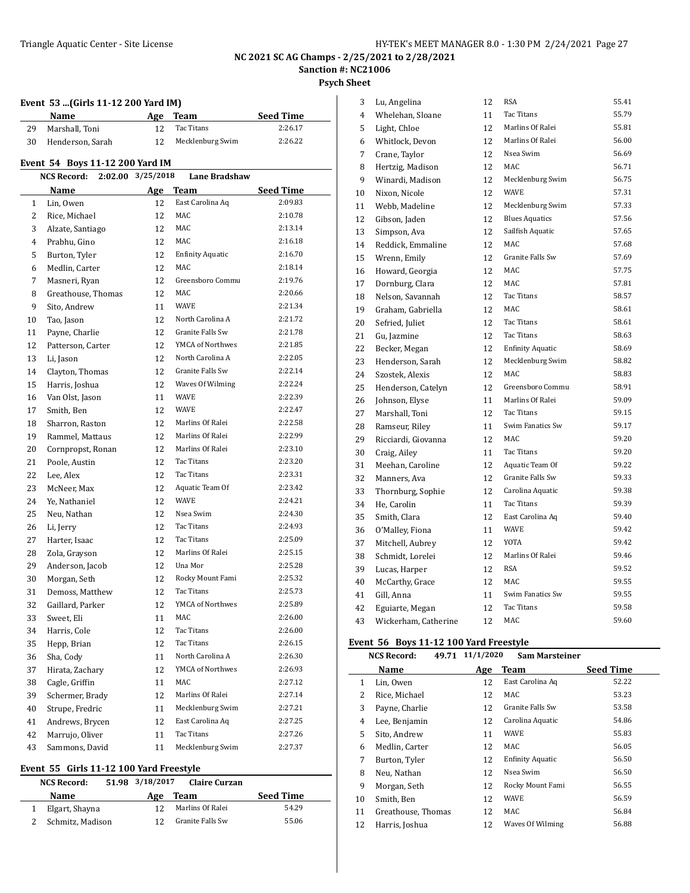NC 2021 SC AG Champs - 2/25/2021 to 2/28/2021
Sanction #: NC21006
Psych Sheet

### Event 53 ...(Girls 11-12 200 Yard IM)

| | Name | Age | Team | Seed Time |
|---|---|---|---|---|
| 29 | Marshall, Toni | 12 | Tac Titans | 2:26.17 |
| 30 | Henderson, Sarah | 12 | Mecklenburg Swim | 2:26.22 |

### Event 54 Boys 11-12 200 Yard IM

NCS Record: 2:02.00 3/25/2018 Lane Bradshaw

| | Name | Age | Team | Seed Time |
|---|---|---|---|---|
| 1 | Lin, Owen | 12 | East Carolina Aq | 2:09.83 |
| 2 | Rice, Michael | 12 | MAC | 2:10.78 |
| 3 | Alzate, Santiago | 12 | MAC | 2:13.14 |
| 4 | Prabhu, Gino | 12 | MAC | 2:16.18 |
| 5 | Burton, Tyler | 12 | Enfinity Aquatic | 2:16.70 |
| 6 | Medlin, Carter | 12 | MAC | 2:18.14 |
| 7 | Masneri, Ryan | 12 | Greensboro Commu | 2:19.76 |
| 8 | Greathouse, Thomas | 12 | MAC | 2:20.66 |
| 9 | Sito, Andrew | 11 | WAVE | 2:21.34 |
| 10 | Tao, Jason | 12 | North Carolina A | 2:21.72 |
| 11 | Payne, Charlie | 12 | Granite Falls Sw | 2:21.78 |
| 12 | Patterson, Carter | 12 | YMCA of Northwes | 2:21.85 |
| 13 | Li, Jason | 12 | North Carolina A | 2:22.05 |
| 14 | Clayton, Thomas | 12 | Granite Falls Sw | 2:22.14 |
| 15 | Harris, Joshua | 12 | Waves Of Wilming | 2:22.24 |
| 16 | Van Olst, Jason | 11 | WAVE | 2:22.39 |
| 17 | Smith, Ben | 12 | WAVE | 2:22.47 |
| 18 | Sharron, Raston | 12 | Marlins Of Ralei | 2:22.58 |
| 19 | Rammel, Mattaus | 12 | Marlins Of Ralei | 2:22.99 |
| 20 | Cornpropst, Ronan | 12 | Marlins Of Ralei | 2:23.10 |
| 21 | Poole, Austin | 12 | Tac Titans | 2:23.20 |
| 22 | Lee, Alex | 12 | Tac Titans | 2:23.31 |
| 23 | McNeer, Max | 12 | Aquatic Team Of | 2:23.42 |
| 24 | Ye, Nathaniel | 12 | WAVE | 2:24.21 |
| 25 | Neu, Nathan | 12 | Nsea Swim | 2:24.30 |
| 26 | Li, Jerry | 12 | Tac Titans | 2:24.93 |
| 27 | Harter, Isaac | 12 | Tac Titans | 2:25.09 |
| 28 | Zola, Grayson | 12 | Marlins Of Ralei | 2:25.15 |
| 29 | Anderson, Jacob | 12 | Una Mor | 2:25.28 |
| 30 | Morgan, Seth | 12 | Rocky Mount Fami | 2:25.32 |
| 31 | Demoss, Matthew | 12 | Tac Titans | 2:25.73 |
| 32 | Gaillard, Parker | 12 | YMCA of Northwes | 2:25.89 |
| 33 | Sweet, Eli | 11 | MAC | 2:26.00 |
| 34 | Harris, Cole | 12 | Tac Titans | 2:26.00 |
| 35 | Hepp, Brian | 12 | Tac Titans | 2:26.15 |
| 36 | Sha, Cody | 11 | North Carolina A | 2:26.30 |
| 37 | Hirata, Zachary | 12 | YMCA of Northwes | 2:26.93 |
| 38 | Cagle, Griffin | 11 | MAC | 2:27.12 |
| 39 | Schermer, Brady | 12 | Marlins Of Ralei | 2:27.14 |
| 40 | Strupe, Fredric | 11 | Mecklenburg Swim | 2:27.21 |
| 41 | Andrews, Brycen | 12 | East Carolina Aq | 2:27.25 |
| 42 | Marrujo, Oliver | 11 | Tac Titans | 2:27.26 |
| 43 | Sammons, David | 11 | Mecklenburg Swim | 2:27.37 |

### Event 55 Girls 11-12 100 Yard Freestyle

NCS Record: 51.98 3/18/2017 Claire Curzan

| | Name | Age | Team | Seed Time |
|---|---|---|---|---|
| 1 | Elgart, Shayna | 12 | Marlins Of Ralei | 54.29 |
| 2 | Schmitz, Madison | 12 | Granite Falls Sw | 55.06 |
| 3 | Lu, Angelina | 12 | RSA | 55.41 |
| 4 | Whelehan, Sloane | 11 | Tac Titans | 55.79 |
| 5 | Light, Chloe | 12 | Marlins Of Ralei | 55.81 |
| 6 | Whitlock, Devon | 12 | Marlins Of Ralei | 56.00 |
| 7 | Crane, Taylor | 12 | Nsea Swim | 56.69 |
| 8 | Hertzig, Madison | 12 | MAC | 56.71 |
| 9 | Winardi, Madison | 12 | Mecklenburg Swim | 56.75 |
| 10 | Nixon, Nicole | 12 | WAVE | 57.31 |
| 11 | Webb, Madeline | 12 | Mecklenburg Swim | 57.33 |
| 12 | Gibson, Jaden | 12 | Blues Aquatics | 57.56 |
| 13 | Simpson, Ava | 12 | Sailfish Aquatic | 57.65 |
| 14 | Reddick, Emmaline | 12 | MAC | 57.68 |
| 15 | Wrenn, Emily | 12 | Granite Falls Sw | 57.69 |
| 16 | Howard, Georgia | 12 | MAC | 57.75 |
| 17 | Dornburg, Clara | 12 | MAC | 57.81 |
| 18 | Nelson, Savannah | 12 | Tac Titans | 58.57 |
| 19 | Graham, Gabriella | 12 | MAC | 58.61 |
| 20 | Sefried, Juliet | 12 | Tac Titans | 58.61 |
| 21 | Gu, Jazmine | 12 | Tac Titans | 58.63 |
| 22 | Becker, Megan | 12 | Enfinity Aquatic | 58.69 |
| 23 | Henderson, Sarah | 12 | Mecklenburg Swim | 58.82 |
| 24 | Szostek, Alexis | 12 | MAC | 58.83 |
| 25 | Henderson, Catelyn | 12 | Greensboro Commu | 58.91 |
| 26 | Johnson, Elyse | 11 | Marlins Of Ralei | 59.09 |
| 27 | Marshall, Toni | 12 | Tac Titans | 59.15 |
| 28 | Ramseur, Riley | 11 | Swim Fanatics Sw | 59.17 |
| 29 | Ricciardi, Giovanna | 12 | MAC | 59.20 |
| 30 | Craig, Ailey | 11 | Tac Titans | 59.20 |
| 31 | Meehan, Caroline | 12 | Aquatic Team Of | 59.22 |
| 32 | Manners, Ava | 12 | Granite Falls Sw | 59.33 |
| 33 | Thornburg, Sophie | 12 | Carolina Aquatic | 59.38 |
| 34 | He, Carolin | 11 | Tac Titans | 59.39 |
| 35 | Smith, Clara | 12 | East Carolina Aq | 59.40 |
| 36 | O'Malley, Fiona | 11 | WAVE | 59.42 |
| 37 | Mitchell, Aubrey | 12 | YOTA | 59.42 |
| 38 | Schmidt, Lorelei | 12 | Marlins Of Ralei | 59.46 |
| 39 | Lucas, Harper | 12 | RSA | 59.52 |
| 40 | McCarthy, Grace | 12 | MAC | 59.55 |
| 41 | Gill, Anna | 11 | Swim Fanatics Sw | 59.55 |
| 42 | Eguiarte, Megan | 12 | Tac Titans | 59.58 |
| 43 | Wickerham, Catherine | 12 | MAC | 59.60 |

### Event 56 Boys 11-12 100 Yard Freestyle

NCS Record: 49.71 11/1/2020 Sam Marsteiner

| | Name | Age | Team | Seed Time |
|---|---|---|---|---|
| 1 | Lin, Owen | 12 | East Carolina Aq | 52.22 |
| 2 | Rice, Michael | 12 | MAC | 53.23 |
| 3 | Payne, Charlie | 12 | Granite Falls Sw | 53.58 |
| 4 | Lee, Benjamin | 12 | Carolina Aquatic | 54.86 |
| 5 | Sito, Andrew | 11 | WAVE | 55.83 |
| 6 | Medlin, Carter | 12 | MAC | 56.05 |
| 7 | Burton, Tyler | 12 | Enfinity Aquatic | 56.50 |
| 8 | Neu, Nathan | 12 | Nsea Swim | 56.50 |
| 9 | Morgan, Seth | 12 | Rocky Mount Fami | 56.55 |
| 10 | Smith, Ben | 12 | WAVE | 56.59 |
| 11 | Greathouse, Thomas | 12 | MAC | 56.84 |
| 12 | Harris, Joshua | 12 | Waves Of Wilming | 56.88 |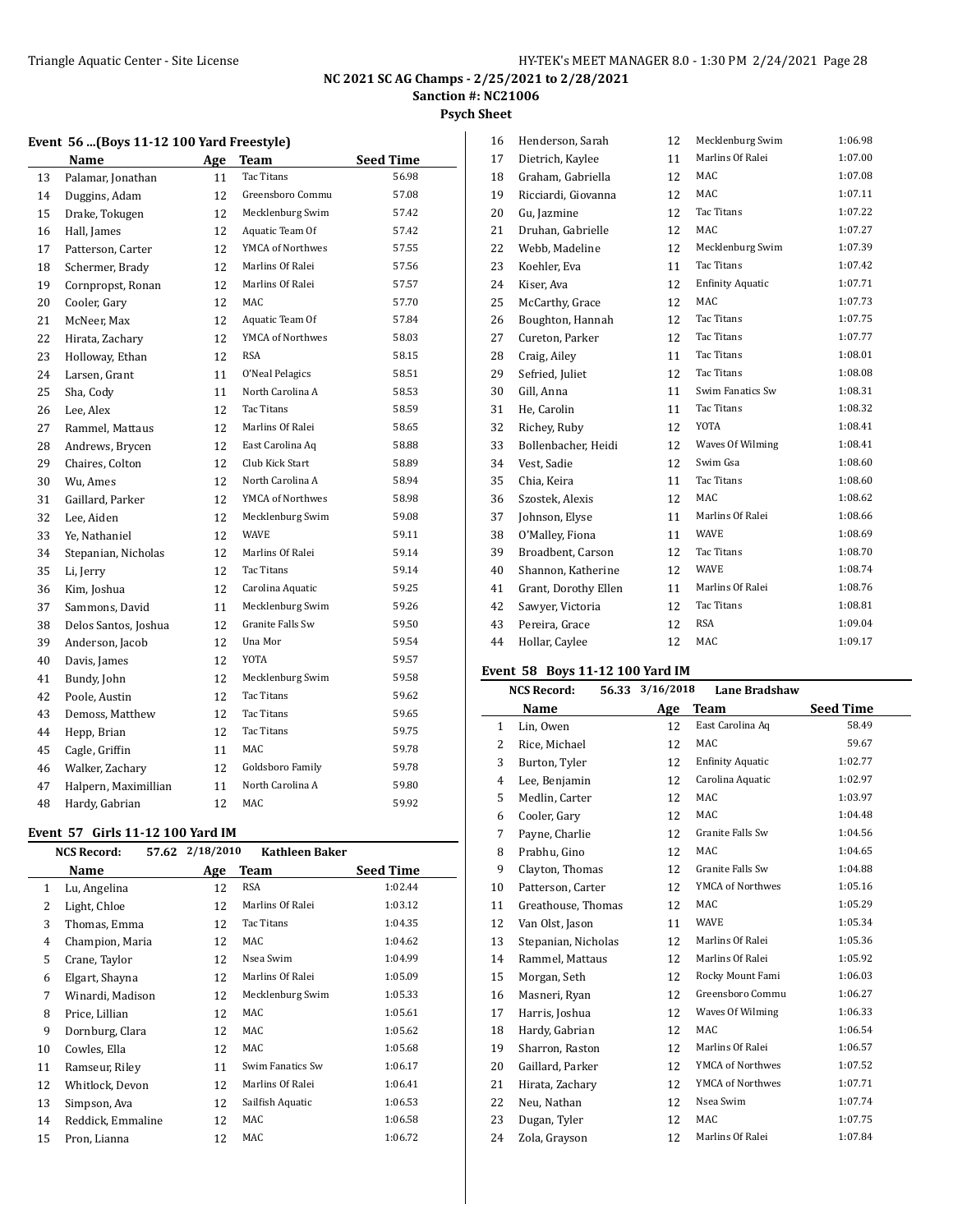NC 2021 SC AG Champs - 2/25/2021 to 2/28/2021

Sanction #: NC21006

Psych Sheet

### Event 56 ...(Boys 11-12 100 Yard Freestyle)

| | Name | Age | Team | Seed Time |
|---|---|---|---|---|
| 13 | Palamar, Jonathan | 11 | Tac Titans | 56.98 |
| 14 | Duggins, Adam | 12 | Greensboro Commu | 57.08 |
| 15 | Drake, Tokugen | 12 | Mecklenburg Swim | 57.42 |
| 16 | Hall, James | 12 | Aquatic Team Of | 57.42 |
| 17 | Patterson, Carter | 12 | YMCA of Northwes | 57.55 |
| 18 | Schermer, Brady | 12 | Marlins Of Ralei | 57.56 |
| 19 | Cornpropst, Ronan | 12 | Marlins Of Ralei | 57.57 |
| 20 | Cooler, Gary | 12 | MAC | 57.70 |
| 21 | McNeer, Max | 12 | Aquatic Team Of | 57.84 |
| 22 | Hirata, Zachary | 12 | YMCA of Northwes | 58.03 |
| 23 | Holloway, Ethan | 12 | RSA | 58.15 |
| 24 | Larsen, Grant | 11 | O'Neal Pelagics | 58.51 |
| 25 | Sha, Cody | 11 | North Carolina A | 58.53 |
| 26 | Lee, Alex | 12 | Tac Titans | 58.59 |
| 27 | Rammel, Mattaus | 12 | Marlins Of Ralei | 58.65 |
| 28 | Andrews, Brycen | 12 | East Carolina Aq | 58.88 |
| 29 | Chaires, Colton | 12 | Club Kick Start | 58.89 |
| 30 | Wu, Ames | 12 | North Carolina A | 58.94 |
| 31 | Gaillard, Parker | 12 | YMCA of Northwes | 58.98 |
| 32 | Lee, Aiden | 12 | Mecklenburg Swim | 59.08 |
| 33 | Ye, Nathaniel | 12 | WAVE | 59.11 |
| 34 | Stepanian, Nicholas | 12 | Marlins Of Ralei | 59.14 |
| 35 | Li, Jerry | 12 | Tac Titans | 59.14 |
| 36 | Kim, Joshua | 12 | Carolina Aquatic | 59.25 |
| 37 | Sammons, David | 11 | Mecklenburg Swim | 59.26 |
| 38 | Delos Santos, Joshua | 12 | Granite Falls Sw | 59.50 |
| 39 | Anderson, Jacob | 12 | Una Mor | 59.54 |
| 40 | Davis, James | 12 | YOTA | 59.57 |
| 41 | Bundy, John | 12 | Mecklenburg Swim | 59.58 |
| 42 | Poole, Austin | 12 | Tac Titans | 59.62 |
| 43 | Demoss, Matthew | 12 | Tac Titans | 59.65 |
| 44 | Hepp, Brian | 12 | Tac Titans | 59.75 |
| 45 | Cagle, Griffin | 11 | MAC | 59.78 |
| 46 | Walker, Zachary | 12 | Goldsboro Family | 59.78 |
| 47 | Halpern, Maximillian | 11 | North Carolina A | 59.80 |
| 48 | Hardy, Gabrian | 12 | MAC | 59.92 |

### Event 57 Girls 11-12 100 Yard IM

NCS Record: 57.62 2/18/2010 Kathleen Baker

| | Name | Age | Team | Seed Time |
|---|---|---|---|---|
| 1 | Lu, Angelina | 12 | RSA | 1:02.44 |
| 2 | Light, Chloe | 12 | Marlins Of Ralei | 1:03.12 |
| 3 | Thomas, Emma | 12 | Tac Titans | 1:04.35 |
| 4 | Champion, Maria | 12 | MAC | 1:04.62 |
| 5 | Crane, Taylor | 12 | Nsea Swim | 1:04.99 |
| 6 | Elgart, Shayna | 12 | Marlins Of Ralei | 1:05.09 |
| 7 | Winardi, Madison | 12 | Mecklenburg Swim | 1:05.33 |
| 8 | Price, Lillian | 12 | MAC | 1:05.61 |
| 9 | Dornburg, Clara | 12 | MAC | 1:05.62 |
| 10 | Cowles, Ella | 12 | MAC | 1:05.68 |
| 11 | Ramseur, Riley | 11 | Swim Fanatics Sw | 1:06.17 |
| 12 | Whitlock, Devon | 12 | Marlins Of Ralei | 1:06.41 |
| 13 | Simpson, Ava | 12 | Sailfish Aquatic | 1:06.53 |
| 14 | Reddick, Emmaline | 12 | MAC | 1:06.58 |
| 15 | Pron, Lianna | 12 | MAC | 1:06.72 |
| 16 | Henderson, Sarah | 12 | Mecklenburg Swim | 1:06.98 |
| 17 | Dietrich, Kaylee | 11 | Marlins Of Ralei | 1:07.00 |
| 18 | Graham, Gabriella | 12 | MAC | 1:07.08 |
| 19 | Ricciardi, Giovanna | 12 | MAC | 1:07.11 |
| 20 | Gu, Jazmine | 12 | Tac Titans | 1:07.22 |
| 21 | Druhan, Gabrielle | 12 | MAC | 1:07.27 |
| 22 | Webb, Madeline | 12 | Mecklenburg Swim | 1:07.39 |
| 23 | Koehler, Eva | 11 | Tac Titans | 1:07.42 |
| 24 | Kiser, Ava | 12 | Enfinity Aquatic | 1:07.71 |
| 25 | McCarthy, Grace | 12 | MAC | 1:07.73 |
| 26 | Boughton, Hannah | 12 | Tac Titans | 1:07.75 |
| 27 | Cureton, Parker | 12 | Tac Titans | 1:07.77 |
| 28 | Craig, Ailey | 11 | Tac Titans | 1:08.01 |
| 29 | Sefried, Juliet | 12 | Tac Titans | 1:08.08 |
| 30 | Gill, Anna | 11 | Swim Fanatics Sw | 1:08.31 |
| 31 | He, Carolin | 11 | Tac Titans | 1:08.32 |
| 32 | Richey, Ruby | 12 | YOTA | 1:08.41 |
| 33 | Bollenbacher, Heidi | 12 | Waves Of Wilming | 1:08.41 |
| 34 | Vest, Sadie | 12 | Swim Gsa | 1:08.60 |
| 35 | Chia, Keira | 11 | Tac Titans | 1:08.60 |
| 36 | Szostek, Alexis | 12 | MAC | 1:08.62 |
| 37 | Johnson, Elyse | 11 | Marlins Of Ralei | 1:08.66 |
| 38 | O'Malley, Fiona | 11 | WAVE | 1:08.69 |
| 39 | Broadbent, Carson | 12 | Tac Titans | 1:08.70 |
| 40 | Shannon, Katherine | 12 | WAVE | 1:08.74 |
| 41 | Grant, Dorothy Ellen | 11 | Marlins Of Ralei | 1:08.76 |
| 42 | Sawyer, Victoria | 12 | Tac Titans | 1:08.81 |
| 43 | Pereira, Grace | 12 | RSA | 1:09.04 |
| 44 | Hollar, Caylee | 12 | MAC | 1:09.17 |

### Event 58 Boys 11-12 100 Yard IM

NCS Record: 56.33 3/16/2018 Lane Bradshaw

| | Name | Age | Team | Seed Time |
|---|---|---|---|---|
| 1 | Lin, Owen | 12 | East Carolina Aq | 58.49 |
| 2 | Rice, Michael | 12 | MAC | 59.67 |
| 3 | Burton, Tyler | 12 | Enfinity Aquatic | 1:02.77 |
| 4 | Lee, Benjamin | 12 | Carolina Aquatic | 1:02.97 |
| 5 | Medlin, Carter | 12 | MAC | 1:03.97 |
| 6 | Cooler, Gary | 12 | MAC | 1:04.48 |
| 7 | Payne, Charlie | 12 | Granite Falls Sw | 1:04.56 |
| 8 | Prabhu, Gino | 12 | MAC | 1:04.65 |
| 9 | Clayton, Thomas | 12 | Granite Falls Sw | 1:04.88 |
| 10 | Patterson, Carter | 12 | YMCA of Northwes | 1:05.16 |
| 11 | Greathouse, Thomas | 12 | MAC | 1:05.29 |
| 12 | Van Olst, Jason | 11 | WAVE | 1:05.34 |
| 13 | Stepanian, Nicholas | 12 | Marlins Of Ralei | 1:05.36 |
| 14 | Rammel, Mattaus | 12 | Marlins Of Ralei | 1:05.92 |
| 15 | Morgan, Seth | 12 | Rocky Mount Fami | 1:06.03 |
| 16 | Masneri, Ryan | 12 | Greensboro Commu | 1:06.27 |
| 17 | Harris, Joshua | 12 | Waves Of Wilming | 1:06.33 |
| 18 | Hardy, Gabrian | 12 | MAC | 1:06.54 |
| 19 | Sharron, Raston | 12 | Marlins Of Ralei | 1:06.57 |
| 20 | Gaillard, Parker | 12 | YMCA of Northwes | 1:07.52 |
| 21 | Hirata, Zachary | 12 | YMCA of Northwes | 1:07.71 |
| 22 | Neu, Nathan | 12 | Nsea Swim | 1:07.74 |
| 23 | Dugan, Tyler | 12 | MAC | 1:07.75 |
| 24 | Zola, Grayson | 12 | Marlins Of Ralei | 1:07.84 |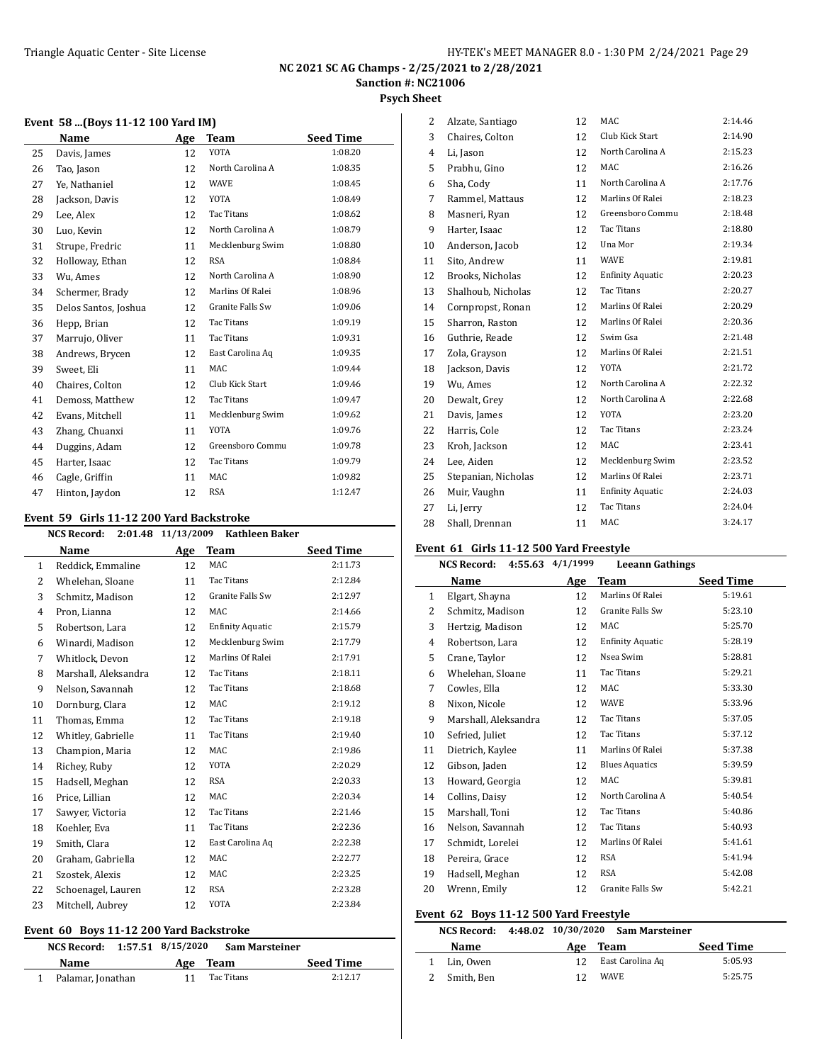NC 2021 SC AG Champs - 2/25/2021 to 2/28/2021

Sanction #: NC21006

Psych Sheet

### Event 58 ...(Boys 11-12 100 Yard IM)

| | Name | Age | Team | Seed Time |
|---|---|---|---|---|
| 25 | Davis, James | 12 | YOTA | 1:08.20 |
| 26 | Tao, Jason | 12 | North Carolina A | 1:08.35 |
| 27 | Ye, Nathaniel | 12 | WAVE | 1:08.45 |
| 28 | Jackson, Davis | 12 | YOTA | 1:08.49 |
| 29 | Lee, Alex | 12 | Tac Titans | 1:08.62 |
| 30 | Luo, Kevin | 12 | North Carolina A | 1:08.79 |
| 31 | Strupe, Fredric | 11 | Mecklenburg Swim | 1:08.80 |
| 32 | Holloway, Ethan | 12 | RSA | 1:08.84 |
| 33 | Wu, Ames | 12 | North Carolina A | 1:08.90 |
| 34 | Schermer, Brady | 12 | Marlins Of Ralei | 1:08.96 |
| 35 | Delos Santos, Joshua | 12 | Granite Falls Sw | 1:09.06 |
| 36 | Hepp, Brian | 12 | Tac Titans | 1:09.19 |
| 37 | Marrujo, Oliver | 11 | Tac Titans | 1:09.31 |
| 38 | Andrews, Brycen | 12 | East Carolina Aq | 1:09.35 |
| 39 | Sweet, Eli | 11 | MAC | 1:09.44 |
| 40 | Chaires, Colton | 12 | Club Kick Start | 1:09.46 |
| 41 | Demoss, Matthew | 12 | Tac Titans | 1:09.47 |
| 42 | Evans, Mitchell | 11 | Mecklenburg Swim | 1:09.62 |
| 43 | Zhang, Chuanxi | 11 | YOTA | 1:09.76 |
| 44 | Duggins, Adam | 12 | Greensboro Commu | 1:09.78 |
| 45 | Harter, Isaac | 12 | Tac Titans | 1:09.79 |
| 46 | Cagle, Griffin | 11 | MAC | 1:09.82 |
| 47 | Hinton, Jaydon | 12 | RSA | 1:12.47 |

### Event 59 Girls 11-12 200 Yard Backstroke

**NCS Record: 2:01.48 11/13/2009 Kathleen Baker**

| | Name | Age | Team | Seed Time |
|---|---|---|---|---|
| 1 | Reddick, Emmaline | 12 | MAC | 2:11.73 |
| 2 | Whelehan, Sloane | 11 | Tac Titans | 2:12.84 |
| 3 | Schmitz, Madison | 12 | Granite Falls Sw | 2:12.97 |
| 4 | Pron, Lianna | 12 | MAC | 2:14.66 |
| 5 | Robertson, Lara | 12 | Enfinity Aquatic | 2:15.79 |
| 6 | Winardi, Madison | 12 | Mecklenburg Swim | 2:17.79 |
| 7 | Whitlock, Devon | 12 | Marlins Of Ralei | 2:17.91 |
| 8 | Marshall, Aleksandra | 12 | Tac Titans | 2:18.11 |
| 9 | Nelson, Savannah | 12 | Tac Titans | 2:18.68 |
| 10 | Dornburg, Clara | 12 | MAC | 2:19.12 |
| 11 | Thomas, Emma | 12 | Tac Titans | 2:19.18 |
| 12 | Whitley, Gabrielle | 11 | Tac Titans | 2:19.40 |
| 13 | Champion, Maria | 12 | MAC | 2:19.86 |
| 14 | Richey, Ruby | 12 | YOTA | 2:20.29 |
| 15 | Hadsell, Meghan | 12 | RSA | 2:20.33 |
| 16 | Price, Lillian | 12 | MAC | 2:20.34 |
| 17 | Sawyer, Victoria | 12 | Tac Titans | 2:21.46 |
| 18 | Koehler, Eva | 11 | Tac Titans | 2:22.36 |
| 19 | Smith, Clara | 12 | East Carolina Aq | 2:22.38 |
| 20 | Graham, Gabriella | 12 | MAC | 2:22.77 |
| 21 | Szostek, Alexis | 12 | MAC | 2:23.25 |
| 22 | Schoenagel, Lauren | 12 | RSA | 2:23.28 |
| 23 | Mitchell, Aubrey | 12 | YOTA | 2:23.84 |

### Event 60 Boys 11-12 200 Yard Backstroke

**NCS Record: 1:57.51 8/15/2020 Sam Marsteiner**

| | Name | Age | Team | Seed Time |
|---|---|---|---|---|
| 1 | Palamar, Jonathan | 11 | Tac Titans | 2:12.17 |
| 2 | Alzate, Santiago | 12 | MAC | 2:14.46 |
| 3 | Chaires, Colton | 12 | Club Kick Start | 2:14.90 |
| 4 | Li, Jason | 12 | North Carolina A | 2:15.23 |
| 5 | Prabhu, Gino | 12 | MAC | 2:16.26 |
| 6 | Sha, Cody | 11 | North Carolina A | 2:17.76 |
| 7 | Rammel, Mattaus | 12 | Marlins Of Ralei | 2:18.23 |
| 8 | Masneri, Ryan | 12 | Greensboro Commu | 2:18.48 |
| 9 | Harter, Isaac | 12 | Tac Titans | 2:18.80 |
| 10 | Anderson, Jacob | 12 | Una Mor | 2:19.34 |
| 11 | Sito, Andrew | 11 | WAVE | 2:19.81 |
| 12 | Brooks, Nicholas | 12 | Enfinity Aquatic | 2:20.23 |
| 13 | Shalhoub, Nicholas | 12 | Tac Titans | 2:20.27 |
| 14 | Cornpropst, Ronan | 12 | Marlins Of Ralei | 2:20.29 |
| 15 | Sharron, Raston | 12 | Marlins Of Ralei | 2:20.36 |
| 16 | Guthrie, Reade | 12 | Swim Gsa | 2:21.48 |
| 17 | Zola, Grayson | 12 | Marlins Of Ralei | 2:21.51 |
| 18 | Jackson, Davis | 12 | YOTA | 2:21.72 |
| 19 | Wu, Ames | 12 | North Carolina A | 2:22.32 |
| 20 | Dewalt, Grey | 12 | North Carolina A | 2:22.68 |
| 21 | Davis, James | 12 | YOTA | 2:23.20 |
| 22 | Harris, Cole | 12 | Tac Titans | 2:23.24 |
| 23 | Kroh, Jackson | 12 | MAC | 2:23.41 |
| 24 | Lee, Aiden | 12 | Mecklenburg Swim | 2:23.52 |
| 25 | Stepanian, Nicholas | 12 | Marlins Of Ralei | 2:23.71 |
| 26 | Muir, Vaughn | 11 | Enfinity Aquatic | 2:24.03 |
| 27 | Li, Jerry | 12 | Tac Titans | 2:24.04 |
| 28 | Shall, Drennan | 11 | MAC | 3:24.17 |

### Event 61 Girls 11-12 500 Yard Freestyle

**NCS Record: 4:55.63 4/1/1999 Leeann Gathings**

| | Name | Age | Team | Seed Time |
|---|---|---|---|---|
| 1 | Elgart, Shayna | 12 | Marlins Of Ralei | 5:19.61 |
| 2 | Schmitz, Madison | 12 | Granite Falls Sw | 5:23.10 |
| 3 | Hertzig, Madison | 12 | MAC | 5:25.70 |
| 4 | Robertson, Lara | 12 | Enfinity Aquatic | 5:28.19 |
| 5 | Crane, Taylor | 12 | Nsea Swim | 5:28.81 |
| 6 | Whelehan, Sloane | 11 | Tac Titans | 5:29.21 |
| 7 | Cowles, Ella | 12 | MAC | 5:33.30 |
| 8 | Nixon, Nicole | 12 | WAVE | 5:33.96 |
| 9 | Marshall, Aleksandra | 12 | Tac Titans | 5:37.05 |
| 10 | Sefried, Juliet | 12 | Tac Titans | 5:37.12 |
| 11 | Dietrich, Kaylee | 11 | Marlins Of Ralei | 5:37.38 |
| 12 | Gibson, Jaden | 12 | Blues Aquatics | 5:39.59 |
| 13 | Howard, Georgia | 12 | MAC | 5:39.81 |
| 14 | Collins, Daisy | 12 | North Carolina A | 5:40.54 |
| 15 | Marshall, Toni | 12 | Tac Titans | 5:40.86 |
| 16 | Nelson, Savannah | 12 | Tac Titans | 5:40.93 |
| 17 | Schmidt, Lorelei | 12 | Marlins Of Ralei | 5:41.61 |
| 18 | Pereira, Grace | 12 | RSA | 5:41.94 |
| 19 | Hadsell, Meghan | 12 | RSA | 5:42.08 |
| 20 | Wrenn, Emily | 12 | Granite Falls Sw | 5:42.21 |

### Event 62 Boys 11-12 500 Yard Freestyle

**NCS Record: 4:48.02 10/30/2020 Sam Marsteiner**

| | Name | Age | Team | Seed Time |
|---|---|---|---|---|
| 1 | Lin, Owen | 12 | East Carolina Aq | 5:05.93 |
| 2 | Smith, Ben | 12 | WAVE | 5:25.75 |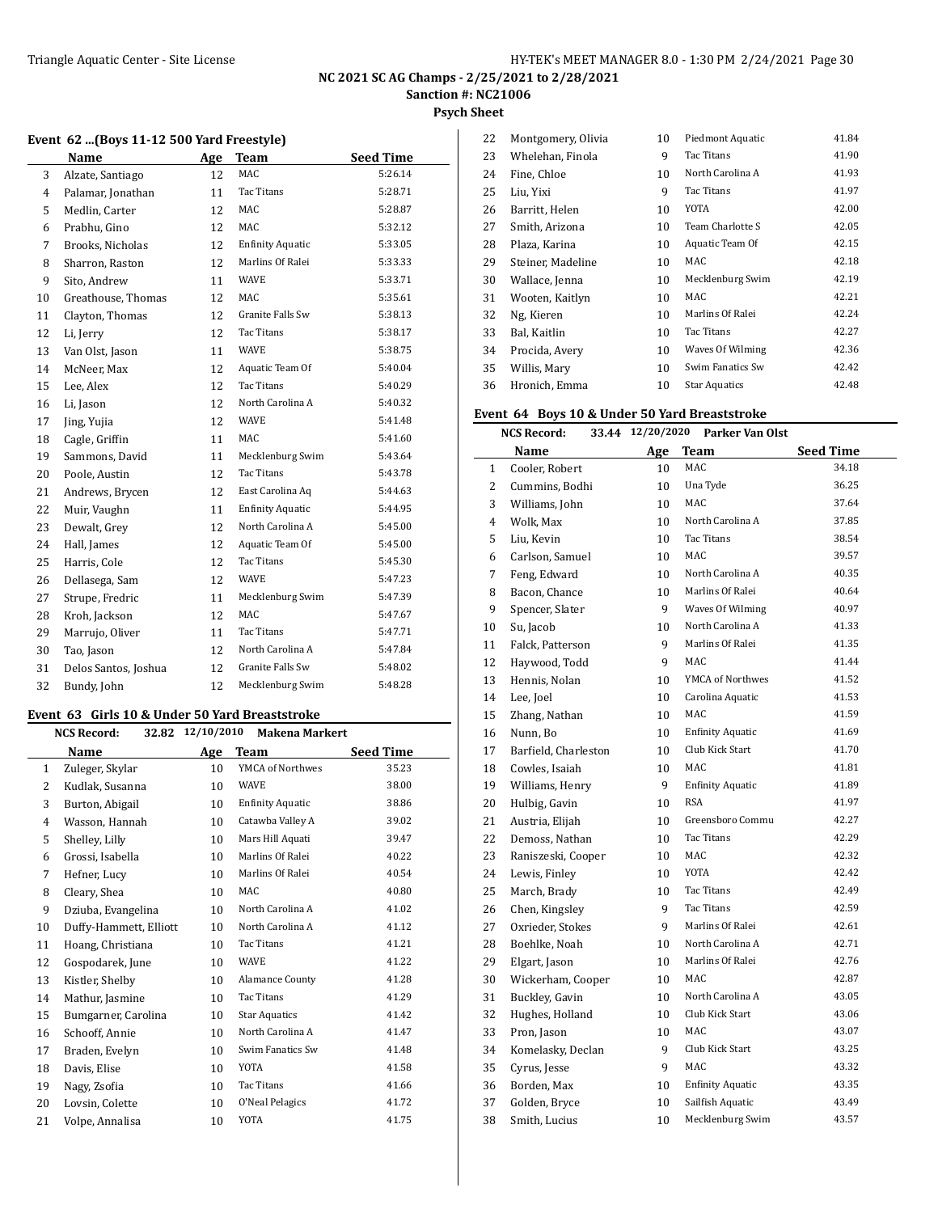NC 2021 SC AG Champs - 2/25/2021 to 2/28/2021

Sanction #: NC21006

Psych Sheet

### Event 62 ...(Boys 11-12 500 Yard Freestyle)

| | Name | Age | Team | Seed Time |
|---|---|---|---|---|
| 3 | Alzate, Santiago | 12 | MAC | 5:26.14 |
| 4 | Palamar, Jonathan | 11 | Tac Titans | 5:28.71 |
| 5 | Medlin, Carter | 12 | MAC | 5:28.87 |
| 6 | Prabhu, Gino | 12 | MAC | 5:32.12 |
| 7 | Brooks, Nicholas | 12 | Enfinity Aquatic | 5:33.05 |
| 8 | Sharron, Raston | 12 | Marlins Of Ralei | 5:33.33 |
| 9 | Sito, Andrew | 11 | WAVE | 5:33.71 |
| 10 | Greathouse, Thomas | 12 | MAC | 5:35.61 |
| 11 | Clayton, Thomas | 12 | Granite Falls Sw | 5:38.13 |
| 12 | Li, Jerry | 12 | Tac Titans | 5:38.17 |
| 13 | Van Olst, Jason | 11 | WAVE | 5:38.75 |
| 14 | McNeer, Max | 12 | Aquatic Team Of | 5:40.04 |
| 15 | Lee, Alex | 12 | Tac Titans | 5:40.29 |
| 16 | Li, Jason | 12 | North Carolina A | 5:40.32 |
| 17 | Jing, Yujia | 12 | WAVE | 5:41.48 |
| 18 | Cagle, Griffin | 11 | MAC | 5:41.60 |
| 19 | Sammons, David | 11 | Mecklenburg Swim | 5:43.64 |
| 20 | Poole, Austin | 12 | Tac Titans | 5:43.78 |
| 21 | Andrews, Brycen | 12 | East Carolina Aq | 5:44.63 |
| 22 | Muir, Vaughn | 11 | Enfinity Aquatic | 5:44.95 |
| 23 | Dewalt, Grey | 12 | North Carolina A | 5:45.00 |
| 24 | Hall, James | 12 | Aquatic Team Of | 5:45.00 |
| 25 | Harris, Cole | 12 | Tac Titans | 5:45.30 |
| 26 | Dellasega, Sam | 12 | WAVE | 5:47.23 |
| 27 | Strupe, Fredric | 11 | Mecklenburg Swim | 5:47.39 |
| 28 | Kroh, Jackson | 12 | MAC | 5:47.67 |
| 29 | Marrujo, Oliver | 11 | Tac Titans | 5:47.71 |
| 30 | Tao, Jason | 12 | North Carolina A | 5:47.84 |
| 31 | Delos Santos, Joshua | 12 | Granite Falls Sw | 5:48.02 |
| 32 | Bundy, John | 12 | Mecklenburg Swim | 5:48.28 |

### Event 63 Girls 10 & Under 50 Yard Breaststroke

NCS Record: 32.82 12/10/2010 Makena Markert

| | Name | Age | Team | Seed Time |
|---|---|---|---|---|
| 1 | Zuleger, Skylar | 10 | YMCA of Northwes | 35.23 |
| 2 | Kudlak, Susanna | 10 | WAVE | 38.00 |
| 3 | Burton, Abigail | 10 | Enfinity Aquatic | 38.86 |
| 4 | Wasson, Hannah | 10 | Catawba Valley A | 39.02 |
| 5 | Shelley, Lilly | 10 | Mars Hill Aquati | 39.47 |
| 6 | Grossi, Isabella | 10 | Marlins Of Ralei | 40.22 |
| 7 | Hefner, Lucy | 10 | Marlins Of Ralei | 40.54 |
| 8 | Cleary, Shea | 10 | MAC | 40.80 |
| 9 | Dziuba, Evangelina | 10 | North Carolina A | 41.02 |
| 10 | Duffy-Hammett, Elliott | 10 | North Carolina A | 41.12 |
| 11 | Hoang, Christiana | 10 | Tac Titans | 41.21 |
| 12 | Gospodarek, June | 10 | WAVE | 41.22 |
| 13 | Kistler, Shelby | 10 | Alamance County | 41.28 |
| 14 | Mathur, Jasmine | 10 | Tac Titans | 41.29 |
| 15 | Bumgarner, Carolina | 10 | Star Aquatics | 41.42 |
| 16 | Schooff, Annie | 10 | North Carolina A | 41.47 |
| 17 | Braden, Evelyn | 10 | Swim Fanatics Sw | 41.48 |
| 18 | Davis, Elise | 10 | YOTA | 41.58 |
| 19 | Nagy, Zsofia | 10 | Tac Titans | 41.66 |
| 20 | Lovsin, Colette | 10 | O'Neal Pelagics | 41.72 |
| 21 | Volpe, Annalisa | 10 | YOTA | 41.75 |
| 22 | Montgomery, Olivia | 10 | Piedmont Aquatic | 41.84 |
| 23 | Whelehan, Finola | 9 | Tac Titans | 41.90 |
| 24 | Fine, Chloe | 10 | North Carolina A | 41.93 |
| 25 | Liu, Yixi | 9 | Tac Titans | 41.97 |
| 26 | Barritt, Helen | 10 | YOTA | 42.00 |
| 27 | Smith, Arizona | 10 | Team Charlotte S | 42.05 |
| 28 | Plaza, Karina | 10 | Aquatic Team Of | 42.15 |
| 29 | Steiner, Madeline | 10 | MAC | 42.18 |
| 30 | Wallace, Jenna | 10 | Mecklenburg Swim | 42.19 |
| 31 | Wooten, Kaitlyn | 10 | MAC | 42.21 |
| 32 | Ng, Kieren | 10 | Marlins Of Ralei | 42.24 |
| 33 | Bal, Kaitlin | 10 | Tac Titans | 42.27 |
| 34 | Procida, Avery | 10 | Waves Of Wilming | 42.36 |
| 35 | Willis, Mary | 10 | Swim Fanatics Sw | 42.42 |
| 36 | Hronich, Emma | 10 | Star Aquatics | 42.48 |

### Event 64 Boys 10 & Under 50 Yard Breaststroke

NCS Record: 33.44 12/20/2020 Parker Van Olst

| | Name | Age | Team | Seed Time |
|---|---|---|---|---|
| 1 | Cooler, Robert | 10 | MAC | 34.18 |
| 2 | Cummins, Bodhi | 10 | Una Tyde | 36.25 |
| 3 | Williams, John | 10 | MAC | 37.64 |
| 4 | Wolk, Max | 10 | North Carolina A | 37.85 |
| 5 | Liu, Kevin | 10 | Tac Titans | 38.54 |
| 6 | Carlson, Samuel | 10 | MAC | 39.57 |
| 7 | Feng, Edward | 10 | North Carolina A | 40.35 |
| 8 | Bacon, Chance | 10 | Marlins Of Ralei | 40.64 |
| 9 | Spencer, Slater | 9 | Waves Of Wilming | 40.97 |
| 10 | Su, Jacob | 10 | North Carolina A | 41.33 |
| 11 | Falck, Patterson | 9 | Marlins Of Ralei | 41.35 |
| 12 | Haywood, Todd | 9 | MAC | 41.44 |
| 13 | Hennis, Nolan | 10 | YMCA of Northwes | 41.52 |
| 14 | Lee, Joel | 10 | Carolina Aquatic | 41.53 |
| 15 | Zhang, Nathan | 10 | MAC | 41.59 |
| 16 | Nunn, Bo | 10 | Enfinity Aquatic | 41.69 |
| 17 | Barfield, Charleston | 10 | Club Kick Start | 41.70 |
| 18 | Cowles, Isaiah | 10 | MAC | 41.81 |
| 19 | Williams, Henry | 9 | Enfinity Aquatic | 41.89 |
| 20 | Hulbig, Gavin | 10 | RSA | 41.97 |
| 21 | Austria, Elijah | 10 | Greensboro Commu | 42.27 |
| 22 | Demoss, Nathan | 10 | Tac Titans | 42.29 |
| 23 | Raniszeski, Cooper | 10 | MAC | 42.32 |
| 24 | Lewis, Finley | 10 | YOTA | 42.42 |
| 25 | March, Brady | 10 | Tac Titans | 42.49 |
| 26 | Chen, Kingsley | 9 | Tac Titans | 42.59 |
| 27 | Oxrieder, Stokes | 9 | Marlins Of Ralei | 42.61 |
| 28 | Boehlke, Noah | 10 | North Carolina A | 42.71 |
| 29 | Elgart, Jason | 10 | Marlins Of Ralei | 42.76 |
| 30 | Wickerham, Cooper | 10 | MAC | 42.87 |
| 31 | Buckley, Gavin | 10 | North Carolina A | 43.05 |
| 32 | Hughes, Holland | 10 | Club Kick Start | 43.06 |
| 33 | Pron, Jason | 10 | MAC | 43.07 |
| 34 | Komelasky, Declan | 9 | Club Kick Start | 43.25 |
| 35 | Cyrus, Jesse | 9 | MAC | 43.32 |
| 36 | Borden, Max | 10 | Enfinity Aquatic | 43.35 |
| 37 | Golden, Bryce | 10 | Sailfish Aquatic | 43.49 |
| 38 | Smith, Lucius | 10 | Mecklenburg Swim | 43.57 |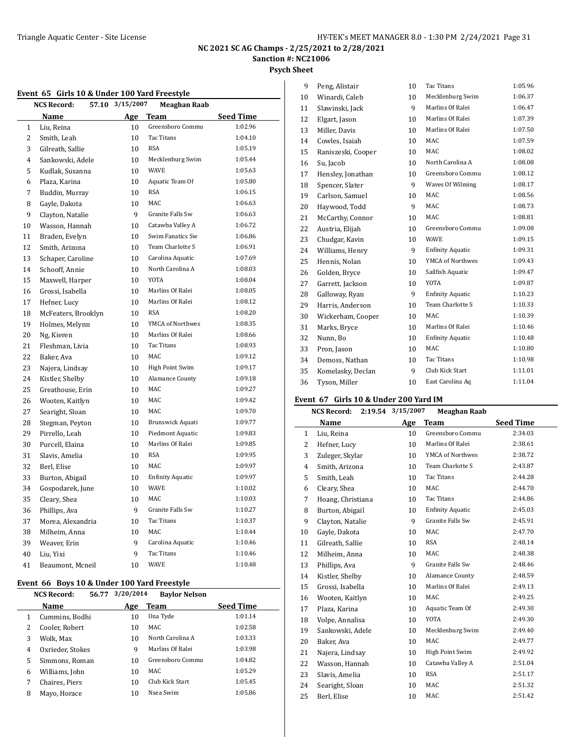# NC 2021 SC AG Champs - 2/25/2021 to 2/28/2021

**Sanction #: NC21006**

**Psych Sheet**

## Event 65 Girls 10 & Under 100 Yard Freestyle

**NCS Record: 57.10 3/15/2007 Meaghan Raab**

| | Name | Age | Team | Seed Time |
|---|---|---|---|---|
| 1 | Liu, Reina | 10 | Greensboro Commu | 1:02.96 |
| 2 | Smith, Leah | 10 | Tac Titans | 1:04.10 |
| 3 | Gilreath, Sallie | 10 | RSA | 1:05.19 |
| 4 | Sankowski, Adele | 10 | Mecklenburg Swim | 1:05.44 |
| 5 | Kudlak, Susanna | 10 | WAVE | 1:05.63 |
| 6 | Plaza, Karina | 10 | Aquatic Team Of | 1:05.80 |
| 7 | Buddin, Murray | 10 | RSA | 1:06.15 |
| 8 | Gayle, Dakota | 10 | MAC | 1:06.63 |
| 9 | Clayton, Natalie | 9 | Granite Falls Sw | 1:06.63 |
| 10 | Wasson, Hannah | 10 | Catawba Valley A | 1:06.72 |
| 11 | Braden, Evelyn | 10 | Swim Fanatics Sw | 1:06.86 |
| 12 | Smith, Arizona | 10 | Team Charlotte S | 1:06.91 |
| 13 | Schaper, Caroline | 10 | Carolina Aquatic | 1:07.69 |
| 14 | Schooff, Annie | 10 | North Carolina A | 1:08.03 |
| 15 | Maxwell, Harper | 10 | YOTA | 1:08.04 |
| 16 | Grossi, Isabella | 10 | Marlins Of Ralei | 1:08.05 |
| 17 | Hefner, Lucy | 10 | Marlins Of Ralei | 1:08.12 |
| 18 | McFeaters, Brooklyn | 10 | RSA | 1:08.20 |
| 19 | Holmes, Melynn | 10 | YMCA of Northwes | 1:08.35 |
| 20 | Ng, Kieren | 10 | Marlins Of Ralei | 1:08.66 |
| 21 | Fleshman, Livia | 10 | Tac Titans | 1:08.93 |
| 22 | Baker, Ava | 10 | MAC | 1:09.12 |
| 23 | Najera, Lindsay | 10 | High Point Swim | 1:09.17 |
| 24 | Kistler, Shelby | 10 | Alamance County | 1:09.18 |
| 25 | Greathouse, Erin | 10 | MAC | 1:09.27 |
| 26 | Wooten, Kaitlyn | 10 | MAC | 1:09.42 |
| 27 | Searight, Sloan | 10 | MAC | 1:09.70 |
| 28 | Stegman, Peyton | 10 | Brunswick Aquati | 1:09.77 |
| 29 | Pirrello, Leah | 10 | Piedmont Aquatic | 1:09.83 |
| 30 | Purcell, Elaina | 10 | Marlins Of Ralei | 1:09.85 |
| 31 | Slavis, Amelia | 10 | RSA | 1:09.95 |
| 32 | Berl, Elise | 10 | MAC | 1:09.97 |
| 33 | Burton, Abigail | 10 | Enfinity Aquatic | 1:09.97 |
| 34 | Gospodarek, June | 10 | WAVE | 1:10.02 |
| 35 | Cleary, Shea | 10 | MAC | 1:10.03 |
| 36 | Phillips, Ava | 9 | Granite Falls Sw | 1:10.27 |
| 37 | Morea, Alexandria | 10 | Tac Titans | 1:10.37 |
| 38 | Milheim, Anna | 10 | MAC | 1:10.44 |
| 39 | Weaver, Erin | 9 | Carolina Aquatic | 1:10.46 |
| 40 | Liu, Yixi | 9 | Tac Titans | 1:10.46 |
| 41 | Beaumont, Mcneil | 10 | WAVE | 1:10.48 |

## Event 66 Boys 10 & Under 100 Yard Freestyle

**NCS Record: 56.77 3/20/2014 Baylor Nelson**

| | Name | Age | Team | Seed Time |
|---|---|---|---|---|
| 1 | Cummins, Bodhi | 10 | Una Tyde | 1:01.14 |
| 2 | Cooler, Robert | 10 | MAC | 1:02.58 |
| 3 | Wolk, Max | 10 | North Carolina A | 1:03.33 |
| 4 | Oxrieder, Stokes | 9 | Marlins Of Ralei | 1:03.98 |
| 5 | Simmons, Roman | 10 | Greensboro Commu | 1:04.82 |
| 6 | Williams, John | 10 | MAC | 1:05.29 |
| 7 | Chaires, Piers | 10 | Club Kick Start | 1:05.45 |
| 8 | Mayo, Horace | 10 | Nsea Swim | 1:05.86 |
| 9 | Peng, Alistair | 10 | Tac Titans | 1:05.96 |
| 10 | Winardi, Caleb | 10 | Mecklenburg Swim | 1:06.37 |
| 11 | Slawinski, Jack | 9 | Marlins Of Ralei | 1:06.47 |
| 12 | Elgart, Jason | 10 | Marlins Of Ralei | 1:07.39 |
| 13 | Miller, Davis | 10 | Marlins Of Ralei | 1:07.50 |
| 14 | Cowles, Isaiah | 10 | MAC | 1:07.59 |
| 15 | Raniszeski, Cooper | 10 | MAC | 1:08.02 |
| 16 | Su, Jacob | 10 | North Carolina A | 1:08.08 |
| 17 | Hensley, Jonathan | 10 | Greensboro Commu | 1:08.12 |
| 18 | Spencer, Slater | 9 | Waves Of Wilming | 1:08.17 |
| 19 | Carlson, Samuel | 10 | MAC | 1:08.56 |
| 20 | Haywood, Todd | 9 | MAC | 1:08.73 |
| 21 | McCarthy, Connor | 10 | MAC | 1:08.81 |
| 22 | Austria, Elijah | 10 | Greensboro Commu | 1:09.08 |
| 23 | Chudgar, Kavin | 10 | WAVE | 1:09.15 |
| 24 | Williams, Henry | 9 | Enfinity Aquatic | 1:09.31 |
| 25 | Hennis, Nolan | 10 | YMCA of Northwes | 1:09.43 |
| 26 | Golden, Bryce | 10 | Sailfish Aquatic | 1:09.47 |
| 27 | Garrett, Jackson | 10 | YOTA | 1:09.87 |
| 28 | Galloway, Ryan | 9 | Enfinity Aquatic | 1:10.23 |
| 29 | Harris, Anderson | 10 | Team Charlotte S | 1:10.33 |
| 30 | Wickerham, Cooper | 10 | MAC | 1:10.39 |
| 31 | Marks, Bryce | 10 | Marlins Of Ralei | 1:10.46 |
| 32 | Nunn, Bo | 10 | Enfinity Aquatic | 1:10.48 |
| 33 | Pron, Jason | 10 | MAC | 1:10.80 |
| 34 | Demoss, Nathan | 10 | Tac Titans | 1:10.98 |
| 35 | Komelasky, Declan | 9 | Club Kick Start | 1:11.01 |
| 36 | Tyson, Miller | 10 | East Carolina Aq | 1:11.04 |

## Event 67 Girls 10 & Under 200 Yard IM

**NCS Record: 2:19.54 3/15/2007 Meaghan Raab**

| | Name | Age | Team | Seed Time |
|---|---|---|---|---|
| 1 | Liu, Reina | 10 | Greensboro Commu | 2:34.03 |
| 2 | Hefner, Lucy | 10 | Marlins Of Ralei | 2:38.61 |
| 3 | Zuleger, Skylar | 10 | YMCA of Northwes | 2:38.72 |
| 4 | Smith, Arizona | 10 | Team Charlotte S | 2:43.87 |
| 5 | Smith, Leah | 10 | Tac Titans | 2:44.28 |
| 6 | Cleary, Shea | 10 | MAC | 2:44.70 |
| 7 | Hoang, Christiana | 10 | Tac Titans | 2:44.86 |
| 8 | Burton, Abigail | 10 | Enfinity Aquatic | 2:45.03 |
| 9 | Clayton, Natalie | 9 | Granite Falls Sw | 2:45.91 |
| 10 | Gayle, Dakota | 10 | MAC | 2:47.70 |
| 11 | Gilreath, Sallie | 10 | RSA | 2:48.14 |
| 12 | Milheim, Anna | 10 | MAC | 2:48.38 |
| 13 | Phillips, Ava | 9 | Granite Falls Sw | 2:48.46 |
| 14 | Kistler, Shelby | 10 | Alamance County | 2:48.59 |
| 15 | Grossi, Isabella | 10 | Marlins Of Ralei | 2:49.13 |
| 16 | Wooten, Kaitlyn | 10 | MAC | 2:49.25 |
| 17 | Plaza, Karina | 10 | Aquatic Team Of | 2:49.30 |
| 18 | Volpe, Annalisa | 10 | YOTA | 2:49.30 |
| 19 | Sankowski, Adele | 10 | Mecklenburg Swim | 2:49.40 |
| 20 | Baker, Ava | 10 | MAC | 2:49.77 |
| 21 | Najera, Lindsay | 10 | High Point Swim | 2:49.92 |
| 22 | Wasson, Hannah | 10 | Catawba Valley A | 2:51.04 |
| 23 | Slavis, Amelia | 10 | RSA | 2:51.17 |
| 24 | Searight, Sloan | 10 | MAC | 2:51.32 |
| 25 | Berl, Elise | 10 | MAC | 2:51.42 |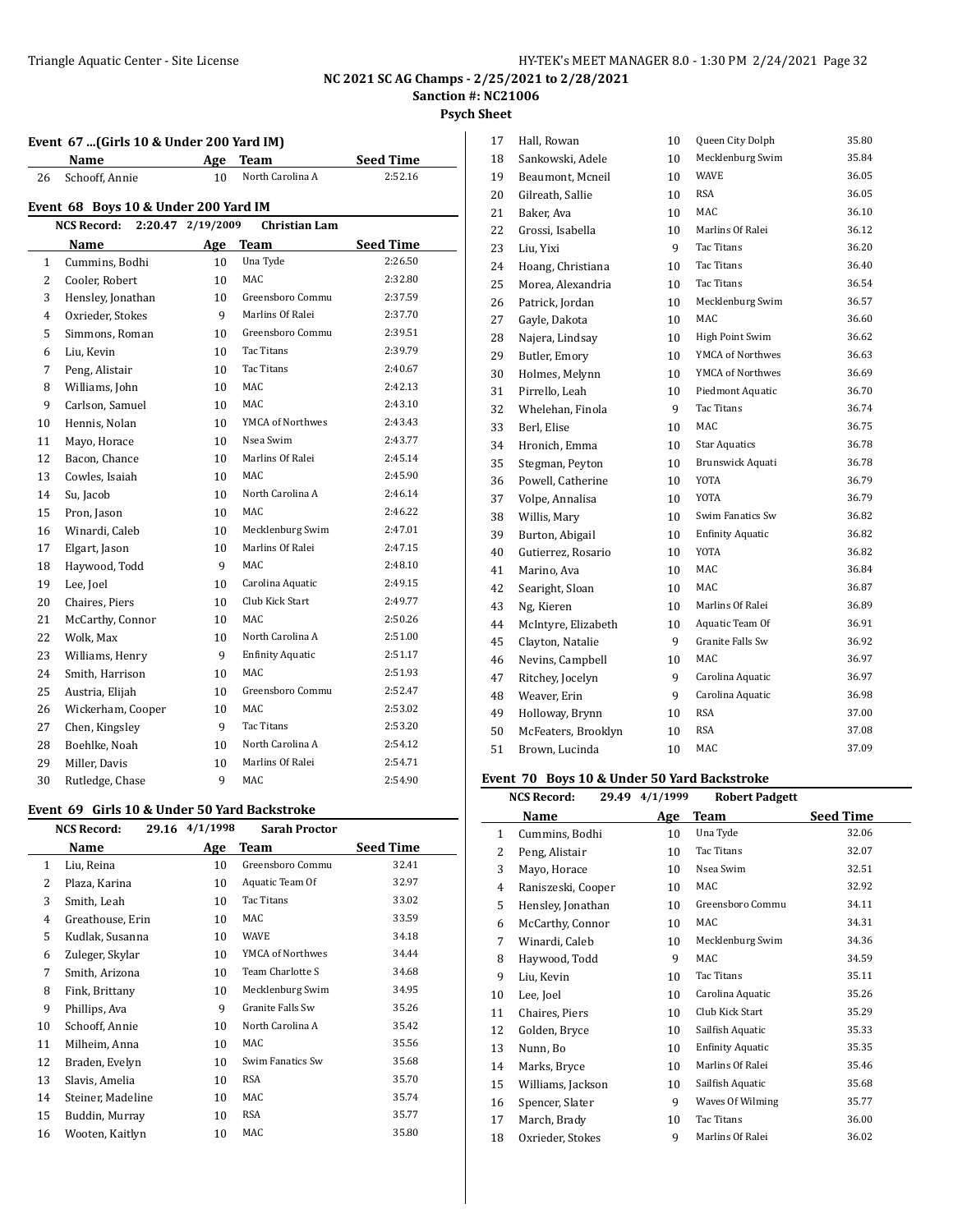NC 2021 SC AG Champs - 2/25/2021 to 2/28/2021

Sanction #: NC21006

Psych Sheet

### Event 67 ...(Girls 10 & Under 200 Yard IM)

| | Name | Age | Team | Seed Time |
|---|---|---|---|---|
| 26 | Schooff, Annie | 10 | North Carolina A | 2:52.16 |

### Event 68 Boys 10 & Under 200 Yard IM

**NCS Record: 2:20.47 2/19/2009 Christian Lam**

| | Name | Age | Team | Seed Time |
|---|---|---|---|---|
| 1 | Cummins, Bodhi | 10 | Una Tyde | 2:26.50 |
| 2 | Cooler, Robert | 10 | MAC | 2:32.80 |
| 3 | Hensley, Jonathan | 10 | Greensboro Commu | 2:37.59 |
| 4 | Oxrieder, Stokes | 9 | Marlins Of Ralei | 2:37.70 |
| 5 | Simmons, Roman | 10 | Greensboro Commu | 2:39.51 |
| 6 | Liu, Kevin | 10 | Tac Titans | 2:39.79 |
| 7 | Peng, Alistair | 10 | Tac Titans | 2:40.67 |
| 8 | Williams, John | 10 | MAC | 2:42.13 |
| 9 | Carlson, Samuel | 10 | MAC | 2:43.10 |
| 10 | Hennis, Nolan | 10 | YMCA of Northwes | 2:43.43 |
| 11 | Mayo, Horace | 10 | Nsea Swim | 2:43.77 |
| 12 | Bacon, Chance | 10 | Marlins Of Ralei | 2:45.14 |
| 13 | Cowles, Isaiah | 10 | MAC | 2:45.90 |
| 14 | Su, Jacob | 10 | North Carolina A | 2:46.14 |
| 15 | Pron, Jason | 10 | MAC | 2:46.22 |
| 16 | Winardi, Caleb | 10 | Mecklenburg Swim | 2:47.01 |
| 17 | Elgart, Jason | 10 | Marlins Of Ralei | 2:47.15 |
| 18 | Haywood, Todd | 9 | MAC | 2:48.10 |
| 19 | Lee, Joel | 10 | Carolina Aquatic | 2:49.15 |
| 20 | Chaires, Piers | 10 | Club Kick Start | 2:49.77 |
| 21 | McCarthy, Connor | 10 | MAC | 2:50.26 |
| 22 | Wolk, Max | 10 | North Carolina A | 2:51.00 |
| 23 | Williams, Henry | 9 | Enfinity Aquatic | 2:51.17 |
| 24 | Smith, Harrison | 10 | MAC | 2:51.93 |
| 25 | Austria, Elijah | 10 | Greensboro Commu | 2:52.47 |
| 26 | Wickerham, Cooper | 10 | MAC | 2:53.02 |
| 27 | Chen, Kingsley | 9 | Tac Titans | 2:53.20 |
| 28 | Boehlke, Noah | 10 | North Carolina A | 2:54.12 |
| 29 | Miller, Davis | 10 | Marlins Of Ralei | 2:54.71 |
| 30 | Rutledge, Chase | 9 | MAC | 2:54.90 |

### Event 69 Girls 10 & Under 50 Yard Backstroke

**NCS Record: 29.16 4/1/1998 Sarah Proctor**

| | Name | Age | Team | Seed Time |
|---|---|---|---|---|
| 1 | Liu, Reina | 10 | Greensboro Commu | 32.41 |
| 2 | Plaza, Karina | 10 | Aquatic Team Of | 32.97 |
| 3 | Smith, Leah | 10 | Tac Titans | 33.02 |
| 4 | Greathouse, Erin | 10 | MAC | 33.59 |
| 5 | Kudlak, Susanna | 10 | WAVE | 34.18 |
| 6 | Zuleger, Skylar | 10 | YMCA of Northwes | 34.44 |
| 7 | Smith, Arizona | 10 | Team Charlotte S | 34.68 |
| 8 | Fink, Brittany | 10 | Mecklenburg Swim | 34.95 |
| 9 | Phillips, Ava | 9 | Granite Falls Sw | 35.26 |
| 10 | Schooff, Annie | 10 | North Carolina A | 35.42 |
| 11 | Milheim, Anna | 10 | MAC | 35.56 |
| 12 | Braden, Evelyn | 10 | Swim Fanatics Sw | 35.68 |
| 13 | Slavis, Amelia | 10 | RSA | 35.70 |
| 14 | Steiner, Madeline | 10 | MAC | 35.74 |
| 15 | Buddin, Murray | 10 | RSA | 35.77 |
| 16 | Wooten, Kaitlyn | 10 | MAC | 35.80 |
| 17 | Hall, Rowan | 10 | Queen City Dolph | 35.80 |
| 18 | Sankowski, Adele | 10 | Mecklenburg Swim | 35.84 |
| 19 | Beaumont, Mcneil | 10 | WAVE | 36.05 |
| 20 | Gilreath, Sallie | 10 | RSA | 36.05 |
| 21 | Baker, Ava | 10 | MAC | 36.10 |
| 22 | Grossi, Isabella | 10 | Marlins Of Ralei | 36.12 |
| 23 | Liu, Yixi | 9 | Tac Titans | 36.20 |
| 24 | Hoang, Christiana | 10 | Tac Titans | 36.40 |
| 25 | Morea, Alexandria | 10 | Tac Titans | 36.54 |
| 26 | Patrick, Jordan | 10 | Mecklenburg Swim | 36.57 |
| 27 | Gayle, Dakota | 10 | MAC | 36.60 |
| 28 | Najera, Lindsay | 10 | High Point Swim | 36.62 |
| 29 | Butler, Emory | 10 | YMCA of Northwes | 36.63 |
| 30 | Holmes, Melynn | 10 | YMCA of Northwes | 36.69 |
| 31 | Pirrello, Leah | 10 | Piedmont Aquatic | 36.70 |
| 32 | Whelehan, Finola | 9 | Tac Titans | 36.74 |
| 33 | Berl, Elise | 10 | MAC | 36.75 |
| 34 | Hronich, Emma | 10 | Star Aquatics | 36.78 |
| 35 | Stegman, Peyton | 10 | Brunswick Aquati | 36.78 |
| 36 | Powell, Catherine | 10 | YOTA | 36.79 |
| 37 | Volpe, Annalisa | 10 | YOTA | 36.79 |
| 38 | Willis, Mary | 10 | Swim Fanatics Sw | 36.82 |
| 39 | Burton, Abigail | 10 | Enfinity Aquatic | 36.82 |
| 40 | Gutierrez, Rosario | 10 | YOTA | 36.82 |
| 41 | Marino, Ava | 10 | MAC | 36.84 |
| 42 | Searight, Sloan | 10 | MAC | 36.87 |
| 43 | Ng, Kieren | 10 | Marlins Of Ralei | 36.89 |
| 44 | McIntyre, Elizabeth | 10 | Aquatic Team Of | 36.91 |
| 45 | Clayton, Natalie | 9 | Granite Falls Sw | 36.92 |
| 46 | Nevins, Campbell | 10 | MAC | 36.97 |
| 47 | Ritchey, Jocelyn | 9 | Carolina Aquatic | 36.97 |
| 48 | Weaver, Erin | 9 | Carolina Aquatic | 36.98 |
| 49 | Holloway, Brynn | 10 | RSA | 37.00 |
| 50 | McFeaters, Brooklyn | 10 | RSA | 37.08 |
| 51 | Brown, Lucinda | 10 | MAC | 37.09 |

### Event 70 Boys 10 & Under 50 Yard Backstroke

**NCS Record: 29.49 4/1/1999 Robert Padgett**

| | Name | Age | Team | Seed Time |
|---|---|---|---|---|
| 1 | Cummins, Bodhi | 10 | Una Tyde | 32.06 |
| 2 | Peng, Alistair | 10 | Tac Titans | 32.07 |
| 3 | Mayo, Horace | 10 | Nsea Swim | 32.51 |
| 4 | Raniszeski, Cooper | 10 | MAC | 32.92 |
| 5 | Hensley, Jonathan | 10 | Greensboro Commu | 34.11 |
| 6 | McCarthy, Connor | 10 | MAC | 34.31 |
| 7 | Winardi, Caleb | 10 | Mecklenburg Swim | 34.36 |
| 8 | Haywood, Todd | 9 | MAC | 34.59 |
| 9 | Liu, Kevin | 10 | Tac Titans | 35.11 |
| 10 | Lee, Joel | 10 | Carolina Aquatic | 35.26 |
| 11 | Chaires, Piers | 10 | Club Kick Start | 35.29 |
| 12 | Golden, Bryce | 10 | Sailfish Aquatic | 35.33 |
| 13 | Nunn, Bo | 10 | Enfinity Aquatic | 35.35 |
| 14 | Marks, Bryce | 10 | Marlins Of Ralei | 35.46 |
| 15 | Williams, Jackson | 10 | Sailfish Aquatic | 35.68 |
| 16 | Spencer, Slater | 9 | Waves Of Wilming | 35.77 |
| 17 | March, Brady | 10 | Tac Titans | 36.00 |
| 18 | Oxrieder, Stokes | 9 | Marlins Of Ralei | 36.02 |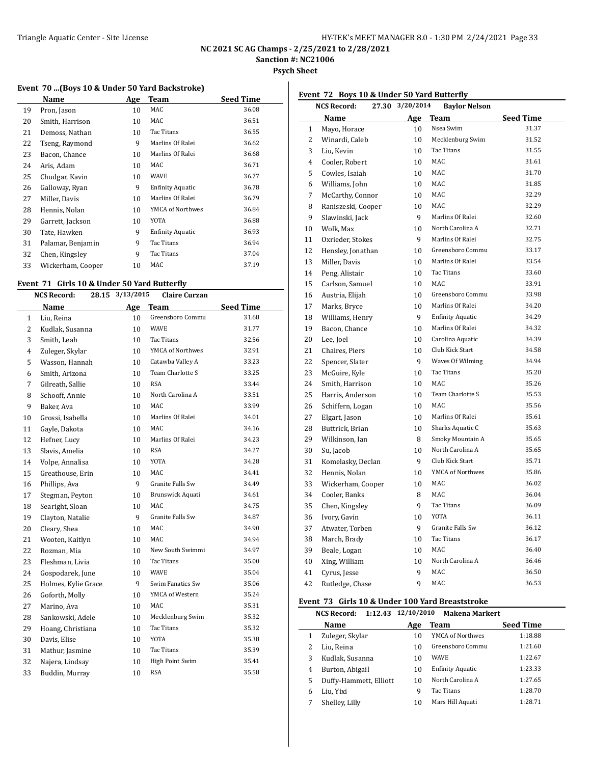NC 2021 SC AG Champs - 2/25/2021 to 2/28/2021

Sanction #: NC21006

Psych Sheet

### Event 70 ...(Boys 10 & Under 50 Yard Backstroke)

| | Name | Age | Team | Seed Time |
|---|---|---|---|---|
| 19 | Pron, Jason | 10 | MAC | 36.08 |
| 20 | Smith, Harrison | 10 | MAC | 36.51 |
| 21 | Demoss, Nathan | 10 | Tac Titans | 36.55 |
| 22 | Tseng, Raymond | 9 | Marlins Of Ralei | 36.62 |
| 23 | Bacon, Chance | 10 | Marlins Of Ralei | 36.68 |
| 24 | Aris, Adam | 10 | MAC | 36.71 |
| 25 | Chudgar, Kavin | 10 | WAVE | 36.77 |
| 26 | Galloway, Ryan | 9 | Enfinity Aquatic | 36.78 |
| 27 | Miller, Davis | 10 | Marlins Of Ralei | 36.79 |
| 28 | Hennis, Nolan | 10 | YMCA of Northwes | 36.84 |
| 29 | Garrett, Jackson | 10 | YOTA | 36.88 |
| 30 | Tate, Hawken | 9 | Enfinity Aquatic | 36.93 |
| 31 | Palamar, Benjamin | 9 | Tac Titans | 36.94 |
| 32 | Chen, Kingsley | 9 | Tac Titans | 37.04 |
| 33 | Wickerham, Cooper | 10 | MAC | 37.19 |

### Event 71 Girls 10 & Under 50 Yard Butterfly

NCS Record: 28.15 3/13/2015 Claire Curzan

| | Name | Age | Team | Seed Time |
|---|---|---|---|---|
| 1 | Liu, Reina | 10 | Greensboro Commu | 31.68 |
| 2 | Kudlak, Susanna | 10 | WAVE | 31.77 |
| 3 | Smith, Leah | 10 | Tac Titans | 32.56 |
| 4 | Zuleger, Skylar | 10 | YMCA of Northwes | 32.91 |
| 5 | Wasson, Hannah | 10 | Catawba Valley A | 33.23 |
| 6 | Smith, Arizona | 10 | Team Charlotte S | 33.25 |
| 7 | Gilreath, Sallie | 10 | RSA | 33.44 |
| 8 | Schooff, Annie | 10 | North Carolina A | 33.51 |
| 9 | Baker, Ava | 10 | MAC | 33.99 |
| 10 | Grossi, Isabella | 10 | Marlins Of Ralei | 34.01 |
| 11 | Gayle, Dakota | 10 | MAC | 34.16 |
| 12 | Hefner, Lucy | 10 | Marlins Of Ralei | 34.23 |
| 13 | Slavis, Amelia | 10 | RSA | 34.27 |
| 14 | Volpe, Annalisa | 10 | YOTA | 34.28 |
| 15 | Greathouse, Erin | 10 | MAC | 34.41 |
| 16 | Phillips, Ava | 9 | Granite Falls Sw | 34.49 |
| 17 | Stegman, Peyton | 10 | Brunswick Aquati | 34.61 |
| 18 | Searight, Sloan | 10 | MAC | 34.75 |
| 19 | Clayton, Natalie | 9 | Granite Falls Sw | 34.87 |
| 20 | Cleary, Shea | 10 | MAC | 34.90 |
| 21 | Wooten, Kaitlyn | 10 | MAC | 34.94 |
| 22 | Rozman, Mia | 10 | New South Swimmi | 34.97 |
| 23 | Fleshman, Livia | 10 | Tac Titans | 35.00 |
| 24 | Gospodarek, June | 10 | WAVE | 35.04 |
| 25 | Holmes, Kylie Grace | 9 | Swim Fanatics Sw | 35.06 |
| 26 | Goforth, Molly | 10 | YMCA of Western | 35.24 |
| 27 | Marino, Ava | 10 | MAC | 35.31 |
| 28 | Sankowski, Adele | 10 | Mecklenburg Swim | 35.32 |
| 29 | Hoang, Christiana | 10 | Tac Titans | 35.32 |
| 30 | Davis, Elise | 10 | YOTA | 35.38 |
| 31 | Mathur, Jasmine | 10 | Tac Titans | 35.39 |
| 32 | Najera, Lindsay | 10 | High Point Swim | 35.41 |
| 33 | Buddin, Murray | 10 | RSA | 35.58 |

### Event 72 Boys 10 & Under 50 Yard Butterfly

NCS Record: 27.30 3/20/2014 Baylor Nelson

| | Name | Age | Team | Seed Time |
|---|---|---|---|---|
| 1 | Mayo, Horace | 10 | Nsea Swim | 31.37 |
| 2 | Winardi, Caleb | 10 | Mecklenburg Swim | 31.52 |
| 3 | Liu, Kevin | 10 | Tac Titans | 31.55 |
| 4 | Cooler, Robert | 10 | MAC | 31.61 |
| 5 | Cowles, Isaiah | 10 | MAC | 31.70 |
| 6 | Williams, John | 10 | MAC | 31.85 |
| 7 | McCarthy, Connor | 10 | MAC | 32.29 |
| 8 | Raniszeski, Cooper | 10 | MAC | 32.29 |
| 9 | Slawinski, Jack | 9 | Marlins Of Ralei | 32.60 |
| 10 | Wolk, Max | 10 | North Carolina A | 32.71 |
| 11 | Oxrieder, Stokes | 9 | Marlins Of Ralei | 32.75 |
| 12 | Hensley, Jonathan | 10 | Greensboro Commu | 33.17 |
| 13 | Miller, Davis | 10 | Marlins Of Ralei | 33.54 |
| 14 | Peng, Alistair | 10 | Tac Titans | 33.60 |
| 15 | Carlson, Samuel | 10 | MAC | 33.91 |
| 16 | Austria, Elijah | 10 | Greensboro Commu | 33.98 |
| 17 | Marks, Bryce | 10 | Marlins Of Ralei | 34.20 |
| 18 | Williams, Henry | 9 | Enfinity Aquatic | 34.29 |
| 19 | Bacon, Chance | 10 | Marlins Of Ralei | 34.32 |
| 20 | Lee, Joel | 10 | Carolina Aquatic | 34.39 |
| 21 | Chaires, Piers | 10 | Club Kick Start | 34.58 |
| 22 | Spencer, Slater | 9 | Waves Of Wilming | 34.94 |
| 23 | McGuire, Kyle | 10 | Tac Titans | 35.20 |
| 24 | Smith, Harrison | 10 | MAC | 35.26 |
| 25 | Harris, Anderson | 10 | Team Charlotte S | 35.53 |
| 26 | Schiffern, Logan | 10 | MAC | 35.56 |
| 27 | Elgart, Jason | 10 | Marlins Of Ralei | 35.61 |
| 28 | Buttrick, Brian | 10 | Sharks Aquatic C | 35.63 |
| 29 | Wilkinson, Ian | 8 | Smoky Mountain A | 35.65 |
| 30 | Su, Jacob | 10 | North Carolina A | 35.65 |
| 31 | Komelasky, Declan | 9 | Club Kick Start | 35.71 |
| 32 | Hennis, Nolan | 10 | YMCA of Northwes | 35.86 |
| 33 | Wickerham, Cooper | 10 | MAC | 36.02 |
| 34 | Cooler, Banks | 8 | MAC | 36.04 |
| 35 | Chen, Kingsley | 9 | Tac Titans | 36.09 |
| 36 | Ivory, Gavin | 10 | YOTA | 36.11 |
| 37 | Atwater, Torben | 9 | Granite Falls Sw | 36.12 |
| 38 | March, Brady | 10 | Tac Titans | 36.17 |
| 39 | Beale, Logan | 10 | MAC | 36.40 |
| 40 | Xing, William | 10 | North Carolina A | 36.46 |
| 41 | Cyrus, Jesse | 9 | MAC | 36.50 |
| 42 | Rutledge, Chase | 9 | MAC | 36.53 |

### Event 73 Girls 10 & Under 100 Yard Breaststroke

NCS Record: 1:12.43 12/10/2010 Makena Markert

| | Name | Age | Team | Seed Time |
|---|---|---|---|---|
| 1 | Zuleger, Skylar | 10 | YMCA of Northwes | 1:18.88 |
| 2 | Liu, Reina | 10 | Greensboro Commu | 1:21.60 |
| 3 | Kudlak, Susanna | 10 | WAVE | 1:22.67 |
| 4 | Burton, Abigail | 10 | Enfinity Aquatic | 1:23.33 |
| 5 | Duffy-Hammett, Elliott | 10 | North Carolina A | 1:27.65 |
| 6 | Liu, Yixi | 9 | Tac Titans | 1:28.70 |
| 7 | Shelley, Lilly | 10 | Mars Hill Aquati | 1:28.71 |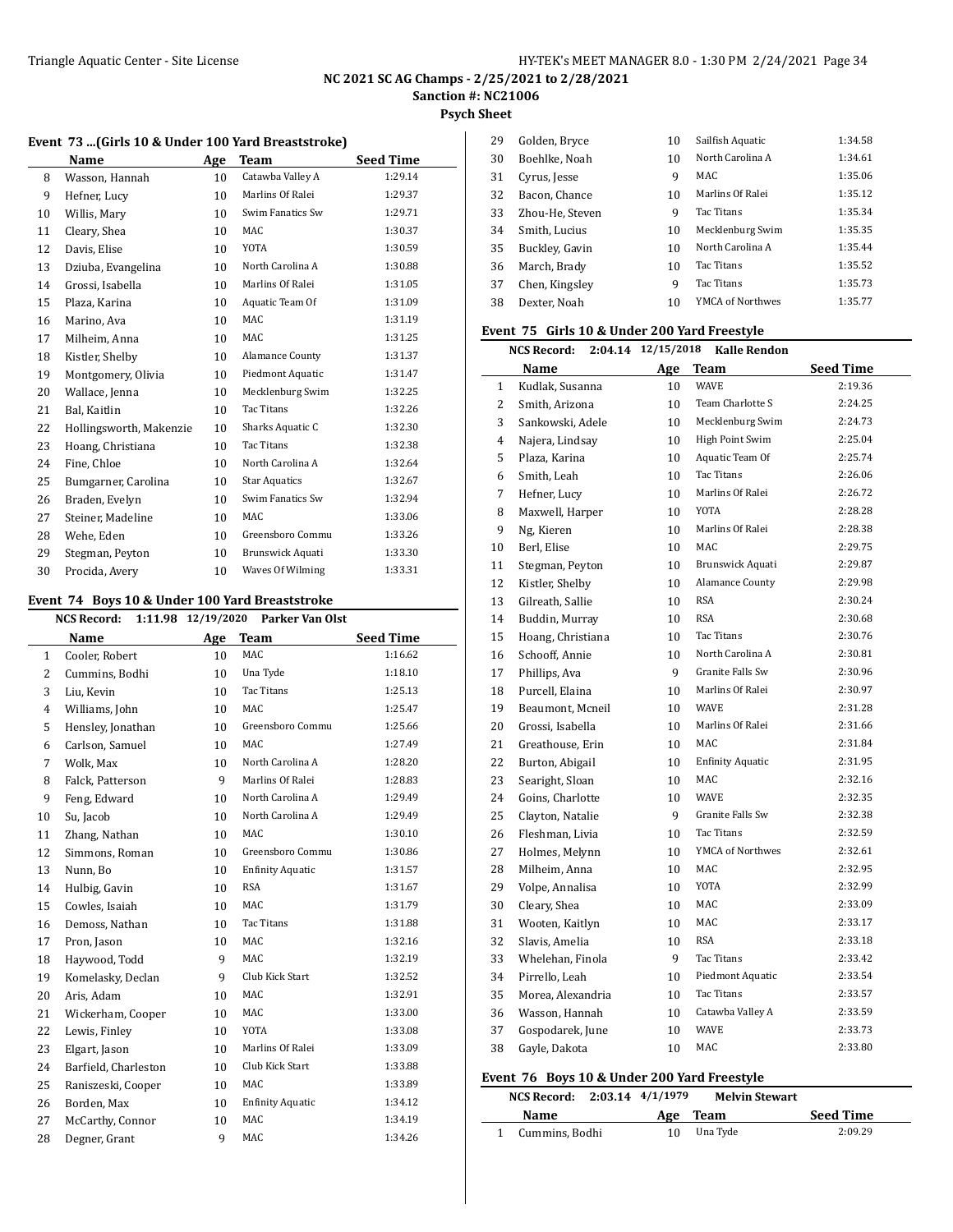NC 2021 SC AG Champs - 2/25/2021 to 2/28/2021

Sanction #: NC21006

Psych Sheet

### Event 73 ...(Girls 10 & Under 100 Yard Breaststroke)

| | Name | Age | Team | Seed Time |
|---|---|---|---|---|
| 8 | Wasson, Hannah | 10 | Catawba Valley A | 1:29.14 |
| 9 | Hefner, Lucy | 10 | Marlins Of Ralei | 1:29.37 |
| 10 | Willis, Mary | 10 | Swim Fanatics Sw | 1:29.71 |
| 11 | Cleary, Shea | 10 | MAC | 1:30.37 |
| 12 | Davis, Elise | 10 | YOTA | 1:30.59 |
| 13 | Dziuba, Evangelina | 10 | North Carolina A | 1:30.88 |
| 14 | Grossi, Isabella | 10 | Marlins Of Ralei | 1:31.05 |
| 15 | Plaza, Karina | 10 | Aquatic Team Of | 1:31.09 |
| 16 | Marino, Ava | 10 | MAC | 1:31.19 |
| 17 | Milheim, Anna | 10 | MAC | 1:31.25 |
| 18 | Kistler, Shelby | 10 | Alamance County | 1:31.37 |
| 19 | Montgomery, Olivia | 10 | Piedmont Aquatic | 1:31.47 |
| 20 | Wallace, Jenna | 10 | Mecklenburg Swim | 1:32.25 |
| 21 | Bal, Kaitlin | 10 | Tac Titans | 1:32.26 |
| 22 | Hollingsworth, Makenzie | 10 | Sharks Aquatic C | 1:32.30 |
| 23 | Hoang, Christiana | 10 | Tac Titans | 1:32.38 |
| 24 | Fine, Chloe | 10 | North Carolina A | 1:32.64 |
| 25 | Bumgarner, Carolina | 10 | Star Aquatics | 1:32.67 |
| 26 | Braden, Evelyn | 10 | Swim Fanatics Sw | 1:32.94 |
| 27 | Steiner, Madeline | 10 | MAC | 1:33.06 |
| 28 | Wehe, Eden | 10 | Greensboro Commu | 1:33.26 |
| 29 | Stegman, Peyton | 10 | Brunswick Aquati | 1:33.30 |
| 30 | Procida, Avery | 10 | Waves Of Wilming | 1:33.31 |

### Event 74 Boys 10 & Under 100 Yard Breaststroke

NCS Record: 1:11.98 12/19/2020 Parker Van Olst

| | Name | Age | Team | Seed Time |
|---|---|---|---|---|
| 1 | Cooler, Robert | 10 | MAC | 1:16.62 |
| 2 | Cummins, Bodhi | 10 | Una Tyde | 1:18.10 |
| 3 | Liu, Kevin | 10 | Tac Titans | 1:25.13 |
| 4 | Williams, John | 10 | MAC | 1:25.47 |
| 5 | Hensley, Jonathan | 10 | Greensboro Commu | 1:25.66 |
| 6 | Carlson, Samuel | 10 | MAC | 1:27.49 |
| 7 | Wolk, Max | 10 | North Carolina A | 1:28.20 |
| 8 | Falck, Patterson | 9 | Marlins Of Ralei | 1:28.83 |
| 9 | Feng, Edward | 10 | North Carolina A | 1:29.49 |
| 10 | Su, Jacob | 10 | North Carolina A | 1:29.49 |
| 11 | Zhang, Nathan | 10 | MAC | 1:30.10 |
| 12 | Simmons, Roman | 10 | Greensboro Commu | 1:30.86 |
| 13 | Nunn, Bo | 10 | Enfinity Aquatic | 1:31.57 |
| 14 | Hulbig, Gavin | 10 | RSA | 1:31.67 |
| 15 | Cowles, Isaiah | 10 | MAC | 1:31.79 |
| 16 | Demoss, Nathan | 10 | Tac Titans | 1:31.88 |
| 17 | Pron, Jason | 10 | MAC | 1:32.16 |
| 18 | Haywood, Todd | 9 | MAC | 1:32.19 |
| 19 | Komelasky, Declan | 9 | Club Kick Start | 1:32.52 |
| 20 | Aris, Adam | 10 | MAC | 1:32.91 |
| 21 | Wickerham, Cooper | 10 | MAC | 1:33.00 |
| 22 | Lewis, Finley | 10 | YOTA | 1:33.08 |
| 23 | Elgart, Jason | 10 | Marlins Of Ralei | 1:33.09 |
| 24 | Barfield, Charleston | 10 | Club Kick Start | 1:33.88 |
| 25 | Raniszeski, Cooper | 10 | MAC | 1:33.89 |
| 26 | Borden, Max | 10 | Enfinity Aquatic | 1:34.12 |
| 27 | McCarthy, Connor | 10 | MAC | 1:34.19 |
| 28 | Degner, Grant | 9 | MAC | 1:34.26 |
| 29 | Golden, Bryce | 10 | Sailfish Aquatic | 1:34.58 |
| 30 | Boehlke, Noah | 10 | North Carolina A | 1:34.61 |
| 31 | Cyrus, Jesse | 9 | MAC | 1:35.06 |
| 32 | Bacon, Chance | 10 | Marlins Of Ralei | 1:35.12 |
| 33 | Zhou-He, Steven | 9 | Tac Titans | 1:35.34 |
| 34 | Smith, Lucius | 10 | Mecklenburg Swim | 1:35.35 |
| 35 | Buckley, Gavin | 10 | North Carolina A | 1:35.44 |
| 36 | March, Brady | 10 | Tac Titans | 1:35.52 |
| 37 | Chen, Kingsley | 9 | Tac Titans | 1:35.73 |
| 38 | Dexter, Noah | 10 | YMCA of Northwes | 1:35.77 |

### Event 75 Girls 10 & Under 200 Yard Freestyle

NCS Record: 2:04.14 12/15/2018 Kalle Rendon

| | Name | Age | Team | Seed Time |
|---|---|---|---|---|
| 1 | Kudlak, Susanna | 10 | WAVE | 2:19.36 |
| 2 | Smith, Arizona | 10 | Team Charlotte S | 2:24.25 |
| 3 | Sankowski, Adele | 10 | Mecklenburg Swim | 2:24.73 |
| 4 | Najera, Lindsay | 10 | High Point Swim | 2:25.04 |
| 5 | Plaza, Karina | 10 | Aquatic Team Of | 2:25.74 |
| 6 | Smith, Leah | 10 | Tac Titans | 2:26.06 |
| 7 | Hefner, Lucy | 10 | Marlins Of Ralei | 2:26.72 |
| 8 | Maxwell, Harper | 10 | YOTA | 2:28.28 |
| 9 | Ng, Kieren | 10 | Marlins Of Ralei | 2:28.38 |
| 10 | Berl, Elise | 10 | MAC | 2:29.75 |
| 11 | Stegman, Peyton | 10 | Brunswick Aquati | 2:29.87 |
| 12 | Kistler, Shelby | 10 | Alamance County | 2:29.98 |
| 13 | Gilreath, Sallie | 10 | RSA | 2:30.24 |
| 14 | Buddin, Murray | 10 | RSA | 2:30.68 |
| 15 | Hoang, Christiana | 10 | Tac Titans | 2:30.76 |
| 16 | Schooff, Annie | 10 | North Carolina A | 2:30.81 |
| 17 | Phillips, Ava | 9 | Granite Falls Sw | 2:30.96 |
| 18 | Purcell, Elaina | 10 | Marlins Of Ralei | 2:30.97 |
| 19 | Beaumont, Mcneil | 10 | WAVE | 2:31.28 |
| 20 | Grossi, Isabella | 10 | Marlins Of Ralei | 2:31.66 |
| 21 | Greathouse, Erin | 10 | MAC | 2:31.84 |
| 22 | Burton, Abigail | 10 | Enfinity Aquatic | 2:31.95 |
| 23 | Searight, Sloan | 10 | MAC | 2:32.16 |
| 24 | Goins, Charlotte | 10 | WAVE | 2:32.35 |
| 25 | Clayton, Natalie | 9 | Granite Falls Sw | 2:32.38 |
| 26 | Fleshman, Livia | 10 | Tac Titans | 2:32.59 |
| 27 | Holmes, Melynn | 10 | YMCA of Northwes | 2:32.61 |
| 28 | Milheim, Anna | 10 | MAC | 2:32.95 |
| 29 | Volpe, Annalisa | 10 | YOTA | 2:32.99 |
| 30 | Cleary, Shea | 10 | MAC | 2:33.09 |
| 31 | Wooten, Kaitlyn | 10 | MAC | 2:33.17 |
| 32 | Slavis, Amelia | 10 | RSA | 2:33.18 |
| 33 | Whelehan, Finola | 9 | Tac Titans | 2:33.42 |
| 34 | Pirrello, Leah | 10 | Piedmont Aquatic | 2:33.54 |
| 35 | Morea, Alexandria | 10 | Tac Titans | 2:33.57 |
| 36 | Wasson, Hannah | 10 | Catawba Valley A | 2:33.59 |
| 37 | Gospodarek, June | 10 | WAVE | 2:33.73 |
| 38 | Gayle, Dakota | 10 | MAC | 2:33.80 |

### Event 76 Boys 10 & Under 200 Yard Freestyle

NCS Record: 2:03.14 4/1/1979 Melvin Stewart

| | Name | Age | Team | Seed Time |
|---|---|---|---|---|
| 1 | Cummins, Bodhi | 10 | Una Tyde | 2:09.29 |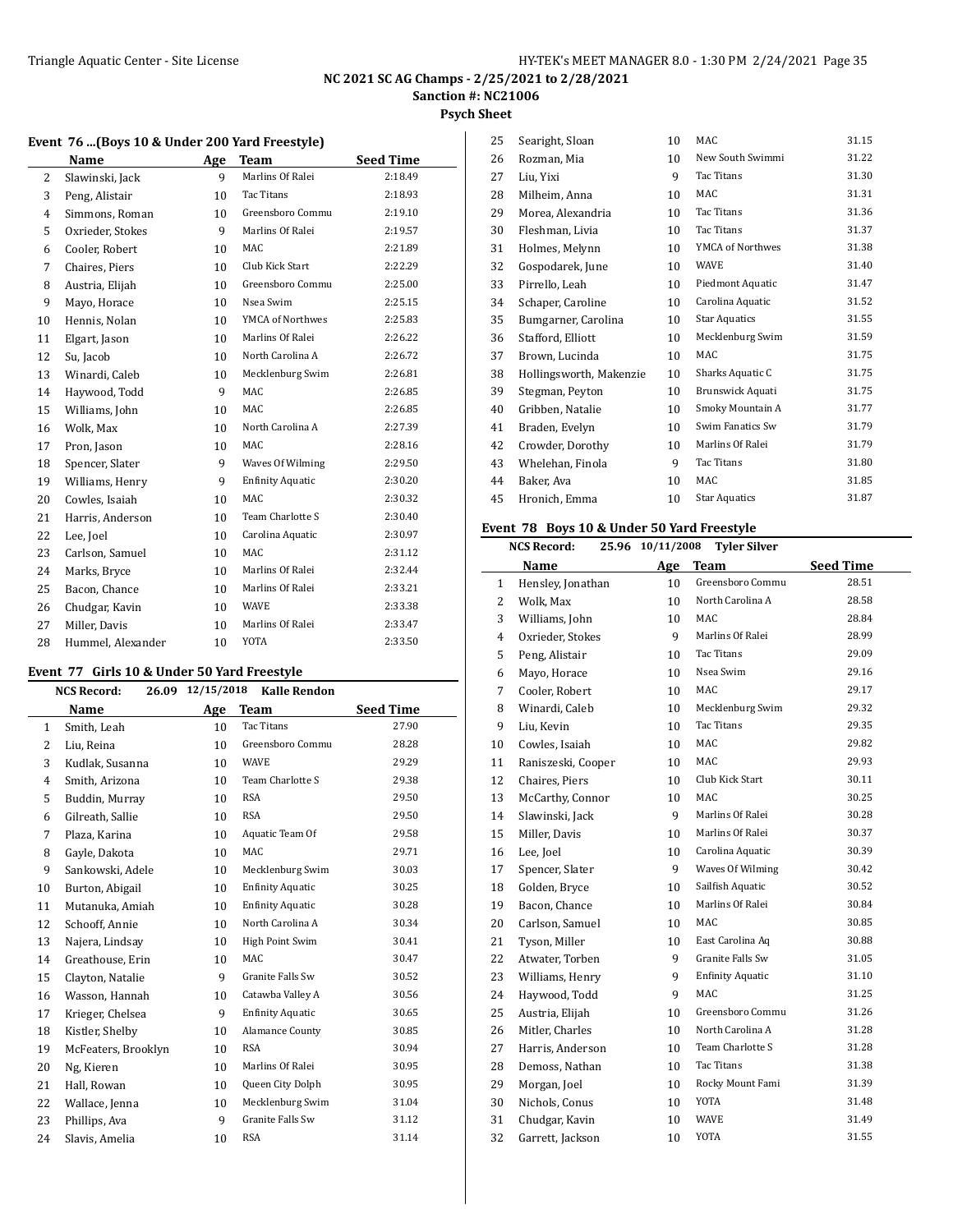NC 2021 SC AG Champs - 2/25/2021 to 2/28/2021

Sanction #: NC21006

Psych Sheet

### Event 76 ...(Boys 10 & Under 200 Yard Freestyle)

| | Name | Age | Team | Seed Time |
|---|---|---|---|---|
| 2 | Slawinski, Jack | 9 | Marlins Of Ralei | 2:18.49 |
| 3 | Peng, Alistair | 10 | Tac Titans | 2:18.93 |
| 4 | Simmons, Roman | 10 | Greensboro Commu | 2:19.10 |
| 5 | Oxrieder, Stokes | 9 | Marlins Of Ralei | 2:19.57 |
| 6 | Cooler, Robert | 10 | MAC | 2:21.89 |
| 7 | Chaires, Piers | 10 | Club Kick Start | 2:22.29 |
| 8 | Austria, Elijah | 10 | Greensboro Commu | 2:25.00 |
| 9 | Mayo, Horace | 10 | Nsea Swim | 2:25.15 |
| 10 | Hennis, Nolan | 10 | YMCA of Northwes | 2:25.83 |
| 11 | Elgart, Jason | 10 | Marlins Of Ralei | 2:26.22 |
| 12 | Su, Jacob | 10 | North Carolina A | 2:26.72 |
| 13 | Winardi, Caleb | 10 | Mecklenburg Swim | 2:26.81 |
| 14 | Haywood, Todd | 9 | MAC | 2:26.85 |
| 15 | Williams, John | 10 | MAC | 2:26.85 |
| 16 | Wolk, Max | 10 | North Carolina A | 2:27.39 |
| 17 | Pron, Jason | 10 | MAC | 2:28.16 |
| 18 | Spencer, Slater | 9 | Waves Of Wilming | 2:29.50 |
| 19 | Williams, Henry | 9 | Enfinity Aquatic | 2:30.20 |
| 20 | Cowles, Isaiah | 10 | MAC | 2:30.32 |
| 21 | Harris, Anderson | 10 | Team Charlotte S | 2:30.40 |
| 22 | Lee, Joel | 10 | Carolina Aquatic | 2:30.97 |
| 23 | Carlson, Samuel | 10 | MAC | 2:31.12 |
| 24 | Marks, Bryce | 10 | Marlins Of Ralei | 2:32.44 |
| 25 | Bacon, Chance | 10 | Marlins Of Ralei | 2:33.21 |
| 26 | Chudgar, Kavin | 10 | WAVE | 2:33.38 |
| 27 | Miller, Davis | 10 | Marlins Of Ralei | 2:33.47 |
| 28 | Hummel, Alexander | 10 | YOTA | 2:33.50 |

### Event 77 Girls 10 & Under 50 Yard Freestyle

NCS Record: 26.09 12/15/2018 Kalle Rendon

| | Name | Age | Team | Seed Time |
|---|---|---|---|---|
| 1 | Smith, Leah | 10 | Tac Titans | 27.90 |
| 2 | Liu, Reina | 10 | Greensboro Commu | 28.28 |
| 3 | Kudlak, Susanna | 10 | WAVE | 29.29 |
| 4 | Smith, Arizona | 10 | Team Charlotte S | 29.38 |
| 5 | Buddin, Murray | 10 | RSA | 29.50 |
| 6 | Gilreath, Sallie | 10 | RSA | 29.50 |
| 7 | Plaza, Karina | 10 | Aquatic Team Of | 29.58 |
| 8 | Gayle, Dakota | 10 | MAC | 29.71 |
| 9 | Sankowski, Adele | 10 | Mecklenburg Swim | 30.03 |
| 10 | Burton, Abigail | 10 | Enfinity Aquatic | 30.25 |
| 11 | Mutanuka, Amiah | 10 | Enfinity Aquatic | 30.28 |
| 12 | Schooff, Annie | 10 | North Carolina A | 30.34 |
| 13 | Najera, Lindsay | 10 | High Point Swim | 30.41 |
| 14 | Greathouse, Erin | 10 | MAC | 30.47 |
| 15 | Clayton, Natalie | 9 | Granite Falls Sw | 30.52 |
| 16 | Wasson, Hannah | 10 | Catawba Valley A | 30.56 |
| 17 | Krieger, Chelsea | 9 | Enfinity Aquatic | 30.65 |
| 18 | Kistler, Shelby | 10 | Alamance County | 30.85 |
| 19 | McFeaters, Brooklyn | 10 | RSA | 30.94 |
| 20 | Ng, Kieren | 10 | Marlins Of Ralei | 30.95 |
| 21 | Hall, Rowan | 10 | Queen City Dolph | 30.95 |
| 22 | Wallace, Jenna | 10 | Mecklenburg Swim | 31.04 |
| 23 | Phillips, Ava | 9 | Granite Falls Sw | 31.12 |
| 24 | Slavis, Amelia | 10 | RSA | 31.14 |
| 25 | Searight, Sloan | 10 | MAC | 31.15 |
| 26 | Rozman, Mia | 10 | New South Swimmi | 31.22 |
| 27 | Liu, Yixi | 9 | Tac Titans | 31.30 |
| 28 | Milheim, Anna | 10 | MAC | 31.31 |
| 29 | Morea, Alexandria | 10 | Tac Titans | 31.36 |
| 30 | Fleshman, Livia | 10 | Tac Titans | 31.37 |
| 31 | Holmes, Melynn | 10 | YMCA of Northwes | 31.38 |
| 32 | Gospodarek, June | 10 | WAVE | 31.40 |
| 33 | Pirrello, Leah | 10 | Piedmont Aquatic | 31.47 |
| 34 | Schaper, Caroline | 10 | Carolina Aquatic | 31.52 |
| 35 | Bumgarner, Carolina | 10 | Star Aquatics | 31.55 |
| 36 | Stafford, Elliott | 10 | Mecklenburg Swim | 31.59 |
| 37 | Brown, Lucinda | 10 | MAC | 31.75 |
| 38 | Hollingsworth, Makenzie | 10 | Sharks Aquatic C | 31.75 |
| 39 | Stegman, Peyton | 10 | Brunswick Aquati | 31.75 |
| 40 | Gribben, Natalie | 10 | Smoky Mountain A | 31.77 |
| 41 | Braden, Evelyn | 10 | Swim Fanatics Sw | 31.79 |
| 42 | Crowder, Dorothy | 10 | Marlins Of Ralei | 31.79 |
| 43 | Whelehan, Finola | 9 | Tac Titans | 31.80 |
| 44 | Baker, Ava | 10 | MAC | 31.85 |
| 45 | Hronich, Emma | 10 | Star Aquatics | 31.87 |

### Event 78 Boys 10 & Under 50 Yard Freestyle

NCS Record: 25.96 10/11/2008 Tyler Silver

| | Name | Age | Team | Seed Time |
|---|---|---|---|---|
| 1 | Hensley, Jonathan | 10 | Greensboro Commu | 28.51 |
| 2 | Wolk, Max | 10 | North Carolina A | 28.58 |
| 3 | Williams, John | 10 | MAC | 28.84 |
| 4 | Oxrieder, Stokes | 9 | Marlins Of Ralei | 28.99 |
| 5 | Peng, Alistair | 10 | Tac Titans | 29.09 |
| 6 | Mayo, Horace | 10 | Nsea Swim | 29.16 |
| 7 | Cooler, Robert | 10 | MAC | 29.17 |
| 8 | Winardi, Caleb | 10 | Mecklenburg Swim | 29.32 |
| 9 | Liu, Kevin | 10 | Tac Titans | 29.35 |
| 10 | Cowles, Isaiah | 10 | MAC | 29.82 |
| 11 | Raniszeski, Cooper | 10 | MAC | 29.93 |
| 12 | Chaires, Piers | 10 | Club Kick Start | 30.11 |
| 13 | McCarthy, Connor | 10 | MAC | 30.25 |
| 14 | Slawinski, Jack | 9 | Marlins Of Ralei | 30.28 |
| 15 | Miller, Davis | 10 | Marlins Of Ralei | 30.37 |
| 16 | Lee, Joel | 10 | Carolina Aquatic | 30.39 |
| 17 | Spencer, Slater | 9 | Waves Of Wilming | 30.42 |
| 18 | Golden, Bryce | 10 | Sailfish Aquatic | 30.52 |
| 19 | Bacon, Chance | 10 | Marlins Of Ralei | 30.84 |
| 20 | Carlson, Samuel | 10 | MAC | 30.85 |
| 21 | Tyson, Miller | 10 | East Carolina Aq | 30.88 |
| 22 | Atwater, Torben | 9 | Granite Falls Sw | 31.05 |
| 23 | Williams, Henry | 9 | Enfinity Aquatic | 31.10 |
| 24 | Haywood, Todd | 9 | MAC | 31.25 |
| 25 | Austria, Elijah | 10 | Greensboro Commu | 31.26 |
| 26 | Mitler, Charles | 10 | North Carolina A | 31.28 |
| 27 | Harris, Anderson | 10 | Team Charlotte S | 31.28 |
| 28 | Demoss, Nathan | 10 | Tac Titans | 31.38 |
| 29 | Morgan, Joel | 10 | Rocky Mount Fami | 31.39 |
| 30 | Nichols, Conus | 10 | YOTA | 31.48 |
| 31 | Chudgar, Kavin | 10 | WAVE | 31.49 |
| 32 | Garrett, Jackson | 10 | YOTA | 31.55 |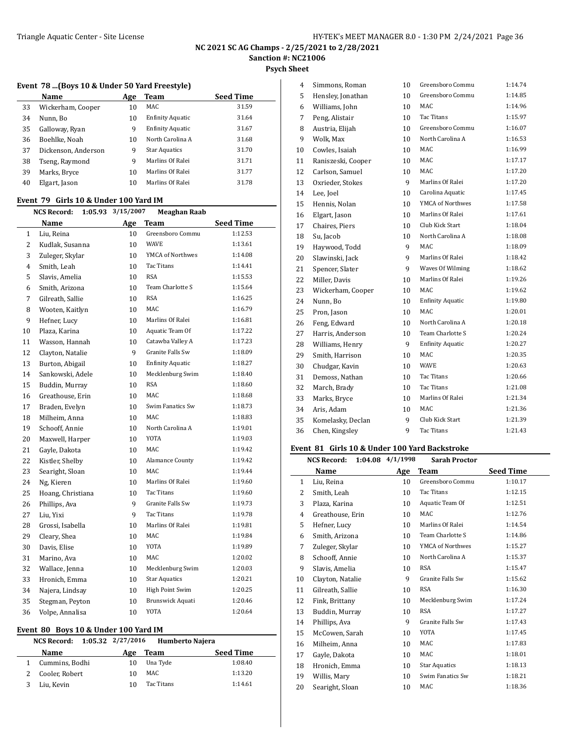NC 2021 SC AG Champs - 2/25/2021 to 2/28/2021

Sanction #: NC21006

Psych Sheet

### Event 78 ...(Boys 10 & Under 50 Yard Freestyle)

| | Name | Age | Team | Seed Time |
|---|---|---|---|---|
| 33 | Wickerham, Cooper | 10 | MAC | 31.59 |
| 34 | Nunn, Bo | 10 | Enfinity Aquatic | 31.64 |
| 35 | Galloway, Ryan | 9 | Enfinity Aquatic | 31.67 |
| 36 | Boehlke, Noah | 10 | North Carolina A | 31.68 |
| 37 | Dickenson, Anderson | 9 | Star Aquatics | 31.70 |
| 38 | Tseng, Raymond | 9 | Marlins Of Ralei | 31.71 |
| 39 | Marks, Bryce | 10 | Marlins Of Ralei | 31.77 |
| 40 | Elgart, Jason | 10 | Marlins Of Ralei | 31.78 |

### Event 79 Girls 10 & Under 100 Yard IM

NCS Record: 1:05.93 3/15/2007 Meaghan Raab

| | Name | Age | Team | Seed Time |
|---|---|---|---|---|
| 1 | Liu, Reina | 10 | Greensboro Commu | 1:12.53 |
| 2 | Kudlak, Susanna | 10 | WAVE | 1:13.61 |
| 3 | Zuleger, Skylar | 10 | YMCA of Northwes | 1:14.08 |
| 4 | Smith, Leah | 10 | Tac Titans | 1:14.41 |
| 5 | Slavis, Amelia | 10 | RSA | 1:15.53 |
| 6 | Smith, Arizona | 10 | Team Charlotte S | 1:15.64 |
| 7 | Gilreath, Sallie | 10 | RSA | 1:16.25 |
| 8 | Wooten, Kaitlyn | 10 | MAC | 1:16.79 |
| 9 | Hefner, Lucy | 10 | Marlins Of Ralei | 1:16.81 |
| 10 | Plaza, Karina | 10 | Aquatic Team Of | 1:17.22 |
| 11 | Wasson, Hannah | 10 | Catawba Valley A | 1:17.23 |
| 12 | Clayton, Natalie | 9 | Granite Falls Sw | 1:18.09 |
| 13 | Burton, Abigail | 10 | Enfinity Aquatic | 1:18.27 |
| 14 | Sankowski, Adele | 10 | Mecklenburg Swim | 1:18.40 |
| 15 | Buddin, Murray | 10 | RSA | 1:18.60 |
| 16 | Greathouse, Erin | 10 | MAC | 1:18.68 |
| 17 | Braden, Evelyn | 10 | Swim Fanatics Sw | 1:18.73 |
| 18 | Milheim, Anna | 10 | MAC | 1:18.83 |
| 19 | Schooff, Annie | 10 | North Carolina A | 1:19.01 |
| 20 | Maxwell, Harper | 10 | YOTA | 1:19.03 |
| 21 | Gayle, Dakota | 10 | MAC | 1:19.42 |
| 22 | Kistler, Shelby | 10 | Alamance County | 1:19.42 |
| 23 | Searight, Sloan | 10 | MAC | 1:19.44 |
| 24 | Ng, Kieren | 10 | Marlins Of Ralei | 1:19.60 |
| 25 | Hoang, Christiana | 10 | Tac Titans | 1:19.60 |
| 26 | Phillips, Ava | 9 | Granite Falls Sw | 1:19.73 |
| 27 | Liu, Yixi | 9 | Tac Titans | 1:19.78 |
| 28 | Grossi, Isabella | 10 | Marlins Of Ralei | 1:19.81 |
| 29 | Cleary, Shea | 10 | MAC | 1:19.84 |
| 30 | Davis, Elise | 10 | YOTA | 1:19.89 |
| 31 | Marino, Ava | 10 | MAC | 1:20.02 |
| 32 | Wallace, Jenna | 10 | Mecklenburg Swim | 1:20.03 |
| 33 | Hronich, Emma | 10 | Star Aquatics | 1:20.21 |
| 34 | Najera, Lindsay | 10 | High Point Swim | 1:20.25 |
| 35 | Stegman, Peyton | 10 | Brunswick Aquati | 1:20.46 |
| 36 | Volpe, Annalisa | 10 | YOTA | 1:20.64 |

### Event 80 Boys 10 & Under 100 Yard IM

NCS Record: 1:05.32 2/27/2016 Humberto Najera

| | Name | Age | Team | Seed Time |
|---|---|---|---|---|
| 1 | Cummins, Bodhi | 10 | Una Tyde | 1:08.40 |
| 2 | Cooler, Robert | 10 | MAC | 1:13.20 |
| 3 | Liu, Kevin | 10 | Tac Titans | 1:14.61 |
| 4 | Simmons, Roman | 10 | Greensboro Commu | 1:14.74 |
| 5 | Hensley, Jonathan | 10 | Greensboro Commu | 1:14.85 |
| 6 | Williams, John | 10 | MAC | 1:14.96 |
| 7 | Peng, Alistair | 10 | Tac Titans | 1:15.97 |
| 8 | Austria, Elijah | 10 | Greensboro Commu | 1:16.07 |
| 9 | Wolk, Max | 10 | North Carolina A | 1:16.53 |
| 10 | Cowles, Isaiah | 10 | MAC | 1:16.99 |
| 11 | Raniszeski, Cooper | 10 | MAC | 1:17.17 |
| 12 | Carlson, Samuel | 10 | MAC | 1:17.20 |
| 13 | Oxrieder, Stokes | 9 | Marlins Of Ralei | 1:17.20 |
| 14 | Lee, Joel | 10 | Carolina Aquatic | 1:17.45 |
| 15 | Hennis, Nolan | 10 | YMCA of Northwes | 1:17.58 |
| 16 | Elgart, Jason | 10 | Marlins Of Ralei | 1:17.61 |
| 17 | Chaires, Piers | 10 | Club Kick Start | 1:18.04 |
| 18 | Su, Jacob | 10 | North Carolina A | 1:18.08 |
| 19 | Haywood, Todd | 9 | MAC | 1:18.09 |
| 20 | Slawinski, Jack | 9 | Marlins Of Ralei | 1:18.42 |
| 21 | Spencer, Slater | 9 | Waves Of Wilming | 1:18.62 |
| 22 | Miller, Davis | 10 | Marlins Of Ralei | 1:19.26 |
| 23 | Wickerham, Cooper | 10 | MAC | 1:19.62 |
| 24 | Nunn, Bo | 10 | Enfinity Aquatic | 1:19.80 |
| 25 | Pron, Jason | 10 | MAC | 1:20.01 |
| 26 | Feng, Edward | 10 | North Carolina A | 1:20.18 |
| 27 | Harris, Anderson | 10 | Team Charlotte S | 1:20.24 |
| 28 | Williams, Henry | 9 | Enfinity Aquatic | 1:20.27 |
| 29 | Smith, Harrison | 10 | MAC | 1:20.35 |
| 30 | Chudgar, Kavin | 10 | WAVE | 1:20.63 |
| 31 | Demoss, Nathan | 10 | Tac Titans | 1:20.66 |
| 32 | March, Brady | 10 | Tac Titans | 1:21.08 |
| 33 | Marks, Bryce | 10 | Marlins Of Ralei | 1:21.34 |
| 34 | Aris, Adam | 10 | MAC | 1:21.36 |
| 35 | Komelasky, Declan | 9 | Club Kick Start | 1:21.39 |
| 36 | Chen, Kingsley | 9 | Tac Titans | 1:21.43 |

### Event 81 Girls 10 & Under 100 Yard Backstroke

NCS Record: 1:04.08 4/1/1998 Sarah Proctor

| | Name | Age | Team | Seed Time |
|---|---|---|---|---|
| 1 | Liu, Reina | 10 | Greensboro Commu | 1:10.17 |
| 2 | Smith, Leah | 10 | Tac Titans | 1:12.15 |
| 3 | Plaza, Karina | 10 | Aquatic Team Of | 1:12.51 |
| 4 | Greathouse, Erin | 10 | MAC | 1:12.76 |
| 5 | Hefner, Lucy | 10 | Marlins Of Ralei | 1:14.54 |
| 6 | Smith, Arizona | 10 | Team Charlotte S | 1:14.86 |
| 7 | Zuleger, Skylar | 10 | YMCA of Northwes | 1:15.27 |
| 8 | Schooff, Annie | 10 | North Carolina A | 1:15.37 |
| 9 | Slavis, Amelia | 10 | RSA | 1:15.47 |
| 10 | Clayton, Natalie | 9 | Granite Falls Sw | 1:15.62 |
| 11 | Gilreath, Sallie | 10 | RSA | 1:16.30 |
| 12 | Fink, Brittany | 10 | Mecklenburg Swim | 1:17.24 |
| 13 | Buddin, Murray | 10 | RSA | 1:17.27 |
| 14 | Phillips, Ava | 9 | Granite Falls Sw | 1:17.43 |
| 15 | McCowen, Sarah | 10 | YOTA | 1:17.45 |
| 16 | Milheim, Anna | 10 | MAC | 1:17.83 |
| 17 | Gayle, Dakota | 10 | MAC | 1:18.01 |
| 18 | Hronich, Emma | 10 | Star Aquatics | 1:18.13 |
| 19 | Willis, Mary | 10 | Swim Fanatics Sw | 1:18.21 |
| 20 | Searight, Sloan | 10 | MAC | 1:18.36 |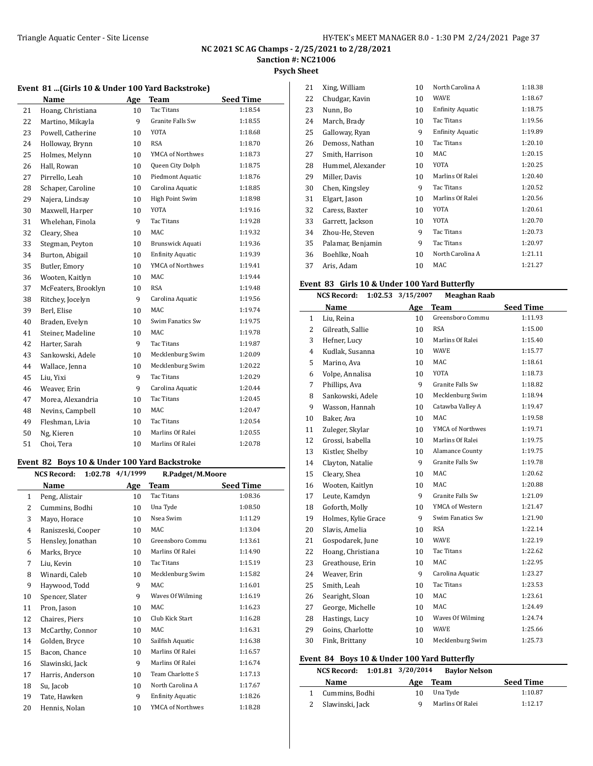NC 2021 SC AG Champs - 2/25/2021 to 2/28/2021

Sanction #: NC21006

Psych Sheet

## Event 81 ...(Girls 10 & Under 100 Yard Backstroke)

| | Name | Age | Team | Seed Time |
|---|---|---|---|---|
| 21 | Hoang, Christiana | 10 | Tac Titans | 1:18.54 |
| 22 | Martino, Mikayla | 9 | Granite Falls Sw | 1:18.55 |
| 23 | Powell, Catherine | 10 | YOTA | 1:18.68 |
| 24 | Holloway, Brynn | 10 | RSA | 1:18.70 |
| 25 | Holmes, Melynn | 10 | YMCA of Northwes | 1:18.73 |
| 26 | Hall, Rowan | 10 | Queen City Dolph | 1:18.75 |
| 27 | Pirrello, Leah | 10 | Piedmont Aquatic | 1:18.76 |
| 28 | Schaper, Caroline | 10 | Carolina Aquatic | 1:18.85 |
| 29 | Najera, Lindsay | 10 | High Point Swim | 1:18.98 |
| 30 | Maxwell, Harper | 10 | YOTA | 1:19.16 |
| 31 | Whelehan, Finola | 9 | Tac Titans | 1:19.28 |
| 32 | Cleary, Shea | 10 | MAC | 1:19.32 |
| 33 | Stegman, Peyton | 10 | Brunswick Aquati | 1:19.36 |
| 34 | Burton, Abigail | 10 | Enfinity Aquatic | 1:19.39 |
| 35 | Butler, Emory | 10 | YMCA of Northwes | 1:19.41 |
| 36 | Wooten, Kaitlyn | 10 | MAC | 1:19.44 |
| 37 | McFeaters, Brooklyn | 10 | RSA | 1:19.48 |
| 38 | Ritchey, Jocelyn | 9 | Carolina Aquatic | 1:19.56 |
| 39 | Berl, Elise | 10 | MAC | 1:19.74 |
| 40 | Braden, Evelyn | 10 | Swim Fanatics Sw | 1:19.75 |
| 41 | Steiner, Madeline | 10 | MAC | 1:19.78 |
| 42 | Harter, Sarah | 9 | Tac Titans | 1:19.87 |
| 43 | Sankowski, Adele | 10 | Mecklenburg Swim | 1:20.09 |
| 44 | Wallace, Jenna | 10 | Mecklenburg Swim | 1:20.22 |
| 45 | Liu, Yixi | 9 | Tac Titans | 1:20.29 |
| 46 | Weaver, Erin | 9 | Carolina Aquatic | 1:20.44 |
| 47 | Morea, Alexandria | 10 | Tac Titans | 1:20.45 |
| 48 | Nevins, Campbell | 10 | MAC | 1:20.47 |
| 49 | Fleshman, Livia | 10 | Tac Titans | 1:20.54 |
| 50 | Ng, Kieren | 10 | Marlins Of Ralei | 1:20.55 |
| 51 | Choi, Tera | 10 | Marlins Of Ralei | 1:20.78 |

## Event 82 Boys 10 & Under 100 Yard Backstroke

NCS Record: 1:02.78 4/1/1999 R.Padget/M.Moore

| | Name | Age | Team | Seed Time |
|---|---|---|---|---|
| 1 | Peng, Alistair | 10 | Tac Titans | 1:08.36 |
| 2 | Cummins, Bodhi | 10 | Una Tyde | 1:08.50 |
| 3 | Mayo, Horace | 10 | Nsea Swim | 1:11.29 |
| 4 | Raniszeski, Cooper | 10 | MAC | 1:13.04 |
| 5 | Hensley, Jonathan | 10 | Greensboro Commu | 1:13.61 |
| 6 | Marks, Bryce | 10 | Marlins Of Ralei | 1:14.90 |
| 7 | Liu, Kevin | 10 | Tac Titans | 1:15.19 |
| 8 | Winardi, Caleb | 10 | Mecklenburg Swim | 1:15.82 |
| 9 | Haywood, Todd | 9 | MAC | 1:16.01 |
| 10 | Spencer, Slater | 9 | Waves Of Wilming | 1:16.19 |
| 11 | Pron, Jason | 10 | MAC | 1:16.23 |
| 12 | Chaires, Piers | 10 | Club Kick Start | 1:16.28 |
| 13 | McCarthy, Connor | 10 | MAC | 1:16.31 |
| 14 | Golden, Bryce | 10 | Sailfish Aquatic | 1:16.38 |
| 15 | Bacon, Chance | 10 | Marlins Of Ralei | 1:16.57 |
| 16 | Slawinski, Jack | 9 | Marlins Of Ralei | 1:16.74 |
| 17 | Harris, Anderson | 10 | Team Charlotte S | 1:17.13 |
| 18 | Su, Jacob | 10 | North Carolina A | 1:17.67 |
| 19 | Tate, Hawken | 9 | Enfinity Aquatic | 1:18.26 |
| 20 | Hennis, Nolan | 10 | YMCA of Northwes | 1:18.28 |
| 21 | Xing, William | 10 | North Carolina A | 1:18.38 |
| 22 | Chudgar, Kavin | 10 | WAVE | 1:18.67 |
| 23 | Nunn, Bo | 10 | Enfinity Aquatic | 1:18.75 |
| 24 | March, Brady | 10 | Tac Titans | 1:19.56 |
| 25 | Galloway, Ryan | 9 | Enfinity Aquatic | 1:19.89 |
| 26 | Demoss, Nathan | 10 | Tac Titans | 1:20.10 |
| 27 | Smith, Harrison | 10 | MAC | 1:20.15 |
| 28 | Hummel, Alexander | 10 | YOTA | 1:20.25 |
| 29 | Miller, Davis | 10 | Marlins Of Ralei | 1:20.40 |
| 30 | Chen, Kingsley | 9 | Tac Titans | 1:20.52 |
| 31 | Elgart, Jason | 10 | Marlins Of Ralei | 1:20.56 |
| 32 | Caress, Baxter | 10 | YOTA | 1:20.61 |
| 33 | Garrett, Jackson | 10 | YOTA | 1:20.70 |
| 34 | Zhou-He, Steven | 9 | Tac Titans | 1:20.73 |
| 35 | Palamar, Benjamin | 9 | Tac Titans | 1:20.97 |
| 36 | Boehlke, Noah | 10 | North Carolina A | 1:21.11 |
| 37 | Aris, Adam | 10 | MAC | 1:21.27 |

## Event 83 Girls 10 & Under 100 Yard Butterfly

NCS Record: 1:02.53 3/15/2007 Meaghan Raab

| | Name | Age | Team | Seed Time |
|---|---|---|---|---|
| 1 | Liu, Reina | 10 | Greensboro Commu | 1:11.93 |
| 2 | Gilreath, Sallie | 10 | RSA | 1:15.00 |
| 3 | Hefner, Lucy | 10 | Marlins Of Ralei | 1:15.40 |
| 4 | Kudlak, Susanna | 10 | WAVE | 1:15.77 |
| 5 | Marino, Ava | 10 | MAC | 1:18.61 |
| 6 | Volpe, Annalisa | 10 | YOTA | 1:18.73 |
| 7 | Phillips, Ava | 9 | Granite Falls Sw | 1:18.82 |
| 8 | Sankowski, Adele | 10 | Mecklenburg Swim | 1:18.94 |
| 9 | Wasson, Hannah | 10 | Catawba Valley A | 1:19.47 |
| 10 | Baker, Ava | 10 | MAC | 1:19.58 |
| 11 | Zuleger, Skylar | 10 | YMCA of Northwes | 1:19.71 |
| 12 | Grossi, Isabella | 10 | Marlins Of Ralei | 1:19.75 |
| 13 | Kistler, Shelby | 10 | Alamance County | 1:19.75 |
| 14 | Clayton, Natalie | 9 | Granite Falls Sw | 1:19.78 |
| 15 | Cleary, Shea | 10 | MAC | 1:20.62 |
| 16 | Wooten, Kaitlyn | 10 | MAC | 1:20.88 |
| 17 | Leute, Kamdyn | 9 | Granite Falls Sw | 1:21.09 |
| 18 | Goforth, Molly | 10 | YMCA of Western | 1:21.47 |
| 19 | Holmes, Kylie Grace | 9 | Swim Fanatics Sw | 1:21.90 |
| 20 | Slavis, Amelia | 10 | RSA | 1:22.14 |
| 21 | Gospodarek, June | 10 | WAVE | 1:22.19 |
| 22 | Hoang, Christiana | 10 | Tac Titans | 1:22.62 |
| 23 | Greathouse, Erin | 10 | MAC | 1:22.95 |
| 24 | Weaver, Erin | 9 | Carolina Aquatic | 1:23.27 |
| 25 | Smith, Leah | 10 | Tac Titans | 1:23.53 |
| 26 | Searight, Sloan | 10 | MAC | 1:23.61 |
| 27 | George, Michelle | 10 | MAC | 1:24.49 |
| 28 | Hastings, Lucy | 10 | Waves Of Wilming | 1:24.74 |
| 29 | Goins, Charlotte | 10 | WAVE | 1:25.66 |
| 30 | Fink, Brittany | 10 | Mecklenburg Swim | 1:25.73 |

## Event 84 Boys 10 & Under 100 Yard Butterfly

NCS Record: 1:01.81 3/20/2014 Baylor Nelson

| | Name | Age | Team | Seed Time |
|---|---|---|---|---|
| 1 | Cummins, Bodhi | 10 | Una Tyde | 1:10.87 |
| 2 | Slawinski, Jack | 9 | Marlins Of Ralei | 1:12.17 |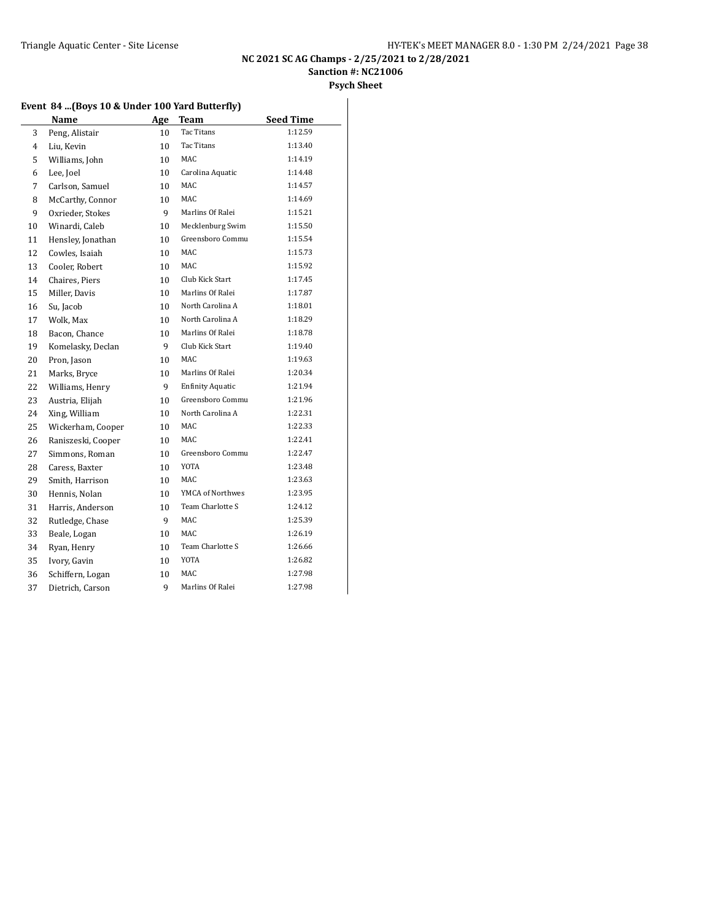## NC 2021 SC AG Champs - 2/25/2021 to 2/28/2021

**Sanction #: NC21006**

**Psych Sheet**

### Event 84 ...(Boys 10 & Under 100 Yard Butterfly)

| | Name | Age | Team | Seed Time |
|---|---|---|---|---|
| 3 | Peng, Alistair | 10 | Tac Titans | 1:12.59 |
| 4 | Liu, Kevin | 10 | Tac Titans | 1:13.40 |
| 5 | Williams, John | 10 | MAC | 1:14.19 |
| 6 | Lee, Joel | 10 | Carolina Aquatic | 1:14.48 |
| 7 | Carlson, Samuel | 10 | MAC | 1:14.57 |
| 8 | McCarthy, Connor | 10 | MAC | 1:14.69 |
| 9 | Oxrieder, Stokes | 9 | Marlins Of Ralei | 1:15.21 |
| 10 | Winardi, Caleb | 10 | Mecklenburg Swim | 1:15.50 |
| 11 | Hensley, Jonathan | 10 | Greensboro Commu | 1:15.54 |
| 12 | Cowles, Isaiah | 10 | MAC | 1:15.73 |
| 13 | Cooler, Robert | 10 | MAC | 1:15.92 |
| 14 | Chaires, Piers | 10 | Club Kick Start | 1:17.45 |
| 15 | Miller, Davis | 10 | Marlins Of Ralei | 1:17.87 |
| 16 | Su, Jacob | 10 | North Carolina A | 1:18.01 |
| 17 | Wolk, Max | 10 | North Carolina A | 1:18.29 |
| 18 | Bacon, Chance | 10 | Marlins Of Ralei | 1:18.78 |
| 19 | Komelasky, Declan | 9 | Club Kick Start | 1:19.40 |
| 20 | Pron, Jason | 10 | MAC | 1:19.63 |
| 21 | Marks, Bryce | 10 | Marlins Of Ralei | 1:20.34 |
| 22 | Williams, Henry | 9 | Enfinity Aquatic | 1:21.94 |
| 23 | Austria, Elijah | 10 | Greensboro Commu | 1:21.96 |
| 24 | Xing, William | 10 | North Carolina A | 1:22.31 |
| 25 | Wickerham, Cooper | 10 | MAC | 1:22.33 |
| 26 | Raniszeski, Cooper | 10 | MAC | 1:22.41 |
| 27 | Simmons, Roman | 10 | Greensboro Commu | 1:22.47 |
| 28 | Caress, Baxter | 10 | YOTA | 1:23.48 |
| 29 | Smith, Harrison | 10 | MAC | 1:23.63 |
| 30 | Hennis, Nolan | 10 | YMCA of Northwes | 1:23.95 |
| 31 | Harris, Anderson | 10 | Team Charlotte S | 1:24.12 |
| 32 | Rutledge, Chase | 9 | MAC | 1:25.39 |
| 33 | Beale, Logan | 10 | MAC | 1:26.19 |
| 34 | Ryan, Henry | 10 | Team Charlotte S | 1:26.66 |
| 35 | Ivory, Gavin | 10 | YOTA | 1:26.82 |
| 36 | Schiffern, Logan | 10 | MAC | 1:27.98 |
| 37 | Dietrich, Carson | 9 | Marlins Of Ralei | 1:27.98 |